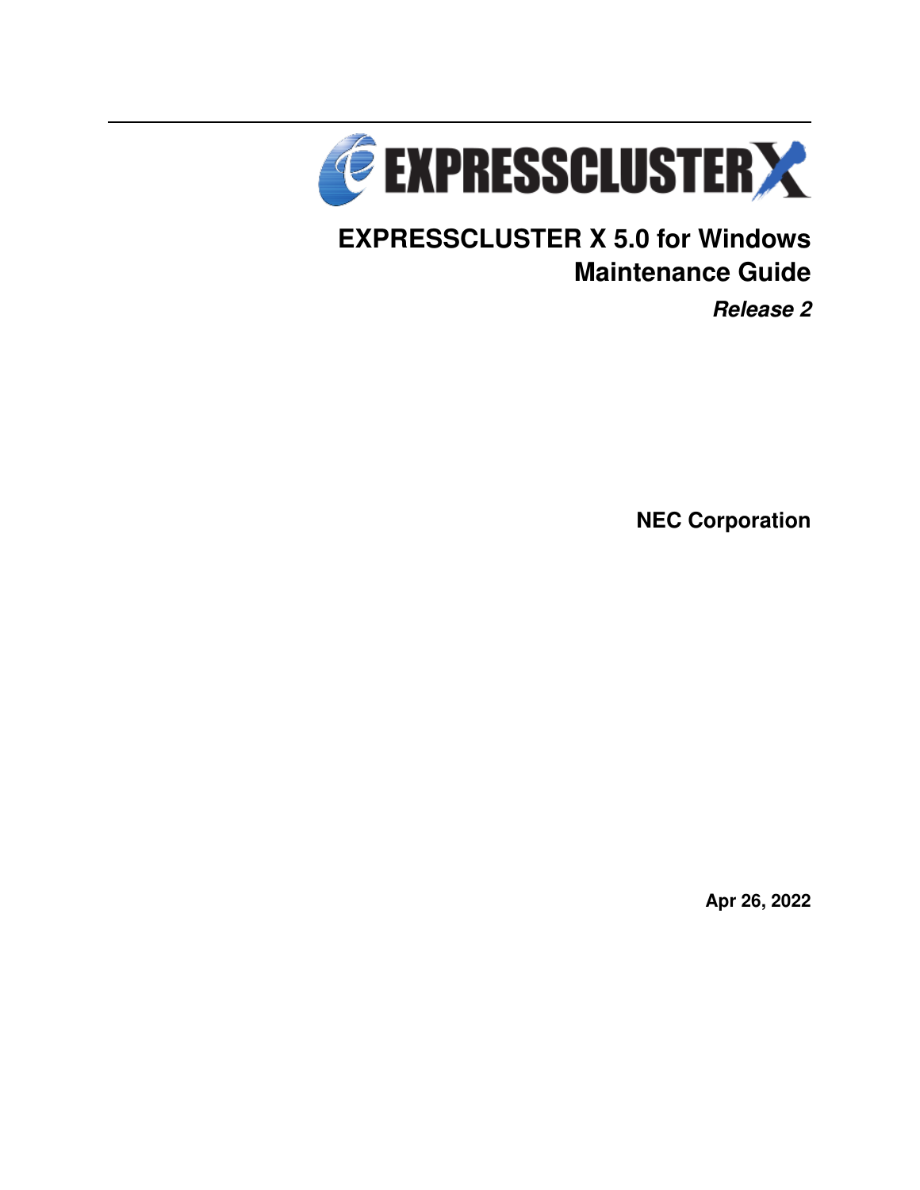# EXPRESSCLUSTER X 5.0 for Windows Maintenance Guide

***Release 2***

**NEC Corporation**

**Apr 26, 2022**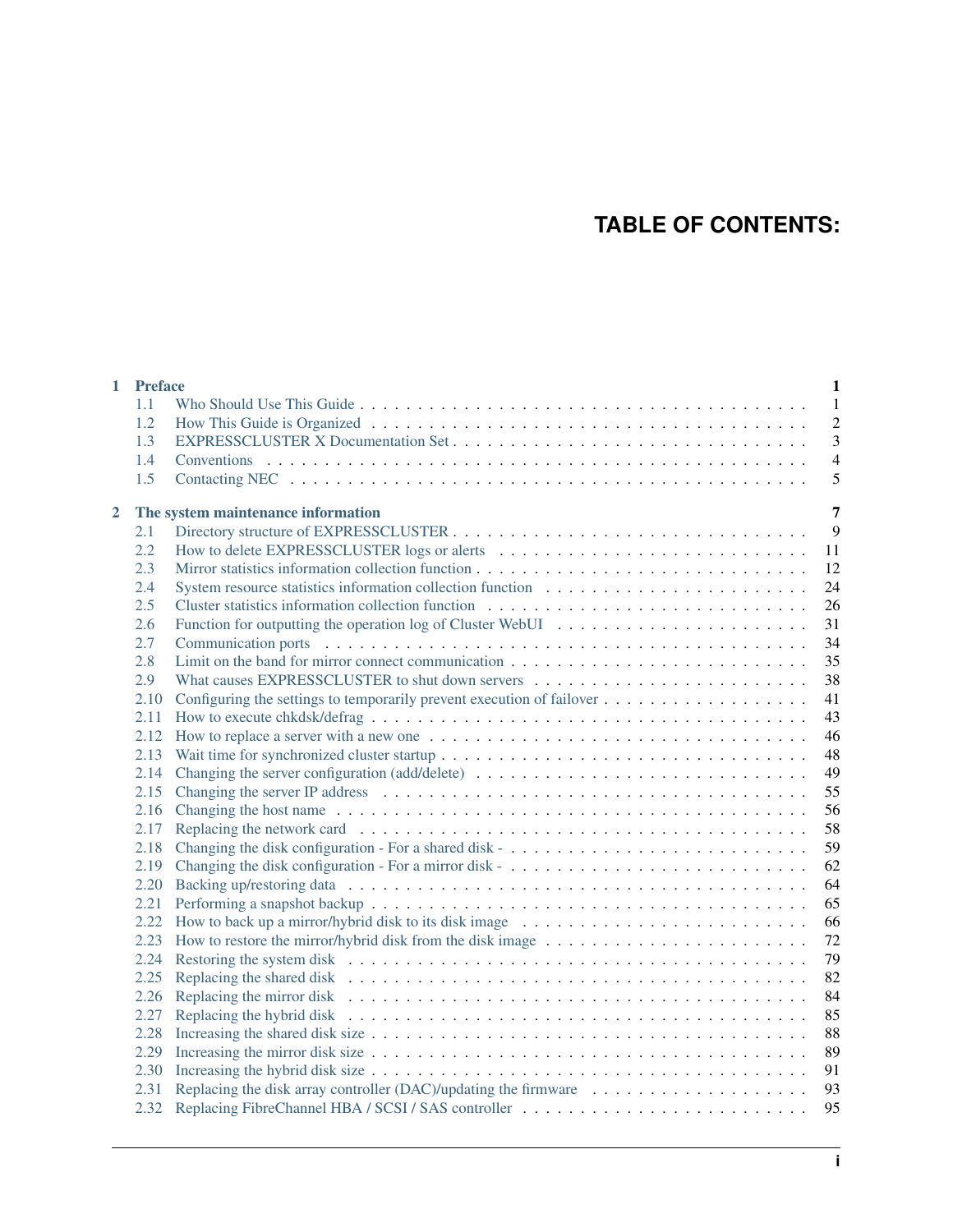# TABLE OF CONTENTS:

**1 Preface** **1**

- 1.1 Who Should Use This Guide . . . . . 1
- 1.2 How This Guide is Organized . . . . . 2
- 1.3 EXPRESSCLUSTER X Documentation Set . . . . . 3
- 1.4 Conventions . . . . . 4
- 1.5 Contacting NEC . . . . . 5

**2 The system maintenance information** **7**

- 2.1 Directory structure of EXPRESSCLUSTER . . . . . 9
- 2.2 How to delete EXPRESSCLUSTER logs or alerts . . . . . 11
- 2.3 Mirror statistics information collection function . . . . . 12
- 2.4 System resource statistics information collection function . . . . . 24
- 2.5 Cluster statistics information collection function . . . . . 26
- 2.6 Function for outputting the operation log of Cluster WebUI . . . . . 31
- 2.7 Communication ports . . . . . 34
- 2.8 Limit on the band for mirror connect communication . . . . . 35
- 2.9 What causes EXPRESSCLUSTER to shut down servers . . . . . 38
- 2.10 Configuring the settings to temporarily prevent execution of failover . . . . . 41
- 2.11 How to execute chkdsk/defrag . . . . . 43
- 2.12 How to replace a server with a new one . . . . . 46
- 2.13 Wait time for synchronized cluster startup . . . . . 48
- 2.14 Changing the server configuration (add/delete) . . . . . 49
- 2.15 Changing the server IP address . . . . . 55
- 2.16 Changing the host name . . . . . 56
- 2.17 Replacing the network card . . . . . 58
- 2.18 Changing the disk configuration - For a shared disk - . . . . . 59
- 2.19 Changing the disk configuration - For a mirror disk - . . . . . 62
- 2.20 Backing up/restoring data . . . . . 64
- 2.21 Performing a snapshot backup . . . . . 65
- 2.22 How to back up a mirror/hybrid disk to its disk image . . . . . 66
- 2.23 How to restore the mirror/hybrid disk from the disk image . . . . . 72
- 2.24 Restoring the system disk . . . . . 79
- 2.25 Replacing the shared disk . . . . . 82
- 2.26 Replacing the mirror disk . . . . . 84
- 2.27 Replacing the hybrid disk . . . . . 85
- 2.28 Increasing the shared disk size . . . . . 88
- 2.29 Increasing the mirror disk size . . . . . 89
- 2.30 Increasing the hybrid disk size . . . . . 91
- 2.31 Replacing the disk array controller (DAC)/updating the firmware . . . . . 93
- 2.32 Replacing FibreChannel HBA / SCSI / SAS controller . . . . . 95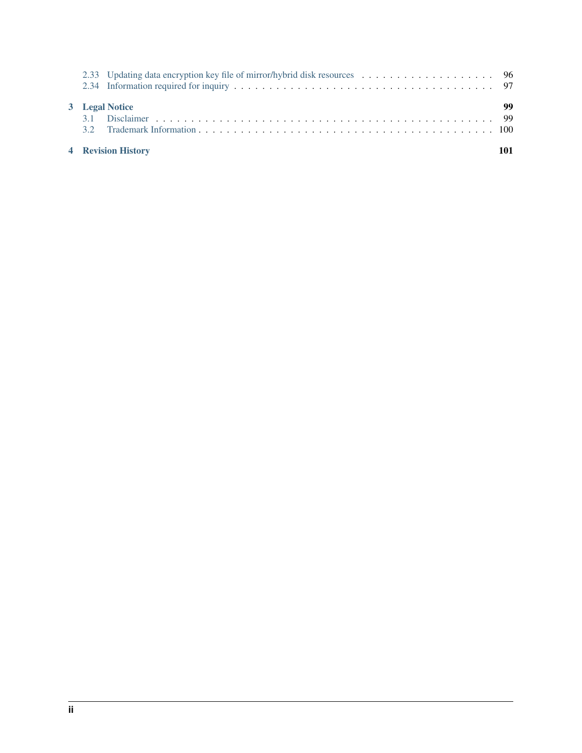2.33 Updating data encryption key file of mirror/hybrid disk resources . . . . . . . . . . . . . . . . . . . . 96
2.34 Information required for inquiry . . . . . . . . . . . . . . . . . . . . . . . . . . . . . . . . . . . . . . . . 97

**3 Legal Notice** **99**
3.1 Disclaimer . . . . . . . . . . . . . . . . . . . . . . . . . . . . . . . . . . . . . . . . . . . . . . . . . . 99
3.2 Trademark Information . . . . . . . . . . . . . . . . . . . . . . . . . . . . . . . . . . . . . . . . . . . . 100

**4 Revision History** **101**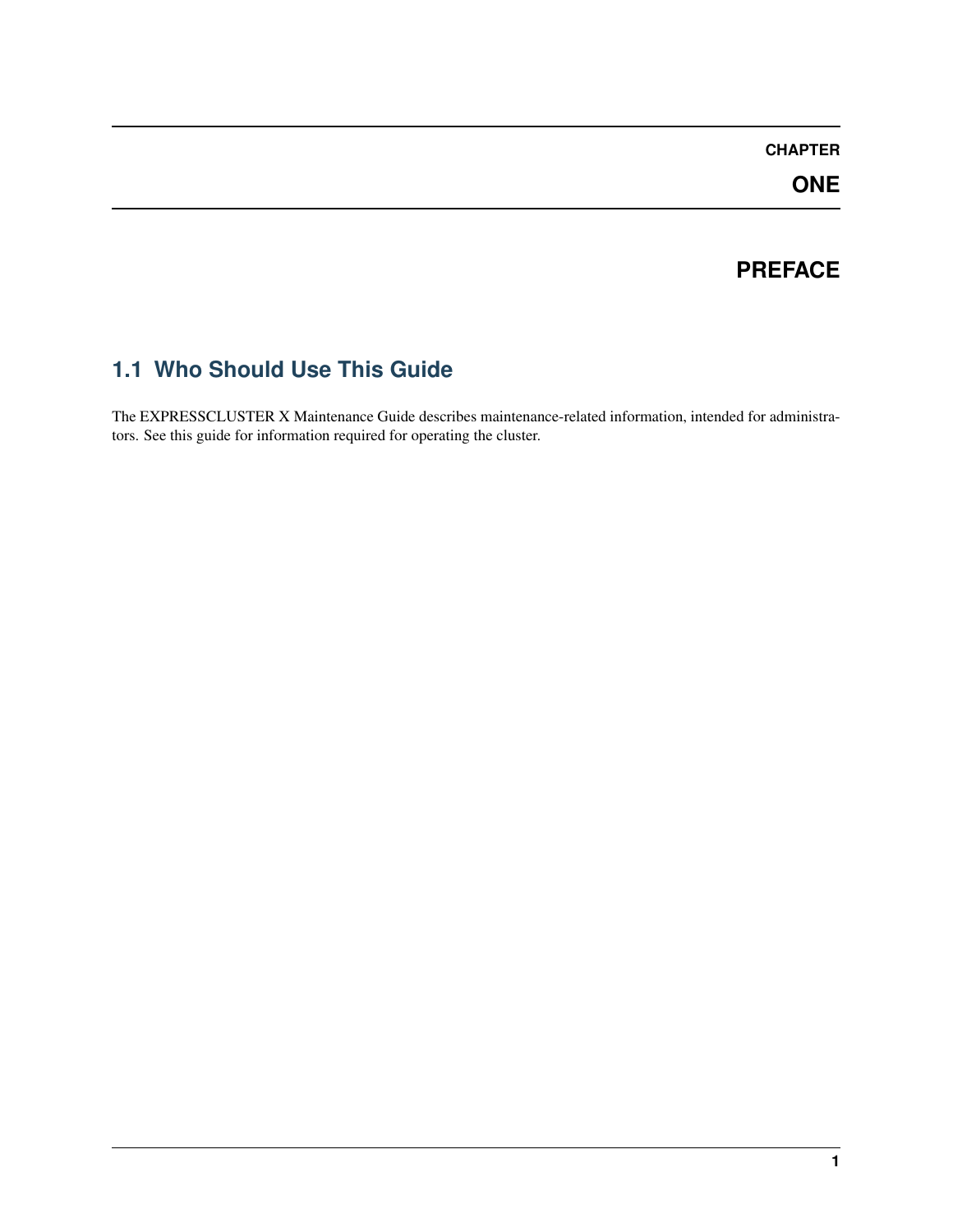# CHAPTER ONE

# PREFACE

## 1.1 Who Should Use This Guide

The EXPRESSCLUSTER X Maintenance Guide describes maintenance-related information, intended for administrators. See this guide for information required for operating the cluster.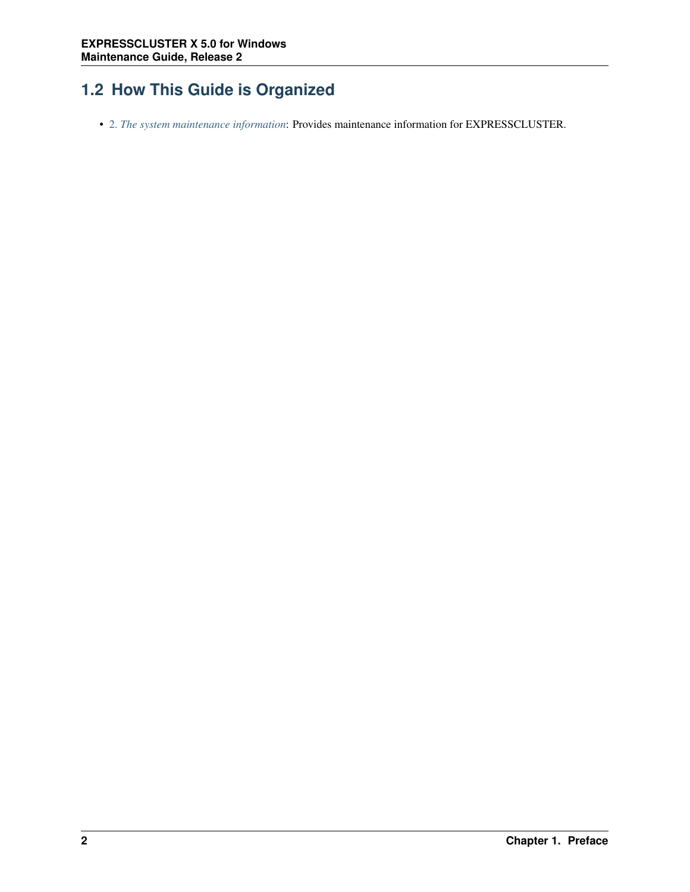## 1.2 How This Guide is Organized

- 2. *The system maintenance information*: Provides maintenance information for EXPRESSCLUSTER.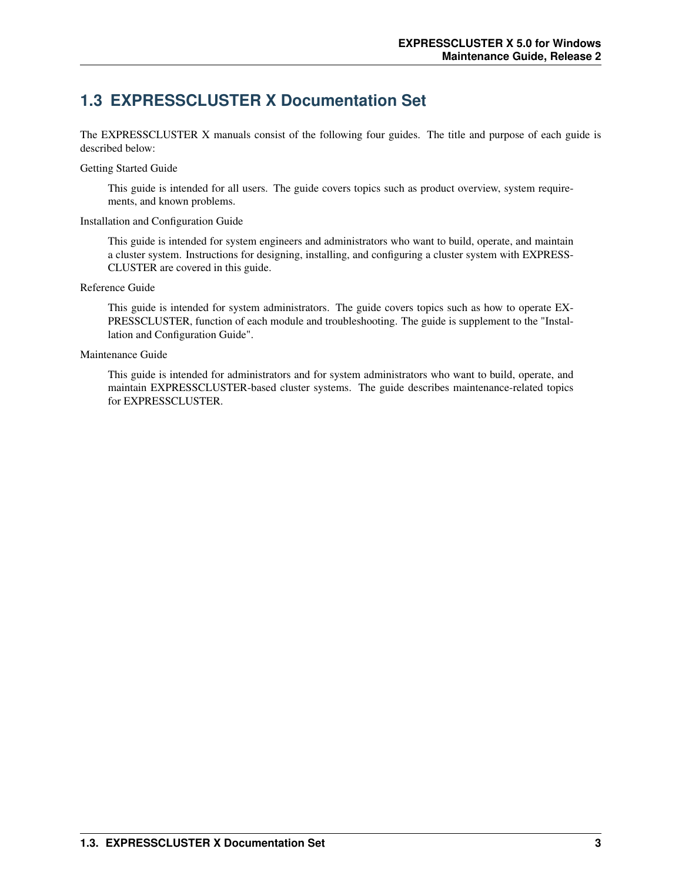## 1.3 EXPRESSCLUSTER X Documentation Set

The EXPRESSCLUSTER X manuals consist of the following four guides. The title and purpose of each guide is described below:

Getting Started Guide

> This guide is intended for all users. The guide covers topics such as product overview, system requirements, and known problems.

Installation and Configuration Guide

> This guide is intended for system engineers and administrators who want to build, operate, and maintain a cluster system. Instructions for designing, installing, and configuring a cluster system with EXPRESSCLUSTER are covered in this guide.

Reference Guide

> This guide is intended for system administrators. The guide covers topics such as how to operate EXPRESSCLUSTER, function of each module and troubleshooting. The guide is supplement to the "Installation and Configuration Guide".

Maintenance Guide

> This guide is intended for administrators and for system administrators who want to build, operate, and maintain EXPRESSCLUSTER-based cluster systems. The guide describes maintenance-related topics for EXPRESSCLUSTER.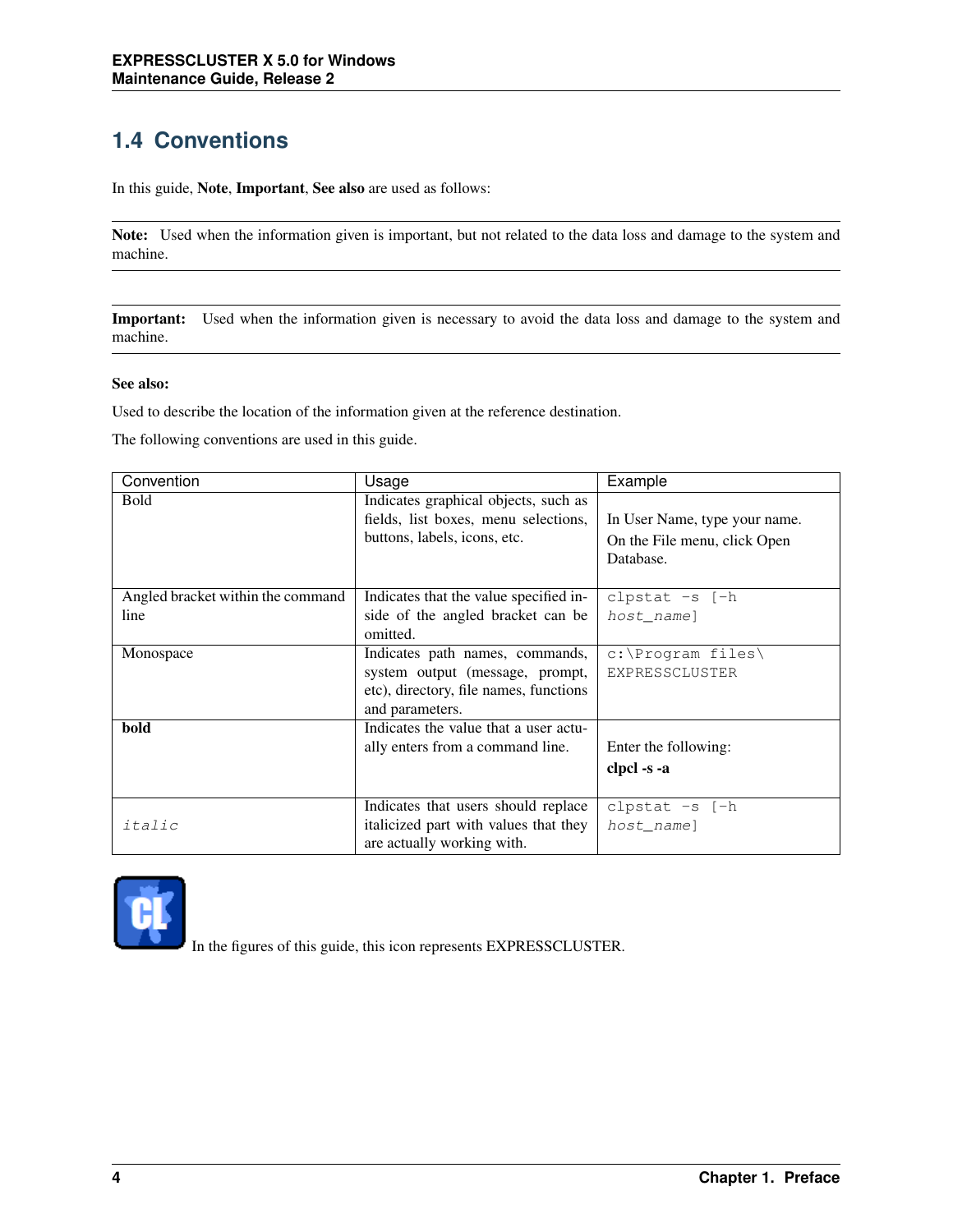## 1.4 Conventions

In this guide, **Note**, **Important**, **See also** are used as follows:

**Note:** Used when the information given is important, but not related to the data loss and damage to the system and machine.

**Important:** Used when the information given is necessary to avoid the data loss and damage to the system and machine.

**See also:**

Used to describe the location of the information given at the reference destination.

The following conventions are used in this guide.

| Convention | Usage | Example |
| --- | --- | --- |
| Bold | Indicates graphical objects, such as fields, list boxes, menu selections, buttons, labels, icons, etc. | In User Name, type your name.<br>On the File menu, click Open Database. |
| Angled bracket within the command line | Indicates that the value specified inside of the angled bracket can be omitted. | `clpstat -s [-h host_name]` |
| Monospace | Indicates path names, commands, system output (message, prompt, etc), directory, file names, functions and parameters. | `c:\Program files\EXPRESSCLUSTER` |
| **bold** | Indicates the value that a user actually enters from a command line. | Enter the following:<br>**clpcl -s -a** |
| *italic* | Indicates that users should replace italicized part with values that they are actually working with. | `clpstat -s [-h host_name]` |

In the figures of this guide, this icon represents EXPRESSCLUSTER.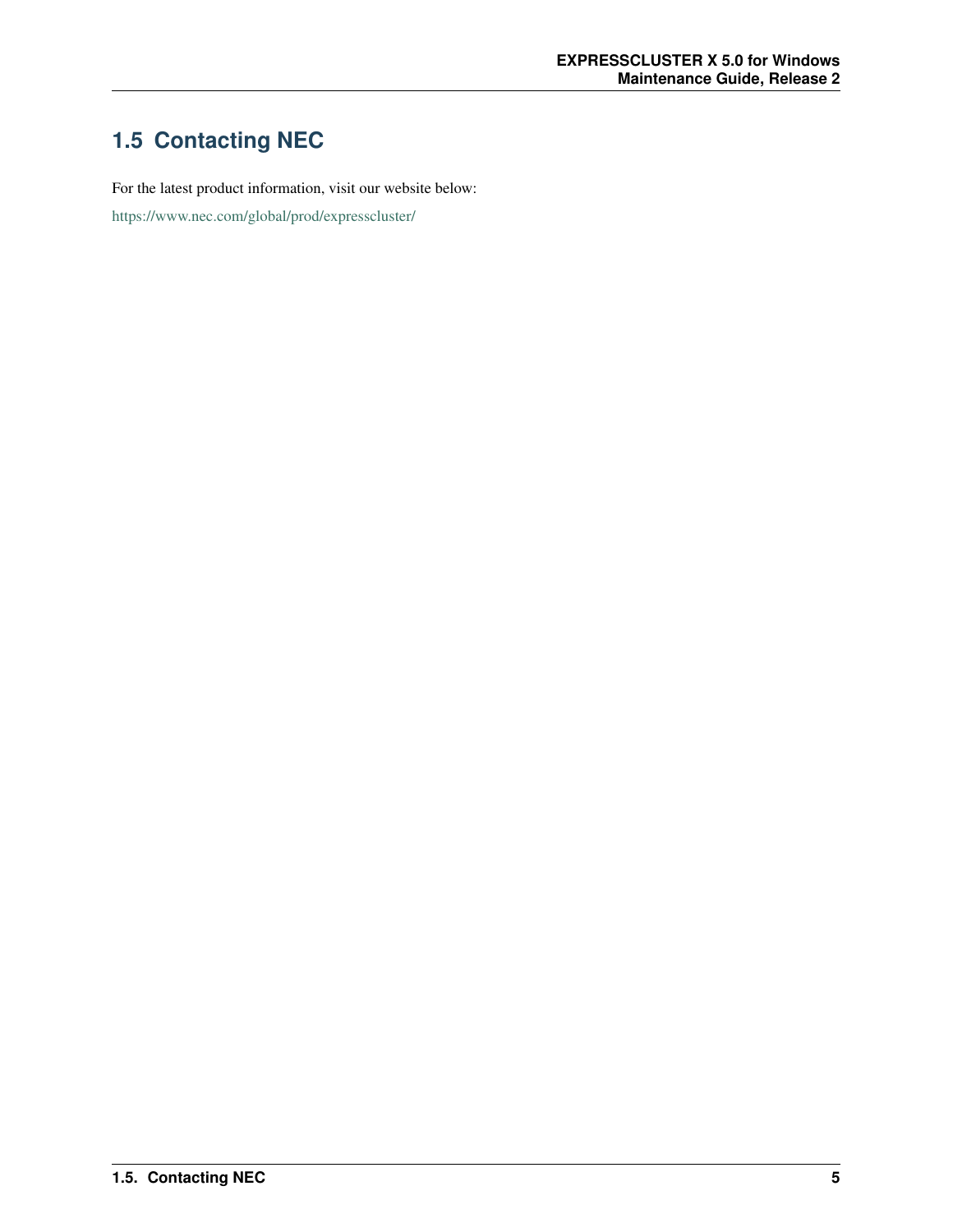## 1.5 Contacting NEC

For the latest product information, visit our website below:

https://www.nec.com/global/prod/expresscluster/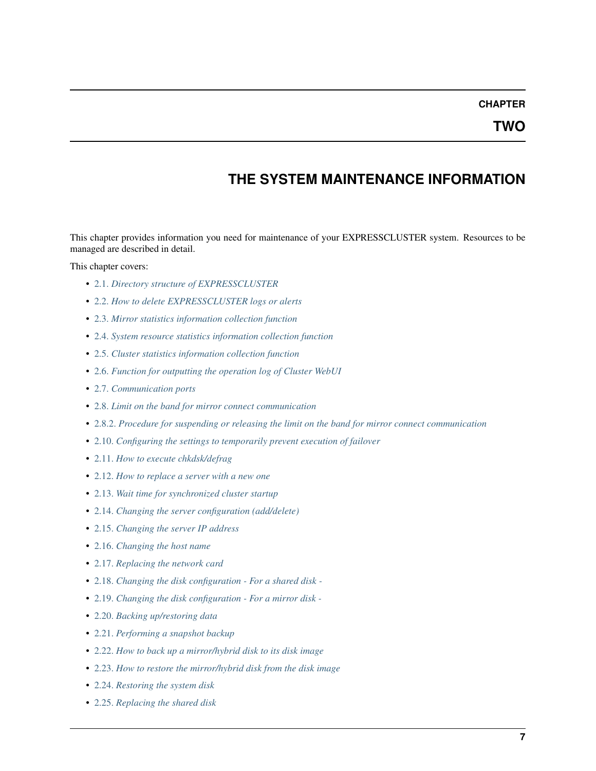# CHAPTER TWO

# THE SYSTEM MAINTENANCE INFORMATION

This chapter provides information you need for maintenance of your EXPRESSCLUSTER system. Resources to be managed are described in detail.

This chapter covers:

- 2.1. *Directory structure of EXPRESSCLUSTER*
- 2.2. *How to delete EXPRESSCLUSTER logs or alerts*
- 2.3. *Mirror statistics information collection function*
- 2.4. *System resource statistics information collection function*
- 2.5. *Cluster statistics information collection function*
- 2.6. *Function for outputting the operation log of Cluster WebUI*
- 2.7. *Communication ports*
- 2.8. *Limit on the band for mirror connect communication*
- 2.8.2. *Procedure for suspending or releasing the limit on the band for mirror connect communication*
- 2.10. *Configuring the settings to temporarily prevent execution of failover*
- 2.11. *How to execute chkdsk/defrag*
- 2.12. *How to replace a server with a new one*
- 2.13. *Wait time for synchronized cluster startup*
- 2.14. *Changing the server configuration (add/delete)*
- 2.15. *Changing the server IP address*
- 2.16. *Changing the host name*
- 2.17. *Replacing the network card*
- 2.18. *Changing the disk configuration - For a shared disk -*
- 2.19. *Changing the disk configuration - For a mirror disk -*
- 2.20. *Backing up/restoring data*
- 2.21. *Performing a snapshot backup*
- 2.22. *How to back up a mirror/hybrid disk to its disk image*
- 2.23. *How to restore the mirror/hybrid disk from the disk image*
- 2.24. *Restoring the system disk*
- 2.25. *Replacing the shared disk*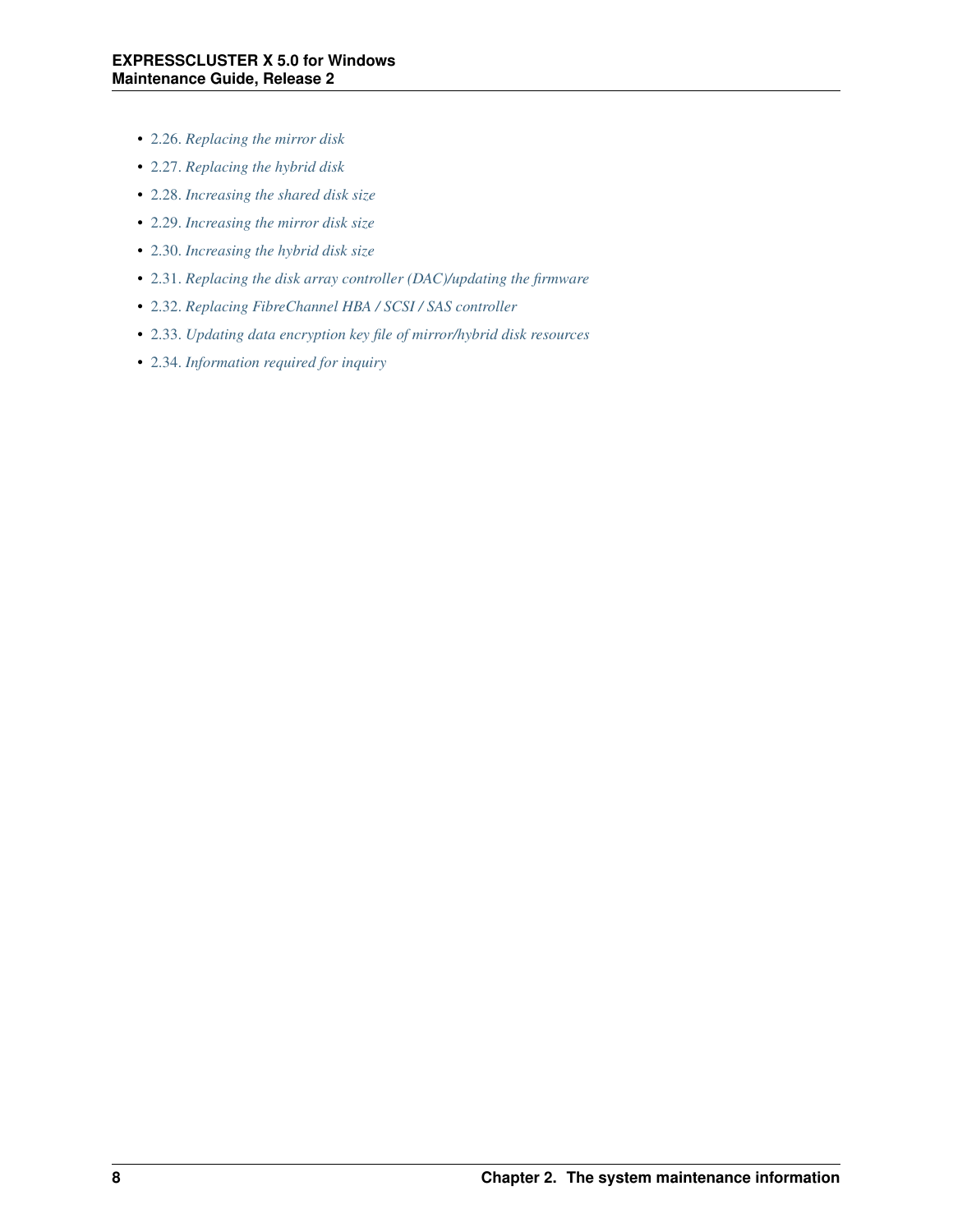- 2.26. *Replacing the mirror disk*
- 2.27. *Replacing the hybrid disk*
- 2.28. *Increasing the shared disk size*
- 2.29. *Increasing the mirror disk size*
- 2.30. *Increasing the hybrid disk size*
- 2.31. *Replacing the disk array controller (DAC)/updating the firmware*
- 2.32. *Replacing FibreChannel HBA / SCSI / SAS controller*
- 2.33. *Updating data encryption key file of mirror/hybrid disk resources*
- 2.34. *Information required for inquiry*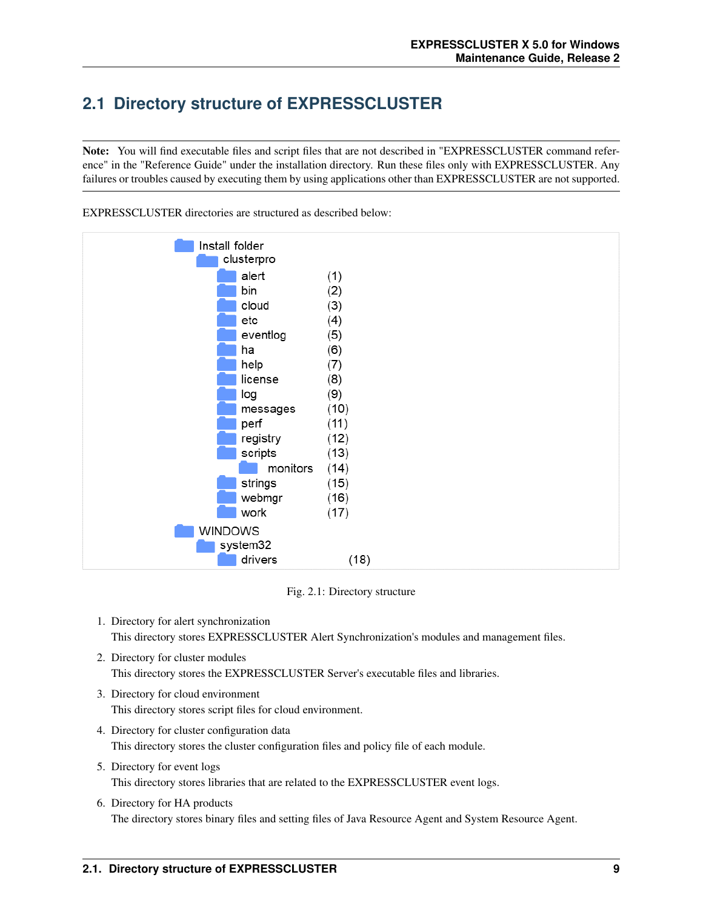## 2.1 Directory structure of EXPRESSCLUSTER

**Note:** You will find executable files and script files that are not described in "EXPRESSCLUSTER command reference" in the "Reference Guide" under the installation directory. Run these files only with EXPRESSCLUSTER. Any failures or troubles caused by executing them by using applications other than EXPRESSCLUSTER are not supported.

EXPRESSCLUSTER directories are structured as described below:

```
Install folder
    clusterpro
        alert           (1)
        bin             (2)
        cloud           (3)
        etc             (4)
        eventlog        (5)
        ha              (6)
        help            (7)
        license         (8)
        log             (9)
        messages        (10)
        perf            (11)
        registry        (12)
        scripts         (13)
            monitors    (14)
        strings         (15)
        webmgr          (16)
        work            (17)
WINDOWS
    system32
        drivers             (18)
```

Fig. 2.1: Directory structure

1. Directory for alert synchronization
   This directory stores EXPRESSCLUSTER Alert Synchronization's modules and management files.
2. Directory for cluster modules
   This directory stores the EXPRESSCLUSTER Server's executable files and libraries.
3. Directory for cloud environment
   This directory stores script files for cloud environment.
4. Directory for cluster configuration data
   This directory stores the cluster configuration files and policy file of each module.
5. Directory for event logs
   This directory stores libraries that are related to the EXPRESSCLUSTER event logs.
6. Directory for HA products
   The directory stores binary files and setting files of Java Resource Agent and System Resource Agent.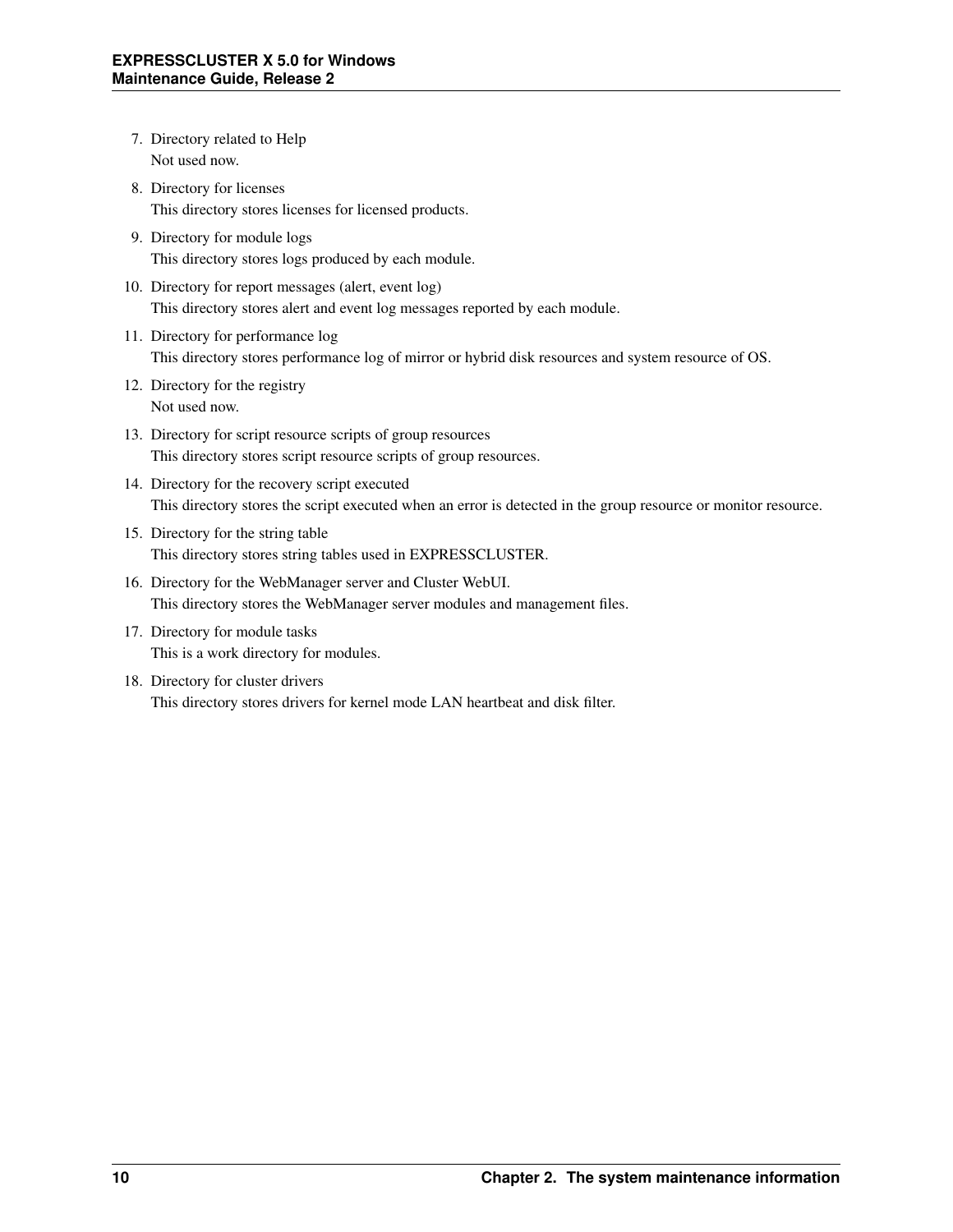7. Directory related to Help
   Not used now.
8. Directory for licenses
   This directory stores licenses for licensed products.
9. Directory for module logs
   This directory stores logs produced by each module.
10. Directory for report messages (alert, event log)
    This directory stores alert and event log messages reported by each module.
11. Directory for performance log
    This directory stores performance log of mirror or hybrid disk resources and system resource of OS.
12. Directory for the registry
    Not used now.
13. Directory for script resource scripts of group resources
    This directory stores script resource scripts of group resources.
14. Directory for the recovery script executed
    This directory stores the script executed when an error is detected in the group resource or monitor resource.
15. Directory for the string table
    This directory stores string tables used in EXPRESSCLUSTER.
16. Directory for the WebManager server and Cluster WebUI.
    This directory stores the WebManager server modules and management files.
17. Directory for module tasks
    This is a work directory for modules.
18. Directory for cluster drivers
    This directory stores drivers for kernel mode LAN heartbeat and disk filter.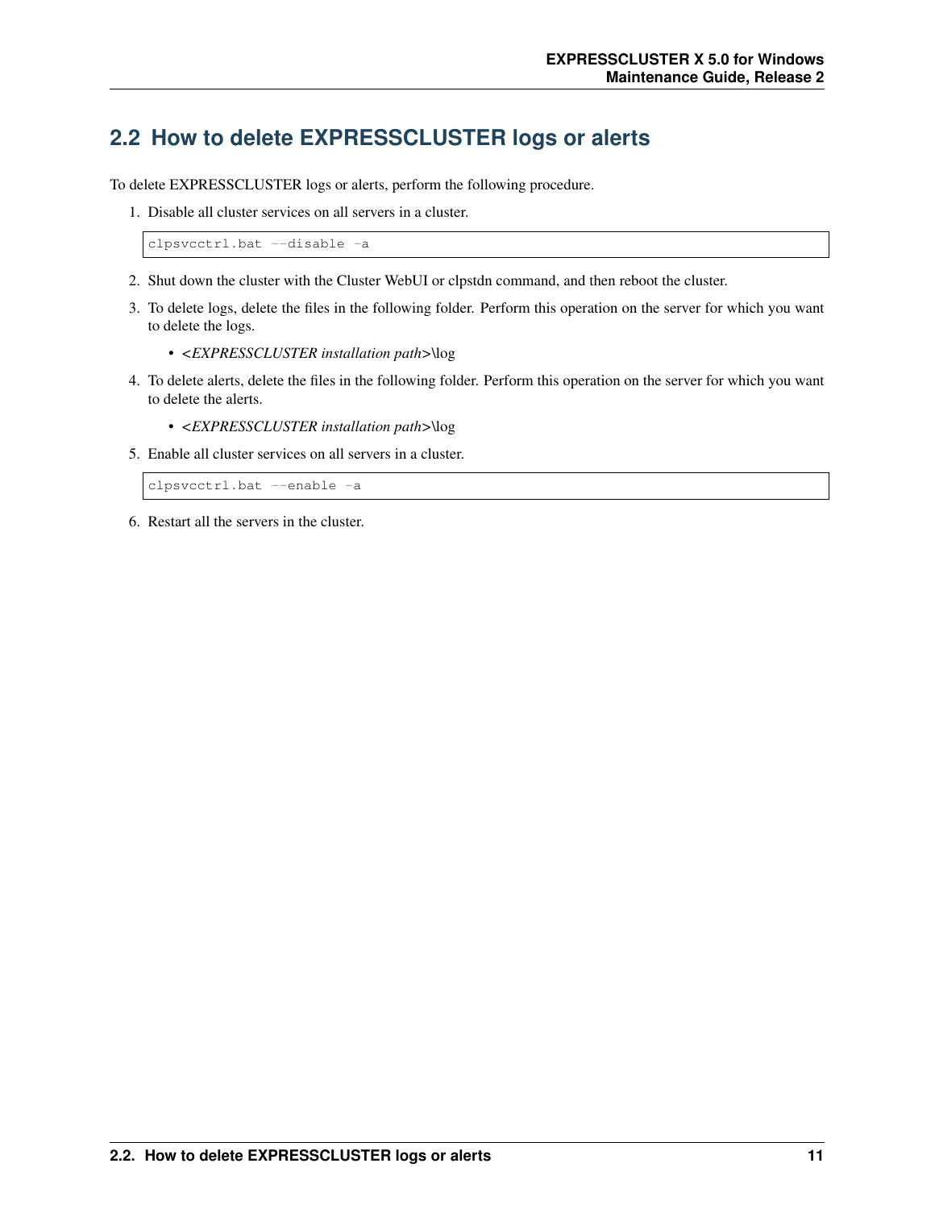## 2.2 How to delete EXPRESSCLUSTER logs or alerts

To delete EXPRESSCLUSTER logs or alerts, perform the following procedure.

1. Disable all cluster services on all servers in a cluster.

   ```
   clpsvcctrl.bat --disable -a
   ```

2. Shut down the cluster with the Cluster WebUI or clpstdn command, and then reboot the cluster.
3. To delete logs, delete the files in the following folder. Perform this operation on the server for which you want to delete the logs.
   - <*EXPRESSCLUSTER installation path*>\log
4. To delete alerts, delete the files in the following folder. Perform this operation on the server for which you want to delete the alerts.
   - <*EXPRESSCLUSTER installation path*>\log
5. Enable all cluster services on all servers in a cluster.

   ```
   clpsvcctrl.bat --enable -a
   ```

6. Restart all the servers in the cluster.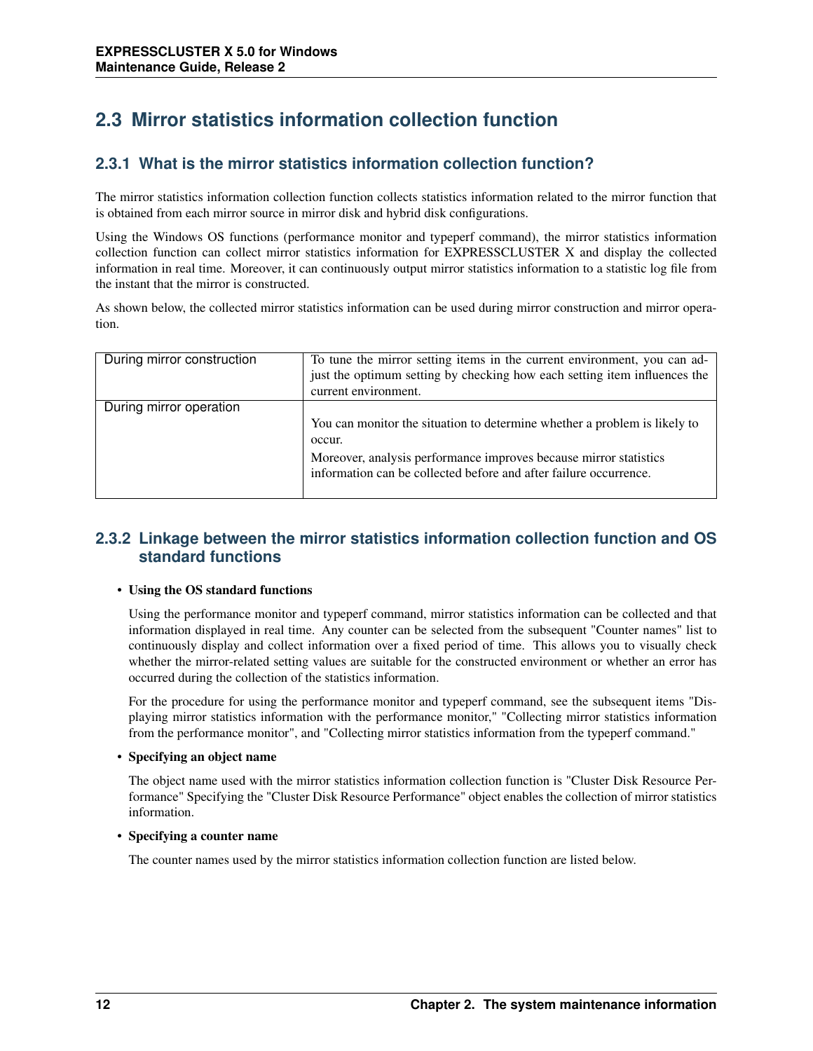## 2.3 Mirror statistics information collection function

### 2.3.1 What is the mirror statistics information collection function?

The mirror statistics information collection function collects statistics information related to the mirror function that is obtained from each mirror source in mirror disk and hybrid disk configurations.

Using the Windows OS functions (performance monitor and typeperf command), the mirror statistics information collection function can collect mirror statistics information for EXPRESSCLUSTER X and display the collected information in real time. Moreover, it can continuously output mirror statistics information to a statistic log file from the instant that the mirror is constructed.

As shown below, the collected mirror statistics information can be used during mirror construction and mirror operation.

| | |
|---|---|
| During mirror construction | To tune the mirror setting items in the current environment, you can adjust the optimum setting by checking how each setting item influences the current environment. |
| During mirror operation | You can monitor the situation to determine whether a problem is likely to occur.<br>Moreover, analysis performance improves because mirror statistics information can be collected before and after failure occurrence. |

### 2.3.2 Linkage between the mirror statistics information collection function and OS standard functions

- **Using the OS standard functions**

  Using the performance monitor and typeperf command, mirror statistics information can be collected and that information displayed in real time. Any counter can be selected from the subsequent "Counter names" list to continuously display and collect information over a fixed period of time. This allows you to visually check whether the mirror-related setting values are suitable for the constructed environment or whether an error has occurred during the collection of the statistics information.

  For the procedure for using the performance monitor and typeperf command, see the subsequent items "Displaying mirror statistics information with the performance monitor," "Collecting mirror statistics information from the performance monitor", and "Collecting mirror statistics information from the typeperf command."

- **Specifying an object name**

  The object name used with the mirror statistics information collection function is "Cluster Disk Resource Performance" Specifying the "Cluster Disk Resource Performance" object enables the collection of mirror statistics information.

- **Specifying a counter name**

  The counter names used by the mirror statistics information collection function are listed below.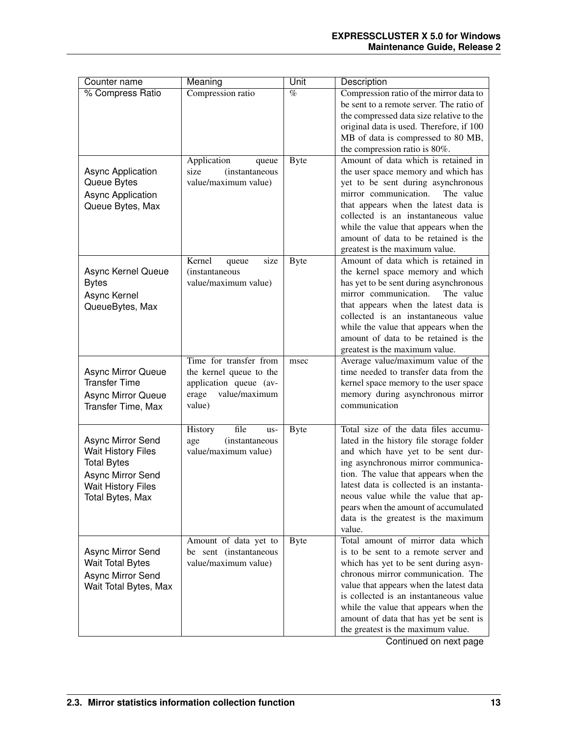| Counter name | Meaning | Unit | Description |
|---|---|---|---|
| % Compress Ratio | Compression ratio | % | Compression ratio of the mirror data to be sent to a remote server. The ratio of the compressed data size relative to the original data is used. Therefore, if 100 MB of data is compressed to 80 MB, the compression ratio is 80%. |
| Async Application Queue Bytes<br>Async Application Queue Bytes, Max | Application queue size (instantaneous value/maximum value) | Byte | Amount of data which is retained in the user space memory and which has yet to be sent during asynchronous mirror communication. The value that appears when the latest data is collected is an instantaneous value while the value that appears when the amount of data to be retained is the greatest is the maximum value. |
| Async Kernel Queue Bytes<br>Async Kernel QueueBytes, Max | Kernel queue size (instantaneous value/maximum value) | Byte | Amount of data which is retained in the kernel space memory and which has yet to be sent during asynchronous mirror communication. The value that appears when the latest data is collected is an instantaneous value while the value that appears when the amount of data to be retained is the greatest is the maximum value. |
| Async Mirror Queue Transfer Time<br>Async Mirror Queue Transfer Time, Max | Time for transfer from the kernel queue to the application queue (average value/maximum value) | msec | Average value/maximum value of the time needed to transfer data from the kernel space memory to the user space memory during asynchronous mirror communication |
| Async Mirror Send Wait History Files Total Bytes<br>Async Mirror Send Wait History Files Total Bytes, Max | History file usage (instantaneous value/maximum value) | Byte | Total size of the data files accumulated in the history file storage folder and which have yet to be sent during asynchronous mirror communication. The value that appears when the latest data is collected is an instantaneous value while the value that appears when the amount of accumulated data is the greatest is the maximum value. |
| Async Mirror Send Wait Total Bytes<br>Async Mirror Send Wait Total Bytes, Max | Amount of data yet to be sent (instantaneous value/maximum value) | Byte | Total amount of mirror data which is to be sent to a remote server and which has yet to be sent during asynchronous mirror communication. The value that appears when the latest data is collected is an instantaneous value while the value that appears when the amount of data that has yet be sent is the greatest is the maximum value. |

Continued on next page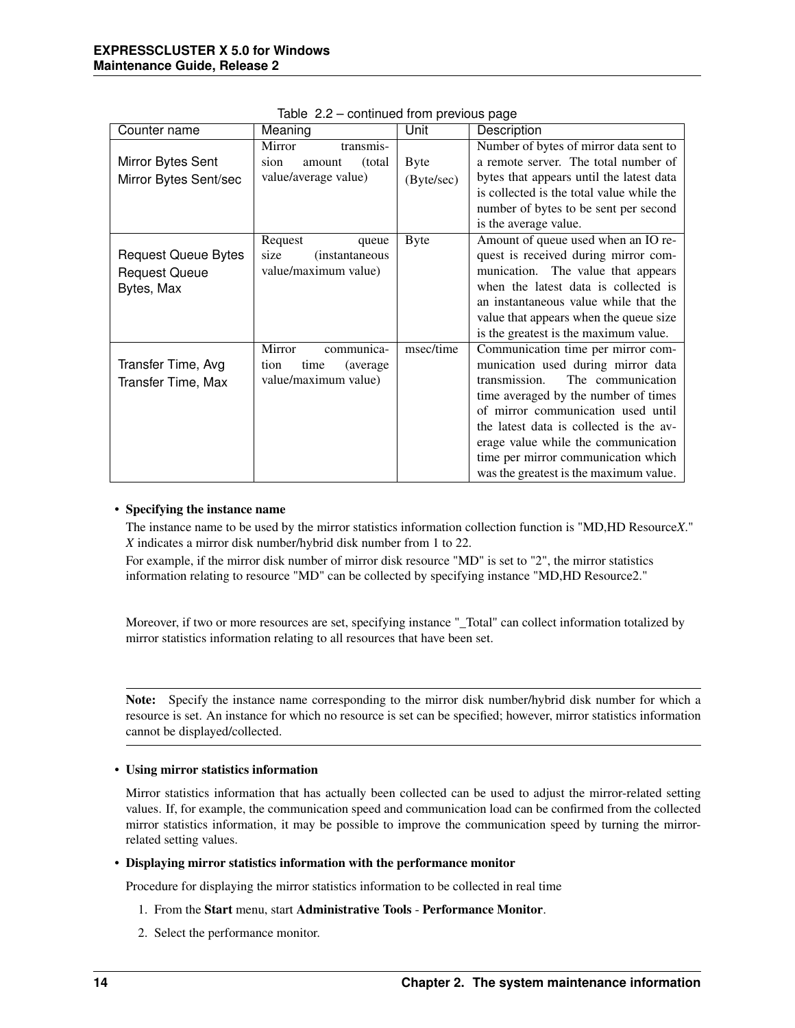Table 2.2 – continued from previous page

| Counter name | Meaning | Unit | Description |
|---|---|---|---|
| Mirror Bytes Sent<br>Mirror Bytes Sent/sec | Mirror transmission amount (total value/average value) | Byte<br>(Byte/sec) | Number of bytes of mirror data sent to a remote server. The total number of bytes that appears until the latest data is collected is the total value while the number of bytes to be sent per second is the average value. |
| Request Queue Bytes<br>Request Queue Bytes, Max | Request queue size (instantaneous value/maximum value) | Byte | Amount of queue used when an IO request is received during mirror communication. The value that appears when the latest data is collected is an instantaneous value while that the value that appears when the queue size is the greatest is the maximum value. |
| Transfer Time, Avg<br>Transfer Time, Max | Mirror communication time (average value/maximum value) | msec/time | Communication time per mirror communication used during mirror data transmission. The communication time averaged by the number of times of mirror communication used until the latest data is collected is the average value while the communication time per mirror communication which was the greatest is the maximum value. |

- **Specifying the instance name**

  The instance name to be used by the mirror statistics information collection function is "MD,HD Resource*X*." *X* indicates a mirror disk number/hybrid disk number from 1 to 22.

  For example, if the mirror disk number of mirror disk resource "MD" is set to "2", the mirror statistics information relating to resource "MD" can be collected by specifying instance "MD,HD Resource2."

  Moreover, if two or more resources are set, specifying instance "_Total" can collect information totalized by mirror statistics information relating to all resources that have been set.

  **Note:** Specify the instance name corresponding to the mirror disk number/hybrid disk number for which a resource is set. An instance for which no resource is set can be specified; however, mirror statistics information cannot be displayed/collected.

- **Using mirror statistics information**

  Mirror statistics information that has actually been collected can be used to adjust the mirror-related setting values. If, for example, the communication speed and communication load can be confirmed from the collected mirror statistics information, it may be possible to improve the communication speed by turning the mirror-related setting values.

- **Displaying mirror statistics information with the performance monitor**

  Procedure for displaying the mirror statistics information to be collected in real time

  1. From the **Start** menu, start **Administrative Tools** - **Performance Monitor**.
  2. Select the performance monitor.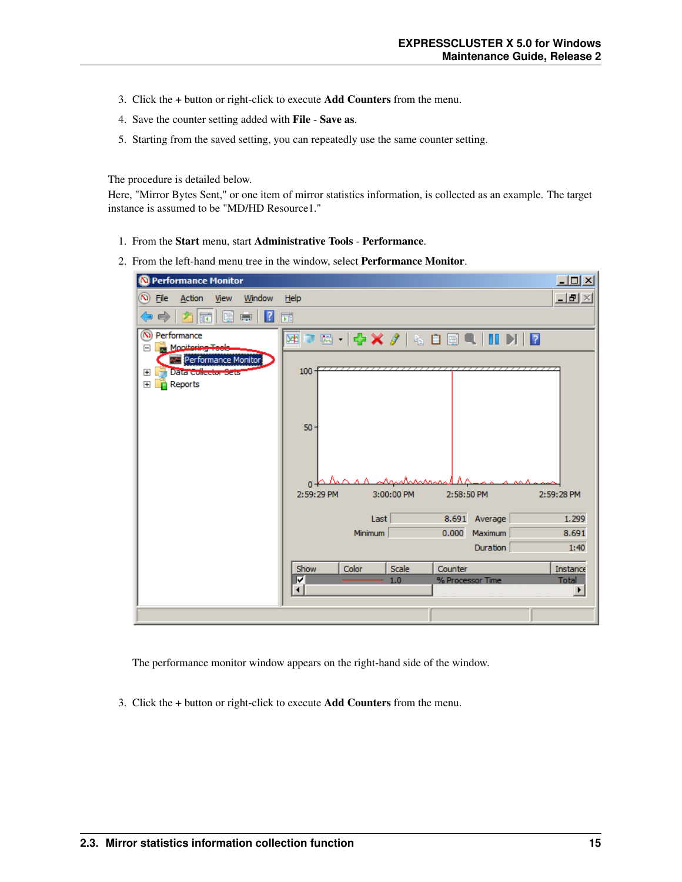3. Click the + button or right-click to execute **Add Counters** from the menu.
4. Save the counter setting added with **File** - **Save as**.
5. Starting from the saved setting, you can repeatedly use the same counter setting.

The procedure is detailed below.
Here, "Mirror Bytes Sent," or one item of mirror statistics information, is collected as an example. The target instance is assumed to be "MD/HD Resource1."

1. From the **Start** menu, start **Administrative Tools** - **Performance**.
2. From the left-hand menu tree in the window, select **Performance Monitor**.

   The performance monitor window appears on the right-hand side of the window.

3. Click the + button or right-click to execute **Add Counters** from the menu.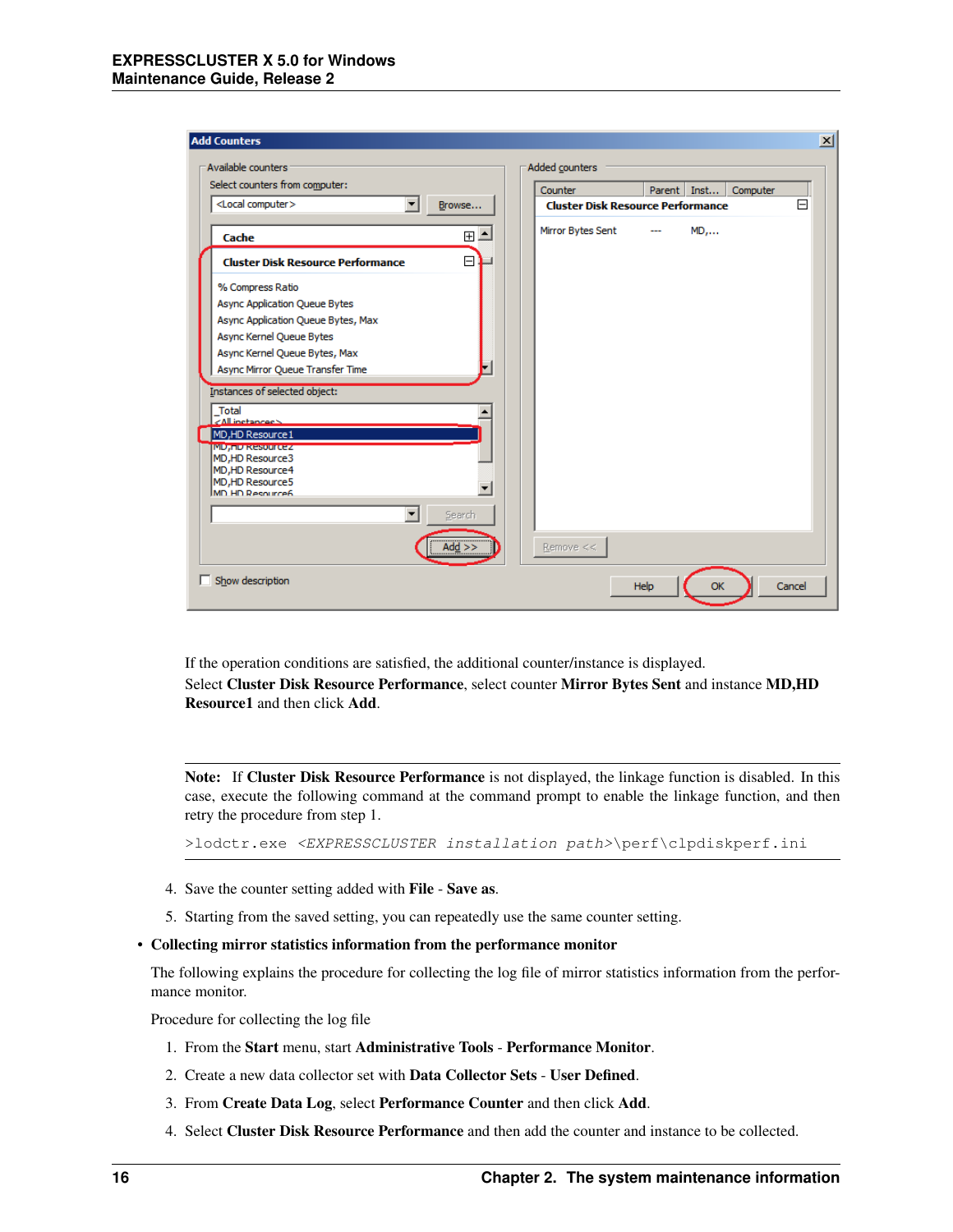If the operation conditions are satisfied, the additional counter/instance is displayed.

Select **Cluster Disk Resource Performance**, select counter **Mirror Bytes Sent** and instance **MD,HD Resource1** and then click **Add**.

**Note:** If **Cluster Disk Resource Performance** is not displayed, the linkage function is disabled. In this case, execute the following command at the command prompt to enable the linkage function, and then retry the procedure from step 1.

```
>lodctr.exe <EXPRESSCLUSTER installation path>\perf\clpdiskperf.ini
```

4. Save the counter setting added with **File** - **Save as**.
5. Starting from the saved setting, you can repeatedly use the same counter setting.

- **Collecting mirror statistics information from the performance monitor**

  The following explains the procedure for collecting the log file of mirror statistics information from the performance monitor.

  Procedure for collecting the log file

  1. From the **Start** menu, start **Administrative Tools** - **Performance Monitor**.
  2. Create a new data collector set with **Data Collector Sets** - **User Defined**.
  3. From **Create Data Log**, select **Performance Counter** and then click **Add**.
  4. Select **Cluster Disk Resource Performance** and then add the counter and instance to be collected.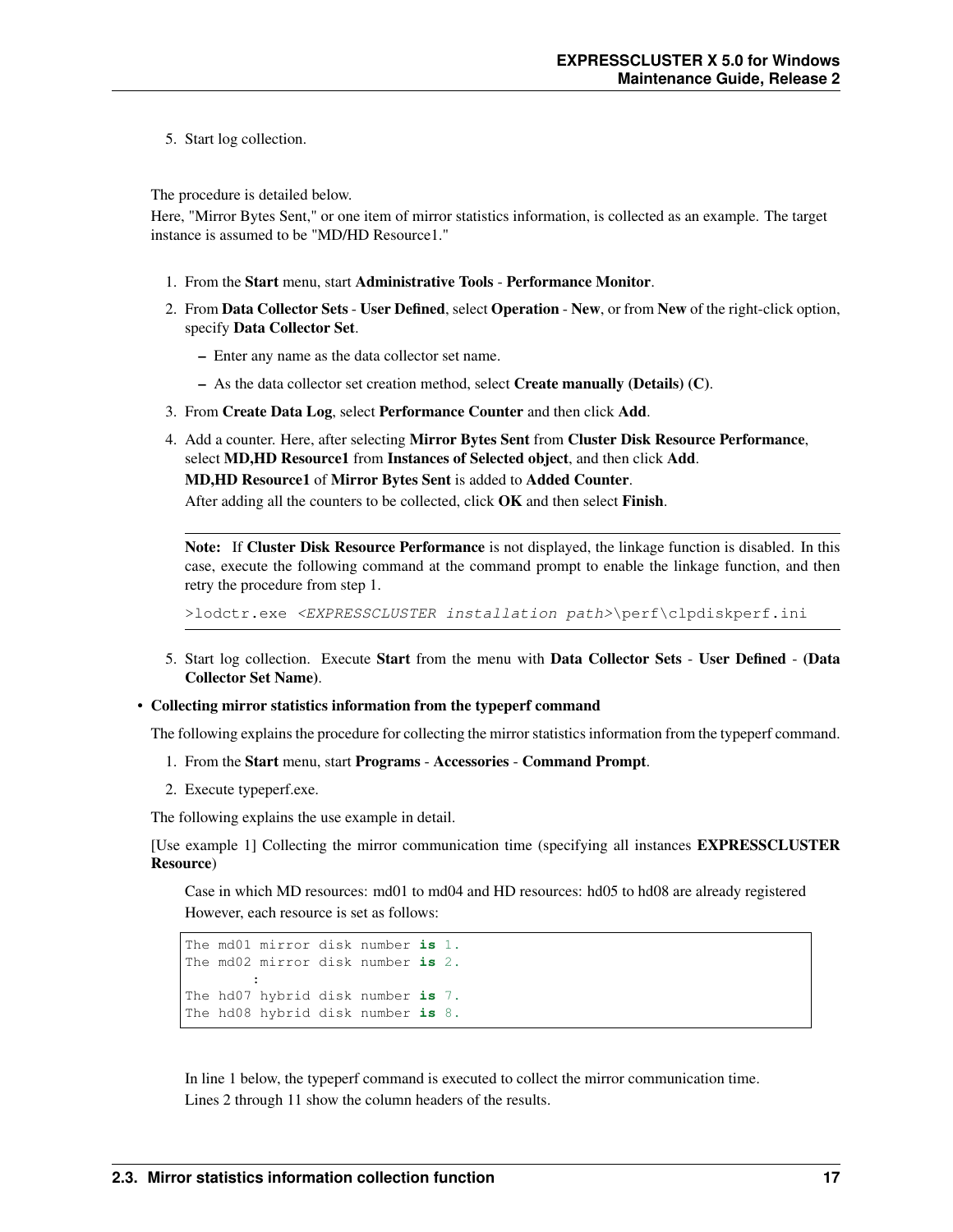5. Start log collection.

The procedure is detailed below.
Here, "Mirror Bytes Sent," or one item of mirror statistics information, is collected as an example. The target instance is assumed to be "MD/HD Resource1."

1. From the **Start** menu, start **Administrative Tools** - **Performance Monitor**.
2. From **Data Collector Sets** - **User Defined**, select **Operation** - **New**, or from **New** of the right-click option, specify **Data Collector Set**.
   - Enter any name as the data collector set name.
   - As the data collector set creation method, select **Create manually (Details) (C)**.
3. From **Create Data Log**, select **Performance Counter** and then click **Add**.
4. Add a counter. Here, after selecting **Mirror Bytes Sent** from **Cluster Disk Resource Performance**, select **MD,HD Resource1** from **Instances of Selected object**, and then click **Add**.
   **MD,HD Resource1** of **Mirror Bytes Sent** is added to **Added Counter**.
   After adding all the counters to be collected, click **OK** and then select **Finish**.

**Note:** If **Cluster Disk Resource Performance** is not displayed, the linkage function is disabled. In this case, execute the following command at the command prompt to enable the linkage function, and then retry the procedure from step 1.

```
>lodctr.exe <EXPRESSCLUSTER installation path>\perf\clpdiskperf.ini
```

5. Start log collection. Execute **Start** from the menu with **Data Collector Sets** - **User Defined** - **(Data Collector Set Name)**.

- **Collecting mirror statistics information from the typeperf command**

  The following explains the procedure for collecting the mirror statistics information from the typeperf command.

  1. From the **Start** menu, start **Programs** - **Accessories** - **Command Prompt**.
  2. Execute typeperf.exe.

  The following explains the use example in detail.

  [Use example 1] Collecting the mirror communication time (specifying all instances **EXPRESSCLUSTER Resource**)

  Case in which MD resources: md01 to md04 and HD resources: hd05 to hd08 are already registered
  However, each resource is set as follows:

```
The md01 mirror disk number is 1.
The md02 mirror disk number is 2.
        :
The hd07 hybrid disk number is 7.
The hd08 hybrid disk number is 8.
```

  In line 1 below, the typeperf command is executed to collect the mirror communication time.
  Lines 2 through 11 show the column headers of the results.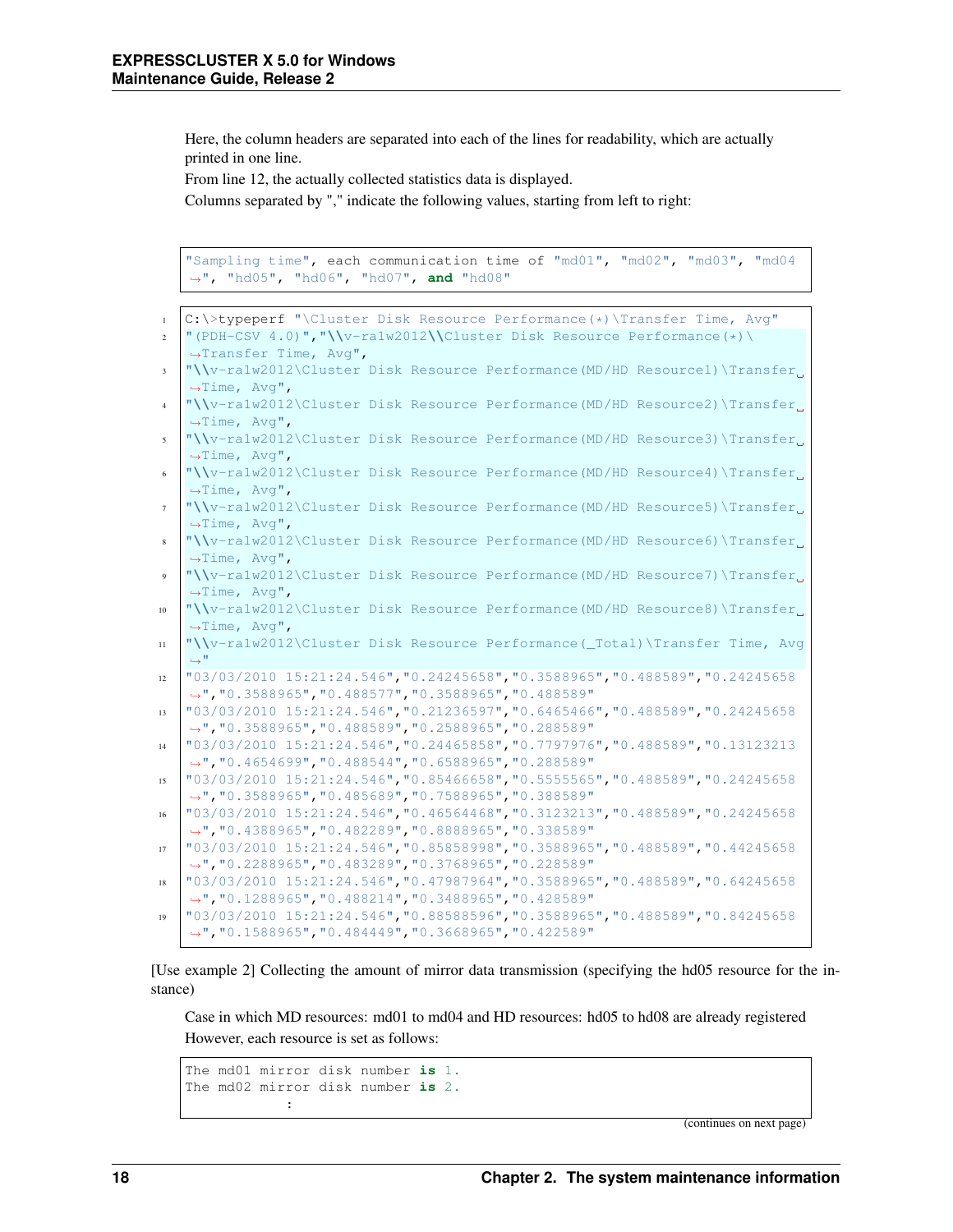Here, the column headers are separated into each of the lines for readability, which are actually printed in one line.

From line 12, the actually collected statistics data is displayed.

Columns separated by "," indicate the following values, starting from left to right:

```
"Sampling time", each communication time of "md01", "md02", "md03", "md04", "hd05", "hd06", "hd07", and "hd08"
```

```
C:\>typeperf "\Cluster Disk Resource Performance(*)\Transfer Time, Avg"
"(PDH-CSV 4.0)","\\v-ra1w2012\\Cluster Disk Resource Performance(*)\Transfer Time, Avg",
"\\v-ra1w2012\Cluster Disk Resource Performance(MD/HD Resource1)\Transfer Time, Avg",
"\\v-ra1w2012\Cluster Disk Resource Performance(MD/HD Resource2)\Transfer Time, Avg",
"\\v-ra1w2012\Cluster Disk Resource Performance(MD/HD Resource3)\Transfer Time, Avg",
"\\v-ra1w2012\Cluster Disk Resource Performance(MD/HD Resource4)\Transfer Time, Avg",
"\\v-ra1w2012\Cluster Disk Resource Performance(MD/HD Resource5)\Transfer Time, Avg",
"\\v-ra1w2012\Cluster Disk Resource Performance(MD/HD Resource6)\Transfer Time, Avg",
"\\v-ra1w2012\Cluster Disk Resource Performance(MD/HD Resource7)\Transfer Time, Avg",
"\\v-ra1w2012\Cluster Disk Resource Performance(MD/HD Resource8)\Transfer Time, Avg",
"\\v-ra1w2012\Cluster Disk Resource Performance(_Total)\Transfer Time, Avg"
"03/03/2010 15:21:24.546","0.24245658","0.3588965","0.488589","0.24245658","0.3588965","0.488577","0.3588965","0.488589"
"03/03/2010 15:21:24.546","0.21236597","0.6465466","0.488589","0.24245658","0.3588965","0.488589","0.2588965","0.288589"
"03/03/2010 15:21:24.546","0.24465858","0.7797976","0.488589","0.13123213","0.4654699","0.488544","0.6588965","0.288589"
"03/03/2010 15:21:24.546","0.85466658","0.5555565","0.488589","0.24245658","0.3588965","0.485689","0.7588965","0.388589"
"03/03/2010 15:21:24.546","0.46564468","0.3123213","0.488589","0.24245658","0.4388965","0.482289","0.8888965","0.338589"
"03/03/2010 15:21:24.546","0.85858998","0.3588965","0.488589","0.44245658","0.2288965","0.483289","0.3768965","0.228589"
"03/03/2010 15:21:24.546","0.47987964","0.3588965","0.488589","0.64245658","0.1288965","0.488214","0.3488965","0.428589"
"03/03/2010 15:21:24.546","0.88588596","0.3588965","0.488589","0.84245658","0.1588965","0.484449","0.3668965","0.422589"
```

[Use example 2] Collecting the amount of mirror data transmission (specifying the hd05 resource for the instance)

Case in which MD resources: md01 to md04 and HD resources: hd05 to hd08 are already registered

However, each resource is set as follows:

```
The md01 mirror disk number is 1.
The md02 mirror disk number is 2.
            :
```

(continues on next page)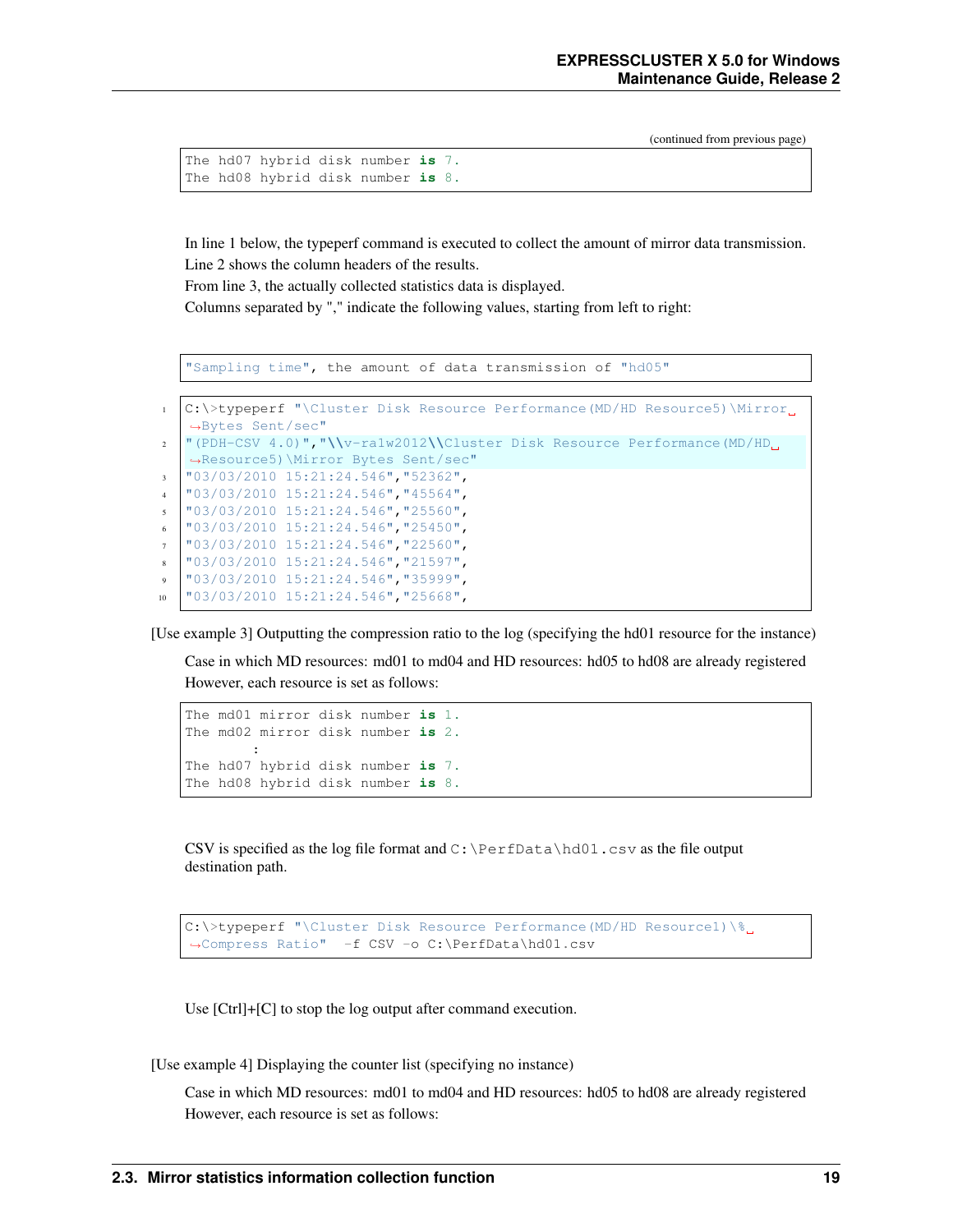(continued from previous page)

```
The hd07 hybrid disk number is 7.
The hd08 hybrid disk number is 8.
```

In line 1 below, the typeperf command is executed to collect the amount of mirror data transmission.
Line 2 shows the column headers of the results.
From line 3, the actually collected statistics data is displayed.
Columns separated by "," indicate the following values, starting from left to right:

```
"Sampling time", the amount of data transmission of "hd05"
```

```
C:\>typeperf "\Cluster Disk Resource Performance(MD/HD Resource5)\Mirror Bytes Sent/sec"
"(PDH-CSV 4.0)","\\v-ra1w2012\\Cluster Disk Resource Performance(MD/HD Resource5)\Mirror Bytes Sent/sec"
"03/03/2010 15:21:24.546","52362",
"03/03/2010 15:21:24.546","45564",
"03/03/2010 15:21:24.546","25560",
"03/03/2010 15:21:24.546","25450",
"03/03/2010 15:21:24.546","22560",
"03/03/2010 15:21:24.546","21597",
"03/03/2010 15:21:24.546","35999",
"03/03/2010 15:21:24.546","25668",
```

[Use example 3] Outputting the compression ratio to the log (specifying the hd01 resource for the instance)

Case in which MD resources: md01 to md04 and HD resources: hd05 to hd08 are already registered
However, each resource is set as follows:

```
The md01 mirror disk number is 1.
The md02 mirror disk number is 2.
        :
The hd07 hybrid disk number is 7.
The hd08 hybrid disk number is 8.
```

CSV is specified as the log file format and `C:\PerfData\hd01.csv` as the file output destination path.

```
C:\>typeperf "\Cluster Disk Resource Performance(MD/HD Resource1)\% Compress Ratio"  -f CSV -o C:\PerfData\hd01.csv
```

Use [Ctrl]+[C] to stop the log output after command execution.

[Use example 4] Displaying the counter list (specifying no instance)

Case in which MD resources: md01 to md04 and HD resources: hd05 to hd08 are already registered
However, each resource is set as follows: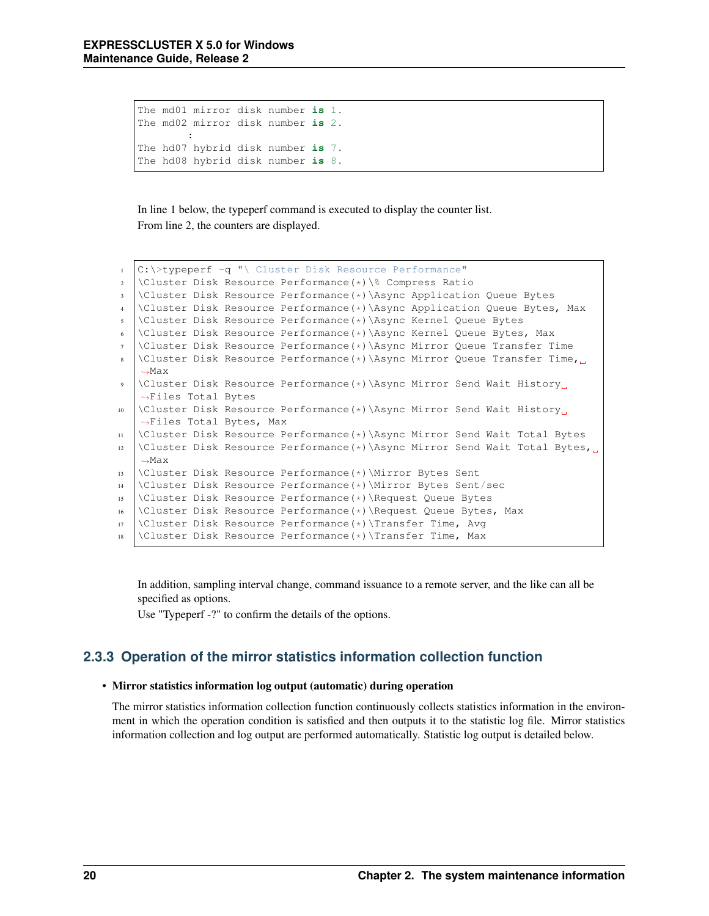```
The md01 mirror disk number is 1.
The md02 mirror disk number is 2.
        :
The hd07 hybrid disk number is 7.
The hd08 hybrid disk number is 8.
```

In line 1 below, the typeperf command is executed to display the counter list.
From line 2, the counters are displayed.

```
C:\>typeperf -q "\ Cluster Disk Resource Performance"
\Cluster Disk Resource Performance(*)\% Compress Ratio
\Cluster Disk Resource Performance(*)\Async Application Queue Bytes
\Cluster Disk Resource Performance(*)\Async Application Queue Bytes, Max
\Cluster Disk Resource Performance(*)\Async Kernel Queue Bytes
\Cluster Disk Resource Performance(*)\Async Kernel Queue Bytes, Max
\Cluster Disk Resource Performance(*)\Async Mirror Queue Transfer Time
\Cluster Disk Resource Performance(*)\Async Mirror Queue Transfer Time, Max
\Cluster Disk Resource Performance(*)\Async Mirror Send Wait History Files Total Bytes
\Cluster Disk Resource Performance(*)\Async Mirror Send Wait History Files Total Bytes, Max
\Cluster Disk Resource Performance(*)\Async Mirror Send Wait Total Bytes
\Cluster Disk Resource Performance(*)\Async Mirror Send Wait Total Bytes, Max
\Cluster Disk Resource Performance(*)\Mirror Bytes Sent
\Cluster Disk Resource Performance(*)\Mirror Bytes Sent/sec
\Cluster Disk Resource Performance(*)\Request Queue Bytes
\Cluster Disk Resource Performance(*)\Request Queue Bytes, Max
\Cluster Disk Resource Performance(*)\Transfer Time, Avg
\Cluster Disk Resource Performance(*)\Transfer Time, Max
```

In addition, sampling interval change, command issuance to a remote server, and the like can all be specified as options.
Use "Typeperf -?" to confirm the details of the options.

### 2.3.3 Operation of the mirror statistics information collection function

- **Mirror statistics information log output (automatic) during operation**

  The mirror statistics information collection function continuously collects statistics information in the environment in which the operation condition is satisfied and then outputs it to the statistic log file. Mirror statistics information collection and log output are performed automatically. Statistic log output is detailed below.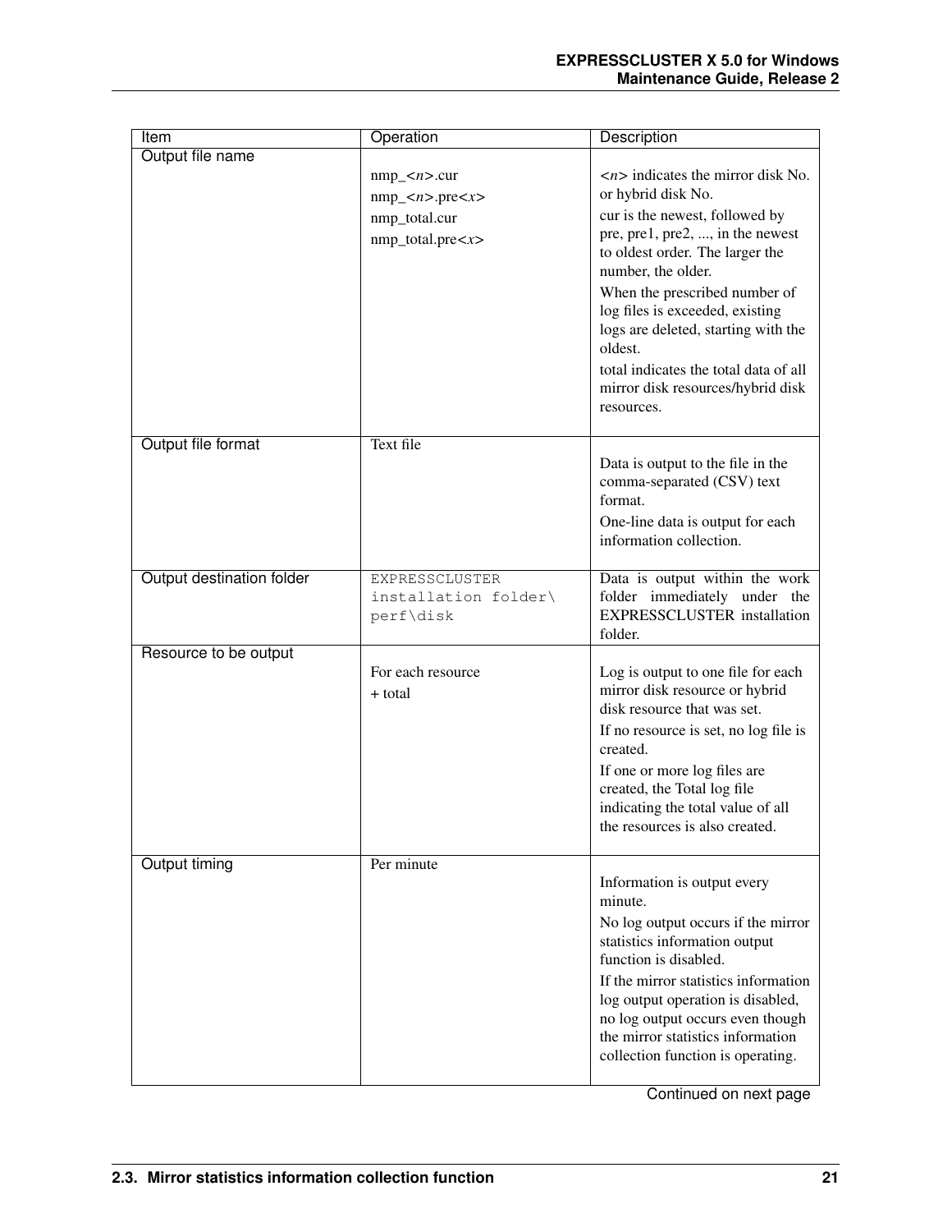| Item | Operation | Description |
| --- | --- | --- |
| Output file name | nmp_<*n*>.cur<br>nmp_<*n*>.pre<*x*><br>nmp_total.cur<br>nmp_total.pre<*x*> | <*n*> indicates the mirror disk No. or hybrid disk No.<br>cur is the newest, followed by pre, pre1, pre2, ..., in the newest to oldest order. The larger the number, the older.<br>When the prescribed number of log files is exceeded, existing logs are deleted, starting with the oldest.<br>total indicates the total data of all mirror disk resources/hybrid disk resources. |
| Output file format | Text file | Data is output to the file in the comma-separated (CSV) text format.<br>One-line data is output for each information collection. |
| Output destination folder | `EXPRESSCLUSTER installation folder\perf\disk` | Data is output within the work folder immediately under the EXPRESSCLUSTER installation folder. |
| Resource to be output | For each resource<br>+ total | Log is output to one file for each mirror disk resource or hybrid disk resource that was set.<br>If no resource is set, no log file is created.<br>If one or more log files are created, the Total log file indicating the total value of all the resources is also created. |
| Output timing | Per minute | Information is output every minute.<br>No log output occurs if the mirror statistics information output function is disabled.<br>If the mirror statistics information log output operation is disabled, no log output occurs even though the mirror statistics information collection function is operating. |

Continued on next page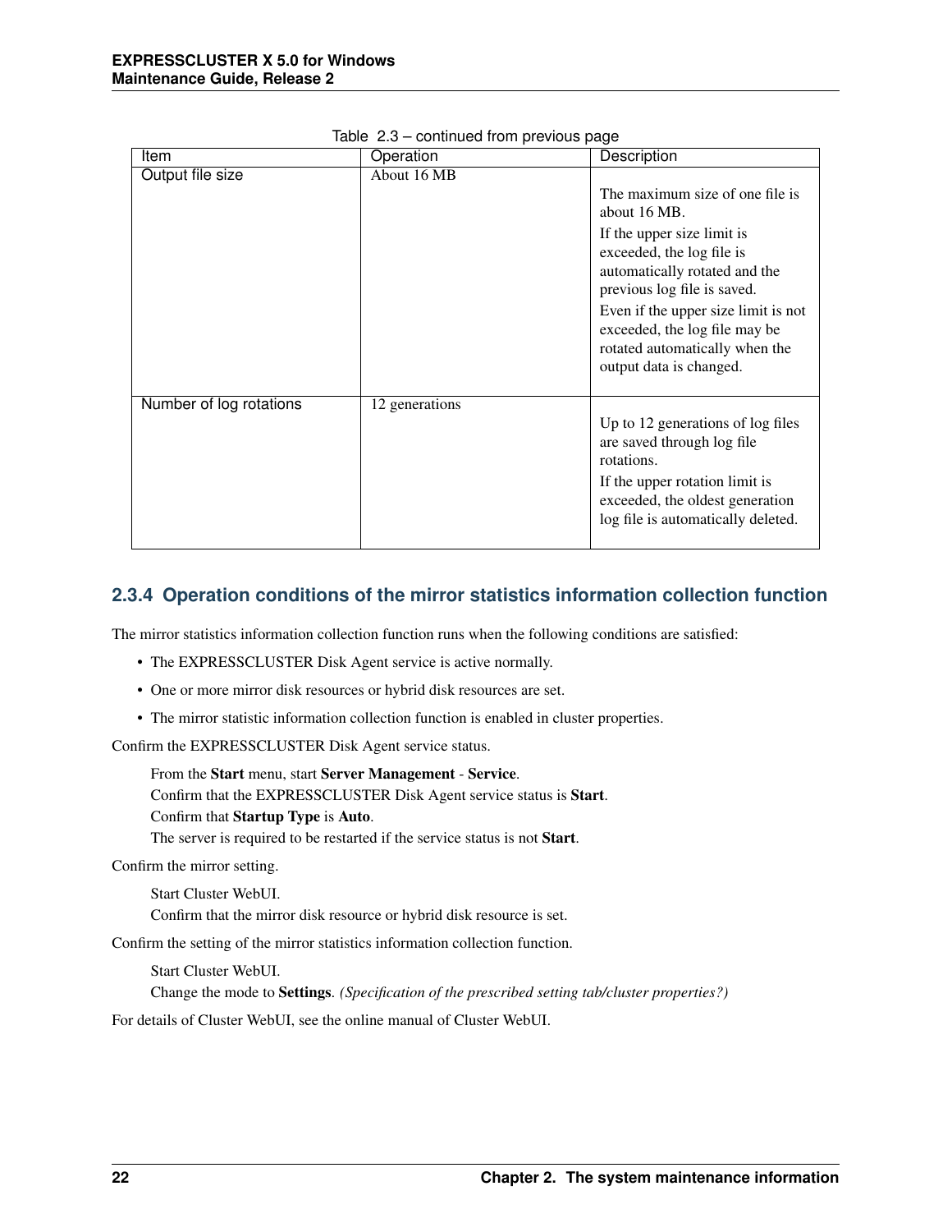Table 2.3 – continued from previous page

| Item | Operation | Description |
| --- | --- | --- |
| Output file size | About 16 MB | The maximum size of one file is about 16 MB.<br>If the upper size limit is exceeded, the log file is automatically rotated and the previous log file is saved.<br>Even if the upper size limit is not exceeded, the log file may be rotated automatically when the output data is changed. |
| Number of log rotations | 12 generations | Up to 12 generations of log files are saved through log file rotations.<br>If the upper rotation limit is exceeded, the oldest generation log file is automatically deleted. |

### 2.3.4 Operation conditions of the mirror statistics information collection function

The mirror statistics information collection function runs when the following conditions are satisfied:

- The EXPRESSCLUSTER Disk Agent service is active normally.
- One or more mirror disk resources or hybrid disk resources are set.
- The mirror statistic information collection function is enabled in cluster properties.

Confirm the EXPRESSCLUSTER Disk Agent service status.

> From the **Start** menu, start **Server Management** - **Service**.
> Confirm that the EXPRESSCLUSTER Disk Agent service status is **Start**.
> Confirm that **Startup Type** is **Auto**.
> The server is required to be restarted if the service status is not **Start**.

Confirm the mirror setting.

> Start Cluster WebUI.
> Confirm that the mirror disk resource or hybrid disk resource is set.

Confirm the setting of the mirror statistics information collection function.

> Start Cluster WebUI.
> Change the mode to **Settings**. *(Specification of the prescribed setting tab/cluster properties?)*

For details of Cluster WebUI, see the online manual of Cluster WebUI.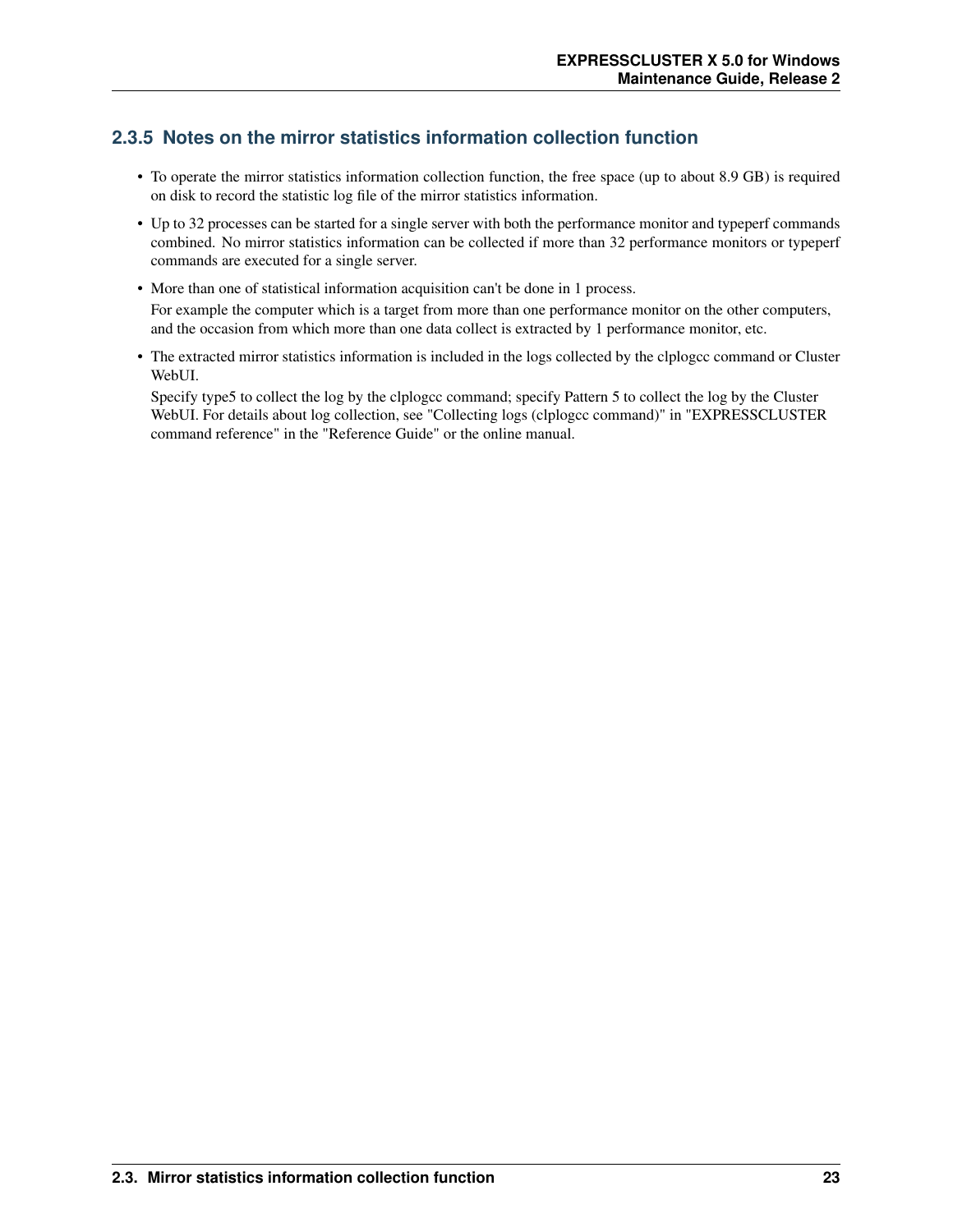### 2.3.5 Notes on the mirror statistics information collection function

- To operate the mirror statistics information collection function, the free space (up to about 8.9 GB) is required on disk to record the statistic log file of the mirror statistics information.
- Up to 32 processes can be started for a single server with both the performance monitor and typeperf commands combined. No mirror statistics information can be collected if more than 32 performance monitors or typeperf commands are executed for a single server.
- More than one of statistical information acquisition can't be done in 1 process.

  For example the computer which is a target from more than one performance monitor on the other computers, and the occasion from which more than one data collect is extracted by 1 performance monitor, etc.
- The extracted mirror statistics information is included in the logs collected by the clplogcc command or Cluster WebUI.

  Specify type5 to collect the log by the clplogcc command; specify Pattern 5 to collect the log by the Cluster WebUI. For details about log collection, see "Collecting logs (clplogcc command)" in "EXPRESSCLUSTER command reference" in the "Reference Guide" or the online manual.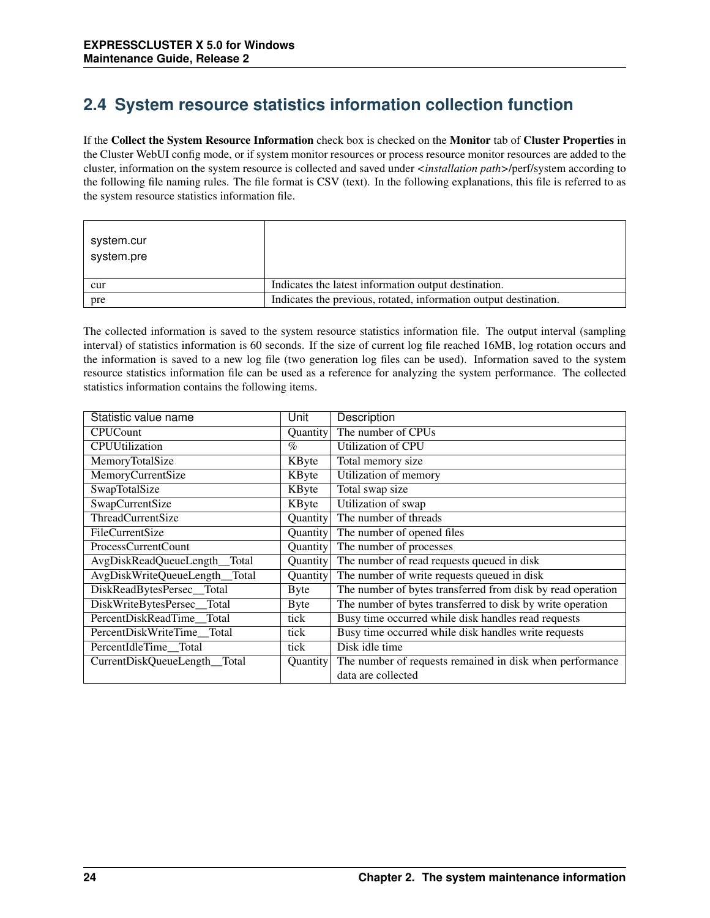## 2.4 System resource statistics information collection function

If the **Collect the System Resource Information** check box is checked on the **Monitor** tab of **Cluster Properties** in the Cluster WebUI config mode, or if system monitor resources or process resource monitor resources are added to the cluster, information on the system resource is collected and saved under <*installation path*>/perf/system according to the following file naming rules. The file format is CSV (text). In the following explanations, this file is referred to as the system resource statistics information file.

| system.cur<br>system.pre | |
|---|---|
| cur | Indicates the latest information output destination. |
| pre | Indicates the previous, rotated, information output destination. |

The collected information is saved to the system resource statistics information file. The output interval (sampling interval) of statistics information is 60 seconds. If the size of current log file reached 16MB, log rotation occurs and the information is saved to a new log file (two generation log files can be used). Information saved to the system resource statistics information file can be used as a reference for analyzing the system performance. The collected statistics information contains the following items.

| Statistic value name | Unit | Description |
|---|---|---|
| CPUCount | Quantity | The number of CPUs |
| CPUUtilization | % | Utilization of CPU |
| MemoryTotalSize | KByte | Total memory size |
| MemoryCurrentSize | KByte | Utilization of memory |
| SwapTotalSize | KByte | Total swap size |
| SwapCurrentSize | KByte | Utilization of swap |
| ThreadCurrentSize | Quantity | The number of threads |
| FileCurrentSize | Quantity | The number of opened files |
| ProcessCurrentCount | Quantity | The number of processes |
| AvgDiskReadQueueLength__Total | Quantity | The number of read requests queued in disk |
| AvgDiskWriteQueueLength__Total | Quantity | The number of write requests queued in disk |
| DiskReadBytesPersec__Total | Byte | The number of bytes transferred from disk by read operation |
| DiskWriteBytesPersec__Total | Byte | The number of bytes transferred to disk by write operation |
| PercentDiskReadTime__Total | tick | Busy time occurred while disk handles read requests |
| PercentDiskWriteTime__Total | tick | Busy time occurred while disk handles write requests |
| PercentIdleTime__Total | tick | Disk idle time |
| CurrentDiskQueueLength__Total | Quantity | The number of requests remained in disk when performance data are collected |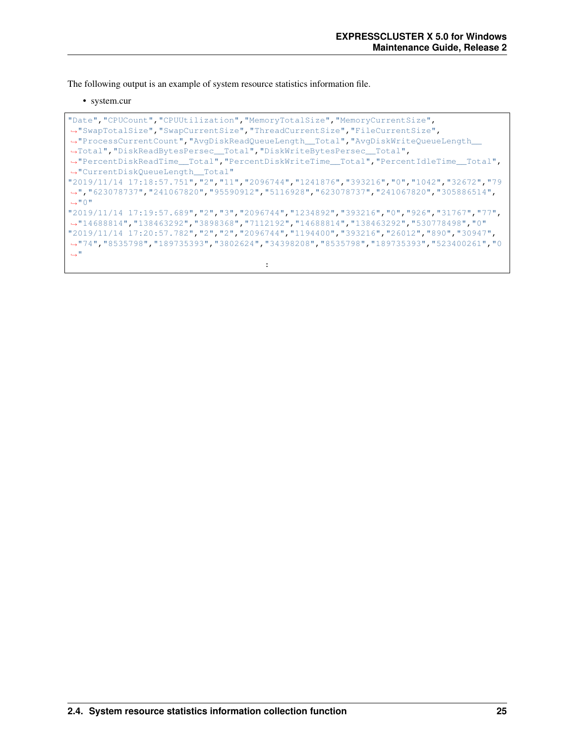The following output is an example of system resource statistics information file.

- system.cur

```
"Date","CPUCount","CPUUtilization","MemoryTotalSize","MemoryCurrentSize","SwapTotalSize","SwapCurrentSize","ThreadCurrentSize","FileCurrentSize","ProcessCurrentCount","AvgDiskReadQueueLength__Total","AvgDiskWriteQueueLength__Total","DiskReadBytesPersec__Total","DiskWriteBytesPersec__Total","PercentDiskReadTime__Total","PercentDiskWriteTime__Total","PercentIdleTime__Total","CurrentDiskQueueLength__Total"
"2019/11/14 17:18:57.751","2","11","2096744","1241876","393216","0","1042","32672","79","623078737","241067820","95590912","5116928","623078737","241067820","305886514","0"
"2019/11/14 17:19:57.689","2","3","2096744","1234892","393216","0","926","31767","77","14688814","138463292","3898368","7112192","14688814","138463292","530778498","0"
"2019/11/14 17:20:57.782","2","2","2096744","1194400","393216","26012","890","30947","74","8535798","189735393","3802624","34398208","8535798","189735393","523400261","0"
                                        :
```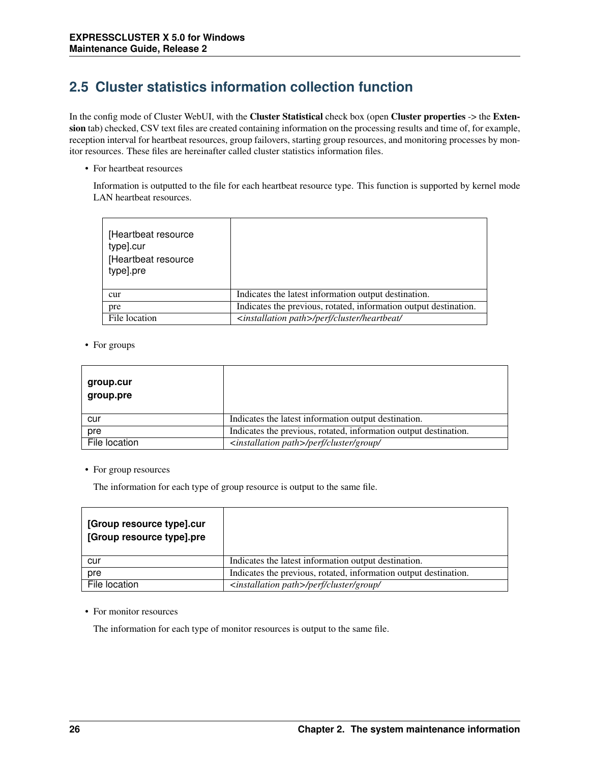## 2.5 Cluster statistics information collection function

In the config mode of Cluster WebUI, with the **Cluster Statistical** check box (open **Cluster properties** -> the **Extension** tab) checked, CSV text files are created containing information on the processing results and time of, for example, reception interval for heartbeat resources, group failovers, starting group resources, and monitoring processes by monitor resources. These files are hereinafter called cluster statistics information files.

- For heartbeat resources

  Information is outputted to the file for each heartbeat resource type. This function is supported by kernel mode LAN heartbeat resources.

| [Heartbeat resource type].cur<br>[Heartbeat resource type].pre | |
|---|---|
| cur | Indicates the latest information output destination. |
| pre | Indicates the previous, rotated, information output destination. |
| File location | *<installation path>/perf/cluster/heartbeat/* |

- For groups

| **group.cur**<br>**group.pre** | |
|---|---|
| cur | Indicates the latest information output destination. |
| pre | Indicates the previous, rotated, information output destination. |
| File location | *<installation path>/perf/cluster/group/* |

- For group resources

  The information for each type of group resource is output to the same file.

| **[Group resource type].cur**<br>**[Group resource type].pre** | |
|---|---|
| cur | Indicates the latest information output destination. |
| pre | Indicates the previous, rotated, information output destination. |
| File location | *<installation path>/perf/cluster/group/* |

- For monitor resources

  The information for each type of monitor resources is output to the same file.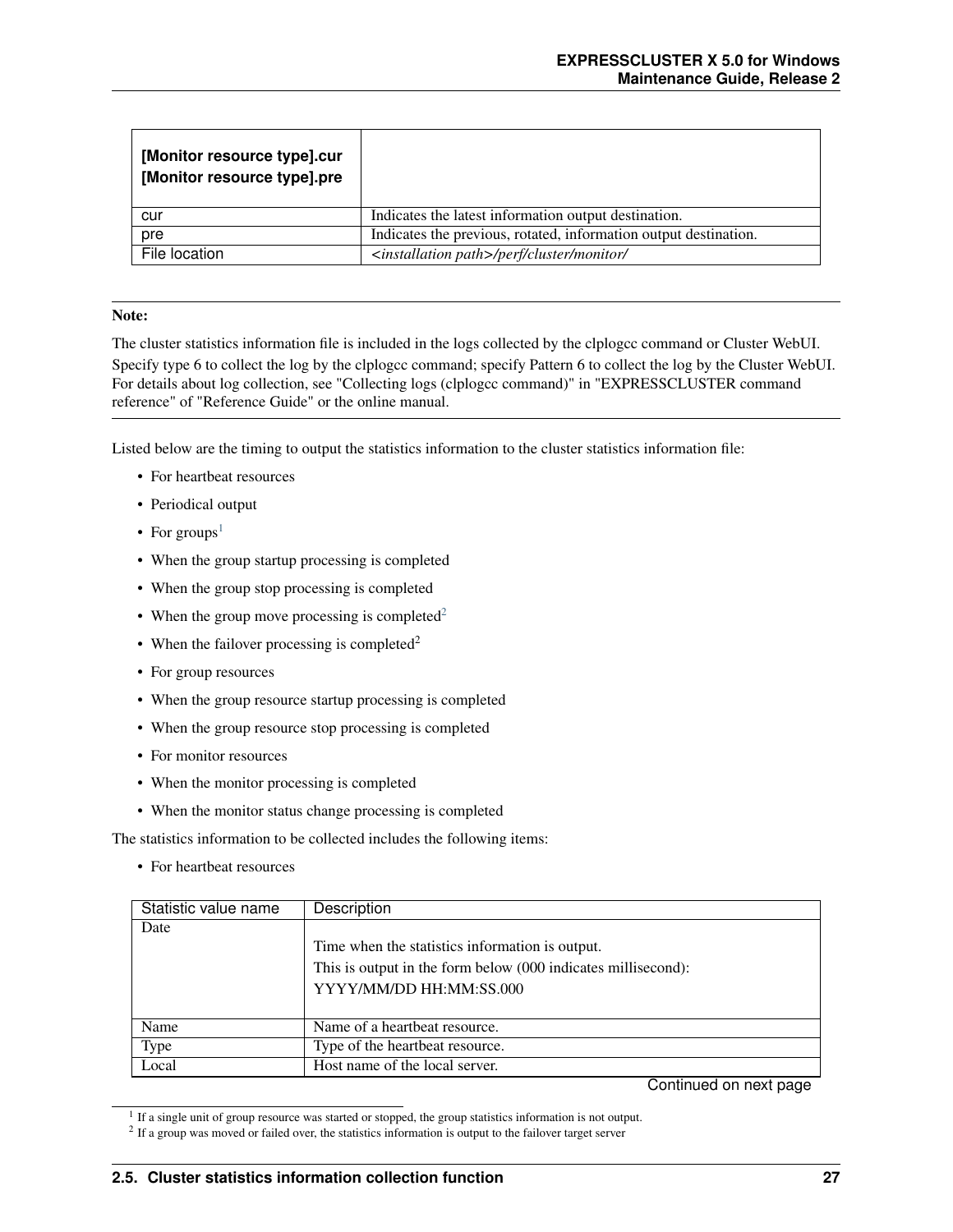| **[Monitor resource type].cur**<br>**[Monitor resource type].pre** | |
|---|---|
| cur | Indicates the latest information output destination. |
| pre | Indicates the previous, rotated, information output destination. |
| File location | *<installation path>/perf/cluster/monitor/* |

---

**Note:**

The cluster statistics information file is included in the logs collected by the clplogcc command or Cluster WebUI.

Specify type 6 to collect the log by the clplogcc command; specify Pattern 6 to collect the log by the Cluster WebUI. For details about log collection, see "Collecting logs (clplogcc command)" in "EXPRESSCLUSTER command reference" of "Reference Guide" or the online manual.

---

Listed below are the timing to output the statistics information to the cluster statistics information file:

- For heartbeat resources
- Periodical output
- For groups[1]
- When the group startup processing is completed
- When the group stop processing is completed
- When the group move processing is completed[2]
- When the failover processing is completed[2]
- For group resources
- When the group resource startup processing is completed
- When the group resource stop processing is completed
- For monitor resources
- When the monitor processing is completed
- When the monitor status change processing is completed

The statistics information to be collected includes the following items:

- For heartbeat resources

| Statistic value name | Description |
|---|---|
| Date | Time when the statistics information is output.<br>This is output in the form below (000 indicates millisecond):<br>YYYY/MM/DD HH:MM:SS.000 |
| Name | Name of a heartbeat resource. |
| Type | Type of the heartbeat resource. |
| Local | Host name of the local server. |

Continued on next page

[1] If a single unit of group resource was started or stopped, the group statistics information is not output.

[2] If a group was moved or failed over, the statistics information is output to the failover target server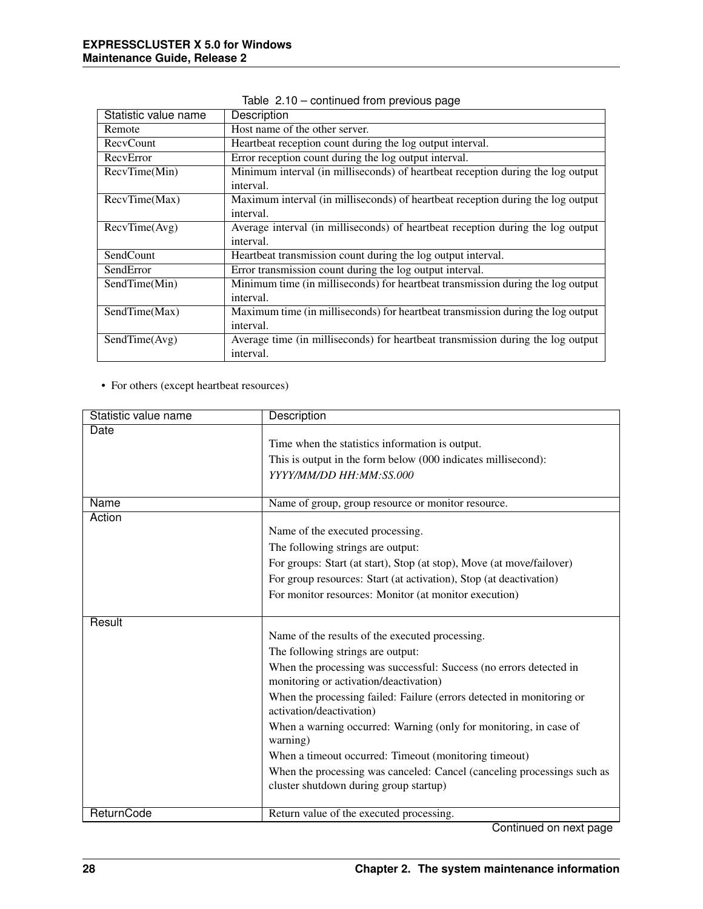Table 2.10 – continued from previous page

| Statistic value name | Description |
|---|---|
| Remote | Host name of the other server. |
| RecvCount | Heartbeat reception count during the log output interval. |
| RecvError | Error reception count during the log output interval. |
| RecvTime(Min) | Minimum interval (in milliseconds) of heartbeat reception during the log output interval. |
| RecvTime(Max) | Maximum interval (in milliseconds) of heartbeat reception during the log output interval. |
| RecvTime(Avg) | Average interval (in milliseconds) of heartbeat reception during the log output interval. |
| SendCount | Heartbeat transmission count during the log output interval. |
| SendError | Error transmission count during the log output interval. |
| SendTime(Min) | Minimum time (in milliseconds) for heartbeat transmission during the log output interval. |
| SendTime(Max) | Maximum time (in milliseconds) for heartbeat transmission during the log output interval. |
| SendTime(Avg) | Average time (in milliseconds) for heartbeat transmission during the log output interval. |

- For others (except heartbeat resources)

| Statistic value name | Description |
|---|---|
| Date | Time when the statistics information is output.<br>This is output in the form below (000 indicates millisecond):<br>*YYYY/MM/DD HH:MM:SS.000* |
| Name | Name of group, group resource or monitor resource. |
| Action | Name of the executed processing.<br>The following strings are output:<br>For groups: Start (at start), Stop (at stop), Move (at move/failover)<br>For group resources: Start (at activation), Stop (at deactivation)<br>For monitor resources: Monitor (at monitor execution) |
| Result | Name of the results of the executed processing.<br>The following strings are output:<br>When the processing was successful: Success (no errors detected in monitoring or activation/deactivation)<br>When the processing failed: Failure (errors detected in monitoring or activation/deactivation)<br>When a warning occurred: Warning (only for monitoring, in case of warning)<br>When a timeout occurred: Timeout (monitoring timeout)<br>When the processing was canceled: Cancel (canceling processings such as cluster shutdown during group startup) |
| ReturnCode | Return value of the executed processing. |

Continued on next page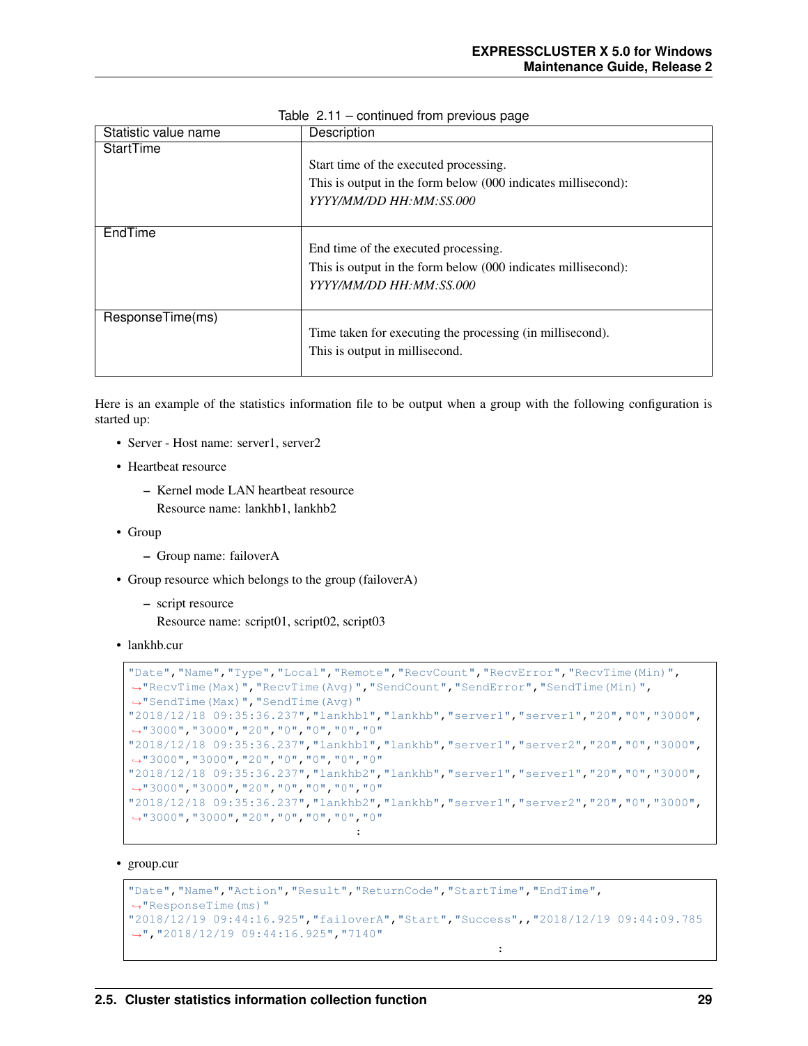Table 2.11 – continued from previous page

| Statistic value name | Description |
|---|---|
| StartTime | Start time of the executed processing.<br>This is output in the form below (000 indicates millisecond):<br>*YYYY/MM/DD HH:MM:SS.000* |
| EndTime | End time of the executed processing.<br>This is output in the form below (000 indicates millisecond):<br>*YYYY/MM/DD HH:MM:SS.000* |
| ResponseTime(ms) | Time taken for executing the processing (in millisecond).<br>This is output in millisecond. |

Here is an example of the statistics information file to be output when a group with the following configuration is started up:

- Server - Host name: server1, server2
- Heartbeat resource
  - Kernel mode LAN heartbeat resource
    Resource name: lankhb1, lankhb2
- Group
  - Group name: failoverA
- Group resource which belongs to the group (failoverA)
  - script resource
    Resource name: script01, script02, script03
- lankhb.cur

```
"Date","Name","Type","Local","Remote","RecvCount","RecvError","RecvTime(Min)",
↪"RecvTime(Max)","RecvTime(Avg)","SendCount","SendError","SendTime(Min)",
↪"SendTime(Max)","SendTime(Avg)"
"2018/12/18 09:35:36.237","lankhb1","lankhb","server1","server1","20","0","3000",
↪"3000","3000","20","0","0","0","0"
"2018/12/18 09:35:36.237","lankhb1","lankhb","server1","server2","20","0","3000",
↪"3000","3000","20","0","0","0","0"
"2018/12/18 09:35:36.237","lankhb2","lankhb","server1","server1","20","0","3000",
↪"3000","3000","20","0","0","0","0"
"2018/12/18 09:35:36.237","lankhb2","lankhb","server1","server2","20","0","3000",
↪"3000","3000","20","0","0","0","0"
                                        :
```

- group.cur

```
"Date","Name","Action","Result","ReturnCode","StartTime","EndTime",
↪"ResponseTime(ms)"
"2018/12/19 09:44:16.925","failoverA","Start","Success",,"2018/12/19 09:44:09.785
↪","2018/12/19 09:44:16.925","7140"
                                                          :
```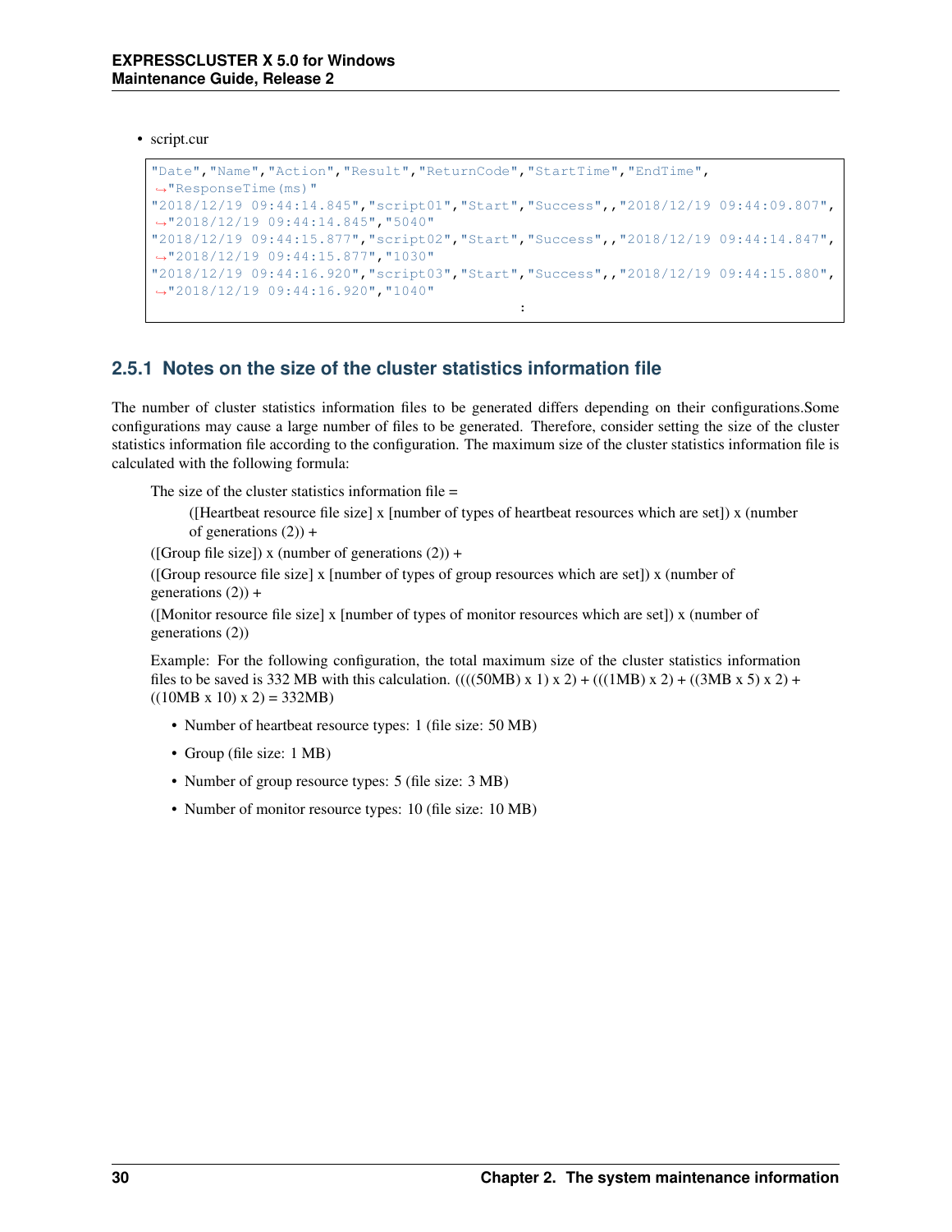- script.cur

```
"Date","Name","Action","Result","ReturnCode","StartTime","EndTime",
↪"ResponseTime(ms)"
"2018/12/19 09:44:14.845","script01","Start","Success",,"2018/12/19 09:44:09.807",
↪"2018/12/19 09:44:14.845","5040"
"2018/12/19 09:44:15.877","script02","Start","Success",,"2018/12/19 09:44:14.847",
↪"2018/12/19 09:44:15.877","1030"
"2018/12/19 09:44:16.920","script03","Start","Success",,"2018/12/19 09:44:15.880",
↪"2018/12/19 09:44:16.920","1040"
                                            :
```

### 2.5.1 Notes on the size of the cluster statistics information file

The number of cluster statistics information files to be generated differs depending on their configurations.Some configurations may cause a large number of files to be generated. Therefore, consider setting the size of the cluster statistics information file according to the configuration. The maximum size of the cluster statistics information file is calculated with the following formula:

The size of the cluster statistics information file =

([Heartbeat resource file size] x [number of types of heartbeat resources which are set]) x (number of generations (2)) +

([Group file size]) x (number of generations (2)) +

([Group resource file size] x [number of types of group resources which are set]) x (number of generations (2)) +

([Monitor resource file size] x [number of types of monitor resources which are set]) x (number of generations (2))

Example: For the following configuration, the total maximum size of the cluster statistics information files to be saved is 332 MB with this calculation. ((((50MB) x 1) x 2) + (((1MB) x 2) + ((3MB x 5) x 2) + ((10MB x 10) x 2) = 332MB)

- Number of heartbeat resource types: 1 (file size: 50 MB)
- Group (file size: 1 MB)
- Number of group resource types: 5 (file size: 3 MB)
- Number of monitor resource types: 10 (file size: 10 MB)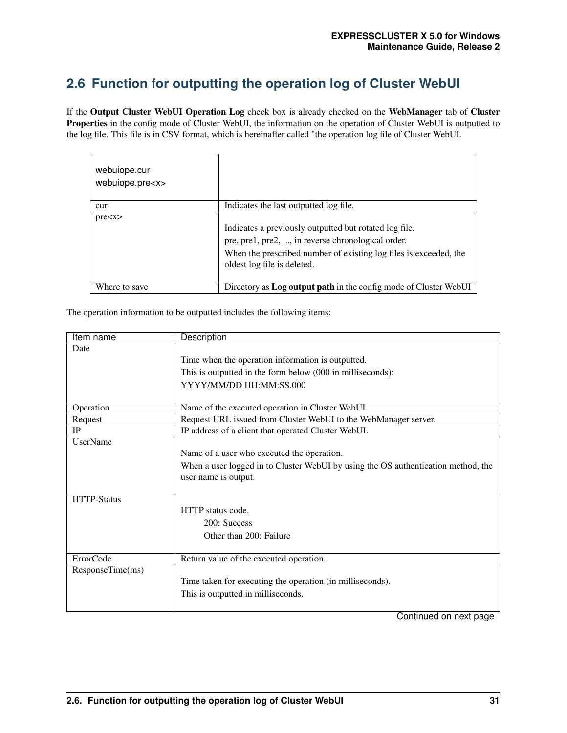## 2.6 Function for outputting the operation log of Cluster WebUI

If the **Output Cluster WebUI Operation Log** check box is already checked on the **WebManager** tab of **Cluster Properties** in the config mode of Cluster WebUI, the information on the operation of Cluster WebUI is outputted to the log file. This file is in CSV format, which is hereinafter called "the operation log file of Cluster WebUI.

| webuiope.cur<br>webuiope.pre<x> | |
|---|---|
| cur | Indicates the last outputted log file. |
| pre<x> | Indicates a previously outputted but rotated log file.<br>pre, pre1, pre2, ..., in reverse chronological order.<br>When the prescribed number of existing log files is exceeded, the oldest log file is deleted. |
| Where to save | Directory as **Log output path** in the config mode of Cluster WebUI |

The operation information to be outputted includes the following items:

| Item name | Description |
|---|---|
| Date | Time when the operation information is outputted.<br>This is outputted in the form below (000 in milliseconds):<br>YYYY/MM/DD HH:MM:SS.000 |
| Operation | Name of the executed operation in Cluster WebUI. |
| Request | Request URL issued from Cluster WebUI to the WebManager server. |
| IP | IP address of a client that operated Cluster WebUI. |
| UserName | Name of a user who executed the operation.<br>When a user logged in to Cluster WebUI by using the OS authentication method, the user name is output. |
| HTTP-Status | HTTP status code.<br>200: Success<br>Other than 200: Failure |
| ErrorCode | Return value of the executed operation. |
| ResponseTime(ms) | Time taken for executing the operation (in milliseconds).<br>This is outputted in milliseconds. |

Continued on next page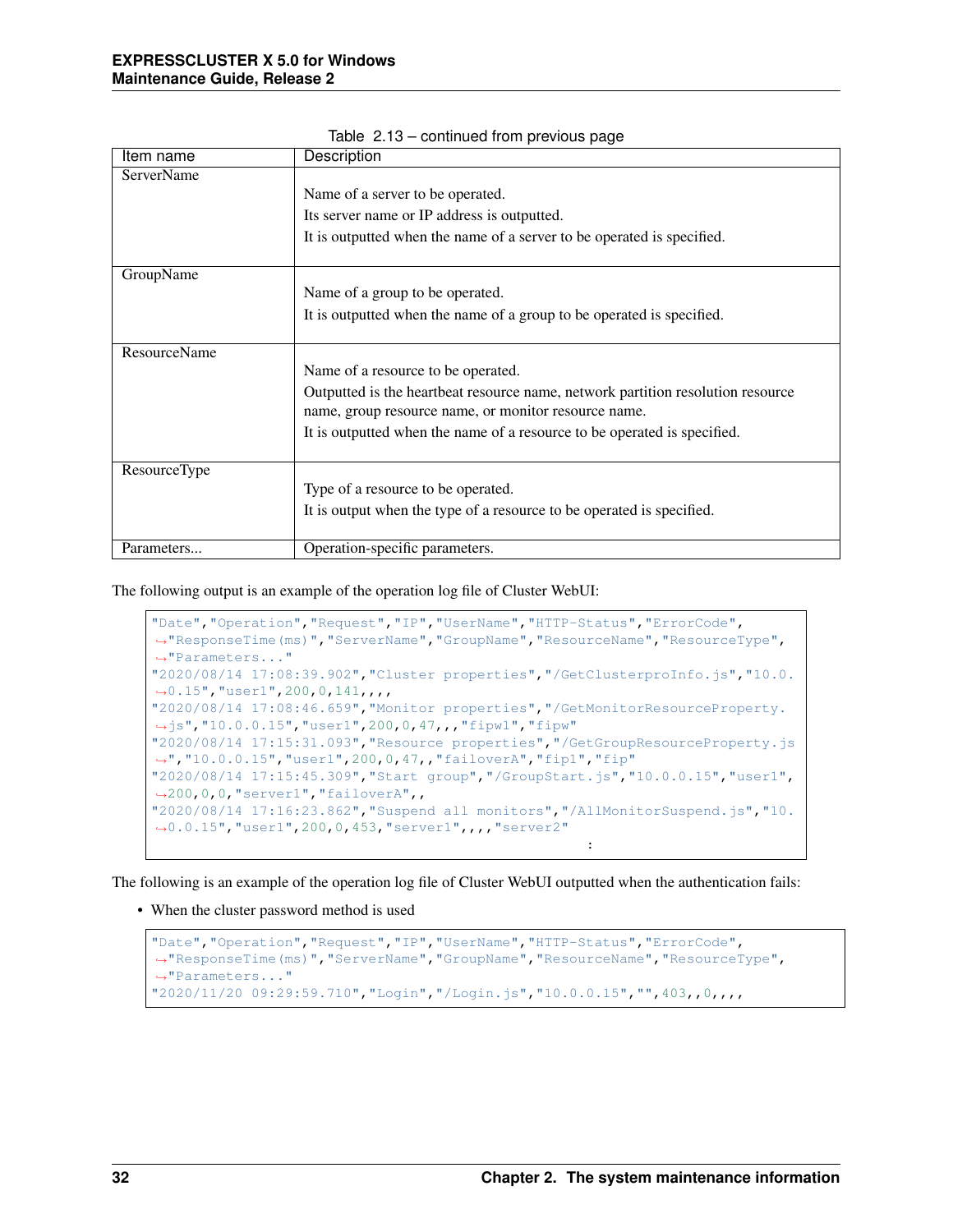Table 2.13 – continued from previous page

| Item name | Description |
| --- | --- |
| ServerName | Name of a server to be operated.<br>Its server name or IP address is outputted.<br>It is outputted when the name of a server to be operated is specified. |
| GroupName | Name of a group to be operated.<br>It is outputted when the name of a group to be operated is specified. |
| ResourceName | Name of a resource to be operated.<br>Outputted is the heartbeat resource name, network partition resolution resource name, group resource name, or monitor resource name.<br>It is outputted when the name of a resource to be operated is specified. |
| ResourceType | Type of a resource to be operated.<br>It is output when the type of a resource to be operated is specified. |
| Parameters... | Operation-specific parameters. |

The following output is an example of the operation log file of Cluster WebUI:

```
"Date","Operation","Request","IP","UserName","HTTP-Status","ErrorCode",
↪"ResponseTime(ms)","ServerName","GroupName","ResourceName","ResourceType",
↪"Parameters..."
"2020/08/14 17:08:39.902","Cluster properties","/GetClusterproInfo.js","10.0.
↪0.15","user1",200,0,141,,,,
"2020/08/14 17:08:46.659","Monitor properties","/GetMonitorResourceProperty.
↪js","10.0.0.15","user1",200,0,47,,,"fipw1","fipw"
"2020/08/14 17:15:31.093","Resource properties","/GetGroupResourceProperty.js
↪","10.0.0.15","user1",200,0,47,,"failoverA","fip1","fip"
"2020/08/14 17:15:45.309","Start group","/GroupStart.js","10.0.0.15","user1",
↪200,0,0,"server1","failoverA",,
"2020/08/14 17:16:23.862","Suspend all monitors","/AllMonitorSuspend.js","10.
↪0.0.15","user1",200,0,453,"server1",,,,"server2"
                                        :
```

The following is an example of the operation log file of Cluster WebUI outputted when the authentication fails:

- When the cluster password method is used

```
"Date","Operation","Request","IP","UserName","HTTP-Status","ErrorCode",
↪"ResponseTime(ms)","ServerName","GroupName","ResourceName","ResourceType",
↪"Parameters..."
"2020/11/20 09:29:59.710","Login","/Login.js","10.0.0.15","",403,,0,,,,
```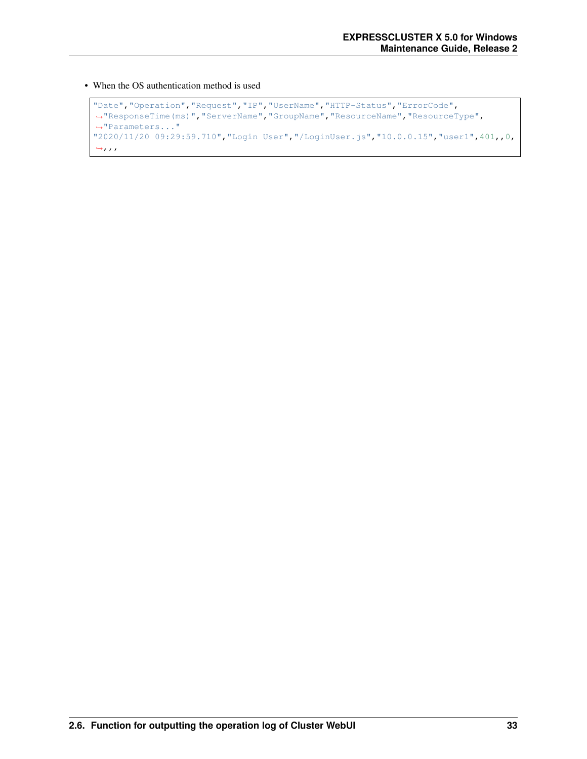- When the OS authentication method is used

```
"Date","Operation","Request","IP","UserName","HTTP-Status","ErrorCode",
↪"ResponseTime(ms)","ServerName","GroupName","ResourceName","ResourceType",
↪"Parameters..."
"2020/11/20 09:29:59.710","Login User","/LoginUser.js","10.0.0.15","user1",401,,0,
↪,,,
```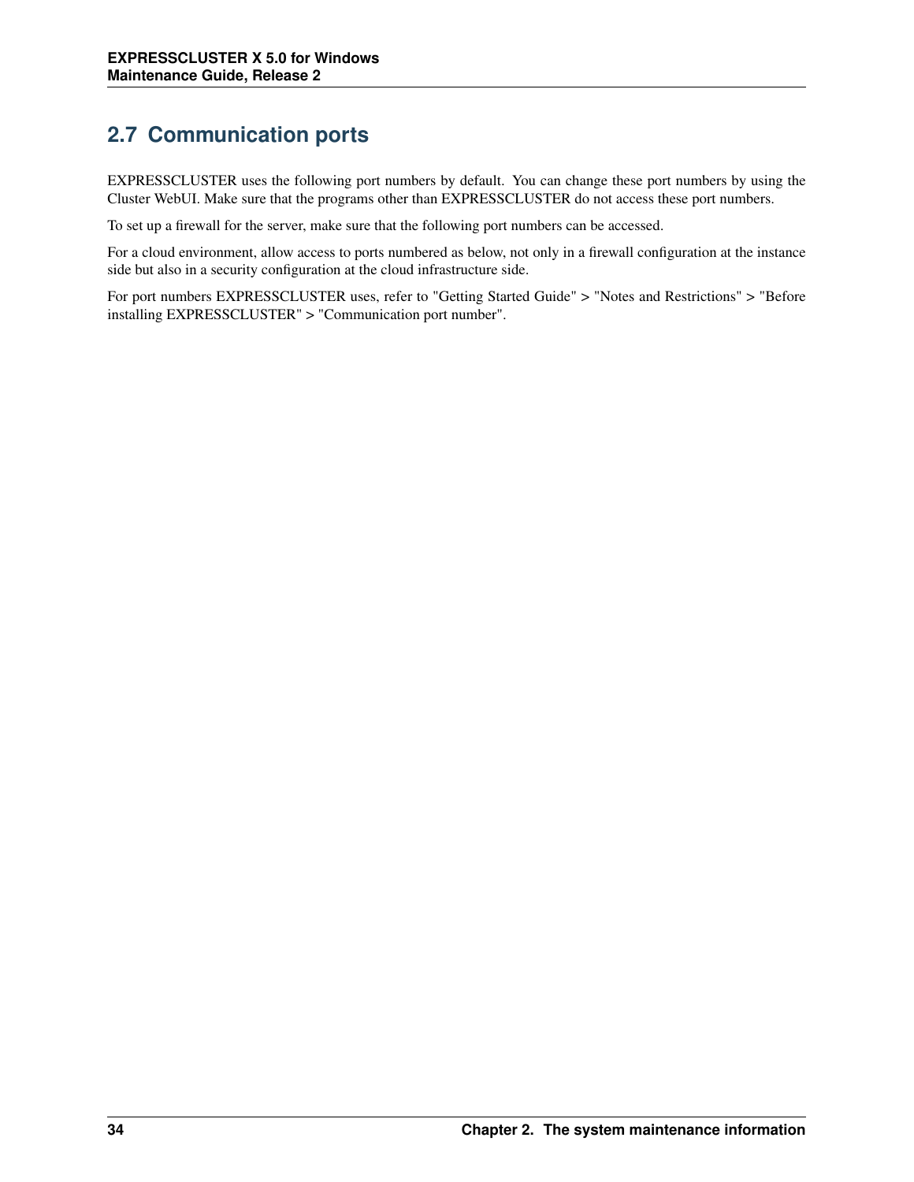## 2.7 Communication ports

EXPRESSCLUSTER uses the following port numbers by default. You can change these port numbers by using the Cluster WebUI. Make sure that the programs other than EXPRESSCLUSTER do not access these port numbers.

To set up a firewall for the server, make sure that the following port numbers can be accessed.

For a cloud environment, allow access to ports numbered as below, not only in a firewall configuration at the instance side but also in a security configuration at the cloud infrastructure side.

For port numbers EXPRESSCLUSTER uses, refer to "Getting Started Guide" > "Notes and Restrictions" > "Before installing EXPRESSCLUSTER" > "Communication port number".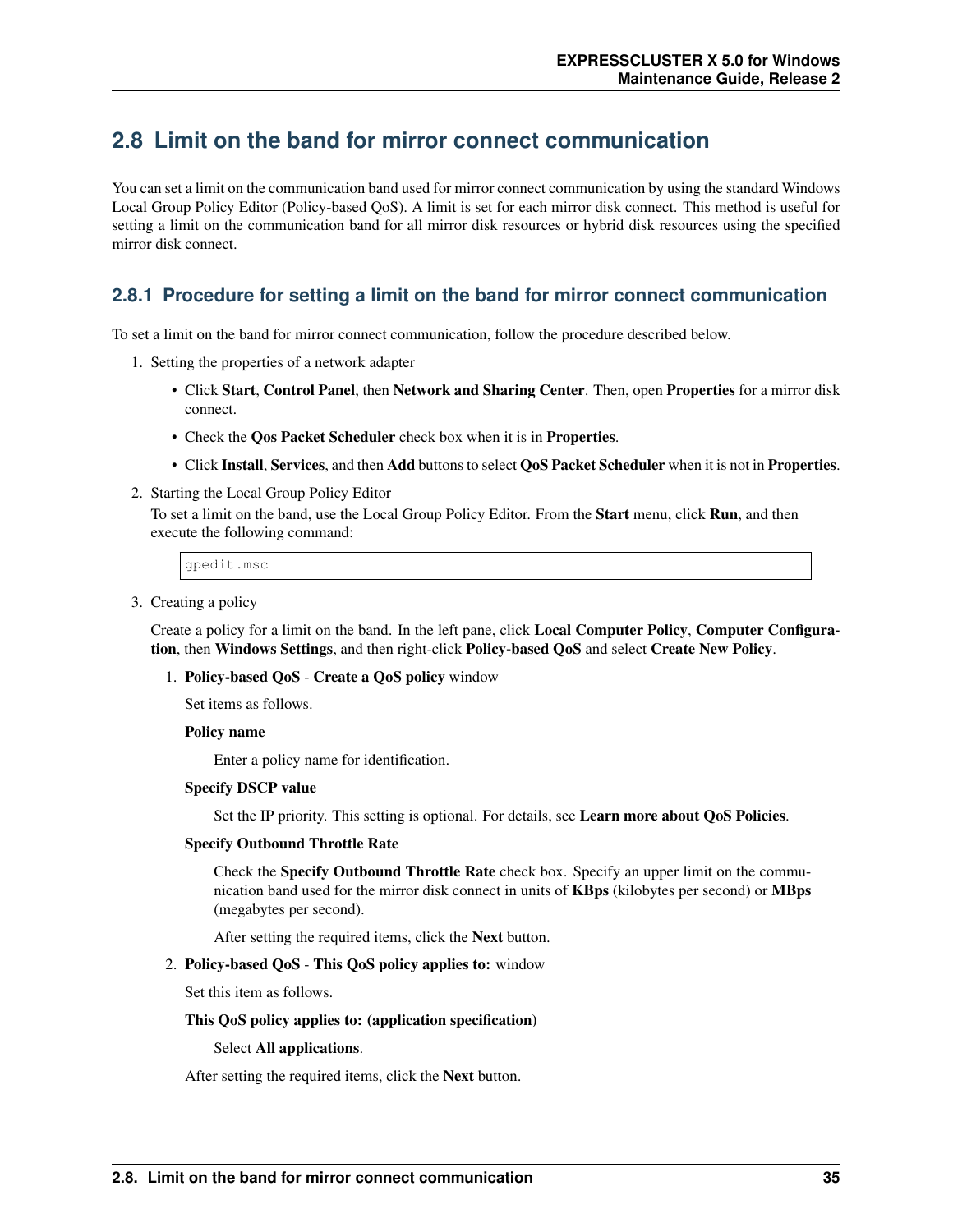## 2.8 Limit on the band for mirror connect communication

You can set a limit on the communication band used for mirror connect communication by using the standard Windows Local Group Policy Editor (Policy-based QoS). A limit is set for each mirror disk connect. This method is useful for setting a limit on the communication band for all mirror disk resources or hybrid disk resources using the specified mirror disk connect.

### 2.8.1 Procedure for setting a limit on the band for mirror connect communication

To set a limit on the band for mirror connect communication, follow the procedure described below.

1. Setting the properties of a network adapter
   - Click **Start**, **Control Panel**, then **Network and Sharing Center**. Then, open **Properties** for a mirror disk connect.
   - Check the **Qos Packet Scheduler** check box when it is in **Properties**.
   - Click **Install**, **Services**, and then **Add** buttons to select **QoS Packet Scheduler** when it is not in **Properties**.

2. Starting the Local Group Policy Editor

   To set a limit on the band, use the Local Group Policy Editor. From the **Start** menu, click **Run**, and then execute the following command:

   ```
   gpedit.msc
   ```

3. Creating a policy

   Create a policy for a limit on the band. In the left pane, click **Local Computer Policy**, **Computer Configuration**, then **Windows Settings**, and then right-click **Policy-based QoS** and select **Create New Policy**.

   1. **Policy-based QoS** - **Create a QoS policy** window

      Set items as follows.

      **Policy name**

      Enter a policy name for identification.

      **Specify DSCP value**

      Set the IP priority. This setting is optional. For details, see **Learn more about QoS Policies**.

      **Specify Outbound Throttle Rate**

      Check the **Specify Outbound Throttle Rate** check box. Specify an upper limit on the communication band used for the mirror disk connect in units of **KBps** (kilobytes per second) or **MBps** (megabytes per second).

      After setting the required items, click the **Next** button.

   2. **Policy-based QoS** - **This QoS policy applies to:** window

      Set this item as follows.

      **This QoS policy applies to: (application specification)**

      Select **All applications**.

      After setting the required items, click the **Next** button.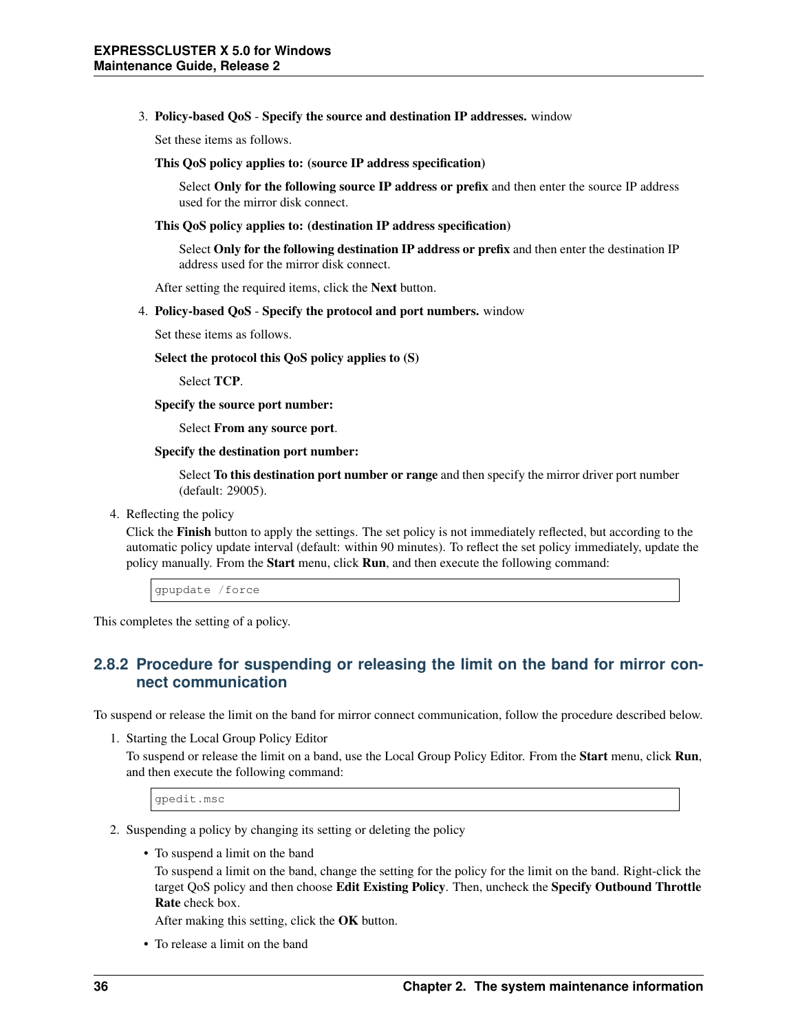3. **Policy-based QoS** - **Specify the source and destination IP addresses.** window

   Set these items as follows.

   **This QoS policy applies to: (source IP address specification)**

   Select **Only for the following source IP address or prefix** and then enter the source IP address used for the mirror disk connect.

   **This QoS policy applies to: (destination IP address specification)**

   Select **Only for the following destination IP address or prefix** and then enter the destination IP address used for the mirror disk connect.

   After setting the required items, click the **Next** button.

4. **Policy-based QoS** - **Specify the protocol and port numbers.** window

   Set these items as follows.

   **Select the protocol this QoS policy applies to (S)**

   Select **TCP**.

   **Specify the source port number:**

   Select **From any source port**.

   **Specify the destination port number:**

   Select **To this destination port number or range** and then specify the mirror driver port number (default: 29005).

4. Reflecting the policy

   Click the **Finish** button to apply the settings. The set policy is not immediately reflected, but according to the automatic policy update interval (default: within 90 minutes). To reflect the set policy immediately, update the policy manually. From the **Start** menu, click **Run**, and then execute the following command:

   ```
   gpupdate /force
   ```

This completes the setting of a policy.

### 2.8.2 Procedure for suspending or releasing the limit on the band for mirror connect communication

To suspend or release the limit on the band for mirror connect communication, follow the procedure described below.

1. Starting the Local Group Policy Editor

   To suspend or release the limit on a band, use the Local Group Policy Editor. From the **Start** menu, click **Run**, and then execute the following command:

   ```
   gpedit.msc
   ```

2. Suspending a policy by changing its setting or deleting the policy

   - To suspend a limit on the band

     To suspend a limit on the band, change the setting for the policy for the limit on the band. Right-click the target QoS policy and then choose **Edit Existing Policy**. Then, uncheck the **Specify Outbound Throttle Rate** check box.

     After making this setting, click the **OK** button.

   - To release a limit on the band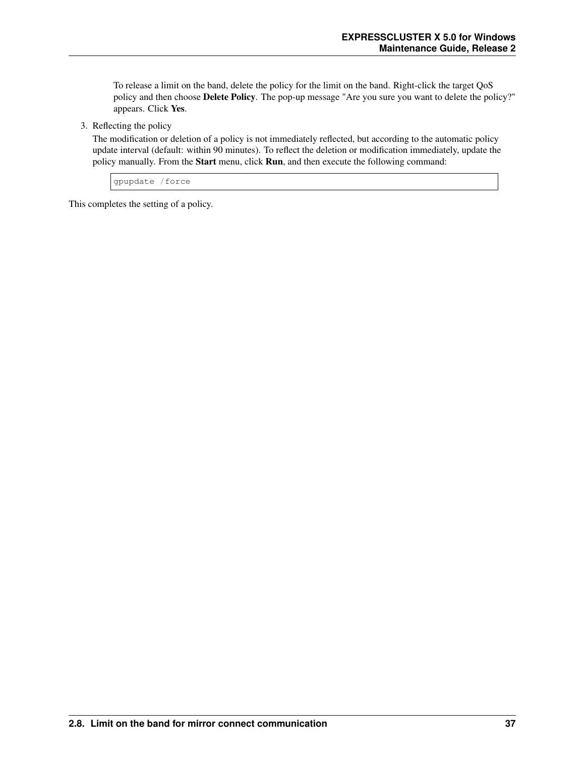To release a limit on the band, delete the policy for the limit on the band. Right-click the target QoS policy and then choose **Delete Policy**. The pop-up message "Are you sure you want to delete the policy?" appears. Click **Yes**.

3. Reflecting the policy

   The modification or deletion of a policy is not immediately reflected, but according to the automatic policy update interval (default: within 90 minutes). To reflect the deletion or modification immediately, update the policy manually. From the **Start** menu, click **Run**, and then execute the following command:

   ```
   gpupdate /force
   ```

This completes the setting of a policy.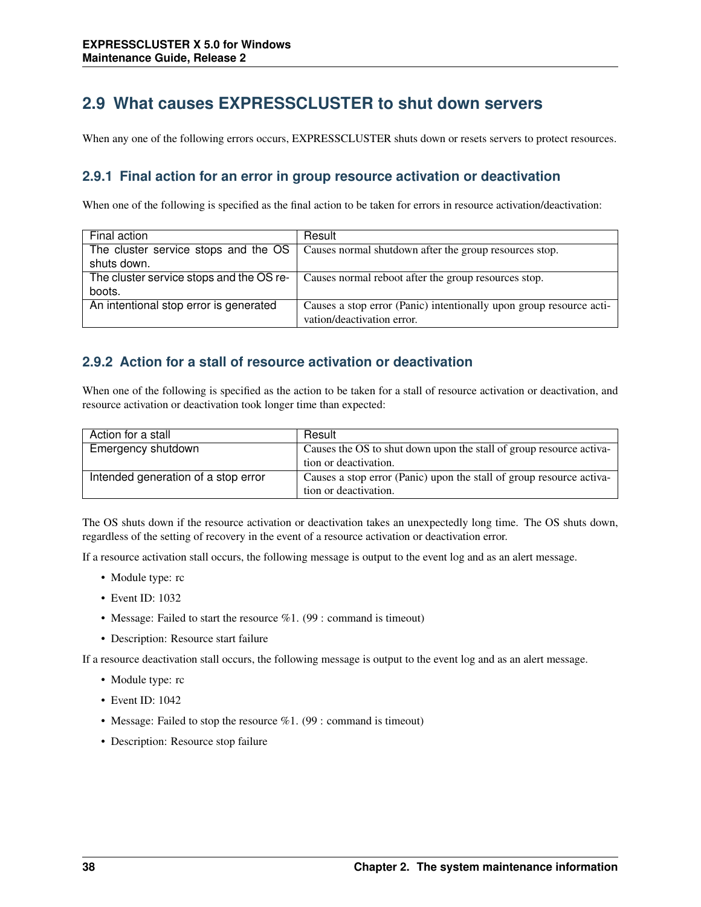## 2.9 What causes EXPRESSCLUSTER to shut down servers

When any one of the following errors occurs, EXPRESSCLUSTER shuts down or resets servers to protect resources.

### 2.9.1 Final action for an error in group resource activation or deactivation

When one of the following is specified as the final action to be taken for errors in resource activation/deactivation:

| Final action | Result |
|---|---|
| The cluster service stops and the OS shuts down. | Causes normal shutdown after the group resources stop. |
| The cluster service stops and the OS reboots. | Causes normal reboot after the group resources stop. |
| An intentional stop error is generated | Causes a stop error (Panic) intentionally upon group resource activation/deactivation error. |

### 2.9.2 Action for a stall of resource activation or deactivation

When one of the following is specified as the action to be taken for a stall of resource activation or deactivation, and resource activation or deactivation took longer time than expected:

| Action for a stall | Result |
|---|---|
| Emergency shutdown | Causes the OS to shut down upon the stall of group resource activation or deactivation. |
| Intended generation of a stop error | Causes a stop error (Panic) upon the stall of group resource activation or deactivation. |

The OS shuts down if the resource activation or deactivation takes an unexpectedly long time. The OS shuts down, regardless of the setting of recovery in the event of a resource activation or deactivation error.

If a resource activation stall occurs, the following message is output to the event log and as an alert message.

- Module type: rc
- Event ID: 1032
- Message: Failed to start the resource %1. (99 : command is timeout)
- Description: Resource start failure

If a resource deactivation stall occurs, the following message is output to the event log and as an alert message.

- Module type: rc
- Event ID: 1042
- Message: Failed to stop the resource %1. (99 : command is timeout)
- Description: Resource stop failure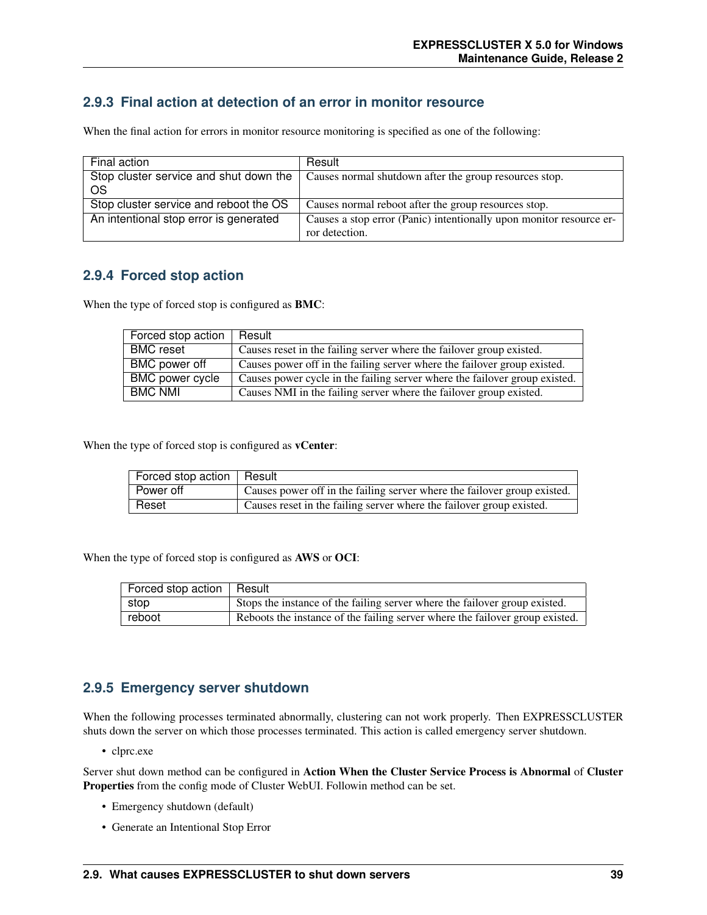### 2.9.3 Final action at detection of an error in monitor resource

When the final action for errors in monitor resource monitoring is specified as one of the following:

| Final action | Result |
| --- | --- |
| Stop cluster service and shut down the OS | Causes normal shutdown after the group resources stop. |
| Stop cluster service and reboot the OS | Causes normal reboot after the group resources stop. |
| An intentional stop error is generated | Causes a stop error (Panic) intentionally upon monitor resource error detection. |

### 2.9.4 Forced stop action

When the type of forced stop is configured as **BMC**:

| Forced stop action | Result |
| --- | --- |
| BMC reset | Causes reset in the failing server where the failover group existed. |
| BMC power off | Causes power off in the failing server where the failover group existed. |
| BMC power cycle | Causes power cycle in the failing server where the failover group existed. |
| BMC NMI | Causes NMI in the failing server where the failover group existed. |

When the type of forced stop is configured as **vCenter**:

| Forced stop action | Result |
| --- | --- |
| Power off | Causes power off in the failing server where the failover group existed. |
| Reset | Causes reset in the failing server where the failover group existed. |

When the type of forced stop is configured as **AWS** or **OCI**:

| Forced stop action | Result |
| --- | --- |
| stop | Stops the instance of the failing server where the failover group existed. |
| reboot | Reboots the instance of the failing server where the failover group existed. |

### 2.9.5 Emergency server shutdown

When the following processes terminated abnormally, clustering can not work properly. Then EXPRESSCLUSTER shuts down the server on which those processes terminated. This action is called emergency server shutdown.

- clprc.exe

Server shut down method can be configured in **Action When the Cluster Service Process is Abnormal** of **Cluster Properties** from the config mode of Cluster WebUI. Followin method can be set.

- Emergency shutdown (default)
- Generate an Intentional Stop Error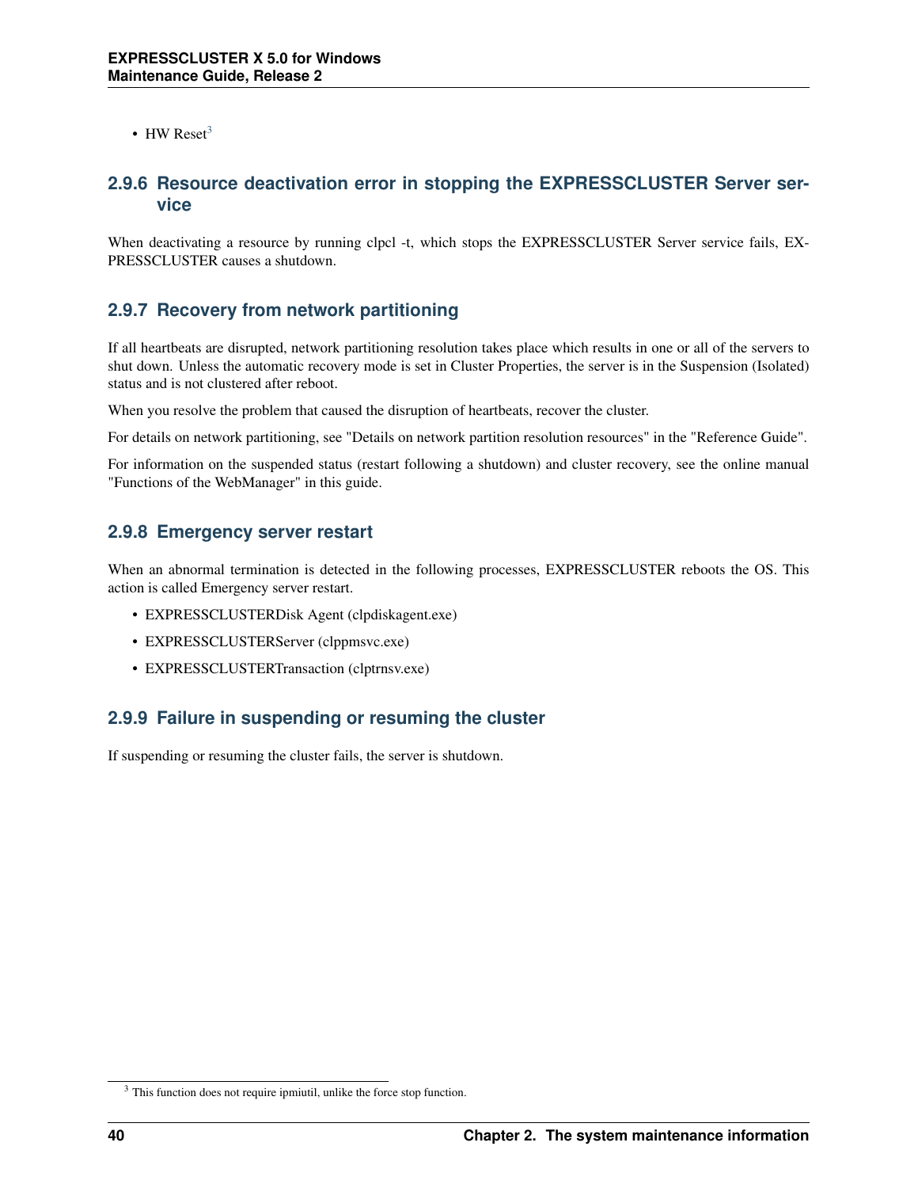- HW Reset[3]

### 2.9.6 Resource deactivation error in stopping the EXPRESSCLUSTER Server service

When deactivating a resource by running clpcl -t, which stops the EXPRESSCLUSTER Server service fails, EXPRESSCLUSTER causes a shutdown.

### 2.9.7 Recovery from network partitioning

If all heartbeats are disrupted, network partitioning resolution takes place which results in one or all of the servers to shut down. Unless the automatic recovery mode is set in Cluster Properties, the server is in the Suspension (Isolated) status and is not clustered after reboot.

When you resolve the problem that caused the disruption of heartbeats, recover the cluster.

For details on network partitioning, see "Details on network partition resolution resources" in the "Reference Guide".

For information on the suspended status (restart following a shutdown) and cluster recovery, see the online manual "Functions of the WebManager" in this guide.

### 2.9.8 Emergency server restart

When an abnormal termination is detected in the following processes, EXPRESSCLUSTER reboots the OS. This action is called Emergency server restart.

- EXPRESSCLUSTERDisk Agent (clpdiskagent.exe)
- EXPRESSCLUSTERServer (clppmsvc.exe)
- EXPRESSCLUSTERTransaction (clptrnsv.exe)

### 2.9.9 Failure in suspending or resuming the cluster

If suspending or resuming the cluster fails, the server is shutdown.

[3] This function does not require ipmiutil, unlike the force stop function.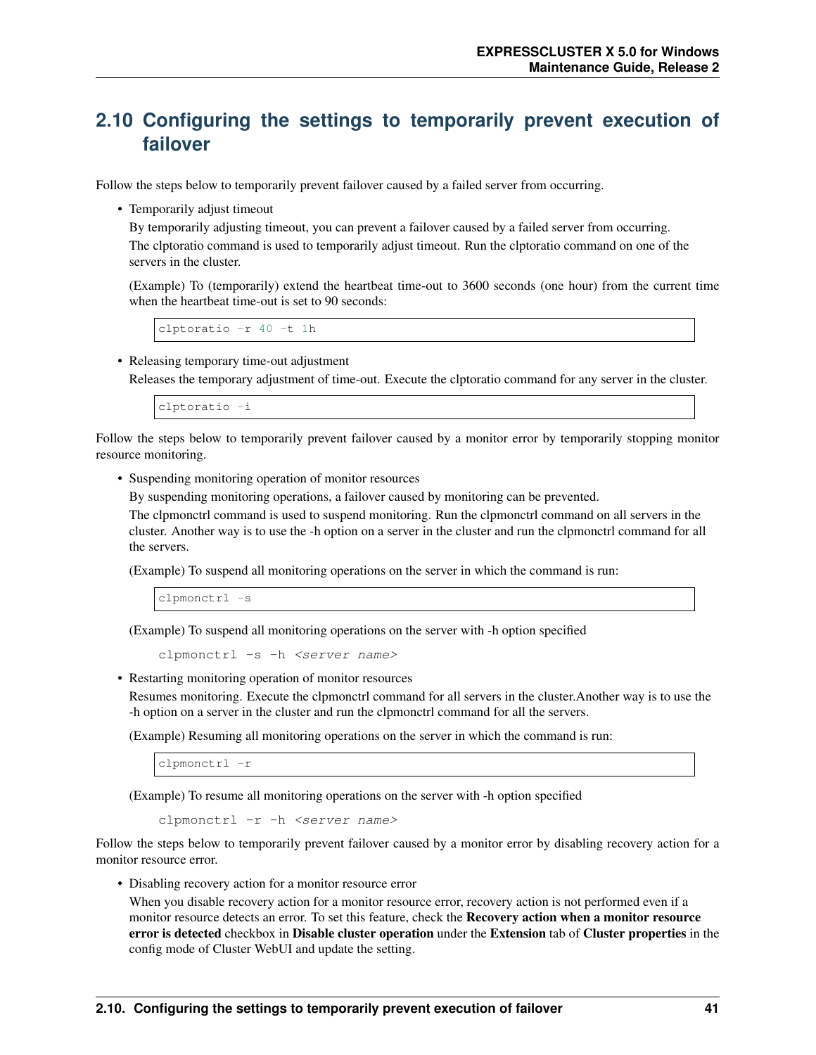## 2.10 Configuring the settings to temporarily prevent execution of failover

Follow the steps below to temporarily prevent failover caused by a failed server from occurring.

- Temporarily adjust timeout

  By temporarily adjusting timeout, you can prevent a failover caused by a failed server from occurring.

  The clptoratio command is used to temporarily adjust timeout. Run the clptoratio command on one of the servers in the cluster.

  (Example) To (temporarily) extend the heartbeat time-out to 3600 seconds (one hour) from the current time when the heartbeat time-out is set to 90 seconds:

  ```
  clptoratio -r 40 -t 1h
  ```

- Releasing temporary time-out adjustment

  Releases the temporary adjustment of time-out. Execute the clptoratio command for any server in the cluster.

  ```
  clptoratio -i
  ```

Follow the steps below to temporarily prevent failover caused by a monitor error by temporarily stopping monitor resource monitoring.

- Suspending monitoring operation of monitor resources

  By suspending monitoring operations, a failover caused by monitoring can be prevented.

  The clpmonctrl command is used to suspend monitoring. Run the clpmonctrl command on all servers in the cluster. Another way is to use the -h option on a server in the cluster and run the clpmonctrl command for all the servers.

  (Example) To suspend all monitoring operations on the server in which the command is run:

  ```
  clpmonctrl -s
  ```

  (Example) To suspend all monitoring operations on the server with -h option specified

  ```
  clpmonctrl -s -h <server name>
  ```

- Restarting monitoring operation of monitor resources

  Resumes monitoring. Execute the clpmonctrl command for all servers in the cluster.Another way is to use the -h option on a server in the cluster and run the clpmonctrl command for all the servers.

  (Example) Resuming all monitoring operations on the server in which the command is run:

  ```
  clpmonctrl -r
  ```

  (Example) To resume all monitoring operations on the server with -h option specified

  ```
  clpmonctrl -r -h <server name>
  ```

Follow the steps below to temporarily prevent failover caused by a monitor error by disabling recovery action for a monitor resource error.

- Disabling recovery action for a monitor resource error

  When you disable recovery action for a monitor resource error, recovery action is not performed even if a monitor resource detects an error. To set this feature, check the **Recovery action when a monitor resource error is detected** checkbox in **Disable cluster operation** under the **Extension** tab of **Cluster properties** in the config mode of Cluster WebUI and update the setting.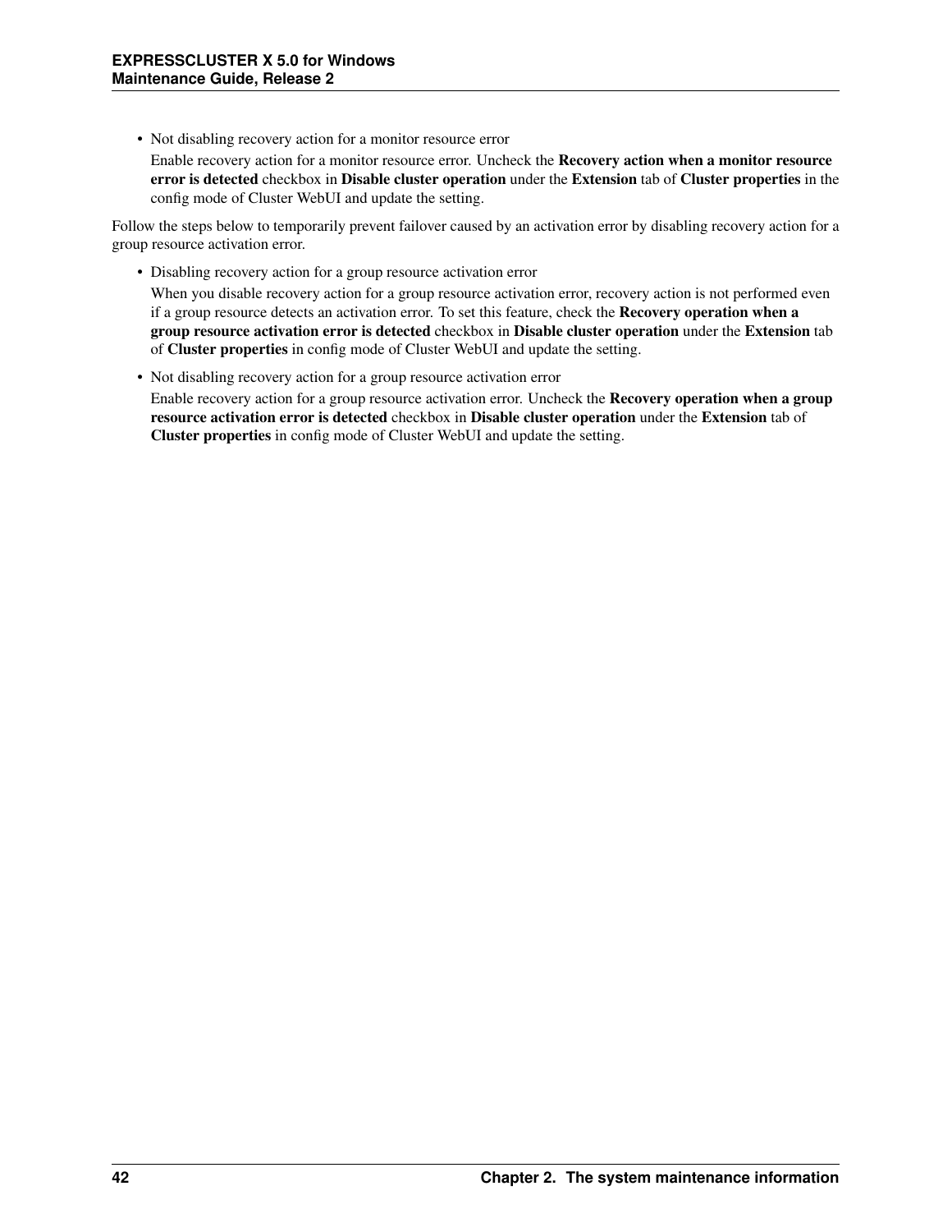- Not disabling recovery action for a monitor resource error

  Enable recovery action for a monitor resource error. Uncheck the **Recovery action when a monitor resource error is detected** checkbox in **Disable cluster operation** under the **Extension** tab of **Cluster properties** in the config mode of Cluster WebUI and update the setting.

Follow the steps below to temporarily prevent failover caused by an activation error by disabling recovery action for a group resource activation error.

- Disabling recovery action for a group resource activation error

  When you disable recovery action for a group resource activation error, recovery action is not performed even if a group resource detects an activation error. To set this feature, check the **Recovery operation when a group resource activation error is detected** checkbox in **Disable cluster operation** under the **Extension** tab of **Cluster properties** in config mode of Cluster WebUI and update the setting.

- Not disabling recovery action for a group resource activation error

  Enable recovery action for a group resource activation error. Uncheck the **Recovery operation when a group resource activation error is detected** checkbox in **Disable cluster operation** under the **Extension** tab of **Cluster properties** in config mode of Cluster WebUI and update the setting.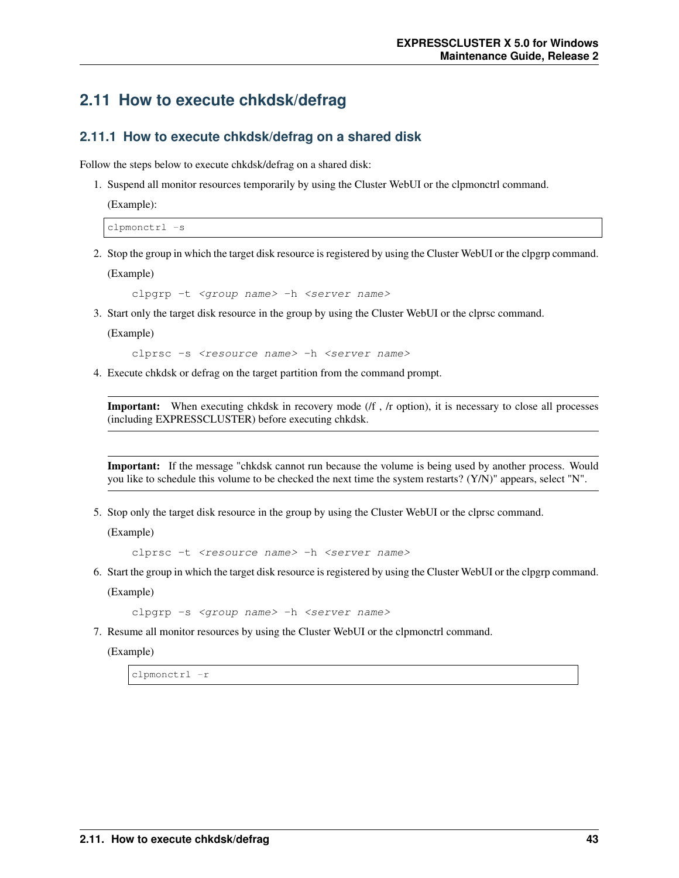## 2.11 How to execute chkdsk/defrag

### 2.11.1 How to execute chkdsk/defrag on a shared disk

Follow the steps below to execute chkdsk/defrag on a shared disk:

1. Suspend all monitor resources temporarily by using the Cluster WebUI or the clpmonctrl command.

   (Example):

   ```
   clpmonctrl -s
   ```

2. Stop the group in which the target disk resource is registered by using the Cluster WebUI or the clpgrp command.

   (Example)

   ```
   clpgrp -t <group name> -h <server name>
   ```

3. Start only the target disk resource in the group by using the Cluster WebUI or the clprsc command.

   (Example)

   ```
   clprsc -s <resource name> -h <server name>
   ```

4. Execute chkdsk or defrag on the target partition from the command prompt.

   **Important:** When executing chkdsk in recovery mode (/f , /r option), it is necessary to close all processes (including EXPRESSCLUSTER) before executing chkdsk.

   **Important:** If the message "chkdsk cannot run because the volume is being used by another process. Would you like to schedule this volume to be checked the next time the system restarts? (Y/N)" appears, select "N".

5. Stop only the target disk resource in the group by using the Cluster WebUI or the clprsc command.

   (Example)

   ```
   clprsc -t <resource name> -h <server name>
   ```

6. Start the group in which the target disk resource is registered by using the Cluster WebUI or the clpgrp command.

   (Example)

   ```
   clpgrp -s <group name> -h <server name>
   ```

7. Resume all monitor resources by using the Cluster WebUI or the clpmonctrl command.

   (Example)

   ```
   clpmonctrl -r
   ```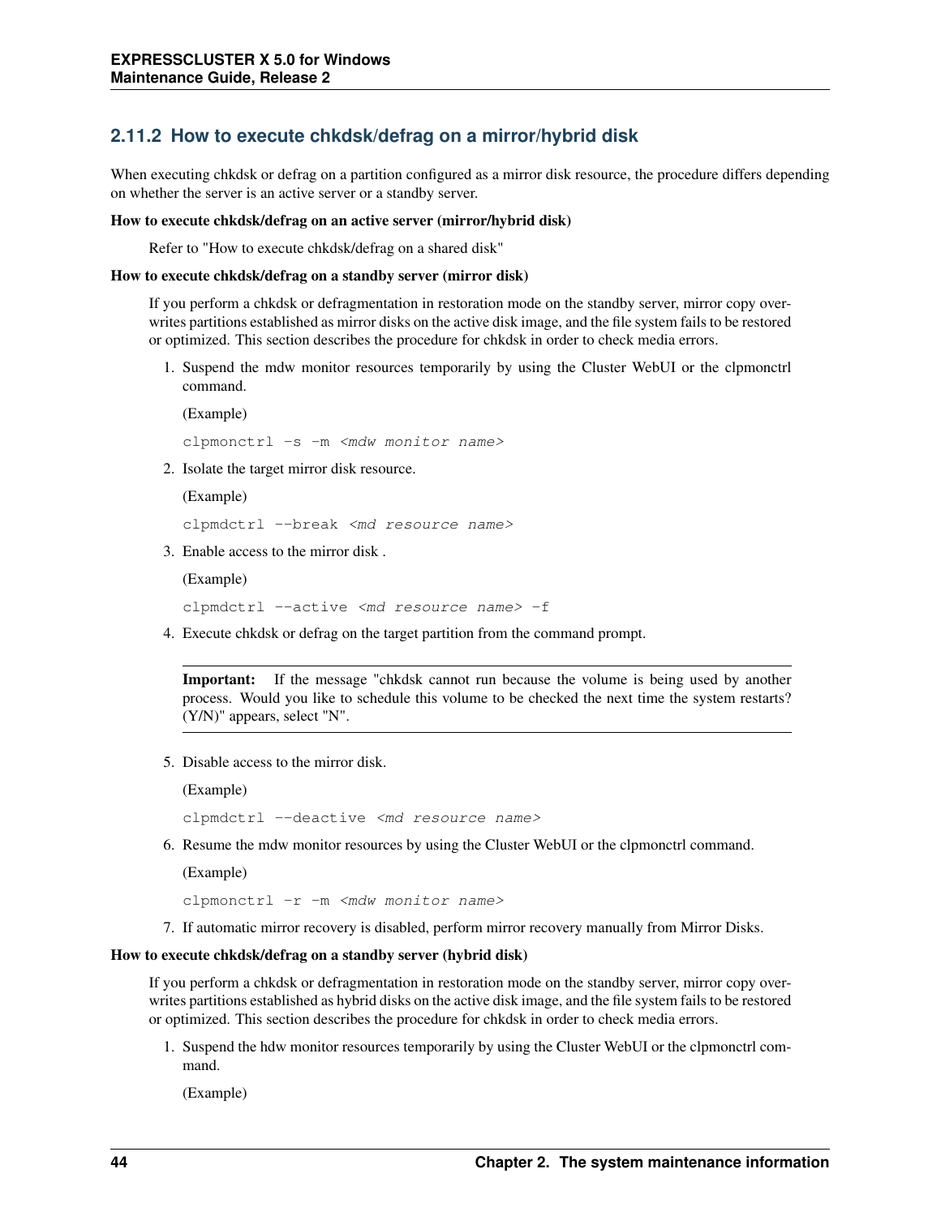### 2.11.2 How to execute chkdsk/defrag on a mirror/hybrid disk

When executing chkdsk or defrag on a partition configured as a mirror disk resource, the procedure differs depending on whether the server is an active server or a standby server.

**How to execute chkdsk/defrag on an active server (mirror/hybrid disk)**

Refer to "How to execute chkdsk/defrag on a shared disk"

**How to execute chkdsk/defrag on a standby server (mirror disk)**

If you perform a chkdsk or defragmentation in restoration mode on the standby server, mirror copy overwrites partitions established as mirror disks on the active disk image, and the file system fails to be restored or optimized. This section describes the procedure for chkdsk in order to check media errors.

1. Suspend the mdw monitor resources temporarily by using the Cluster WebUI or the clpmonctrl command.

   (Example)

   ```
   clpmonctrl -s -m <mdw monitor name>
   ```

2. Isolate the target mirror disk resource.

   (Example)

   ```
   clpmdctrl --break <md resource name>
   ```

3. Enable access to the mirror disk .

   (Example)

   ```
   clpmdctrl --active <md resource name> -f
   ```

4. Execute chkdsk or defrag on the target partition from the command prompt.

   **Important:** If the message "chkdsk cannot run because the volume is being used by another process. Would you like to schedule this volume to be checked the next time the system restarts? (Y/N)" appears, select "N".

5. Disable access to the mirror disk.

   (Example)

   ```
   clpmdctrl --deactive <md resource name>
   ```

6. Resume the mdw monitor resources by using the Cluster WebUI or the clpmonctrl command.

   (Example)

   ```
   clpmonctrl -r -m <mdw monitor name>
   ```

7. If automatic mirror recovery is disabled, perform mirror recovery manually from Mirror Disks.

**How to execute chkdsk/defrag on a standby server (hybrid disk)**

If you perform a chkdsk or defragmentation in restoration mode on the standby server, mirror copy overwrites partitions established as hybrid disks on the active disk image, and the file system fails to be restored or optimized. This section describes the procedure for chkdsk in order to check media errors.

1. Suspend the hdw monitor resources temporarily by using the Cluster WebUI or the clpmonctrl command.

   (Example)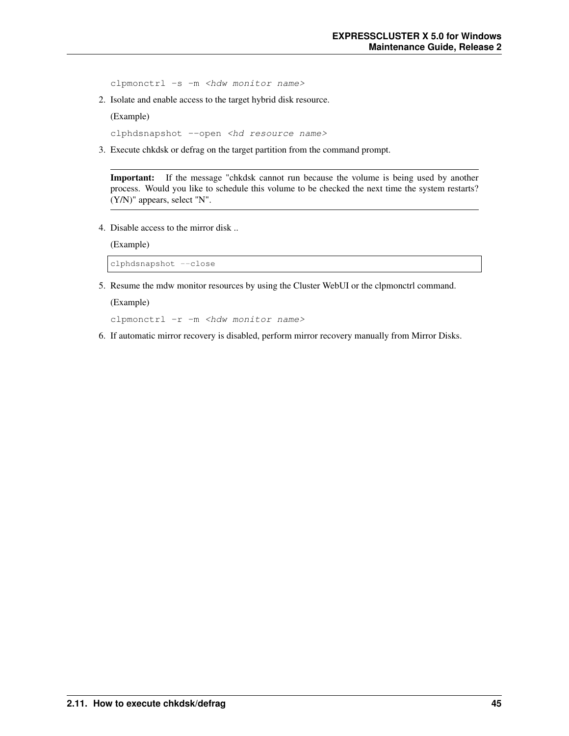```
clpmonctrl -s -m <hdw monitor name>
```

2. Isolate and enable access to the target hybrid disk resource.

   (Example)

   ```
   clphdsnapshot --open <hd resource name>
   ```

3. Execute chkdsk or defrag on the target partition from the command prompt.

   **Important:** If the message "chkdsk cannot run because the volume is being used by another process. Would you like to schedule this volume to be checked the next time the system restarts? (Y/N)" appears, select "N".

4. Disable access to the mirror disk ..

   (Example)

   ```
   clphdsnapshot --close
   ```

5. Resume the mdw monitor resources by using the Cluster WebUI or the clpmonctrl command.

   (Example)

   ```
   clpmonctrl -r -m <hdw monitor name>
   ```

6. If automatic mirror recovery is disabled, perform mirror recovery manually from Mirror Disks.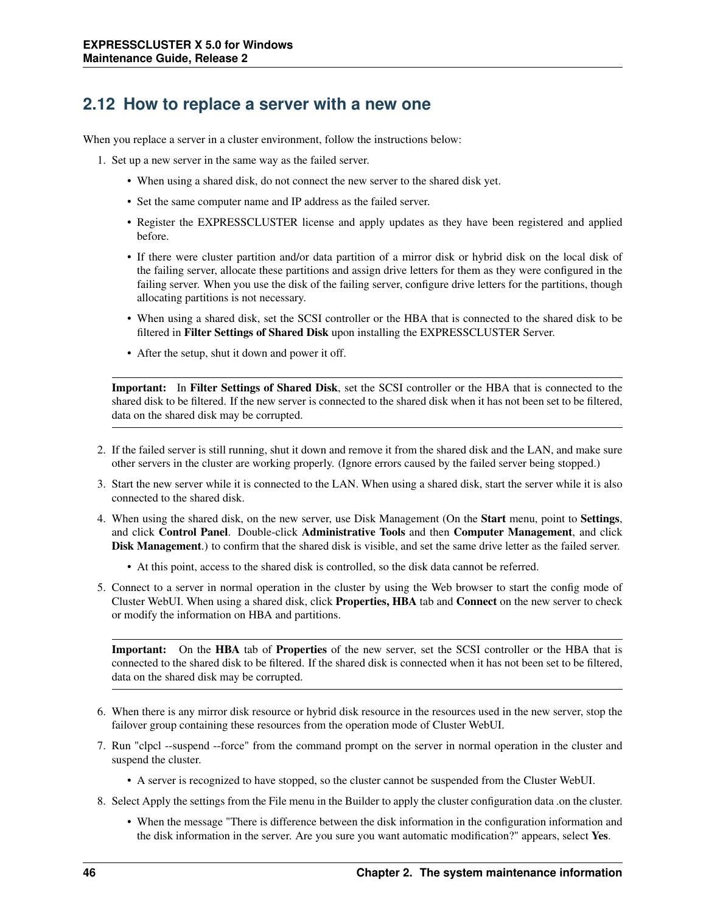## 2.12 How to replace a server with a new one

When you replace a server in a cluster environment, follow the instructions below:

1. Set up a new server in the same way as the failed server.
   - When using a shared disk, do not connect the new server to the shared disk yet.
   - Set the same computer name and IP address as the failed server.
   - Register the EXPRESSCLUSTER license and apply updates as they have been registered and applied before.
   - If there were cluster partition and/or data partition of a mirror disk or hybrid disk on the local disk of the failing server, allocate these partitions and assign drive letters for them as they were configured in the failing server. When you use the disk of the failing server, configure drive letters for the partitions, though allocating partitions is not necessary.
   - When using a shared disk, set the SCSI controller or the HBA that is connected to the shared disk to be filtered in **Filter Settings of Shared Disk** upon installing the EXPRESSCLUSTER Server.
   - After the setup, shut it down and power it off.

   **Important:** In **Filter Settings of Shared Disk**, set the SCSI controller or the HBA that is connected to the shared disk to be filtered. If the new server is connected to the shared disk when it has not been set to be filtered, data on the shared disk may be corrupted.

2. If the failed server is still running, shut it down and remove it from the shared disk and the LAN, and make sure other servers in the cluster are working properly. (Ignore errors caused by the failed server being stopped.)
3. Start the new server while it is connected to the LAN. When using a shared disk, start the server while it is also connected to the shared disk.
4. When using the shared disk, on the new server, use Disk Management (On the **Start** menu, point to **Settings**, and click **Control Panel**. Double-click **Administrative Tools** and then **Computer Management**, and click **Disk Management**.) to confirm that the shared disk is visible, and set the same drive letter as the failed server.
   - At this point, access to the shared disk is controlled, so the disk data cannot be referred.
5. Connect to a server in normal operation in the cluster by using the Web browser to start the config mode of Cluster WebUI. When using a shared disk, click **Properties, HBA** tab and **Connect** on the new server to check or modify the information on HBA and partitions.

   **Important:** On the **HBA** tab of **Properties** of the new server, set the SCSI controller or the HBA that is connected to the shared disk to be filtered. If the shared disk is connected when it has not been set to be filtered, data on the shared disk may be corrupted.

6. When there is any mirror disk resource or hybrid disk resource in the resources used in the new server, stop the failover group containing these resources from the operation mode of Cluster WebUI.
7. Run "clpcl --suspend --force" from the command prompt on the server in normal operation in the cluster and suspend the cluster.
   - A server is recognized to have stopped, so the cluster cannot be suspended from the Cluster WebUI.
8. Select Apply the settings from the File menu in the Builder to apply the cluster configuration data .on the cluster.
   - When the message "There is difference between the disk information in the configuration information and the disk information in the server. Are you sure you want automatic modification?" appears, select **Yes**.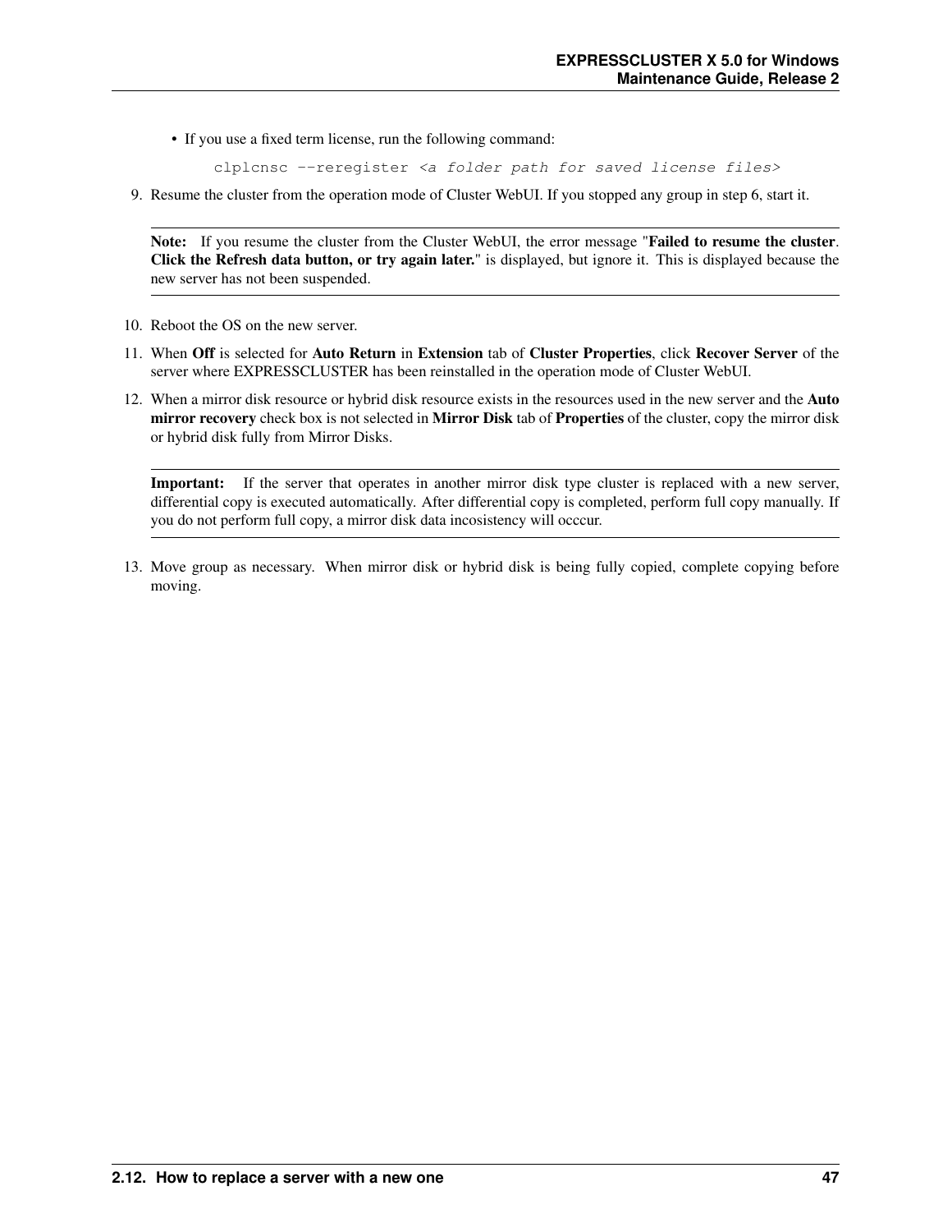- If you use a fixed term license, run the following command:

```
clplcnsc --reregister <a folder path for saved license files>
```

9. Resume the cluster from the operation mode of Cluster WebUI. If you stopped any group in step 6, start it.

**Note:** If you resume the cluster from the Cluster WebUI, the error message "**Failed to resume the cluster**. **Click the Refresh data button, or try again later.**" is displayed, but ignore it. This is displayed because the new server has not been suspended.

10. Reboot the OS on the new server.

11. When **Off** is selected for **Auto Return** in **Extension** tab of **Cluster Properties**, click **Recover Server** of the server where EXPRESSCLUSTER has been reinstalled in the operation mode of Cluster WebUI.

12. When a mirror disk resource or hybrid disk resource exists in the resources used in the new server and the **Auto mirror recovery** check box is not selected in **Mirror Disk** tab of **Properties** of the cluster, copy the mirror disk or hybrid disk fully from Mirror Disks.

**Important:** If the server that operates in another mirror disk type cluster is replaced with a new server, differential copy is executed automatically. After differential copy is completed, perform full copy manually. If you do not perform full copy, a mirror disk data incosistency will occcur.

13. Move group as necessary. When mirror disk or hybrid disk is being fully copied, complete copying before moving.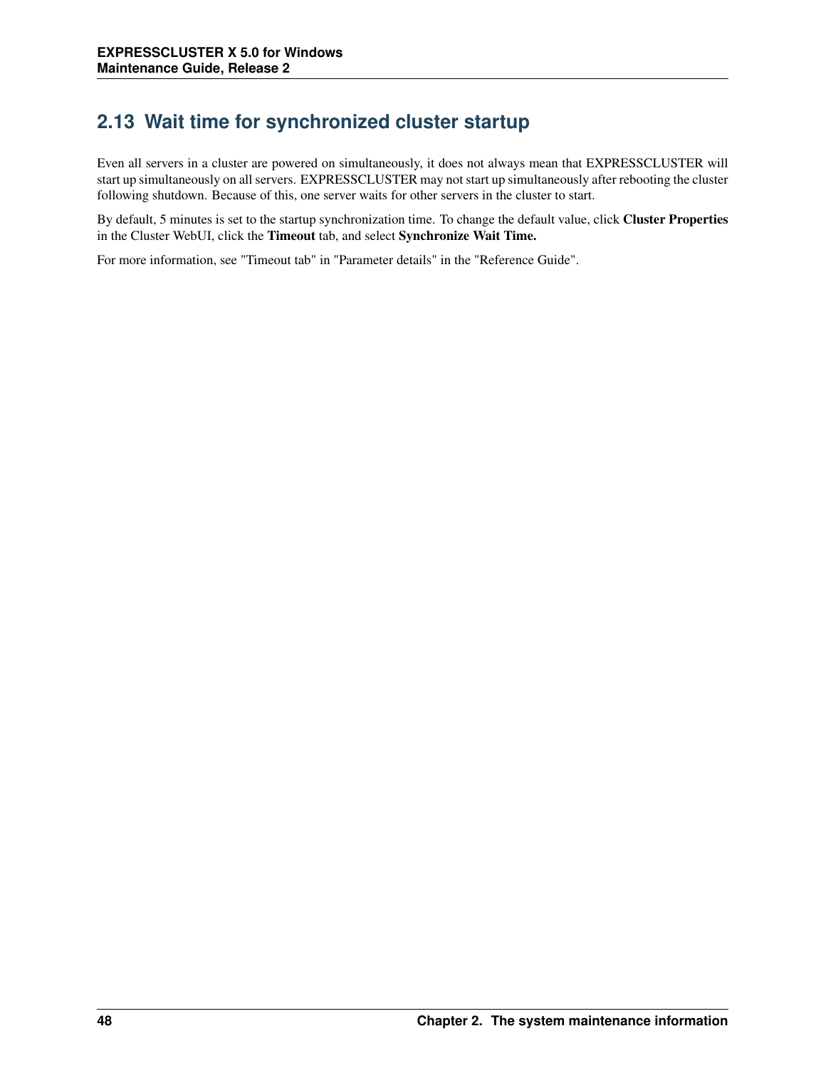## 2.13 Wait time for synchronized cluster startup

Even all servers in a cluster are powered on simultaneously, it does not always mean that EXPRESSCLUSTER will start up simultaneously on all servers. EXPRESSCLUSTER may not start up simultaneously after rebooting the cluster following shutdown. Because of this, one server waits for other servers in the cluster to start.

By default, 5 minutes is set to the startup synchronization time. To change the default value, click **Cluster Properties** in the Cluster WebUI, click the **Timeout** tab, and select **Synchronize Wait Time.**

For more information, see "Timeout tab" in "Parameter details" in the "Reference Guide".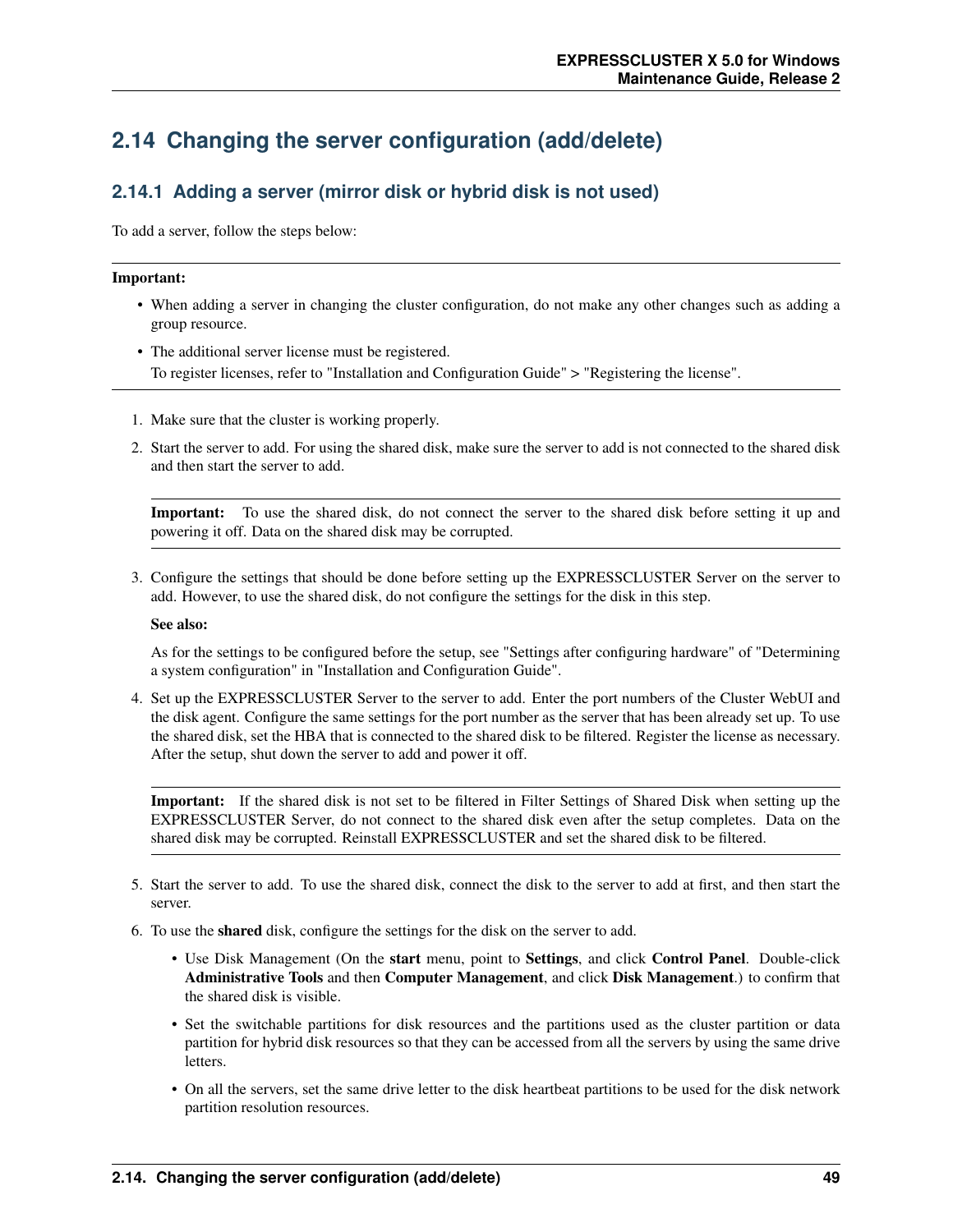## 2.14 Changing the server configuration (add/delete)

### 2.14.1 Adding a server (mirror disk or hybrid disk is not used)

To add a server, follow the steps below:

**Important:**

- When adding a server in changing the cluster configuration, do not make any other changes such as adding a group resource.
- The additional server license must be registered.
  To register licenses, refer to "Installation and Configuration Guide" > "Registering the license".

1. Make sure that the cluster is working properly.
2. Start the server to add. For using the shared disk, make sure the server to add is not connected to the shared disk and then start the server to add.

   **Important:** To use the shared disk, do not connect the server to the shared disk before setting it up and powering it off. Data on the shared disk may be corrupted.

3. Configure the settings that should be done before setting up the EXPRESSCLUSTER Server on the server to add. However, to use the shared disk, do not configure the settings for the disk in this step.

   **See also:**

   As for the settings to be configured before the setup, see "Settings after configuring hardware" of "Determining a system configuration" in "Installation and Configuration Guide".

4. Set up the EXPRESSCLUSTER Server to the server to add. Enter the port numbers of the Cluster WebUI and the disk agent. Configure the same settings for the port number as the server that has been already set up. To use the shared disk, set the HBA that is connected to the shared disk to be filtered. Register the license as necessary. After the setup, shut down the server to add and power it off.

   **Important:** If the shared disk is not set to be filtered in Filter Settings of Shared Disk when setting up the EXPRESSCLUSTER Server, do not connect to the shared disk even after the setup completes. Data on the shared disk may be corrupted. Reinstall EXPRESSCLUSTER and set the shared disk to be filtered.

5. Start the server to add. To use the shared disk, connect the disk to the server to add at first, and then start the server.
6. To use the **shared** disk, configure the settings for the disk on the server to add.
   - Use Disk Management (On the **start** menu, point to **Settings**, and click **Control Panel**. Double-click **Administrative Tools** and then **Computer Management**, and click **Disk Management**.) to confirm that the shared disk is visible.
   - Set the switchable partitions for disk resources and the partitions used as the cluster partition or data partition for hybrid disk resources so that they can be accessed from all the servers by using the same drive letters.
   - On all the servers, set the same drive letter to the disk heartbeat partitions to be used for the disk network partition resolution resources.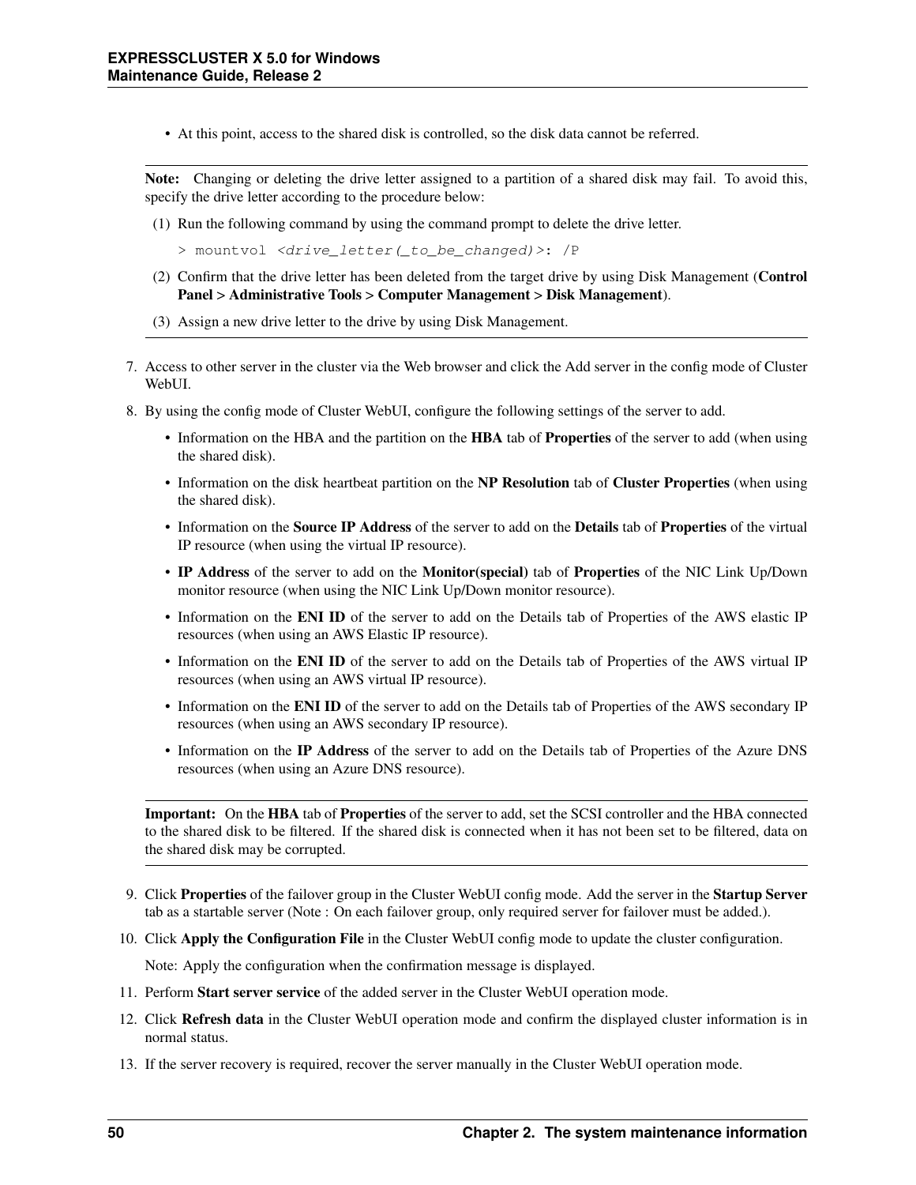- At this point, access to the shared disk is controlled, so the disk data cannot be referred.

---

**Note:** Changing or deleting the drive letter assigned to a partition of a shared disk may fail. To avoid this, specify the drive letter according to the procedure below:

(1) Run the following command by using the command prompt to delete the drive letter.

```
> mountvol <drive_letter(_to_be_changed)>: /P
```

(2) Confirm that the drive letter has been deleted from the target drive by using Disk Management (**Control Panel > Administrative Tools > Computer Management > Disk Management**).

(3) Assign a new drive letter to the drive by using Disk Management.

---

7. Access to other server in the cluster via the Web browser and click the Add server in the config mode of Cluster WebUI.

8. By using the config mode of Cluster WebUI, configure the following settings of the server to add.

   - Information on the HBA and the partition on the **HBA** tab of **Properties** of the server to add (when using the shared disk).
   - Information on the disk heartbeat partition on the **NP Resolution** tab of **Cluster Properties** (when using the shared disk).
   - Information on the **Source IP Address** of the server to add on the **Details** tab of **Properties** of the virtual IP resource (when using the virtual IP resource).
   - **IP Address** of the server to add on the **Monitor(special)** tab of **Properties** of the NIC Link Up/Down monitor resource (when using the NIC Link Up/Down monitor resource).
   - Information on the **ENI ID** of the server to add on the Details tab of Properties of the AWS elastic IP resources (when using an AWS Elastic IP resource).
   - Information on the **ENI ID** of the server to add on the Details tab of Properties of the AWS virtual IP resources (when using an AWS virtual IP resource).
   - Information on the **ENI ID** of the server to add on the Details tab of Properties of the AWS secondary IP resources (when using an AWS secondary IP resource).
   - Information on the **IP Address** of the server to add on the Details tab of Properties of the Azure DNS resources (when using an Azure DNS resource).

---

**Important:** On the **HBA** tab of **Properties** of the server to add, set the SCSI controller and the HBA connected to the shared disk to be filtered. If the shared disk is connected when it has not been set to be filtered, data on the shared disk may be corrupted.

---

9. Click **Properties** of the failover group in the Cluster WebUI config mode. Add the server in the **Startup Server** tab as a startable server (Note : On each failover group, only required server for failover must be added.).

10. Click **Apply the Configuration File** in the Cluster WebUI config mode to update the cluster configuration.

    Note: Apply the configuration when the confirmation message is displayed.

11. Perform **Start server service** of the added server in the Cluster WebUI operation mode.

12. Click **Refresh data** in the Cluster WebUI operation mode and confirm the displayed cluster information is in normal status.

13. If the server recovery is required, recover the server manually in the Cluster WebUI operation mode.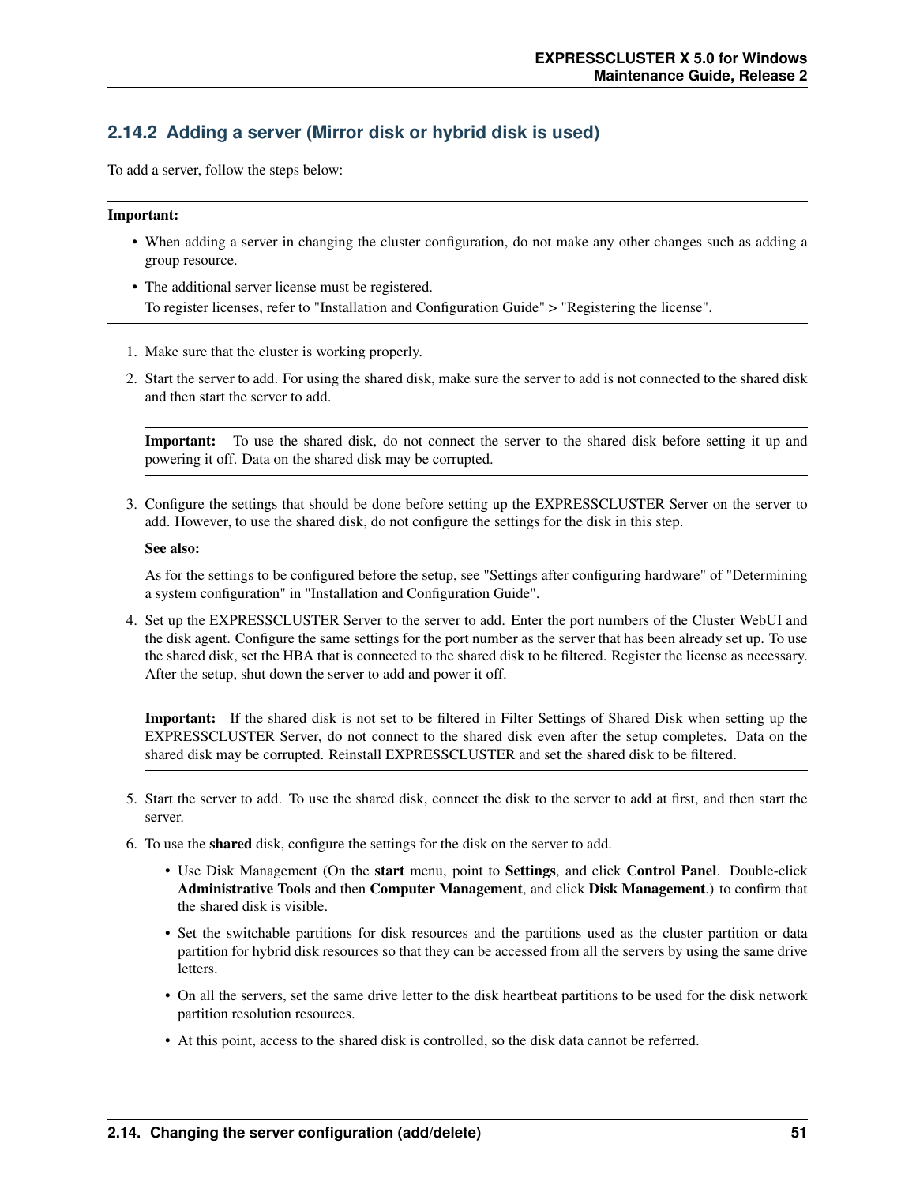### 2.14.2 Adding a server (Mirror disk or hybrid disk is used)

To add a server, follow the steps below:

**Important:**

- When adding a server in changing the cluster configuration, do not make any other changes such as adding a group resource.
- The additional server license must be registered.
  To register licenses, refer to "Installation and Configuration Guide" > "Registering the license".

1. Make sure that the cluster is working properly.
2. Start the server to add. For using the shared disk, make sure the server to add is not connected to the shared disk and then start the server to add.

   **Important:** To use the shared disk, do not connect the server to the shared disk before setting it up and powering it off. Data on the shared disk may be corrupted.

3. Configure the settings that should be done before setting up the EXPRESSCLUSTER Server on the server to add. However, to use the shared disk, do not configure the settings for the disk in this step.

   **See also:**

   As for the settings to be configured before the setup, see "Settings after configuring hardware" of "Determining a system configuration" in "Installation and Configuration Guide".

4. Set up the EXPRESSCLUSTER Server to the server to add. Enter the port numbers of the Cluster WebUI and the disk agent. Configure the same settings for the port number as the server that has been already set up. To use the shared disk, set the HBA that is connected to the shared disk to be filtered. Register the license as necessary. After the setup, shut down the server to add and power it off.

   **Important:** If the shared disk is not set to be filtered in Filter Settings of Shared Disk when setting up the EXPRESSCLUSTER Server, do not connect to the shared disk even after the setup completes. Data on the shared disk may be corrupted. Reinstall EXPRESSCLUSTER and set the shared disk to be filtered.

5. Start the server to add. To use the shared disk, connect the disk to the server to add at first, and then start the server.
6. To use the **shared** disk, configure the settings for the disk on the server to add.
   - Use Disk Management (On the **start** menu, point to **Settings**, and click **Control Panel**. Double-click **Administrative Tools** and then **Computer Management**, and click **Disk Management**.) to confirm that the shared disk is visible.
   - Set the switchable partitions for disk resources and the partitions used as the cluster partition or data partition for hybrid disk resources so that they can be accessed from all the servers by using the same drive letters.
   - On all the servers, set the same drive letter to the disk heartbeat partitions to be used for the disk network partition resolution resources.
   - At this point, access to the shared disk is controlled, so the disk data cannot be referred.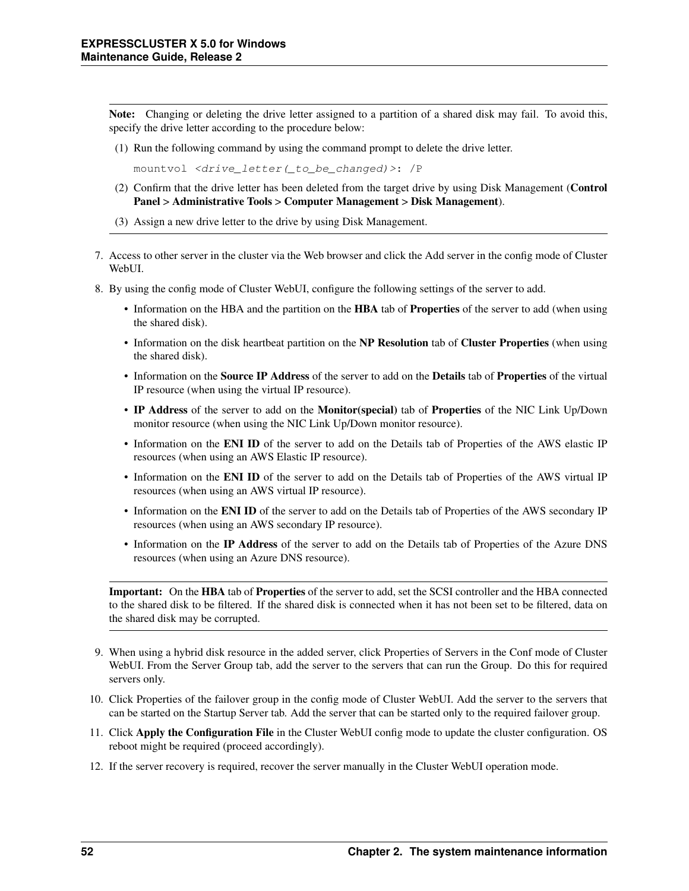**Note:** Changing or deleting the drive letter assigned to a partition of a shared disk may fail. To avoid this, specify the drive letter according to the procedure below:

(1) Run the following command by using the command prompt to delete the drive letter.

```
mountvol <drive_letter(_to_be_changed)>: /P
```

(2) Confirm that the drive letter has been deleted from the target drive by using Disk Management (**Control Panel > Administrative Tools > Computer Management > Disk Management**).

(3) Assign a new drive letter to the drive by using Disk Management.

7. Access to other server in the cluster via the Web browser and click the Add server in the config mode of Cluster WebUI.
8. By using the config mode of Cluster WebUI, configure the following settings of the server to add.
   - Information on the HBA and the partition on the **HBA** tab of **Properties** of the server to add (when using the shared disk).
   - Information on the disk heartbeat partition on the **NP Resolution** tab of **Cluster Properties** (when using the shared disk).
   - Information on the **Source IP Address** of the server to add on the **Details** tab of **Properties** of the virtual IP resource (when using the virtual IP resource).
   - **IP Address** of the server to add on the **Monitor(special)** tab of **Properties** of the NIC Link Up/Down monitor resource (when using the NIC Link Up/Down monitor resource).
   - Information on the **ENI ID** of the server to add on the Details tab of Properties of the AWS elastic IP resources (when using an AWS Elastic IP resource).
   - Information on the **ENI ID** of the server to add on the Details tab of Properties of the AWS virtual IP resources (when using an AWS virtual IP resource).
   - Information on the **ENI ID** of the server to add on the Details tab of Properties of the AWS secondary IP resources (when using an AWS secondary IP resource).
   - Information on the **IP Address** of the server to add on the Details tab of Properties of the Azure DNS resources (when using an Azure DNS resource).

**Important:** On the **HBA** tab of **Properties** of the server to add, set the SCSI controller and the HBA connected to the shared disk to be filtered. If the shared disk is connected when it has not been set to be filtered, data on the shared disk may be corrupted.

9. When using a hybrid disk resource in the added server, click Properties of Servers in the Conf mode of Cluster WebUI. From the Server Group tab, add the server to the servers that can run the Group. Do this for required servers only.
10. Click Properties of the failover group in the config mode of Cluster WebUI. Add the server to the servers that can be started on the Startup Server tab. Add the server that can be started only to the required failover group.
11. Click **Apply the Configuration File** in the Cluster WebUI config mode to update the cluster configuration. OS reboot might be required (proceed accordingly).
12. If the server recovery is required, recover the server manually in the Cluster WebUI operation mode.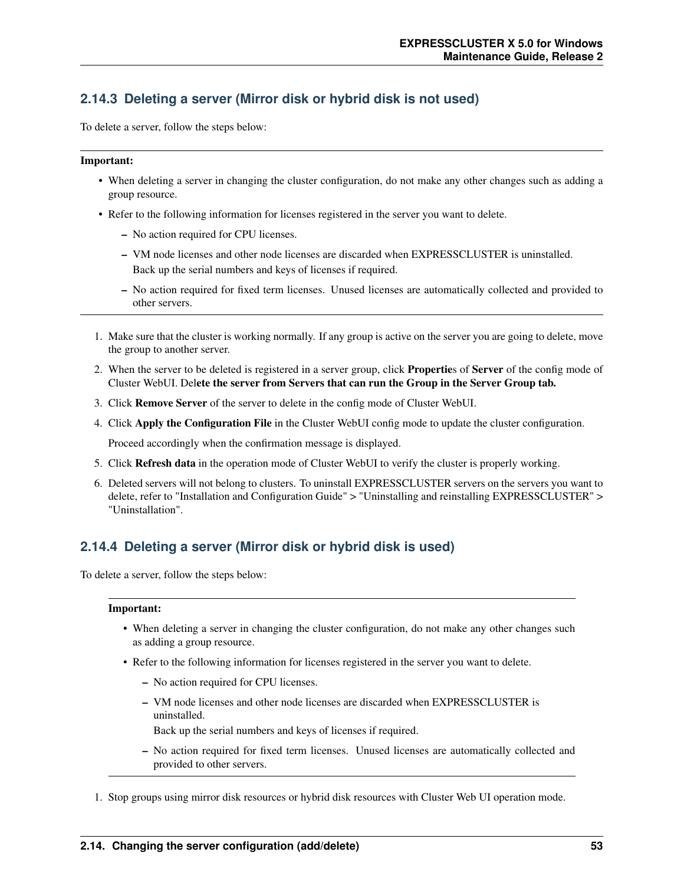### 2.14.3 Deleting a server (Mirror disk or hybrid disk is not used)

To delete a server, follow the steps below:

---

**Important:**

- When deleting a server in changing the cluster configuration, do not make any other changes such as adding a group resource.
- Refer to the following information for licenses registered in the server you want to delete.
  - No action required for CPU licenses.
  - VM node licenses and other node licenses are discarded when EXPRESSCLUSTER is uninstalled.
    Back up the serial numbers and keys of licenses if required.
  - No action required for fixed term licenses. Unused licenses are automatically collected and provided to other servers.

---

1. Make sure that the cluster is working normally. If any group is active on the server you are going to delete, move the group to another server.
2. When the server to be deleted is registered in a server group, click **Propertie**s of **Server** of the config mode of Cluster WebUI. Del**ete the server from Servers that can run the Group in the Server Group tab.**
3. Click **Remove Server** of the server to delete in the config mode of Cluster WebUI.
4. Click **Apply the Configuration File** in the Cluster WebUI config mode to update the cluster configuration.

   Proceed accordingly when the confirmation message is displayed.
5. Click **Refresh data** in the operation mode of Cluster WebUI to verify the cluster is properly working.
6. Deleted servers will not belong to clusters. To uninstall EXPRESSCLUSTER servers on the servers you want to delete, refer to "Installation and Configuration Guide" > "Uninstalling and reinstalling EXPRESSCLUSTER" > "Uninstallation".

### 2.14.4 Deleting a server (Mirror disk or hybrid disk is used)

To delete a server, follow the steps below:

---

**Important:**

- When deleting a server in changing the cluster configuration, do not make any other changes such as adding a group resource.
- Refer to the following information for licenses registered in the server you want to delete.
  - No action required for CPU licenses.
  - VM node licenses and other node licenses are discarded when EXPRESSCLUSTER is uninstalled.
    Back up the serial numbers and keys of licenses if required.
  - No action required for fixed term licenses. Unused licenses are automatically collected and provided to other servers.

---

1. Stop groups using mirror disk resources or hybrid disk resources with Cluster Web UI operation mode.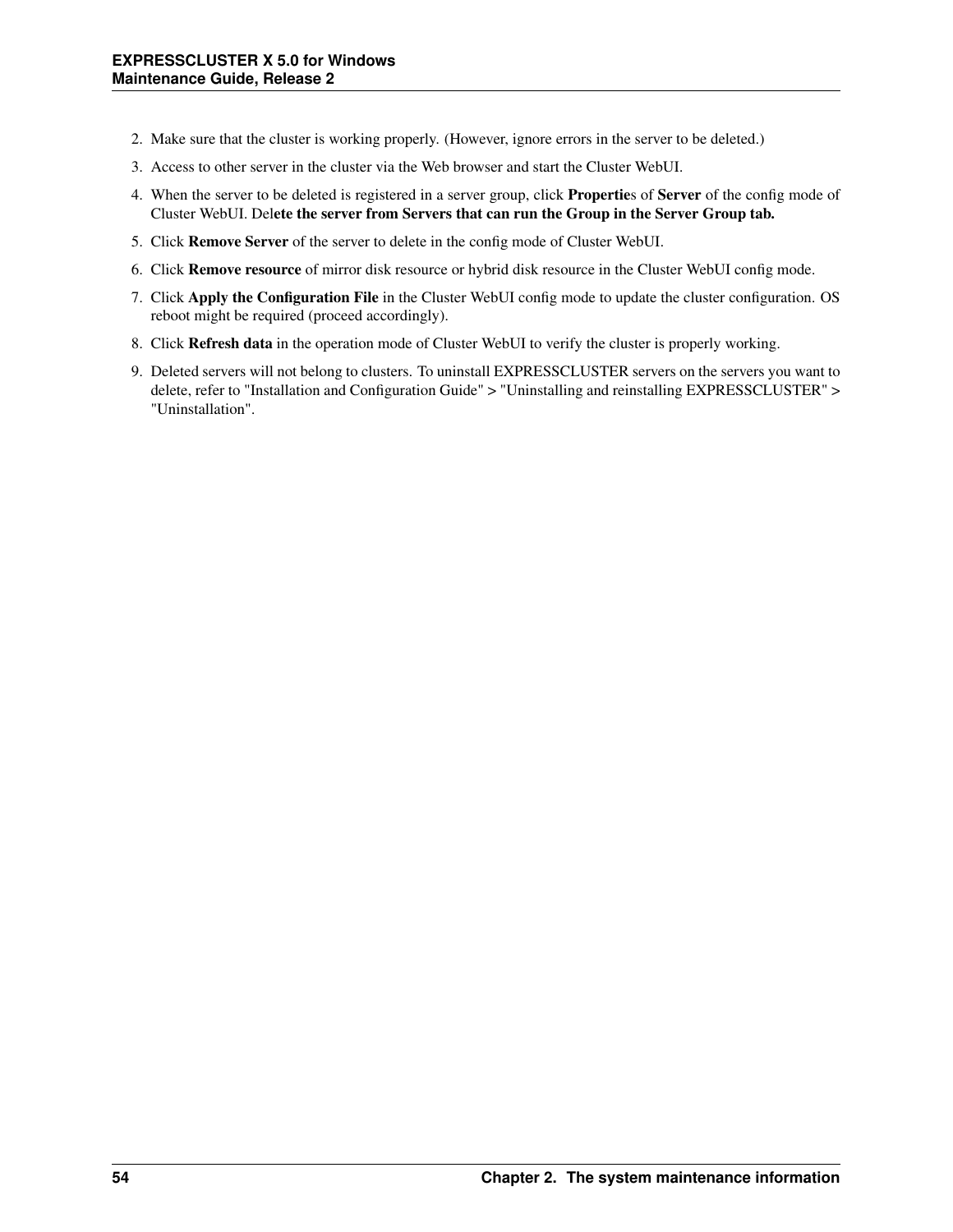2. Make sure that the cluster is working properly. (However, ignore errors in the server to be deleted.)
3. Access to other server in the cluster via the Web browser and start the Cluster WebUI.
4. When the server to be deleted is registered in a server group, click **Propertie**s of **Server** of the config mode of Cluster WebUI. Del**ete the server from Servers that can run the Group in the Server Group tab.**
5. Click **Remove Server** of the server to delete in the config mode of Cluster WebUI.
6. Click **Remove resource** of mirror disk resource or hybrid disk resource in the Cluster WebUI config mode.
7. Click **Apply the Configuration File** in the Cluster WebUI config mode to update the cluster configuration. OS reboot might be required (proceed accordingly).
8. Click **Refresh data** in the operation mode of Cluster WebUI to verify the cluster is properly working.
9. Deleted servers will not belong to clusters. To uninstall EXPRESSCLUSTER servers on the servers you want to delete, refer to "Installation and Configuration Guide" > "Uninstalling and reinstalling EXPRESSCLUSTER" > "Uninstallation".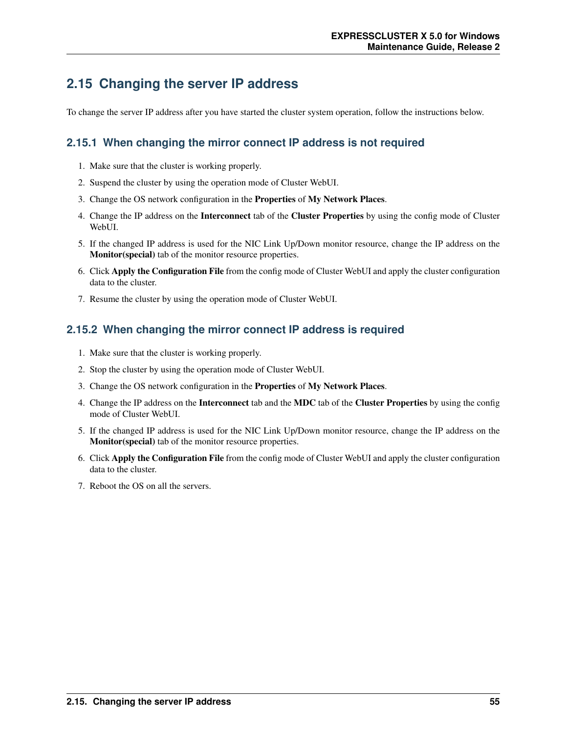## 2.15 Changing the server IP address

To change the server IP address after you have started the cluster system operation, follow the instructions below.

### 2.15.1 When changing the mirror connect IP address is not required

1. Make sure that the cluster is working properly.
2. Suspend the cluster by using the operation mode of Cluster WebUI.
3. Change the OS network configuration in the **Properties** of **My Network Places**.
4. Change the IP address on the **Interconnect** tab of the **Cluster Properties** by using the config mode of Cluster WebUI.
5. If the changed IP address is used for the NIC Link Up/Down monitor resource, change the IP address on the **Monitor(special)** tab of the monitor resource properties.
6. Click **Apply the Configuration File** from the config mode of Cluster WebUI and apply the cluster configuration data to the cluster.
7. Resume the cluster by using the operation mode of Cluster WebUI.

### 2.15.2 When changing the mirror connect IP address is required

1. Make sure that the cluster is working properly.
2. Stop the cluster by using the operation mode of Cluster WebUI.
3. Change the OS network configuration in the **Properties** of **My Network Places**.
4. Change the IP address on the **Interconnect** tab and the **MDC** tab of the **Cluster Properties** by using the config mode of Cluster WebUI.
5. If the changed IP address is used for the NIC Link Up/Down monitor resource, change the IP address on the **Monitor(special)** tab of the monitor resource properties.
6. Click **Apply the Configuration File** from the config mode of Cluster WebUI and apply the cluster configuration data to the cluster.
7. Reboot the OS on all the servers.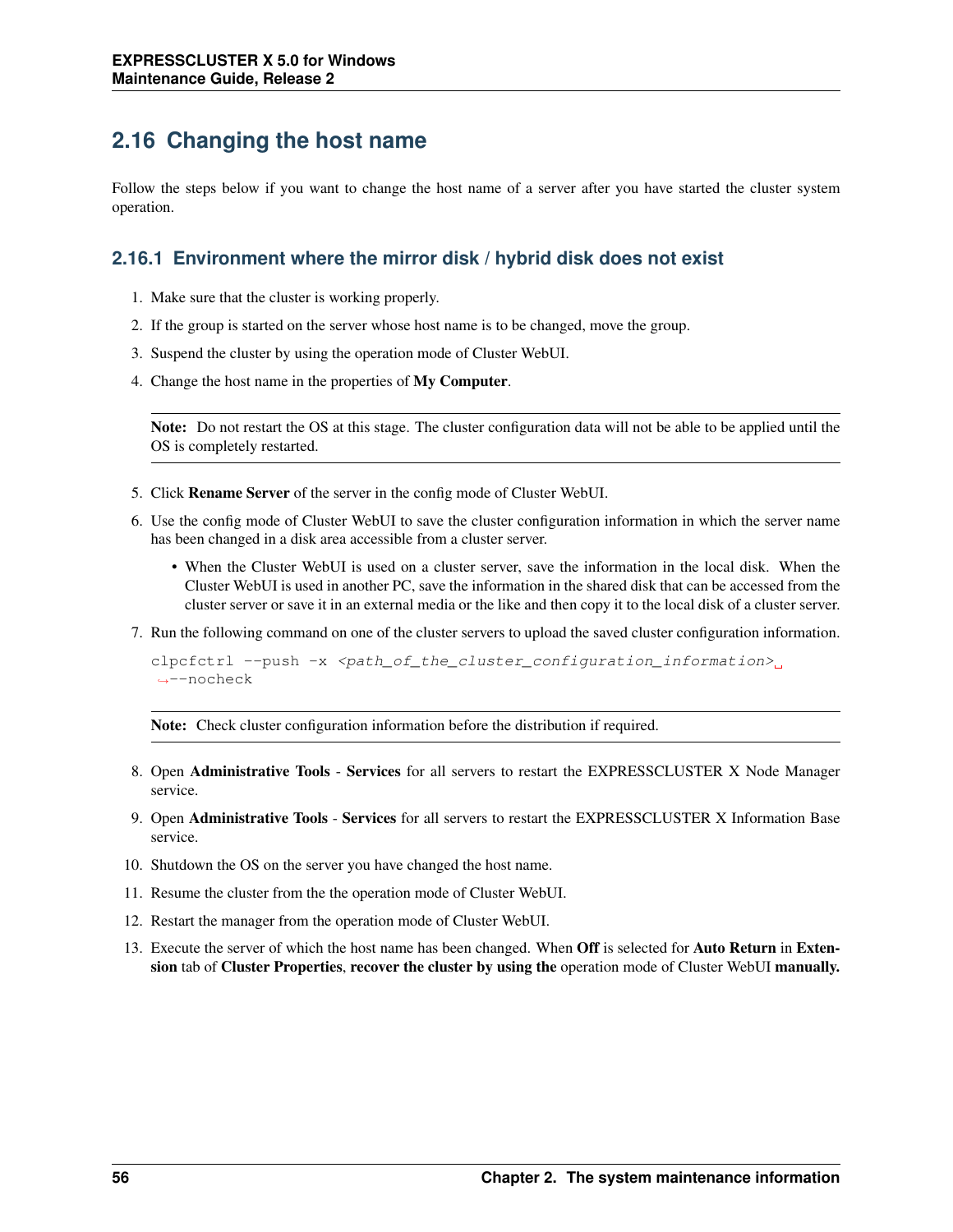## 2.16 Changing the host name

Follow the steps below if you want to change the host name of a server after you have started the cluster system operation.

### 2.16.1 Environment where the mirror disk / hybrid disk does not exist

1. Make sure that the cluster is working properly.
2. If the group is started on the server whose host name is to be changed, move the group.
3. Suspend the cluster by using the operation mode of Cluster WebUI.
4. Change the host name in the properties of **My Computer**.

   **Note:** Do not restart the OS at this stage. The cluster configuration data will not be able to be applied until the OS is completely restarted.

5. Click **Rename Server** of the server in the config mode of Cluster WebUI.
6. Use the config mode of Cluster WebUI to save the cluster configuration information in which the server name has been changed in a disk area accessible from a cluster server.
   - When the Cluster WebUI is used on a cluster server, save the information in the local disk. When the Cluster WebUI is used in another PC, save the information in the shared disk that can be accessed from the cluster server or save it in an external media or the like and then copy it to the local disk of a cluster server.
7. Run the following command on one of the cluster servers to upload the saved cluster configuration information.

   ```
   clpcfctrl --push -x <path_of_the_cluster_configuration_information> --nocheck
   ```

   **Note:** Check cluster configuration information before the distribution if required.

8. Open **Administrative Tools** - **Services** for all servers to restart the EXPRESSCLUSTER X Node Manager service.
9. Open **Administrative Tools** - **Services** for all servers to restart the EXPRESSCLUSTER X Information Base service.
10. Shutdown the OS on the server you have changed the host name.
11. Resume the cluster from the the operation mode of Cluster WebUI.
12. Restart the manager from the operation mode of Cluster WebUI.
13. Execute the server of which the host name has been changed. When **Off** is selected for **Auto Return** in **Extension** tab of **Cluster Properties**, **recover the cluster by using the** operation mode of Cluster WebUI **manually.**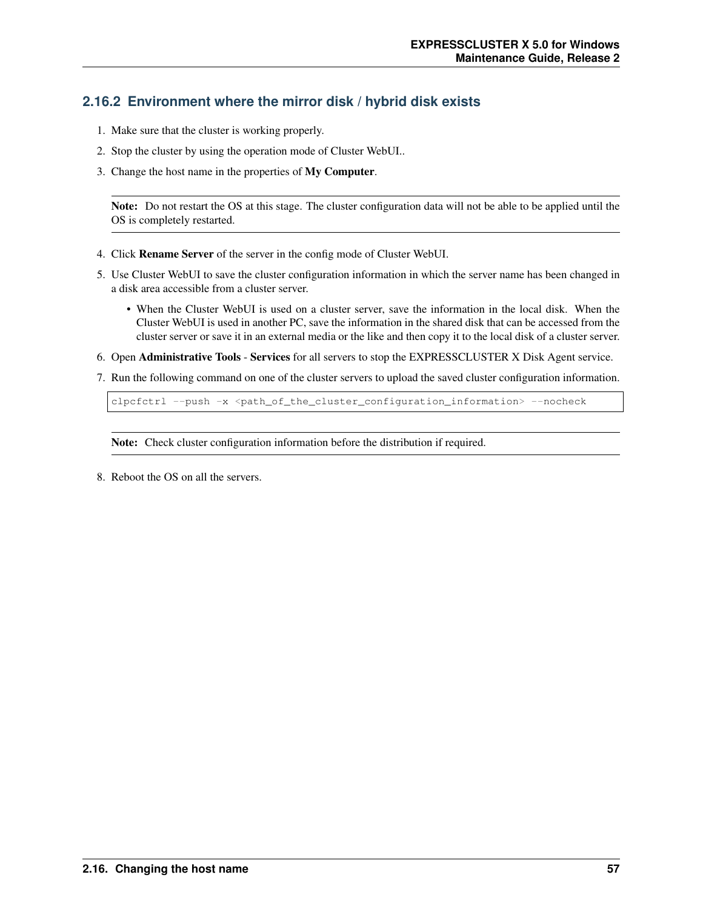### 2.16.2 Environment where the mirror disk / hybrid disk exists

1. Make sure that the cluster is working properly.
2. Stop the cluster by using the operation mode of Cluster WebUI..
3. Change the host name in the properties of **My Computer**.

   **Note:** Do not restart the OS at this stage. The cluster configuration data will not be able to be applied until the OS is completely restarted.

4. Click **Rename Server** of the server in the config mode of Cluster WebUI.
5. Use Cluster WebUI to save the cluster configuration information in which the server name has been changed in a disk area accessible from a cluster server.
   - When the Cluster WebUI is used on a cluster server, save the information in the local disk. When the Cluster WebUI is used in another PC, save the information in the shared disk that can be accessed from the cluster server or save it in an external media or the like and then copy it to the local disk of a cluster server.
6. Open **Administrative Tools** - **Services** for all servers to stop the EXPRESSCLUSTER X Disk Agent service.
7. Run the following command on one of the cluster servers to upload the saved cluster configuration information.

   ```
   clpcfctrl --push -x <path_of_the_cluster_configuration_information> --nocheck
   ```

   **Note:** Check cluster configuration information before the distribution if required.

8. Reboot the OS on all the servers.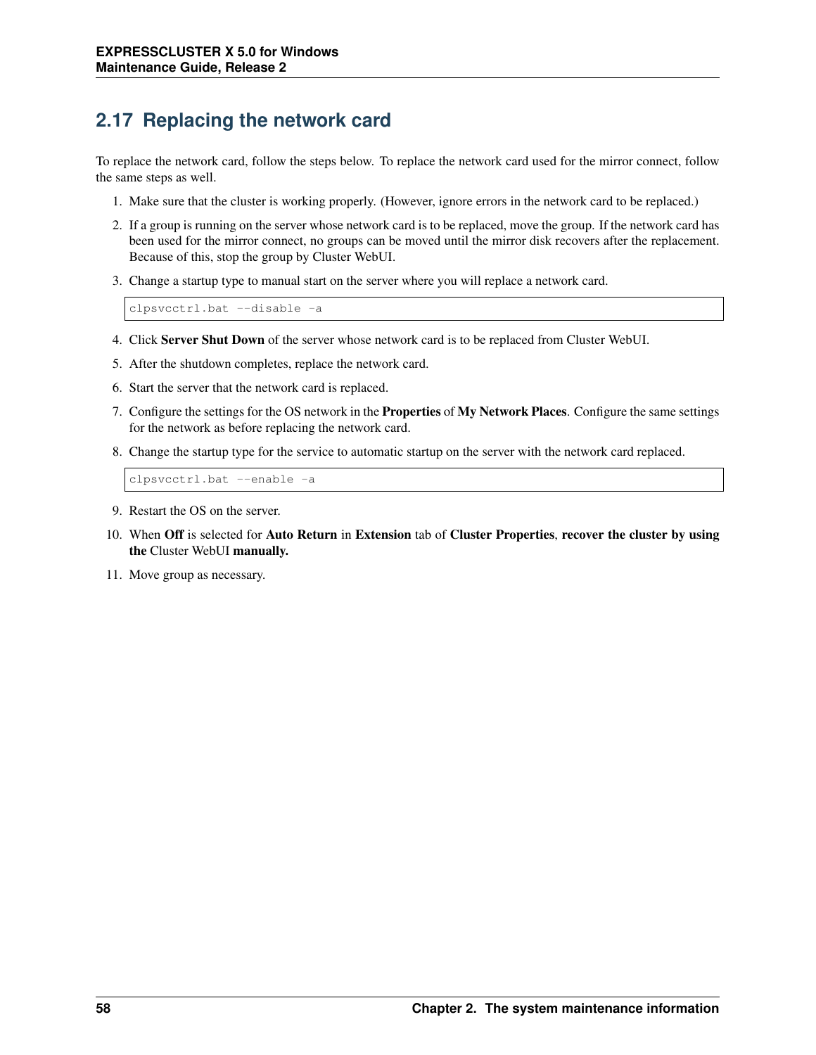## 2.17 Replacing the network card

To replace the network card, follow the steps below. To replace the network card used for the mirror connect, follow the same steps as well.

1. Make sure that the cluster is working properly. (However, ignore errors in the network card to be replaced.)
2. If a group is running on the server whose network card is to be replaced, move the group. If the network card has been used for the mirror connect, no groups can be moved until the mirror disk recovers after the replacement. Because of this, stop the group by Cluster WebUI.
3. Change a startup type to manual start on the server where you will replace a network card.

```
clpsvcctrl.bat --disable -a
```

4. Click **Server Shut Down** of the server whose network card is to be replaced from Cluster WebUI.
5. After the shutdown completes, replace the network card.
6. Start the server that the network card is replaced.
7. Configure the settings for the OS network in the **Properties** of **My Network Places**. Configure the same settings for the network as before replacing the network card.
8. Change the startup type for the service to automatic startup on the server with the network card replaced.

```
clpsvcctrl.bat --enable -a
```

9. Restart the OS on the server.
10. When **Off** is selected for **Auto Return** in **Extension** tab of **Cluster Properties**, **recover the cluster by using the** Cluster WebUI **manually.**
11. Move group as necessary.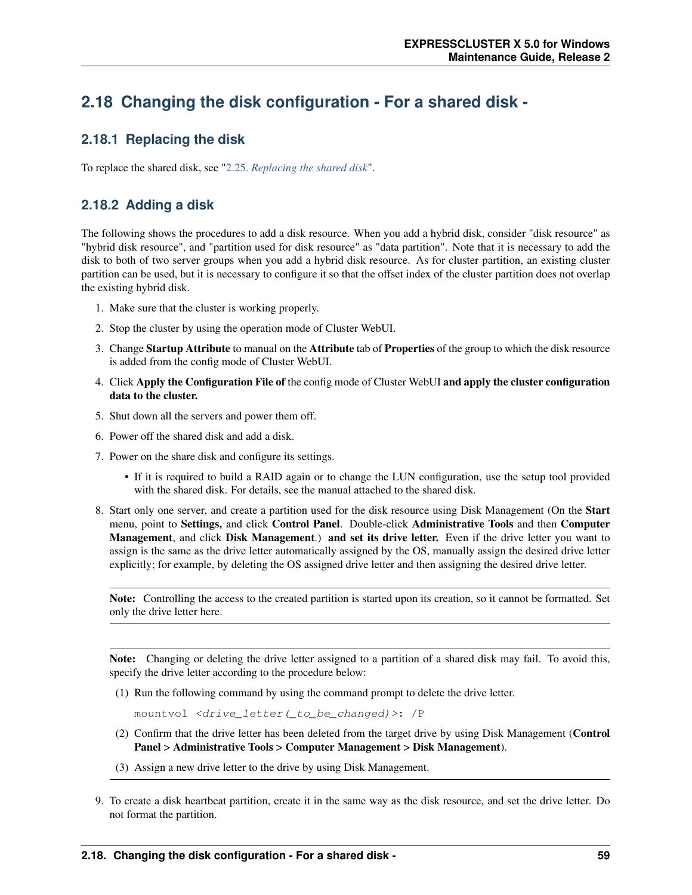## 2.18 Changing the disk configuration - For a shared disk -

### 2.18.1 Replacing the disk

To replace the shared disk, see "2.25. *Replacing the shared disk*".

### 2.18.2 Adding a disk

The following shows the procedures to add a disk resource. When you add a hybrid disk, consider "disk resource" as "hybrid disk resource", and "partition used for disk resource" as "data partition". Note that it is necessary to add the disk to both of two server groups when you add a hybrid disk resource. As for cluster partition, an existing cluster partition can be used, but it is necessary to configure it so that the offset index of the cluster partition does not overlap the existing hybrid disk.

1. Make sure that the cluster is working properly.
2. Stop the cluster by using the operation mode of Cluster WebUI.
3. Change **Startup Attribute** to manual on the **Attribute** tab of **Properties** of the group to which the disk resource is added from the config mode of Cluster WebUI.
4. Click **Apply the Configuration File of** the config mode of Cluster WebUI **and apply the cluster configuration data to the cluster.**
5. Shut down all the servers and power them off.
6. Power off the shared disk and add a disk.
7. Power on the share disk and configure its settings.
   - If it is required to build a RAID again or to change the LUN configuration, use the setup tool provided with the shared disk. For details, see the manual attached to the shared disk.
8. Start only one server, and create a partition used for the disk resource using Disk Management (On the **Start** menu, point to **Settings,** and click **Control Panel**. Double-click **Administrative Tools** and then **Computer Management**, and click **Disk Management**.) **and set its drive letter.** Even if the drive letter you want to assign is the same as the drive letter automatically assigned by the OS, manually assign the desired drive letter explicitly; for example, by deleting the OS assigned drive letter and then assigning the desired drive letter.

   ---

   **Note:** Controlling the access to the created partition is started upon its creation, so it cannot be formatted. Set only the drive letter here.

   ---

   **Note:** Changing or deleting the drive letter assigned to a partition of a shared disk may fail. To avoid this, specify the drive letter according to the procedure below:

   (1) Run the following command by using the command prompt to delete the drive letter.

   ```
   mountvol <drive_letter(_to_be_changed)>: /P
   ```

   (2) Confirm that the drive letter has been deleted from the target drive by using Disk Management (**Control Panel > Administrative Tools > Computer Management > Disk Management**).

   (3) Assign a new drive letter to the drive by using Disk Management.

   ---

9. To create a disk heartbeat partition, create it in the same way as the disk resource, and set the drive letter. Do not format the partition.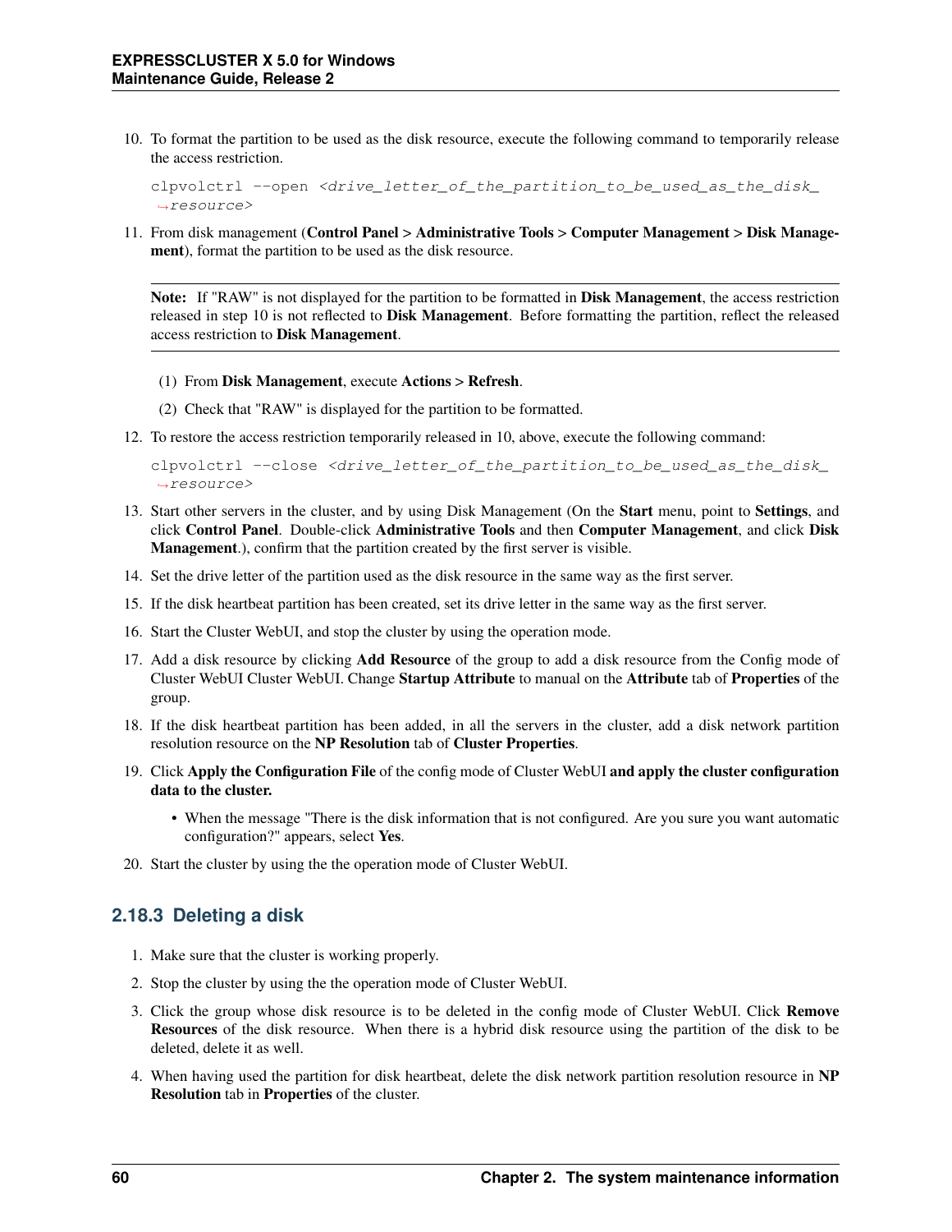10. To format the partition to be used as the disk resource, execute the following command to temporarily release the access restriction.

```
clpvolctrl --open <drive_letter_of_the_partition_to_be_used_as_the_disk_resource>
```

11. From disk management (**Control Panel > Administrative Tools > Computer Management > Disk Management**), format the partition to be used as the disk resource.

**Note:** If "RAW" is not displayed for the partition to be formatted in **Disk Management**, the access restriction released in step 10 is not reflected to **Disk Management**. Before formatting the partition, reflect the released access restriction to **Disk Management**.

   (1) From **Disk Management**, execute **Actions > Refresh**.

   (2) Check that "RAW" is displayed for the partition to be formatted.

12. To restore the access restriction temporarily released in 10, above, execute the following command:

```
clpvolctrl --close <drive_letter_of_the_partition_to_be_used_as_the_disk_resource>
```

13. Start other servers in the cluster, and by using Disk Management (On the **Start** menu, point to **Settings**, and click **Control Panel**. Double-click **Administrative Tools** and then **Computer Management**, and click **Disk Management**.), confirm that the partition created by the first server is visible.
14. Set the drive letter of the partition used as the disk resource in the same way as the first server.
15. If the disk heartbeat partition has been created, set its drive letter in the same way as the first server.
16. Start the Cluster WebUI, and stop the cluster by using the operation mode.
17. Add a disk resource by clicking **Add Resource** of the group to add a disk resource from the Config mode of Cluster WebUI Cluster WebUI. Change **Startup Attribute** to manual on the **Attribute** tab of **Properties** of the group.
18. If the disk heartbeat partition has been added, in all the servers in the cluster, add a disk network partition resolution resource on the **NP Resolution** tab of **Cluster Properties**.
19. Click **Apply the Configuration File** of the config mode of Cluster WebUI **and apply the cluster configuration data to the cluster.**
    - When the message "There is the disk information that is not configured. Are you sure you want automatic configuration?" appears, select **Yes**.
20. Start the cluster by using the the operation mode of Cluster WebUI.

### 2.18.3 Deleting a disk

1. Make sure that the cluster is working properly.
2. Stop the cluster by using the the operation mode of Cluster WebUI.
3. Click the group whose disk resource is to be deleted in the config mode of Cluster WebUI. Click **Remove Resources** of the disk resource. When there is a hybrid disk resource using the partition of the disk to be deleted, delete it as well.
4. When having used the partition for disk heartbeat, delete the disk network partition resolution resource in **NP Resolution** tab in **Properties** of the cluster.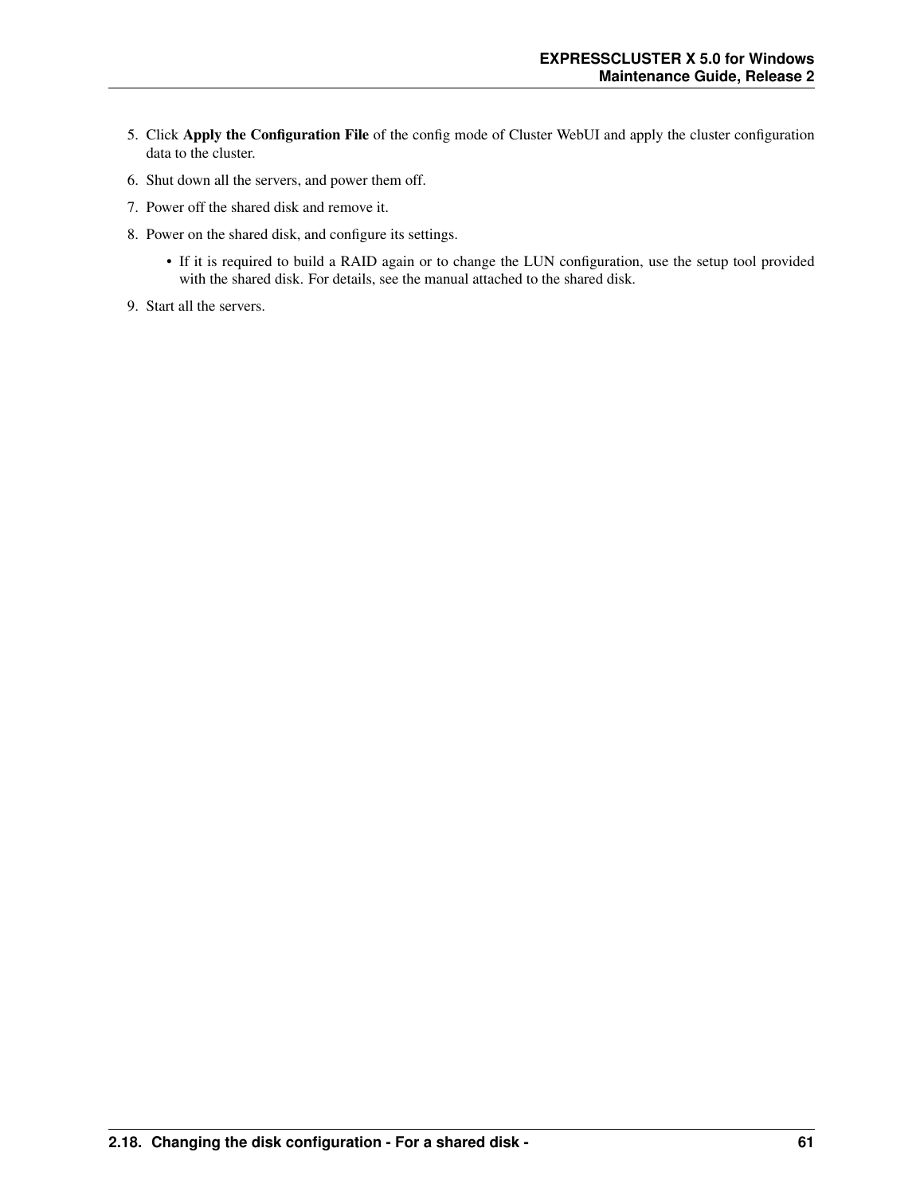5. Click **Apply the Configuration File** of the config mode of Cluster WebUI and apply the cluster configuration data to the cluster.
6. Shut down all the servers, and power them off.
7. Power off the shared disk and remove it.
8. Power on the shared disk, and configure its settings.
    - If it is required to build a RAID again or to change the LUN configuration, use the setup tool provided with the shared disk. For details, see the manual attached to the shared disk.
9. Start all the servers.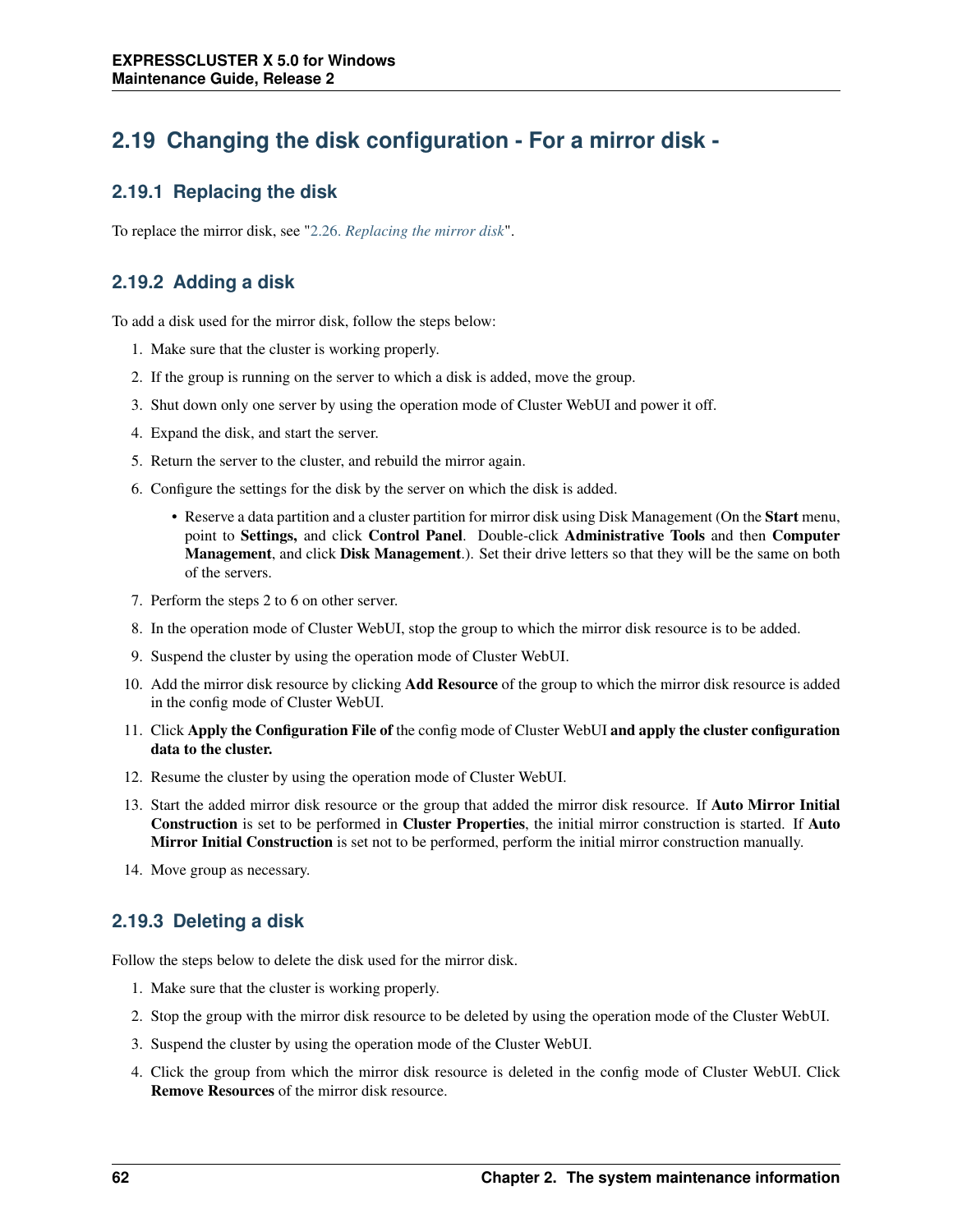## 2.19 Changing the disk configuration - For a mirror disk -

### 2.19.1 Replacing the disk

To replace the mirror disk, see "2.26. *Replacing the mirror disk*".

### 2.19.2 Adding a disk

To add a disk used for the mirror disk, follow the steps below:

1. Make sure that the cluster is working properly.
2. If the group is running on the server to which a disk is added, move the group.
3. Shut down only one server by using the operation mode of Cluster WebUI and power it off.
4. Expand the disk, and start the server.
5. Return the server to the cluster, and rebuild the mirror again.
6. Configure the settings for the disk by the server on which the disk is added.
   - Reserve a data partition and a cluster partition for mirror disk using Disk Management (On the **Start** menu, point to **Settings,** and click **Control Panel**. Double-click **Administrative Tools** and then **Computer Management**, and click **Disk Management**.). Set their drive letters so that they will be the same on both of the servers.
7. Perform the steps 2 to 6 on other server.
8. In the operation mode of Cluster WebUI, stop the group to which the mirror disk resource is to be added.
9. Suspend the cluster by using the operation mode of Cluster WebUI.
10. Add the mirror disk resource by clicking **Add Resource** of the group to which the mirror disk resource is added in the config mode of Cluster WebUI.
11. Click **Apply the Configuration File of** the config mode of Cluster WebUI **and apply the cluster configuration data to the cluster.**
12. Resume the cluster by using the operation mode of Cluster WebUI.
13. Start the added mirror disk resource or the group that added the mirror disk resource. If **Auto Mirror Initial Construction** is set to be performed in **Cluster Properties**, the initial mirror construction is started. If **Auto Mirror Initial Construction** is set not to be performed, perform the initial mirror construction manually.
14. Move group as necessary.

### 2.19.3 Deleting a disk

Follow the steps below to delete the disk used for the mirror disk.

1. Make sure that the cluster is working properly.
2. Stop the group with the mirror disk resource to be deleted by using the operation mode of the Cluster WebUI.
3. Suspend the cluster by using the operation mode of the Cluster WebUI.
4. Click the group from which the mirror disk resource is deleted in the config mode of Cluster WebUI. Click **Remove Resources** of the mirror disk resource.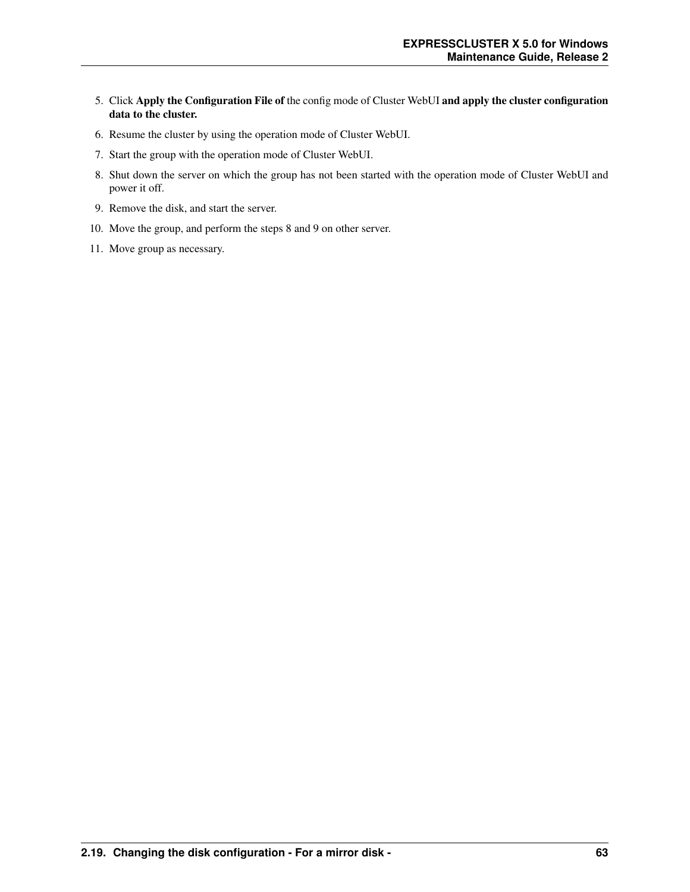5. Click **Apply the Configuration File of** the config mode of Cluster WebUI **and apply the cluster configuration data to the cluster.**
6. Resume the cluster by using the operation mode of Cluster WebUI.
7. Start the group with the operation mode of Cluster WebUI.
8. Shut down the server on which the group has not been started with the operation mode of Cluster WebUI and power it off.
9. Remove the disk, and start the server.
10. Move the group, and perform the steps 8 and 9 on other server.
11. Move group as necessary.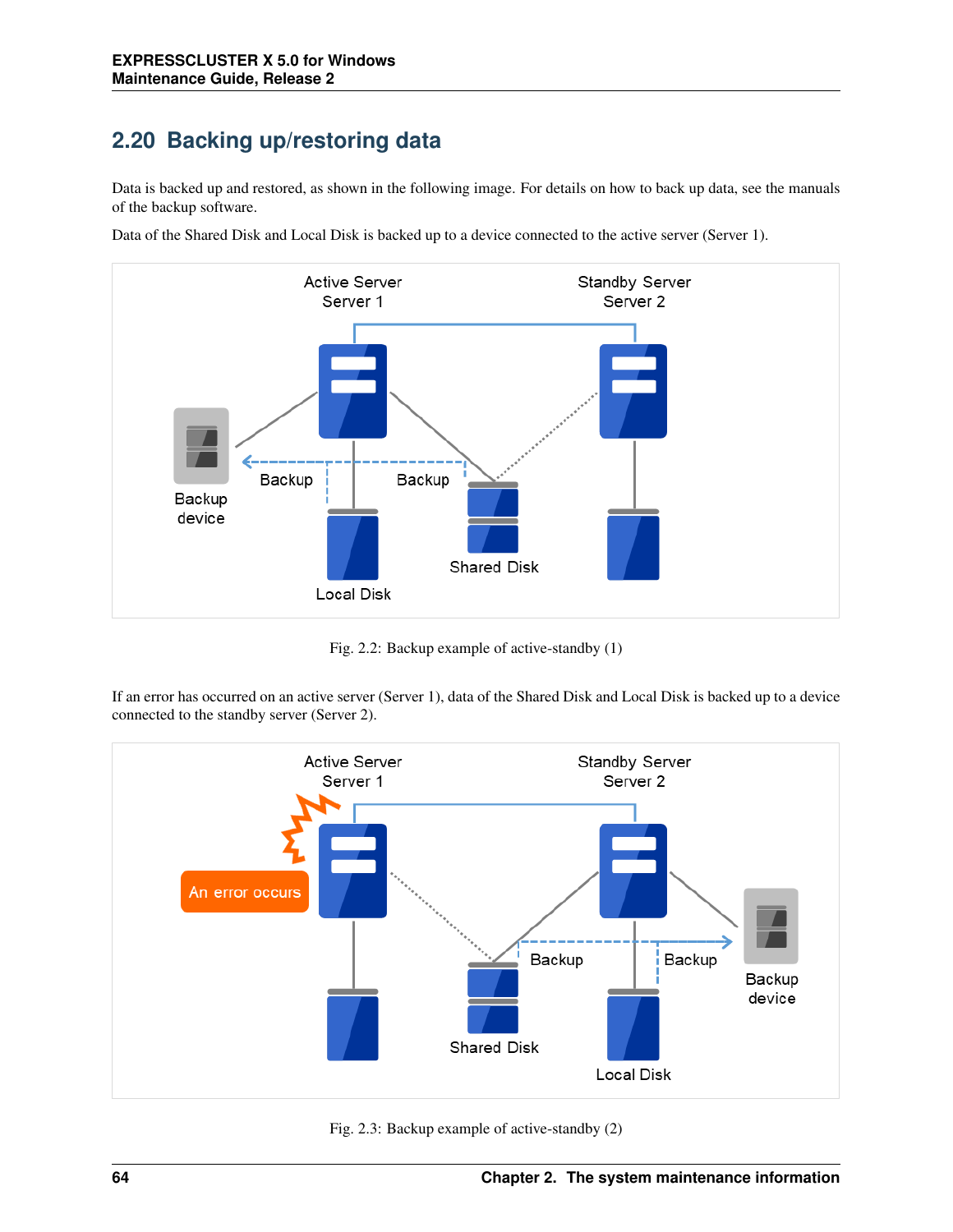## 2.20 Backing up/restoring data

Data is backed up and restored, as shown in the following image. For details on how to back up data, see the manuals of the backup software.

Data of the Shared Disk and Local Disk is backed up to a device connected to the active server (Server 1).

Fig. 2.2: Backup example of active-standby (1)

If an error has occurred on an active server (Server 1), data of the Shared Disk and Local Disk is backed up to a device connected to the standby server (Server 2).

Fig. 2.3: Backup example of active-standby (2)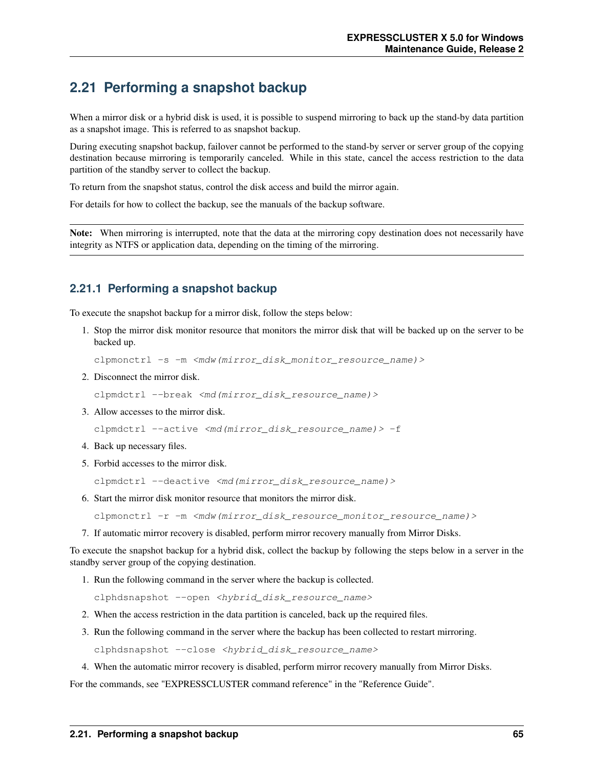## 2.21 Performing a snapshot backup

When a mirror disk or a hybrid disk is used, it is possible to suspend mirroring to back up the stand-by data partition as a snapshot image. This is referred to as snapshot backup.

During executing snapshot backup, failover cannot be performed to the stand-by server or server group of the copying destination because mirroring is temporarily canceled. While in this state, cancel the access restriction to the data partition of the standby server to collect the backup.

To return from the snapshot status, control the disk access and build the mirror again.

For details for how to collect the backup, see the manuals of the backup software.

---

**Note:** When mirroring is interrupted, note that the data at the mirroring copy destination does not necessarily have integrity as NTFS or application data, depending on the timing of the mirroring.

---

### 2.21.1 Performing a snapshot backup

To execute the snapshot backup for a mirror disk, follow the steps below:

1. Stop the mirror disk monitor resource that monitors the mirror disk that will be backed up on the server to be backed up.

   ```
   clpmonctrl -s -m <mdw(mirror_disk_monitor_resource_name)>
   ```

2. Disconnect the mirror disk.

   ```
   clpmdctrl --break <md(mirror_disk_resource_name)>
   ```

3. Allow accesses to the mirror disk.

   ```
   clpmdctrl --active <md(mirror_disk_resource_name)> -f
   ```

4. Back up necessary files.

5. Forbid accesses to the mirror disk.

   ```
   clpmdctrl --deactive <md(mirror_disk_resource_name)>
   ```

6. Start the mirror disk monitor resource that monitors the mirror disk.

   ```
   clpmonctrl -r -m <mdw(mirror_disk_resource_monitor_resource_name)>
   ```

7. If automatic mirror recovery is disabled, perform mirror recovery manually from Mirror Disks.

To execute the snapshot backup for a hybrid disk, collect the backup by following the steps below in a server in the standby server group of the copying destination.

1. Run the following command in the server where the backup is collected.

   ```
   clphdsnapshot --open <hybrid_disk_resource_name>
   ```

2. When the access restriction in the data partition is canceled, back up the required files.

3. Run the following command in the server where the backup has been collected to restart mirroring.

   ```
   clphdsnapshot --close <hybrid_disk_resource_name>
   ```

4. When the automatic mirror recovery is disabled, perform mirror recovery manually from Mirror Disks.

For the commands, see "EXPRESSCLUSTER command reference" in the "Reference Guide".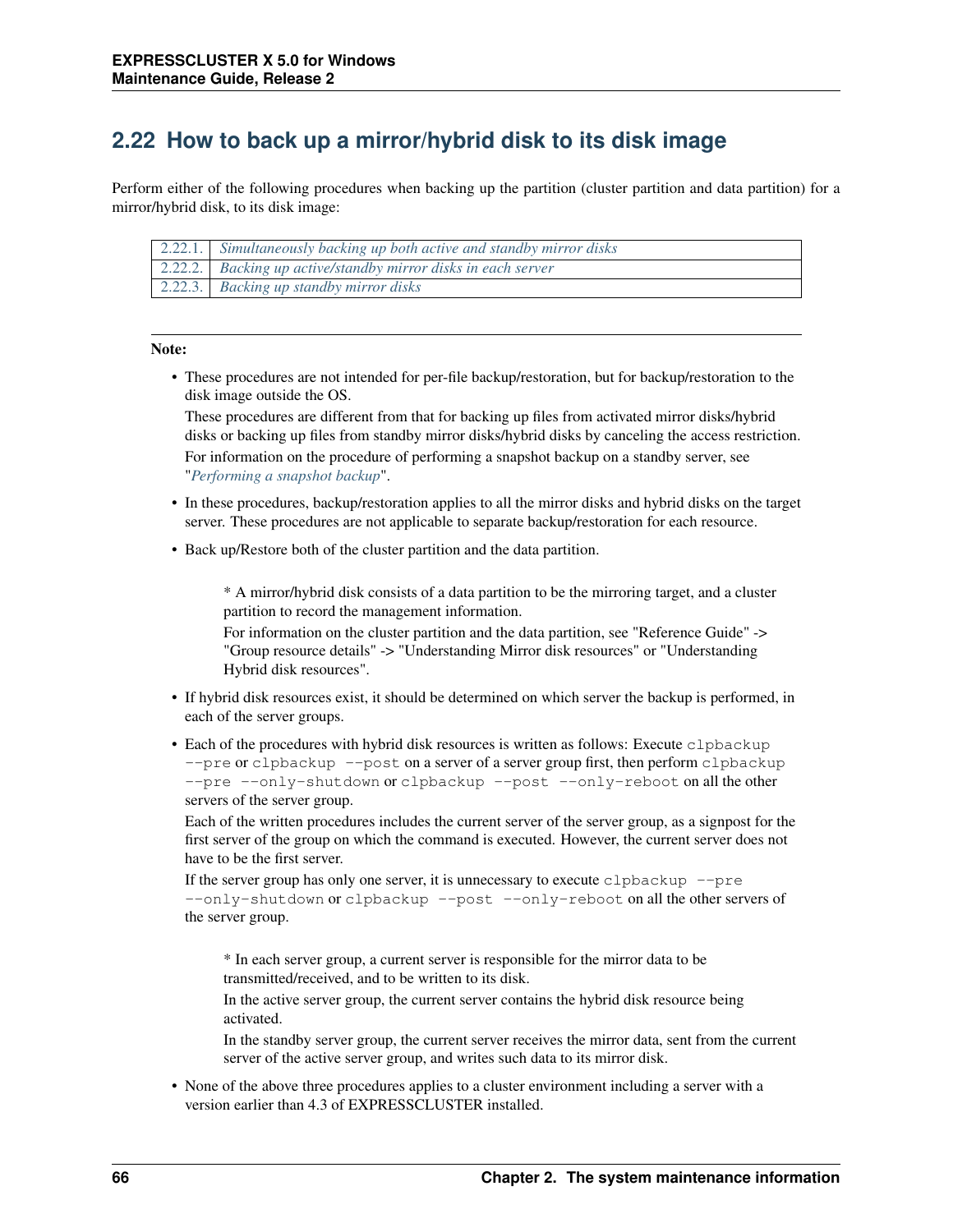## 2.22 How to back up a mirror/hybrid disk to its disk image

Perform either of the following procedures when backing up the partition (cluster partition and data partition) for a mirror/hybrid disk, to its disk image:

| | |
|---|---|
| 2.22.1. | *Simultaneously backing up both active and standby mirror disks* |
| 2.22.2. | *Backing up active/standby mirror disks in each server* |
| 2.22.3. | *Backing up standby mirror disks* |

**Note:**

- These procedures are not intended for per-file backup/restoration, but for backup/restoration to the disk image outside the OS.
  These procedures are different from that for backing up files from activated mirror disks/hybrid disks or backing up files from standby mirror disks/hybrid disks by canceling the access restriction.
  For information on the procedure of performing a snapshot backup on a standby server, see "*Performing a snapshot backup*".
- In these procedures, backup/restoration applies to all the mirror disks and hybrid disks on the target server. These procedures are not applicable to separate backup/restoration for each resource.
- Back up/Restore both of the cluster partition and the data partition.

  \* A mirror/hybrid disk consists of a data partition to be the mirroring target, and a cluster partition to record the management information.
  For information on the cluster partition and the data partition, see "Reference Guide" -> "Group resource details" -> "Understanding Mirror disk resources" or "Understanding Hybrid disk resources".

- If hybrid disk resources exist, it should be determined on which server the backup is performed, in each of the server groups.
- Each of the procedures with hybrid disk resources is written as follows: Execute `clpbackup --pre` or `clpbackup --post` on a server of a server group first, then perform `clpbackup --pre --only-shutdown` or `clpbackup --post --only-reboot` on all the other servers of the server group.
  Each of the written procedures includes the current server of the server group, as a signpost for the first server of the group on which the command is executed. However, the current server does not have to be the first server.
  If the server group has only one server, it is unnecessary to execute `clpbackup --pre --only-shutdown` or `clpbackup --post --only-reboot` on all the other servers of the server group.

  \* In each server group, a current server is responsible for the mirror data to be transmitted/received, and to be written to its disk.
  In the active server group, the current server contains the hybrid disk resource being activated.
  In the standby server group, the current server receives the mirror data, sent from the current server of the active server group, and writes such data to its mirror disk.

- None of the above three procedures applies to a cluster environment including a server with a version earlier than 4.3 of EXPRESSCLUSTER installed.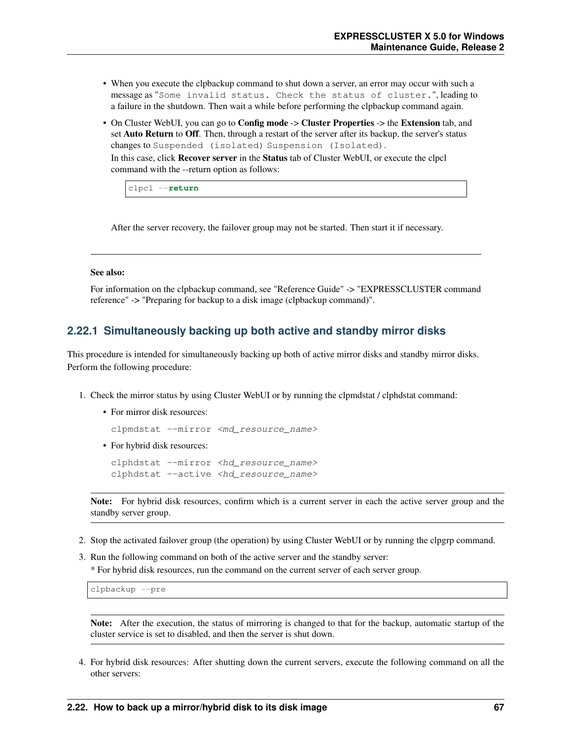- When you execute the clpbackup command to shut down a server, an error may occur with such a message as "`Some invalid status. Check the status of cluster.`", leading to a failure in the shutdown. Then wait a while before performing the clpbackup command again.
- On Cluster WebUI, you can go to **Config mode** -> **Cluster Properties** -> the **Extension** tab, and set **Auto Return** to **Off**. Then, through a restart of the server after its backup, the server's status changes to `Suspended (isolated)` `Suspension (Isolated).`
  In this case, click **Recover server** in the **Status** tab of Cluster WebUI, or execute the clpcl command with the --return option as follows:

  ```
  clpcl --return
  ```

  After the server recovery, the failover group may not be started. Then start it if necessary.

---

**See also:**

For information on the clpbackup command, see "Reference Guide" -> "EXPRESSCLUSTER command reference" -> "Preparing for backup to a disk image (clpbackup command)".

### 2.22.1 Simultaneously backing up both active and standby mirror disks

This procedure is intended for simultaneously backing up both of active mirror disks and standby mirror disks. Perform the following procedure:

1. Check the mirror status by using Cluster WebUI or by running the clpmdstat / clphdstat command:
   - For mirror disk resources:

     ```
     clpmdstat --mirror <md_resource_name>
     ```

   - For hybrid disk resources:

     ```
     clphdstat --mirror <hd_resource_name>
     clphdstat --active <hd_resource_name>
     ```

   **Note:** For hybrid disk resources, confirm which is a current server in each the active server group and the standby server group.

2. Stop the activated failover group (the operation) by using Cluster WebUI or by running the clpgrp command.
3. Run the following command on both of the active server and the standby server:
   * For hybrid disk resources, run the command on the current server of each server group.

   ```
   clpbackup --pre
   ```

   **Note:** After the execution, the status of mirroring is changed to that for the backup, automatic startup of the cluster service is set to disabled, and then the server is shut down.

4. For hybrid disk resources: After shutting down the current servers, execute the following command on all the other servers: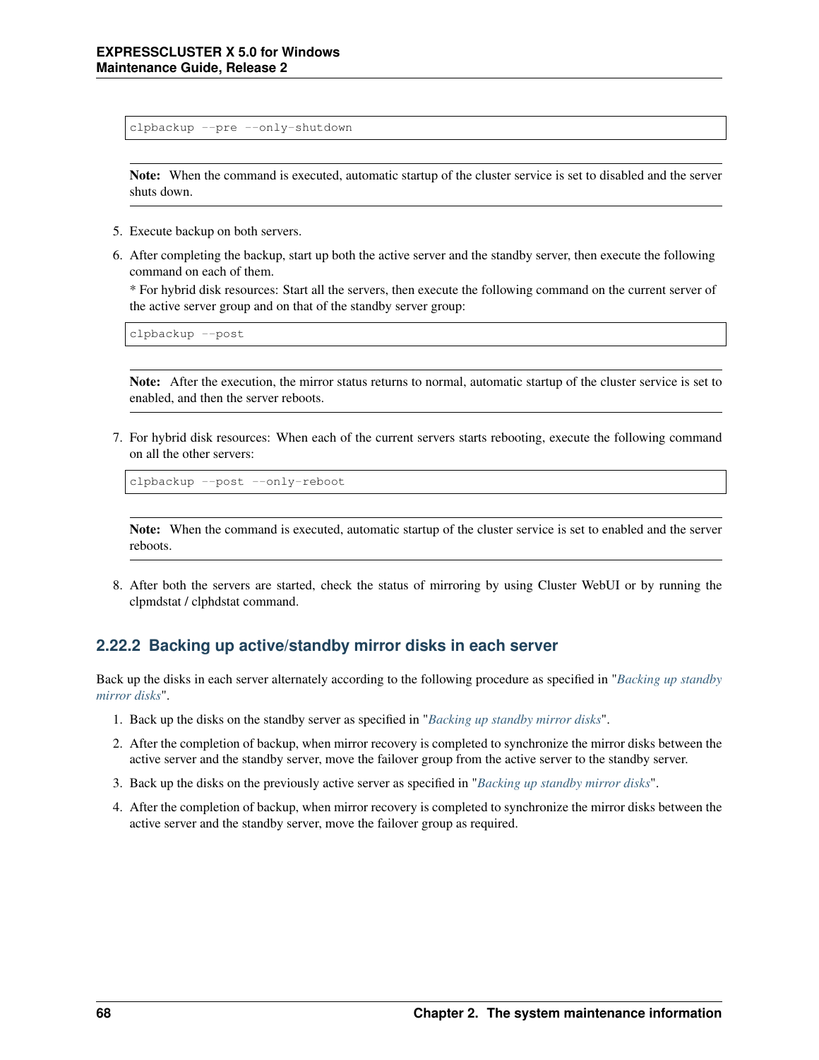```
clpbackup --pre --only-shutdown
```

**Note:** When the command is executed, automatic startup of the cluster service is set to disabled and the server shuts down.

5. Execute backup on both servers.
6. After completing the backup, start up both the active server and the standby server, then execute the following command on each of them.
   * For hybrid disk resources: Start all the servers, then execute the following command on the current server of the active server group and on that of the standby server group:

```
clpbackup --post
```

**Note:** After the execution, the mirror status returns to normal, automatic startup of the cluster service is set to enabled, and then the server reboots.

7. For hybrid disk resources: When each of the current servers starts rebooting, execute the following command on all the other servers:

```
clpbackup --post --only-reboot
```

**Note:** When the command is executed, automatic startup of the cluster service is set to enabled and the server reboots.

8. After both the servers are started, check the status of mirroring by using Cluster WebUI or by running the clpmdstat / clphdstat command.

### 2.22.2 Backing up active/standby mirror disks in each server

Back up the disks in each server alternately according to the following procedure as specified in "*Backing up standby mirror disks*".

1. Back up the disks on the standby server as specified in "*Backing up standby mirror disks*".
2. After the completion of backup, when mirror recovery is completed to synchronize the mirror disks between the active server and the standby server, move the failover group from the active server to the standby server.
3. Back up the disks on the previously active server as specified in "*Backing up standby mirror disks*".
4. After the completion of backup, when mirror recovery is completed to synchronize the mirror disks between the active server and the standby server, move the failover group as required.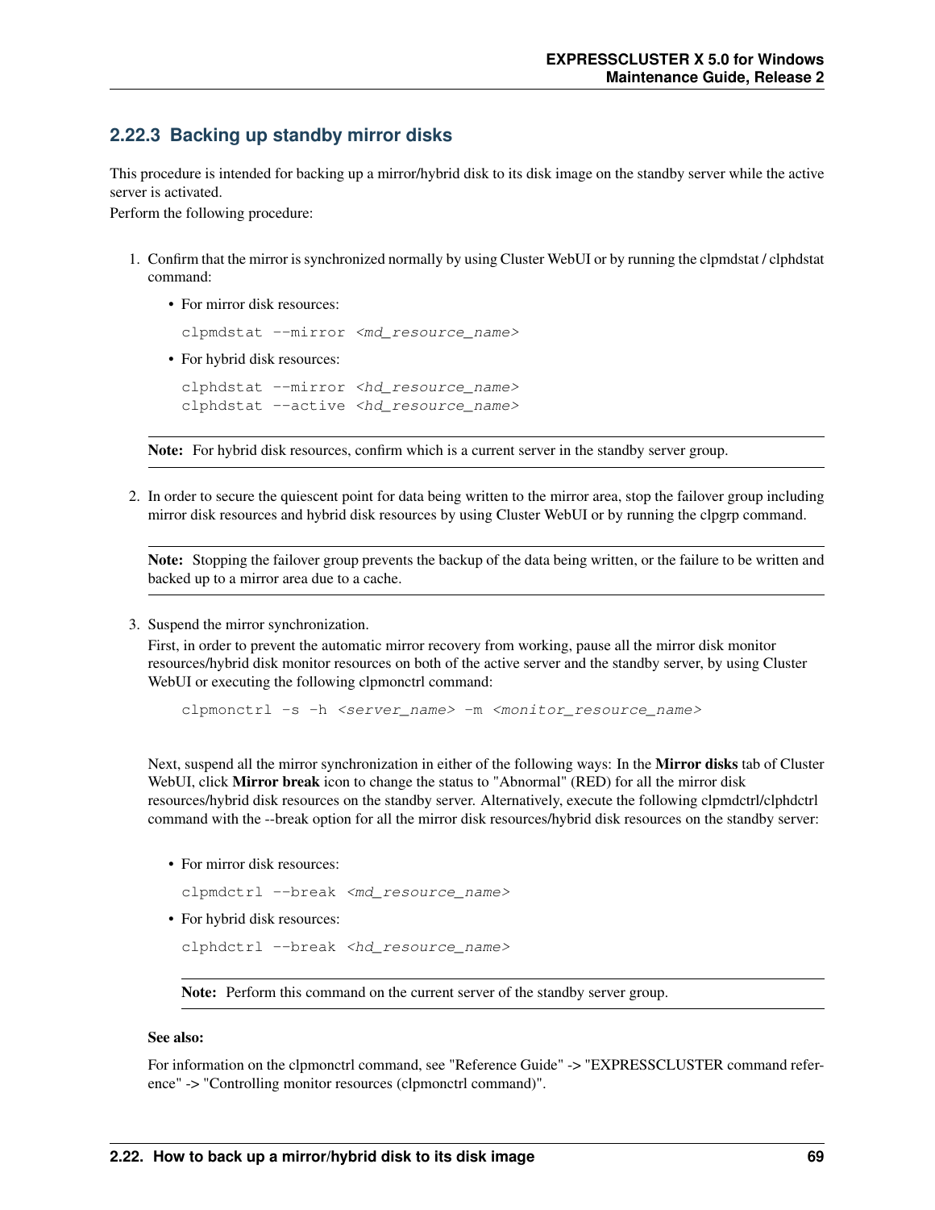### 2.22.3 Backing up standby mirror disks

This procedure is intended for backing up a mirror/hybrid disk to its disk image on the standby server while the active server is activated.
Perform the following procedure:

1. Confirm that the mirror is synchronized normally by using Cluster WebUI or by running the clpmdstat / clphdstat command:

   - For mirror disk resources:

     ```
     clpmdstat --mirror <md_resource_name>
     ```

   - For hybrid disk resources:

     ```
     clphdstat --mirror <hd_resource_name>
     clphdstat --active <hd_resource_name>
     ```

   **Note:** For hybrid disk resources, confirm which is a current server in the standby server group.

2. In order to secure the quiescent point for data being written to the mirror area, stop the failover group including mirror disk resources and hybrid disk resources by using Cluster WebUI or by running the clpgrp command.

   **Note:** Stopping the failover group prevents the backup of the data being written, or the failure to be written and backed up to a mirror area due to a cache.

3. Suspend the mirror synchronization.
   First, in order to prevent the automatic mirror recovery from working, pause all the mirror disk monitor resources/hybrid disk monitor resources on both of the active server and the standby server, by using Cluster WebUI or executing the following clpmonctrl command:

   ```
   clpmonctrl -s -h <server_name> -m <monitor_resource_name>
   ```

   Next, suspend all the mirror synchronization in either of the following ways: In the **Mirror disks** tab of Cluster WebUI, click **Mirror break** icon to change the status to "Abnormal" (RED) for all the mirror disk resources/hybrid disk resources on the standby server. Alternatively, execute the following clpmdctrl/clphdctrl command with the --break option for all the mirror disk resources/hybrid disk resources on the standby server:

   - For mirror disk resources:

     ```
     clpmdctrl --break <md_resource_name>
     ```

   - For hybrid disk resources:

     ```
     clphdctrl --break <hd_resource_name>
     ```

     **Note:** Perform this command on the current server of the standby server group.

   **See also:**

   For information on the clpmonctrl command, see "Reference Guide" -> "EXPRESSCLUSTER command reference" -> "Controlling monitor resources (clpmonctrl command)".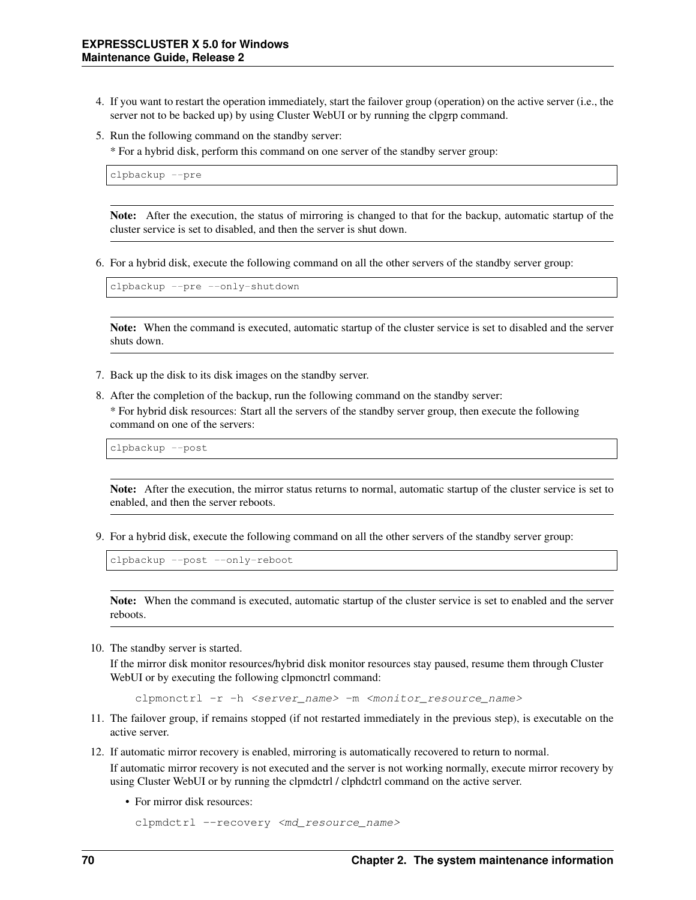4. If you want to restart the operation immediately, start the failover group (operation) on the active server (i.e., the server not to be backed up) by using Cluster WebUI or by running the clpgrp command.

5. Run the following command on the standby server:

   * For a hybrid disk, perform this command on one server of the standby server group:

   ```
   clpbackup --pre
   ```

   **Note:** After the execution, the status of mirroring is changed to that for the backup, automatic startup of the cluster service is set to disabled, and then the server is shut down.

6. For a hybrid disk, execute the following command on all the other servers of the standby server group:

   ```
   clpbackup --pre --only-shutdown
   ```

   **Note:** When the command is executed, automatic startup of the cluster service is set to disabled and the server shuts down.

7. Back up the disk to its disk images on the standby server.

8. After the completion of the backup, run the following command on the standby server:

   * For hybrid disk resources: Start all the servers of the standby server group, then execute the following command on one of the servers:

   ```
   clpbackup --post
   ```

   **Note:** After the execution, the mirror status returns to normal, automatic startup of the cluster service is set to enabled, and then the server reboots.

9. For a hybrid disk, execute the following command on all the other servers of the standby server group:

   ```
   clpbackup --post --only-reboot
   ```

   **Note:** When the command is executed, automatic startup of the cluster service is set to enabled and the server reboots.

10. The standby server is started.

    If the mirror disk monitor resources/hybrid disk monitor resources stay paused, resume them through Cluster WebUI or by executing the following clpmonctrl command:

    ```
    clpmonctrl -r -h <server_name> -m <monitor_resource_name>
    ```

11. The failover group, if remains stopped (if not restarted immediately in the previous step), is executable on the active server.

12. If automatic mirror recovery is enabled, mirroring is automatically recovered to return to normal.

    If automatic mirror recovery is not executed and the server is not working normally, execute mirror recovery by using Cluster WebUI or by running the clpmdctrl / clphdctrl command on the active server.

    - For mirror disk resources:

    ```
    clpmdctrl --recovery <md_resource_name>
    ```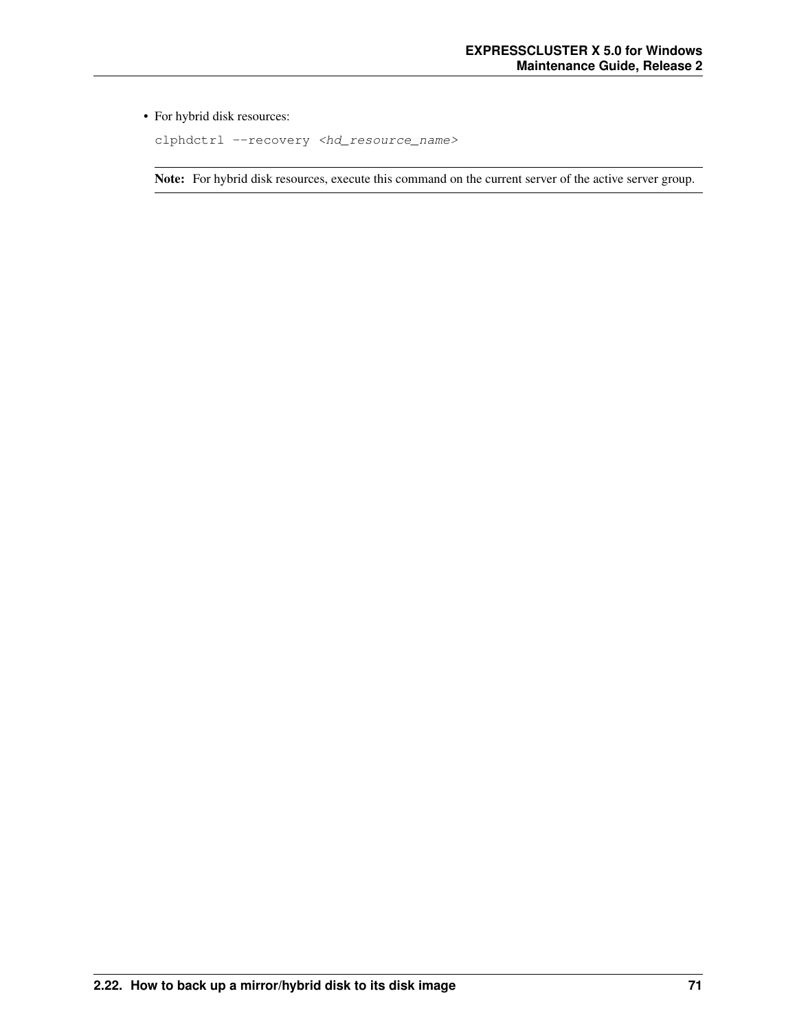- For hybrid disk resources:

  ```
  clphdctrl --recovery <hd_resource_name>
  ```

**Note:** For hybrid disk resources, execute this command on the current server of the active server group.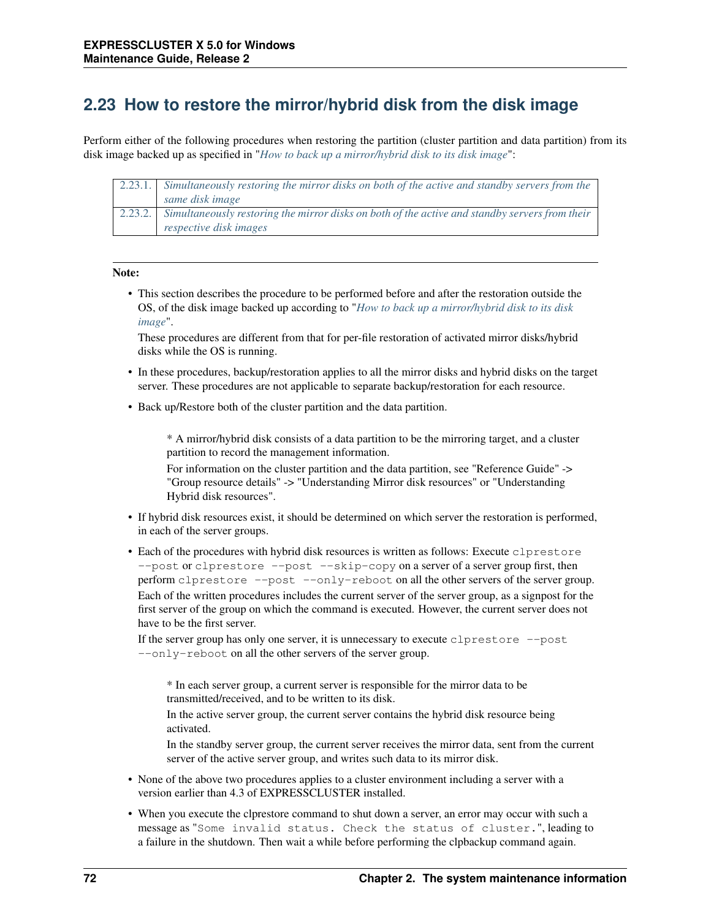## 2.23 How to restore the mirror/hybrid disk from the disk image

Perform either of the following procedures when restoring the partition (cluster partition and data partition) from its disk image backed up as specified in "*How to back up a mirror/hybrid disk to its disk image*":

| | |
|---|---|
| 2.23.1. | *Simultaneously restoring the mirror disks on both of the active and standby servers from the same disk image* |
| 2.23.2. | *Simultaneously restoring the mirror disks on both of the active and standby servers from their respective disk images* |

---

**Note:**

- This section describes the procedure to be performed before and after the restoration outside the OS, of the disk image backed up according to "*How to back up a mirror/hybrid disk to its disk image*".

  These procedures are different from that for per-file restoration of activated mirror disks/hybrid disks while the OS is running.

- In these procedures, backup/restoration applies to all the mirror disks and hybrid disks on the target server. These procedures are not applicable to separate backup/restoration for each resource.

- Back up/Restore both of the cluster partition and the data partition.

  > * A mirror/hybrid disk consists of a data partition to be the mirroring target, and a cluster partition to record the management information.
  >
  > For information on the cluster partition and the data partition, see "Reference Guide" -> "Group resource details" -> "Understanding Mirror disk resources" or "Understanding Hybrid disk resources".

- If hybrid disk resources exist, it should be determined on which server the restoration is performed, in each of the server groups.

- Each of the procedures with hybrid disk resources is written as follows: Execute `clprestore --post` or `clprestore --post --skip-copy` on a server of a server group first, then perform `clprestore --post --only-reboot` on all the other servers of the server group.

  Each of the written procedures includes the current server of the server group, as a signpost for the first server of the group on which the command is executed. However, the current server does not have to be the first server.

  If the server group has only one server, it is unnecessary to execute `clprestore --post --only-reboot` on all the other servers of the server group.

  > * In each server group, a current server is responsible for the mirror data to be transmitted/received, and to be written to its disk.
  >
  > In the active server group, the current server contains the hybrid disk resource being activated.
  >
  > In the standby server group, the current server receives the mirror data, sent from the current server of the active server group, and writes such data to its mirror disk.

- None of the above two procedures applies to a cluster environment including a server with a version earlier than 4.3 of EXPRESSCLUSTER installed.

- When you execute the clprestore command to shut down a server, an error may occur with such a message as "`Some invalid status. Check the status of cluster.`", leading to a failure in the shutdown. Then wait a while before performing the clpbackup command again.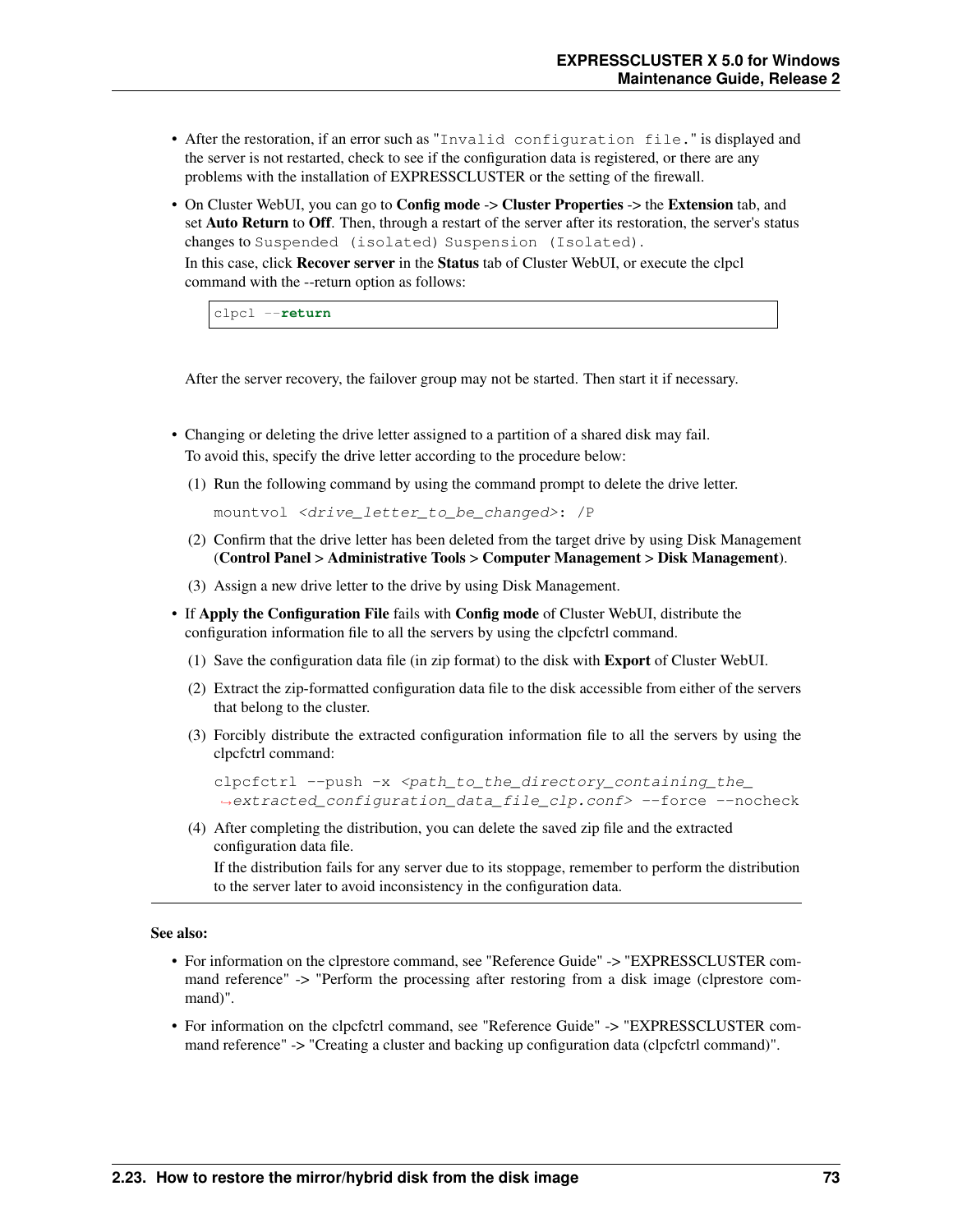- After the restoration, if an error such as "`Invalid configuration file.`" is displayed and the server is not restarted, check to see if the configuration data is registered, or there are any problems with the installation of EXPRESSCLUSTER or the setting of the firewall.
- On Cluster WebUI, you can go to **Config mode** -> **Cluster Properties** -> the **Extension** tab, and set **Auto Return** to **Off**. Then, through a restart of the server after its restoration, the server's status changes to `Suspended (isolated) Suspension (Isolated).`

  In this case, click **Recover server** in the **Status** tab of Cluster WebUI, or execute the clpcl command with the --return option as follows:

  ```
  clpcl --return
  ```

  After the server recovery, the failover group may not be started. Then start it if necessary.

- Changing or deleting the drive letter assigned to a partition of a shared disk may fail.

  To avoid this, specify the drive letter according to the procedure below:

  (1) Run the following command by using the command prompt to delete the drive letter.

  ```
  mountvol <drive_letter_to_be_changed>: /P
  ```

  (2) Confirm that the drive letter has been deleted from the target drive by using Disk Management (**Control Panel > Administrative Tools > Computer Management > Disk Management**).

  (3) Assign a new drive letter to the drive by using Disk Management.

- If **Apply the Configuration File** fails with **Config mode** of Cluster WebUI, distribute the configuration information file to all the servers by using the clpcfctrl command.

  (1) Save the configuration data file (in zip format) to the disk with **Export** of Cluster WebUI.

  (2) Extract the zip-formatted configuration data file to the disk accessible from either of the servers that belong to the cluster.

  (3) Forcibly distribute the extracted configuration information file to all the servers by using the clpcfctrl command:

  ```
  clpcfctrl --push -x <path_to_the_directory_containing_the_
  →extracted_configuration_data_file_clp.conf> --force --nocheck
  ```

  (4) After completing the distribution, you can delete the saved zip file and the extracted configuration data file.

  If the distribution fails for any server due to its stoppage, remember to perform the distribution to the server later to avoid inconsistency in the configuration data.

**See also:**

- For information on the clprestore command, see "Reference Guide" -> "EXPRESSCLUSTER command reference" -> "Perform the processing after restoring from a disk image (clprestore command)".
- For information on the clpcfctrl command, see "Reference Guide" -> "EXPRESSCLUSTER command reference" -> "Creating a cluster and backing up configuration data (clpcfctrl command)".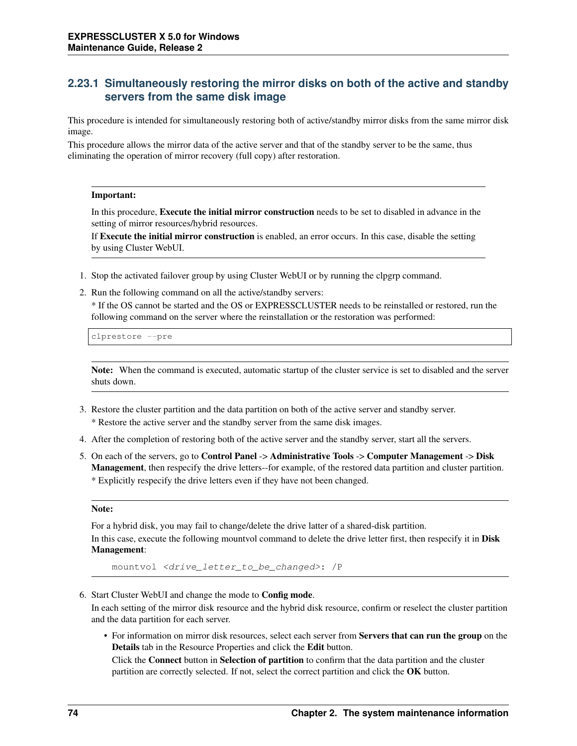### 2.23.1 Simultaneously restoring the mirror disks on both of the active and standby servers from the same disk image

This procedure is intended for simultaneously restoring both of active/standby mirror disks from the same mirror disk image.

This procedure allows the mirror data of the active server and that of the standby server to be the same, thus eliminating the operation of mirror recovery (full copy) after restoration.

---

**Important:**

In this procedure, **Execute the initial mirror construction** needs to be set to disabled in advance in the setting of mirror resources/hybrid resources.

If **Execute the initial mirror construction** is enabled, an error occurs. In this case, disable the setting by using Cluster WebUI.

---

1. Stop the activated failover group by using Cluster WebUI or by running the clpgrp command.
2. Run the following command on all the active/standby servers:

   * If the OS cannot be started and the OS or EXPRESSCLUSTER needs to be reinstalled or restored, run the following command on the server where the reinstallation or the restoration was performed:

   ```
   clprestore --pre
   ```

   ---

   **Note:** When the command is executed, automatic startup of the cluster service is set to disabled and the server shuts down.

   ---

3. Restore the cluster partition and the data partition on both of the active server and standby server.

   * Restore the active server and the standby server from the same disk images.
4. After the completion of restoring both of the active server and the standby server, start all the servers.
5. On each of the servers, go to **Control Panel** -> **Administrative Tools** -> **Computer Management** -> **Disk Management**, then respecify the drive letters--for example, of the restored data partition and cluster partition.

   * Explicitly respecify the drive letters even if they have not been changed.

   ---

   **Note:**

   For a hybrid disk, you may fail to change/delete the drive latter of a shared-disk partition.

   In this case, execute the following mountvol command to delete the drive letter first, then respecify it in **Disk Management**:

   ```
   mountvol <drive_letter_to_be_changed>: /P
   ```

   ---

6. Start Cluster WebUI and change the mode to **Config mode**.

   In each setting of the mirror disk resource and the hybrid disk resource, confirm or reselect the cluster partition and the data partition for each server.

   - For information on mirror disk resources, select each server from **Servers that can run the group** on the **Details** tab in the Resource Properties and click the **Edit** button.

     Click the **Connect** button in **Selection of partition** to confirm that the data partition and the cluster partition are correctly selected. If not, select the correct partition and click the **OK** button.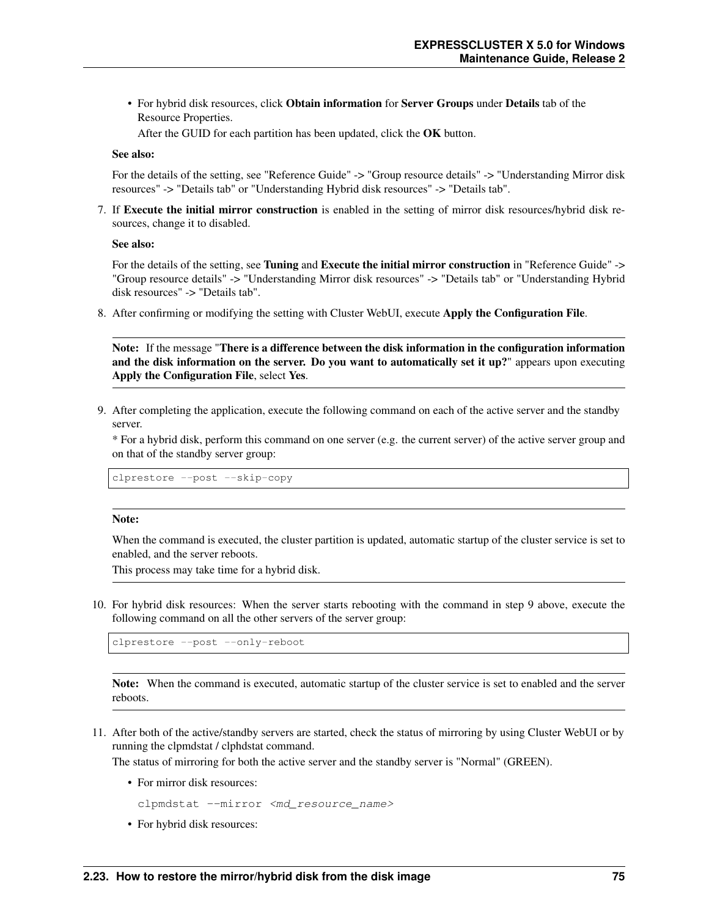- For hybrid disk resources, click **Obtain information** for **Server Groups** under **Details** tab of the Resource Properties.

  After the GUID for each partition has been updated, click the **OK** button.

**See also:**

For the details of the setting, see "Reference Guide" -> "Group resource details" -> "Understanding Mirror disk resources" -> "Details tab" or "Understanding Hybrid disk resources" -> "Details tab".

7. If **Execute the initial mirror construction** is enabled in the setting of mirror disk resources/hybrid disk resources, change it to disabled.

**See also:**

For the details of the setting, see **Tuning** and **Execute the initial mirror construction** in "Reference Guide" -> "Group resource details" -> "Understanding Mirror disk resources" -> "Details tab" or "Understanding Hybrid disk resources" -> "Details tab".

8. After confirming or modifying the setting with Cluster WebUI, execute **Apply the Configuration File**.

**Note:** If the message "**There is a difference between the disk information in the configuration information and the disk information on the server. Do you want to automatically set it up?**" appears upon executing **Apply the Configuration File**, select **Yes**.

9. After completing the application, execute the following command on each of the active server and the standby server.

   * For a hybrid disk, perform this command on one server (e.g. the current server) of the active server group and on that of the standby server group:

```
clprestore --post --skip-copy
```

**Note:**

When the command is executed, the cluster partition is updated, automatic startup of the cluster service is set to enabled, and the server reboots.

This process may take time for a hybrid disk.

10. For hybrid disk resources: When the server starts rebooting with the command in step 9 above, execute the following command on all the other servers of the server group:

```
clprestore --post --only-reboot
```

**Note:** When the command is executed, automatic startup of the cluster service is set to enabled and the server reboots.

11. After both of the active/standby servers are started, check the status of mirroring by using Cluster WebUI or by running the clpmdstat / clphdstat command.

    The status of mirroring for both the active server and the standby server is "Normal" (GREEN).

    - For mirror disk resources:

      clpmdstat --mirror *<md_resource_name>*

    - For hybrid disk resources: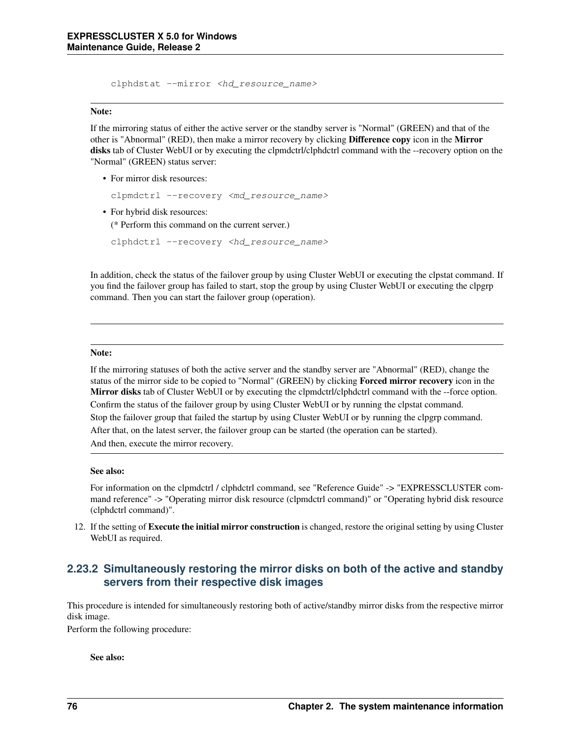```
clphdstat --mirror <hd_resource_name>
```

---

**Note:**

If the mirroring status of either the active server or the standby server is "Normal" (GREEN) and that of the other is "Abnormal" (RED), then make a mirror recovery by clicking **Difference copy** icon in the **Mirror disks** tab of Cluster WebUI or by executing the clpmdctrl/clphdctrl command with the --recovery option on the "Normal" (GREEN) status server:

- For mirror disk resources:

  ```
  clpmdctrl --recovery <md_resource_name>
  ```

- For hybrid disk resources:
  (* Perform this command on the current server.)

  ```
  clphdctrl --recovery <hd_resource_name>
  ```

In addition, check the status of the failover group by using Cluster WebUI or executing the clpstat command. If you find the failover group has failed to start, stop the group by using Cluster WebUI or executing the clpgrp command. Then you can start the failover group (operation).

---

**Note:**

If the mirroring statuses of both the active server and the standby server are "Abnormal" (RED), change the status of the mirror side to be copied to "Normal" (GREEN) by clicking **Forced mirror recovery** icon in the **Mirror disks** tab of Cluster WebUI or by executing the clpmdctrl/clphdctrl command with the --force option.

Confirm the status of the failover group by using Cluster WebUI or by running the clpstat command.

Stop the failover group that failed the startup by using Cluster WebUI or by running the clpgrp command.

After that, on the latest server, the failover group can be started (the operation can be started).

And then, execute the mirror recovery.

---

**See also:**

For information on the clpmdctrl / clphdctrl command, see "Reference Guide" -> "EXPRESSCLUSTER command reference" -> "Operating mirror disk resource (clpmdctrl command)" or "Operating hybrid disk resource (clphdctrl command)".

12. If the setting of **Execute the initial mirror construction** is changed, restore the original setting by using Cluster WebUI as required.

### 2.23.2 Simultaneously restoring the mirror disks on both of the active and standby servers from their respective disk images

This procedure is intended for simultaneously restoring both of active/standby mirror disks from the respective mirror disk image.
Perform the following procedure:

**See also:**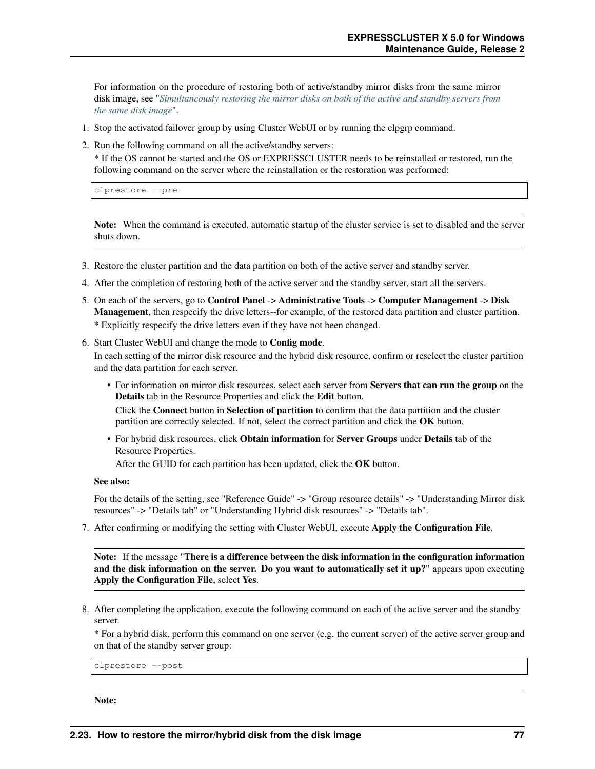For information on the procedure of restoring both of active/standby mirror disks from the same mirror disk image, see "*Simultaneously restoring the mirror disks on both of the active and standby servers from the same disk image*".

1. Stop the activated failover group by using Cluster WebUI or by running the clpgrp command.
2. Run the following command on all the active/standby servers:
   * If the OS cannot be started and the OS or EXPRESSCLUSTER needs to be reinstalled or restored, run the following command on the server where the reinstallation or the restoration was performed:

   ```
   clprestore --pre
   ```

   **Note:** When the command is executed, automatic startup of the cluster service is set to disabled and the server shuts down.

3. Restore the cluster partition and the data partition on both of the active server and standby server.
4. After the completion of restoring both of the active server and the standby server, start all the servers.
5. On each of the servers, go to **Control Panel** -> **Administrative Tools** -> **Computer Management** -> **Disk Management**, then respecify the drive letters--for example, of the restored data partition and cluster partition.
   * Explicitly respecify the drive letters even if they have not been changed.
6. Start Cluster WebUI and change the mode to **Config mode**.
   In each setting of the mirror disk resource and the hybrid disk resource, confirm or reselect the cluster partition and the data partition for each server.
   - For information on mirror disk resources, select each server from **Servers that can run the group** on the **Details** tab in the Resource Properties and click the **Edit** button.
     Click the **Connect** button in **Selection of partition** to confirm that the data partition and the cluster partition are correctly selected. If not, select the correct partition and click the **OK** button.
   - For hybrid disk resources, click **Obtain information** for **Server Groups** under **Details** tab of the Resource Properties.
     After the GUID for each partition has been updated, click the **OK** button.

   **See also:**

   For the details of the setting, see "Reference Guide" -> "Group resource details" -> "Understanding Mirror disk resources" -> "Details tab" or "Understanding Hybrid disk resources" -> "Details tab".

7. After confirming or modifying the setting with Cluster WebUI, execute **Apply the Configuration File**.

   **Note:** If the message "**There is a difference between the disk information in the configuration information and the disk information on the server. Do you want to automatically set it up?**" appears upon executing **Apply the Configuration File**, select **Yes**.

8. After completing the application, execute the following command on each of the active server and the standby server.
   * For a hybrid disk, perform this command on one server (e.g. the current server) of the active server group and on that of the standby server group:

   ```
   clprestore --post
   ```

   **Note:**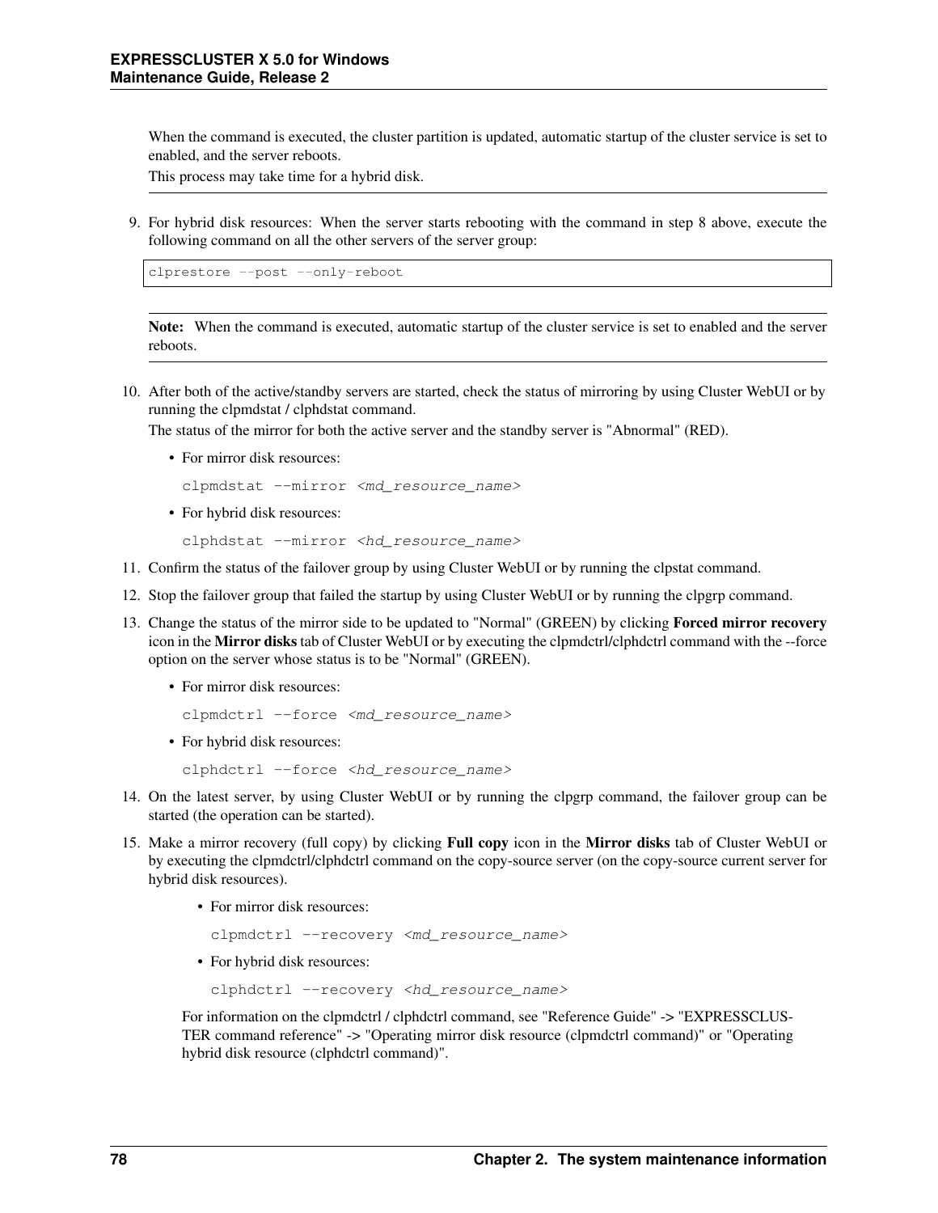When the command is executed, the cluster partition is updated, automatic startup of the cluster service is set to enabled, and the server reboots.

This process may take time for a hybrid disk.

---

9. For hybrid disk resources: When the server starts rebooting with the command in step 8 above, execute the following command on all the other servers of the server group:

```
clprestore --post --only-reboot
```

---

**Note:** When the command is executed, automatic startup of the cluster service is set to enabled and the server reboots.

---

10. After both of the active/standby servers are started, check the status of mirroring by using Cluster WebUI or by running the clpmdstat / clphdstat command.

    The status of the mirror for both the active server and the standby server is "Abnormal" (RED).

    - For mirror disk resources:

      `clpmdstat --mirror <md_resource_name>`

    - For hybrid disk resources:

      `clphdstat --mirror <hd_resource_name>`

11. Confirm the status of the failover group by using Cluster WebUI or by running the clpstat command.

12. Stop the failover group that failed the startup by using Cluster WebUI or by running the clpgrp command.

13. Change the status of the mirror side to be updated to "Normal" (GREEN) by clicking **Forced mirror recovery** icon in the **Mirror disks** tab of Cluster WebUI or by executing the clpmdctrl/clphdctrl command with the --force option on the server whose status is to be "Normal" (GREEN).

    - For mirror disk resources:

      `clpmdctrl --force <md_resource_name>`

    - For hybrid disk resources:

      `clphdctrl --force <hd_resource_name>`

14. On the latest server, by using Cluster WebUI or by running the clpgrp command, the failover group can be started (the operation can be started).

15. Make a mirror recovery (full copy) by clicking **Full copy** icon in the **Mirror disks** tab of Cluster WebUI or by executing the clpmdctrl/clphdctrl command on the copy-source server (on the copy-source current server for hybrid disk resources).

    - For mirror disk resources:

      `clpmdctrl --recovery <md_resource_name>`

    - For hybrid disk resources:

      `clphdctrl --recovery <hd_resource_name>`

    For information on the clpmdctrl / clphdctrl command, see "Reference Guide" -> "EXPRESSCLUSTER command reference" -> "Operating mirror disk resource (clpmdctrl command)" or "Operating hybrid disk resource (clphdctrl command)".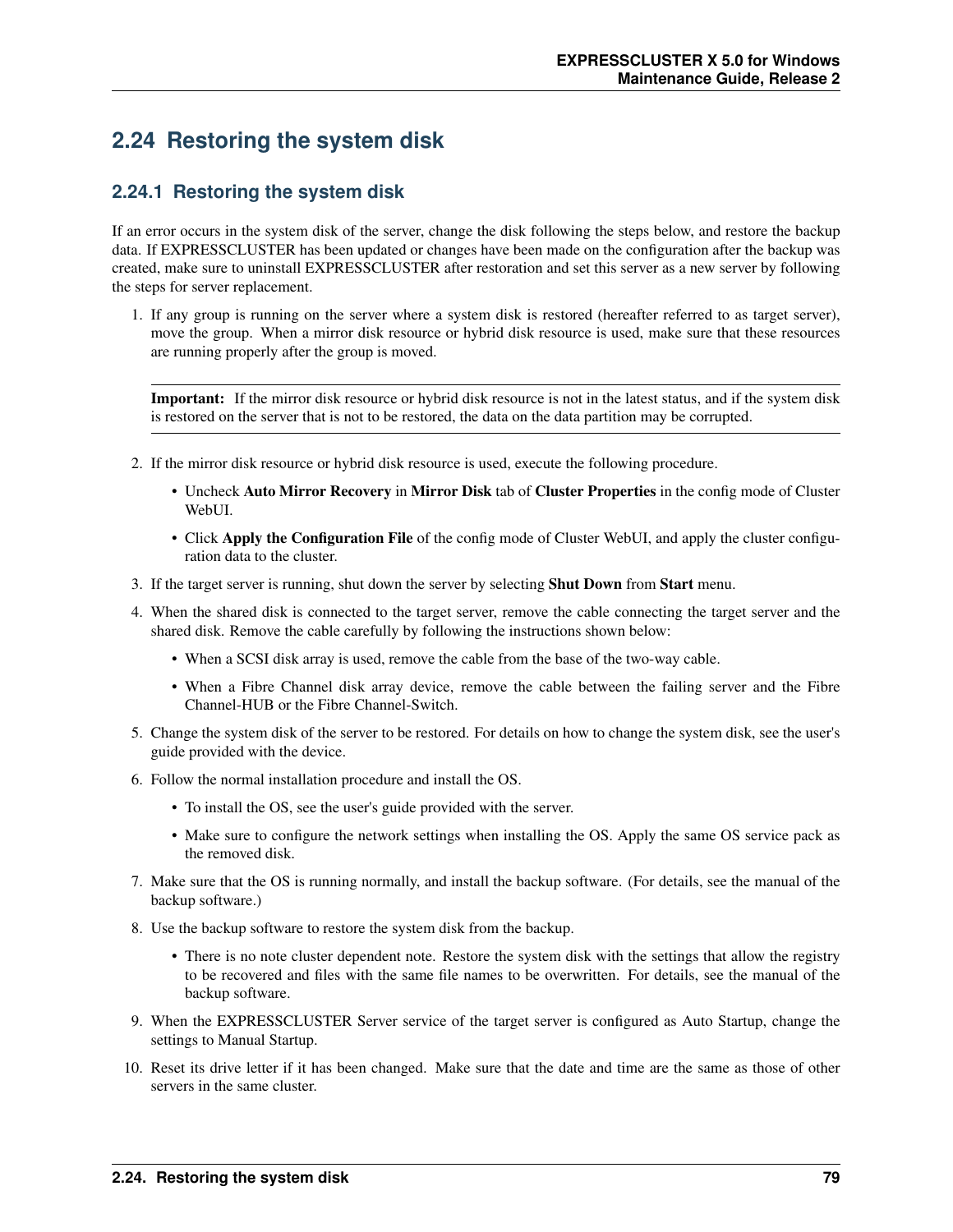## 2.24 Restoring the system disk

### 2.24.1 Restoring the system disk

If an error occurs in the system disk of the server, change the disk following the steps below, and restore the backup data. If EXPRESSCLUSTER has been updated or changes have been made on the configuration after the backup was created, make sure to uninstall EXPRESSCLUSTER after restoration and set this server as a new server by following the steps for server replacement.

1. If any group is running on the server where a system disk is restored (hereafter referred to as target server), move the group. When a mirror disk resource or hybrid disk resource is used, make sure that these resources are running properly after the group is moved.

   ---

   **Important:** If the mirror disk resource or hybrid disk resource is not in the latest status, and if the system disk is restored on the server that is not to be restored, the data on the data partition may be corrupted.

   ---

2. If the mirror disk resource or hybrid disk resource is used, execute the following procedure.
   - Uncheck **Auto Mirror Recovery** in **Mirror Disk** tab of **Cluster Properties** in the config mode of Cluster WebUI.
   - Click **Apply the Configuration File** of the config mode of Cluster WebUI, and apply the cluster configuration data to the cluster.
3. If the target server is running, shut down the server by selecting **Shut Down** from **Start** menu.
4. When the shared disk is connected to the target server, remove the cable connecting the target server and the shared disk. Remove the cable carefully by following the instructions shown below:
   - When a SCSI disk array is used, remove the cable from the base of the two-way cable.
   - When a Fibre Channel disk array device, remove the cable between the failing server and the Fibre Channel-HUB or the Fibre Channel-Switch.
5. Change the system disk of the server to be restored. For details on how to change the system disk, see the user's guide provided with the device.
6. Follow the normal installation procedure and install the OS.
   - To install the OS, see the user's guide provided with the server.
   - Make sure to configure the network settings when installing the OS. Apply the same OS service pack as the removed disk.
7. Make sure that the OS is running normally, and install the backup software. (For details, see the manual of the backup software.)
8. Use the backup software to restore the system disk from the backup.
   - There is no note cluster dependent note. Restore the system disk with the settings that allow the registry to be recovered and files with the same file names to be overwritten. For details, see the manual of the backup software.
9. When the EXPRESSCLUSTER Server service of the target server is configured as Auto Startup, change the settings to Manual Startup.
10. Reset its drive letter if it has been changed. Make sure that the date and time are the same as those of other servers in the same cluster.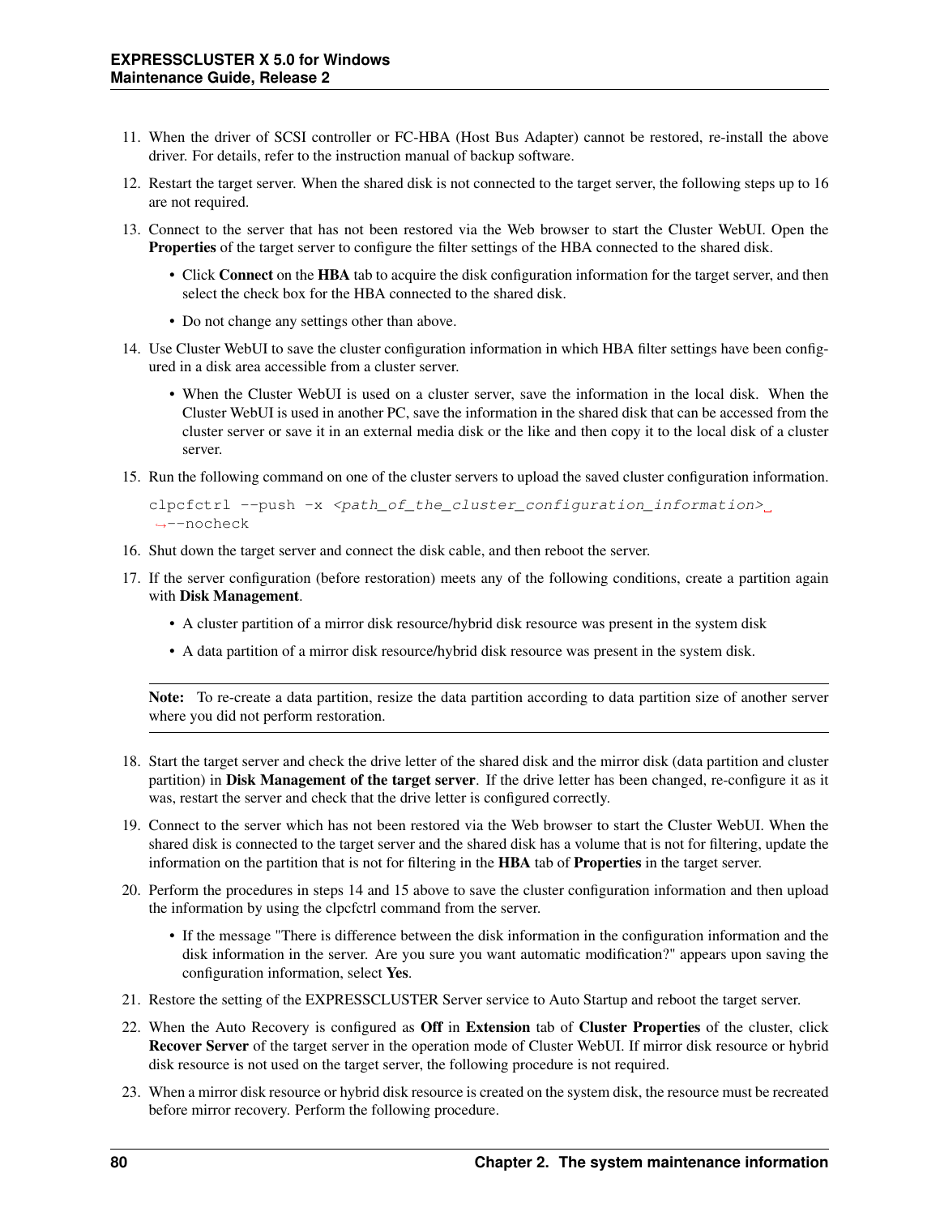11. When the driver of SCSI controller or FC-HBA (Host Bus Adapter) cannot be restored, re-install the above driver. For details, refer to the instruction manual of backup software.

12. Restart the target server. When the shared disk is not connected to the target server, the following steps up to 16 are not required.

13. Connect to the server that has not been restored via the Web browser to start the Cluster WebUI. Open the **Properties** of the target server to configure the filter settings of the HBA connected to the shared disk.

    - Click **Connect** on the **HBA** tab to acquire the disk configuration information for the target server, and then select the check box for the HBA connected to the shared disk.
    - Do not change any settings other than above.

14. Use Cluster WebUI to save the cluster configuration information in which HBA filter settings have been configured in a disk area accessible from a cluster server.

    - When the Cluster WebUI is used on a cluster server, save the information in the local disk. When the Cluster WebUI is used in another PC, save the information in the shared disk that can be accessed from the cluster server or save it in an external media disk or the like and then copy it to the local disk of a cluster server.

15. Run the following command on one of the cluster servers to upload the saved cluster configuration information.

    ```
    clpcfctrl --push -x <path_of_the_cluster_configuration_information> --nocheck
    ```

16. Shut down the target server and connect the disk cable, and then reboot the server.

17. If the server configuration (before restoration) meets any of the following conditions, create a partition again with **Disk Management**.

    - A cluster partition of a mirror disk resource/hybrid disk resource was present in the system disk
    - A data partition of a mirror disk resource/hybrid disk resource was present in the system disk.

**Note:** To re-create a data partition, resize the data partition according to data partition size of another server where you did not perform restoration.

18. Start the target server and check the drive letter of the shared disk and the mirror disk (data partition and cluster partition) in **Disk Management of the target server**. If the drive letter has been changed, re-configure it as it was, restart the server and check that the drive letter is configured correctly.

19. Connect to the server which has not been restored via the Web browser to start the Cluster WebUI. When the shared disk is connected to the target server and the shared disk has a volume that is not for filtering, update the information on the partition that is not for filtering in the **HBA** tab of **Properties** in the target server.

20. Perform the procedures in steps 14 and 15 above to save the cluster configuration information and then upload the information by using the clpcfctrl command from the server.

    - If the message "There is difference between the disk information in the configuration information and the disk information in the server. Are you sure you want automatic modification?" appears upon saving the configuration information, select **Yes**.

21. Restore the setting of the EXPRESSCLUSTER Server service to Auto Startup and reboot the target server.

22. When the Auto Recovery is configured as **Off** in **Extension** tab of **Cluster Properties** of the cluster, click **Recover Server** of the target server in the operation mode of Cluster WebUI. If mirror disk resource or hybrid disk resource is not used on the target server, the following procedure is not required.

23. When a mirror disk resource or hybrid disk resource is created on the system disk, the resource must be recreated before mirror recovery. Perform the following procedure.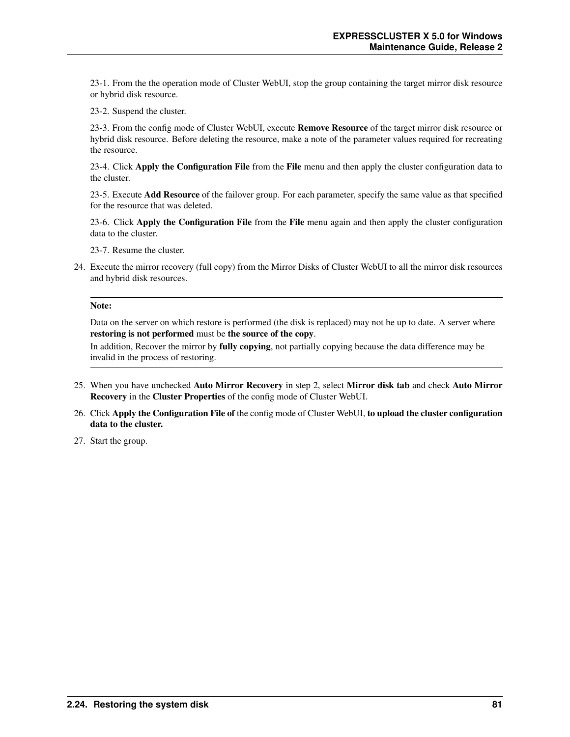23-1. From the the operation mode of Cluster WebUI, stop the group containing the target mirror disk resource or hybrid disk resource.

23-2. Suspend the cluster.

23-3. From the config mode of Cluster WebUI, execute **Remove Resource** of the target mirror disk resource or hybrid disk resource. Before deleting the resource, make a note of the parameter values required for recreating the resource.

23-4. Click **Apply the Configuration File** from the **File** menu and then apply the cluster configuration data to the cluster.

23-5. Execute **Add Resource** of the failover group. For each parameter, specify the same value as that specified for the resource that was deleted.

23-6. Click **Apply the Configuration File** from the **File** menu again and then apply the cluster configuration data to the cluster.

23-7. Resume the cluster.

24. Execute the mirror recovery (full copy) from the Mirror Disks of Cluster WebUI to all the mirror disk resources and hybrid disk resources.

---

**Note:**

Data on the server on which restore is performed (the disk is replaced) may not be up to date. A server where **restoring is not performed** must be **the source of the copy**.

In addition, Recover the mirror by **fully copying**, not partially copying because the data difference may be invalid in the process of restoring.

---

25. When you have unchecked **Auto Mirror Recovery** in step 2, select **Mirror disk tab** and check **Auto Mirror Recovery** in the **Cluster Properties** of the config mode of Cluster WebUI.
26. Click **Apply the Configuration File of** the config mode of Cluster WebUI, **to upload the cluster configuration data to the cluster.**
27. Start the group.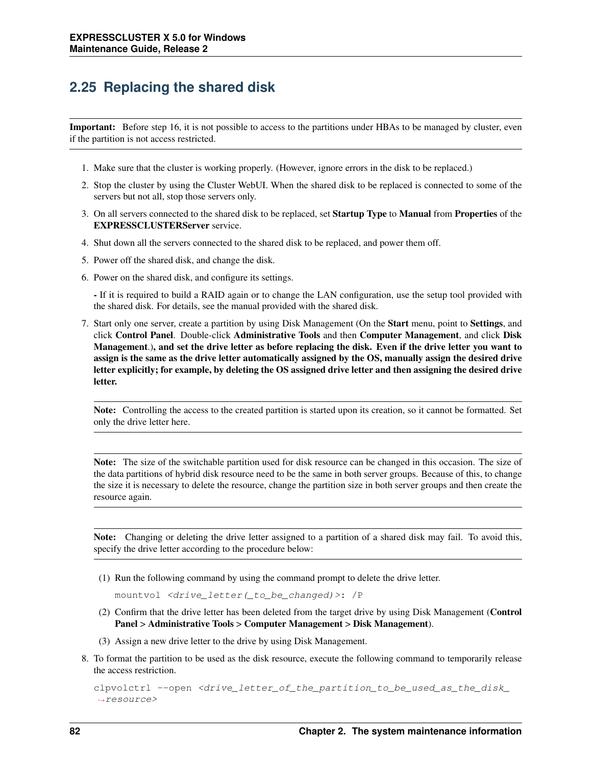## 2.25 Replacing the shared disk

**Important:** Before step 16, it is not possible to access to the partitions under HBAs to be managed by cluster, even if the partition is not access restricted.

1. Make sure that the cluster is working properly. (However, ignore errors in the disk to be replaced.)
2. Stop the cluster by using the Cluster WebUI. When the shared disk to be replaced is connected to some of the servers but not all, stop those servers only.
3. On all servers connected to the shared disk to be replaced, set **Startup Type** to **Manual** from **Properties** of the **EXPRESSCLUSTERServer** service.
4. Shut down all the servers connected to the shared disk to be replaced, and power them off.
5. Power off the shared disk, and change the disk.
6. Power on the shared disk, and configure its settings.

   **-** If it is required to build a RAID again or to change the LAN configuration, use the setup tool provided with the shared disk. For details, see the manual provided with the shared disk.
7. Start only one server, create a partition by using Disk Management (On the **Start** menu, point to **Settings**, and click **Control Panel**. Double-click **Administrative Tools** and then **Computer Management**, and click **Disk Management**.)**, and set the drive letter as before replacing the disk. Even if the drive letter you want to assign is the same as the drive letter automatically assigned by the OS, manually assign the desired drive letter explicitly; for example, by deleting the OS assigned drive letter and then assigning the desired drive letter.**

   **Note:** Controlling the access to the created partition is started upon its creation, so it cannot be formatted. Set only the drive letter here.

   **Note:** The size of the switchable partition used for disk resource can be changed in this occasion. The size of the data partitions of hybrid disk resource need to be the same in both server groups. Because of this, to change the size it is necessary to delete the resource, change the partition size in both server groups and then create the resource again.

   **Note:** Changing or deleting the drive letter assigned to a partition of a shared disk may fail. To avoid this, specify the drive letter according to the procedure below:

   (1) Run the following command by using the command prompt to delete the drive letter.

   ```
   mountvol <drive_letter(_to_be_changed)>: /P
   ```

   (2) Confirm that the drive letter has been deleted from the target drive by using Disk Management (**Control Panel > Administrative Tools > Computer Management > Disk Management**).

   (3) Assign a new drive letter to the drive by using Disk Management.
8. To format the partition to be used as the disk resource, execute the following command to temporarily release the access restriction.

   ```
   clpvolctrl --open <drive_letter_of_the_partition_to_be_used_as_the_disk_
   ↪resource>
   ```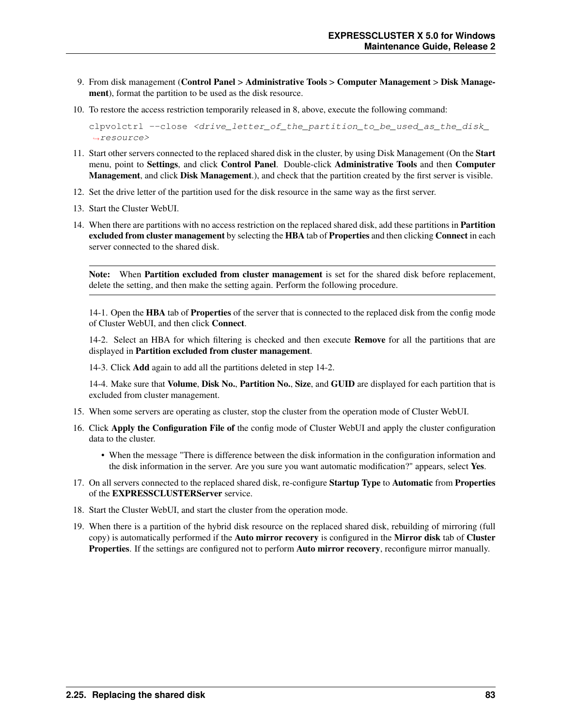9. From disk management (**Control Panel > Administrative Tools > Computer Management > Disk Management**), format the partition to be used as the disk resource.

10. To restore the access restriction temporarily released in 8, above, execute the following command:

```
clpvolctrl --close <drive_letter_of_the_partition_to_be_used_as_the_disk_resource>
```

11. Start other servers connected to the replaced shared disk in the cluster, by using Disk Management (On the **Start** menu, point to **Settings**, and click **Control Panel**. Double-click **Administrative Tools** and then **Computer Management**, and click **Disk Management**.), and check that the partition created by the first server is visible.

12. Set the drive letter of the partition used for the disk resource in the same way as the first server.

13. Start the Cluster WebUI.

14. When there are partitions with no access restriction on the replaced shared disk, add these partitions in **Partition excluded from cluster management** by selecting the **HBA** tab of **Properties** and then clicking **Connect** in each server connected to the shared disk.

**Note:** When **Partition excluded from cluster management** is set for the shared disk before replacement, delete the setting, and then make the setting again. Perform the following procedure.

14-1. Open the **HBA** tab of **Properties** of the server that is connected to the replaced disk from the config mode of Cluster WebUI, and then click **Connect**.

14-2. Select an HBA for which filtering is checked and then execute **Remove** for all the partitions that are displayed in **Partition excluded from cluster management**.

14-3. Click **Add** again to add all the partitions deleted in step 14-2.

14-4. Make sure that **Volume**, **Disk No.**, **Partition No.**, **Size**, and **GUID** are displayed for each partition that is excluded from cluster management.

15. When some servers are operating as cluster, stop the cluster from the operation mode of Cluster WebUI.

16. Click **Apply the Configuration File of** the config mode of Cluster WebUI and apply the cluster configuration data to the cluster.

    - When the message "There is difference between the disk information in the configuration information and the disk information in the server. Are you sure you want automatic modification?" appears, select **Yes**.

17. On all servers connected to the replaced shared disk, re-configure **Startup Type** to **Automatic** from **Properties** of the **EXPRESSCLUSTERServer** service.

18. Start the Cluster WebUI, and start the cluster from the operation mode.

19. When there is a partition of the hybrid disk resource on the replaced shared disk, rebuilding of mirroring (full copy) is automatically performed if the **Auto mirror recovery** is configured in the **Mirror disk** tab of **Cluster Properties**. If the settings are configured not to perform **Auto mirror recovery**, reconfigure mirror manually.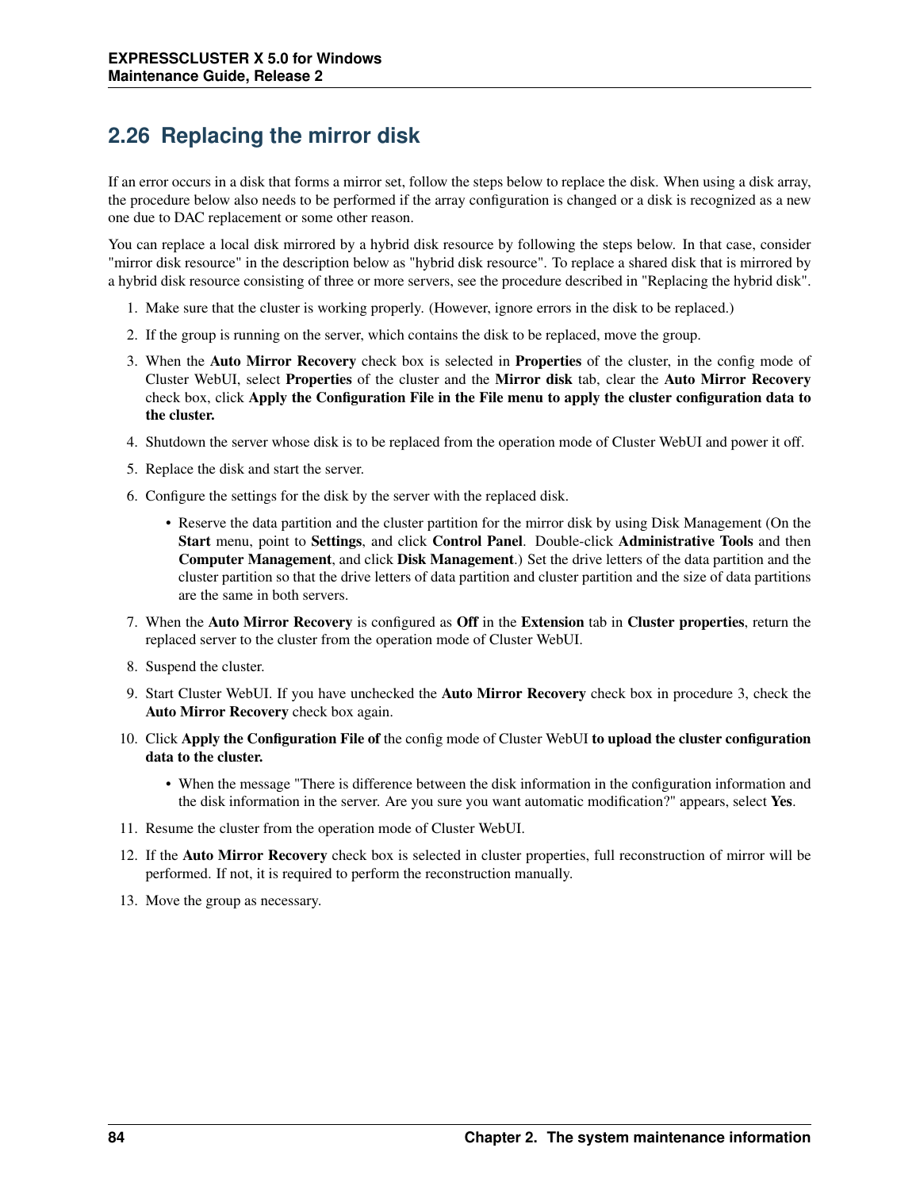## 2.26 Replacing the mirror disk

If an error occurs in a disk that forms a mirror set, follow the steps below to replace the disk. When using a disk array, the procedure below also needs to be performed if the array configuration is changed or a disk is recognized as a new one due to DAC replacement or some other reason.

You can replace a local disk mirrored by a hybrid disk resource by following the steps below. In that case, consider "mirror disk resource" in the description below as "hybrid disk resource". To replace a shared disk that is mirrored by a hybrid disk resource consisting of three or more servers, see the procedure described in "Replacing the hybrid disk".

1. Make sure that the cluster is working properly. (However, ignore errors in the disk to be replaced.)
2. If the group is running on the server, which contains the disk to be replaced, move the group.
3. When the **Auto Mirror Recovery** check box is selected in **Properties** of the cluster, in the config mode of Cluster WebUI, select **Properties** of the cluster and the **Mirror disk** tab, clear the **Auto Mirror Recovery** check box, click **Apply the Configuration File in the File menu to apply the cluster configuration data to the cluster.**
4. Shutdown the server whose disk is to be replaced from the operation mode of Cluster WebUI and power it off.
5. Replace the disk and start the server.
6. Configure the settings for the disk by the server with the replaced disk.
   - Reserve the data partition and the cluster partition for the mirror disk by using Disk Management (On the **Start** menu, point to **Settings**, and click **Control Panel**. Double-click **Administrative Tools** and then **Computer Management**, and click **Disk Management**.) Set the drive letters of the data partition and the cluster partition so that the drive letters of data partition and cluster partition and the size of data partitions are the same in both servers.
7. When the **Auto Mirror Recovery** is configured as **Off** in the **Extension** tab in **Cluster properties**, return the replaced server to the cluster from the operation mode of Cluster WebUI.
8. Suspend the cluster.
9. Start Cluster WebUI. If you have unchecked the **Auto Mirror Recovery** check box in procedure 3, check the **Auto Mirror Recovery** check box again.
10. Click **Apply the Configuration File of** the config mode of Cluster WebUI **to upload the cluster configuration data to the cluster.**
    - When the message "There is difference between the disk information in the configuration information and the disk information in the server. Are you sure you want automatic modification?" appears, select **Yes**.
11. Resume the cluster from the operation mode of Cluster WebUI.
12. If the **Auto Mirror Recovery** check box is selected in cluster properties, full reconstruction of mirror will be performed. If not, it is required to perform the reconstruction manually.
13. Move the group as necessary.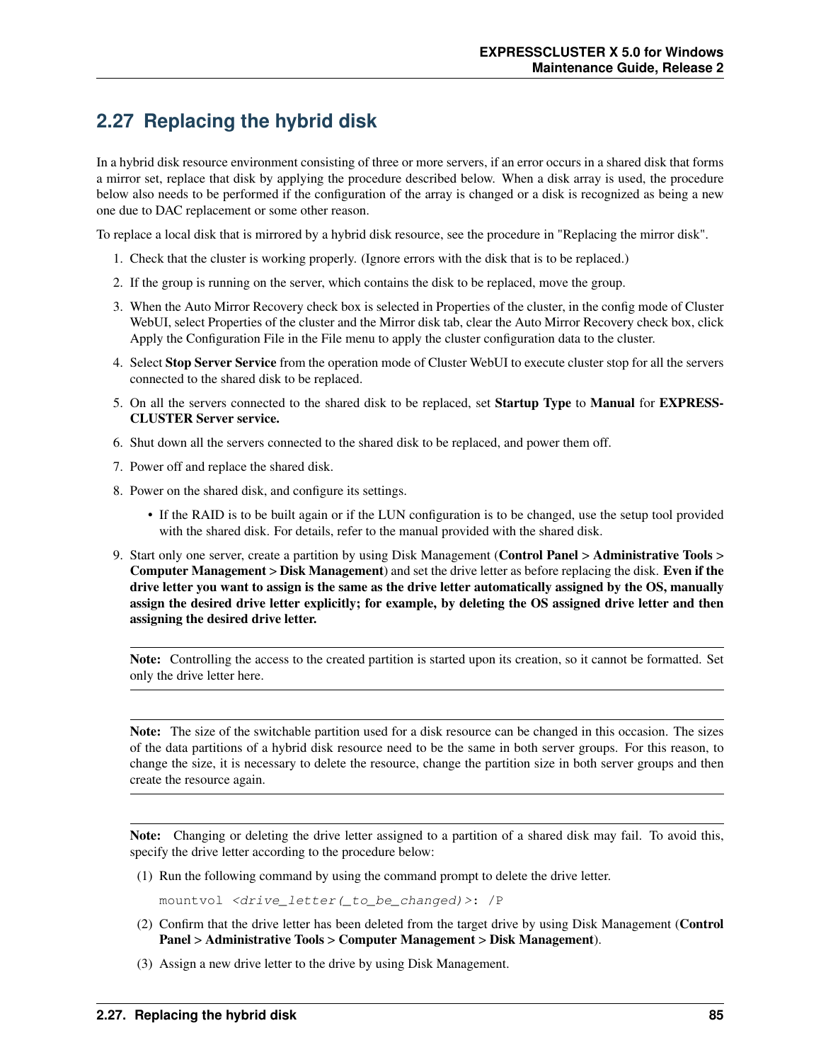## 2.27 Replacing the hybrid disk

In a hybrid disk resource environment consisting of three or more servers, if an error occurs in a shared disk that forms a mirror set, replace that disk by applying the procedure described below. When a disk array is used, the procedure below also needs to be performed if the configuration of the array is changed or a disk is recognized as being a new one due to DAC replacement or some other reason.

To replace a local disk that is mirrored by a hybrid disk resource, see the procedure in "Replacing the mirror disk".

1. Check that the cluster is working properly. (Ignore errors with the disk that is to be replaced.)
2. If the group is running on the server, which contains the disk to be replaced, move the group.
3. When the Auto Mirror Recovery check box is selected in Properties of the cluster, in the config mode of Cluster WebUI, select Properties of the cluster and the Mirror disk tab, clear the Auto Mirror Recovery check box, click Apply the Configuration File in the File menu to apply the cluster configuration data to the cluster.
4. Select **Stop Server Service** from the operation mode of Cluster WebUI to execute cluster stop for all the servers connected to the shared disk to be replaced.
5. On all the servers connected to the shared disk to be replaced, set **Startup Type** to **Manual** for **EXPRESSCLUSTER Server service.**
6. Shut down all the servers connected to the shared disk to be replaced, and power them off.
7. Power off and replace the shared disk.
8. Power on the shared disk, and configure its settings.
   - If the RAID is to be built again or if the LUN configuration is to be changed, use the setup tool provided with the shared disk. For details, refer to the manual provided with the shared disk.
9. Start only one server, create a partition by using Disk Management (**Control Panel > Administrative Tools > Computer Management > Disk Management**) and set the drive letter as before replacing the disk. **Even if the drive letter you want to assign is the same as the drive letter automatically assigned by the OS, manually assign the desired drive letter explicitly; for example, by deleting the OS assigned drive letter and then assigning the desired drive letter.**

   **Note:** Controlling the access to the created partition is started upon its creation, so it cannot be formatted. Set only the drive letter here.

   **Note:** The size of the switchable partition used for a disk resource can be changed in this occasion. The sizes of the data partitions of a hybrid disk resource need to be the same in both server groups. For this reason, to change the size, it is necessary to delete the resource, change the partition size in both server groups and then create the resource again.

   **Note:** Changing or deleting the drive letter assigned to a partition of a shared disk may fail. To avoid this, specify the drive letter according to the procedure below:

   (1) Run the following command by using the command prompt to delete the drive letter.

   ```
   mountvol <drive_letter(_to_be_changed)>: /P
   ```

   (2) Confirm that the drive letter has been deleted from the target drive by using Disk Management (**Control Panel > Administrative Tools > Computer Management > Disk Management**).

   (3) Assign a new drive letter to the drive by using Disk Management.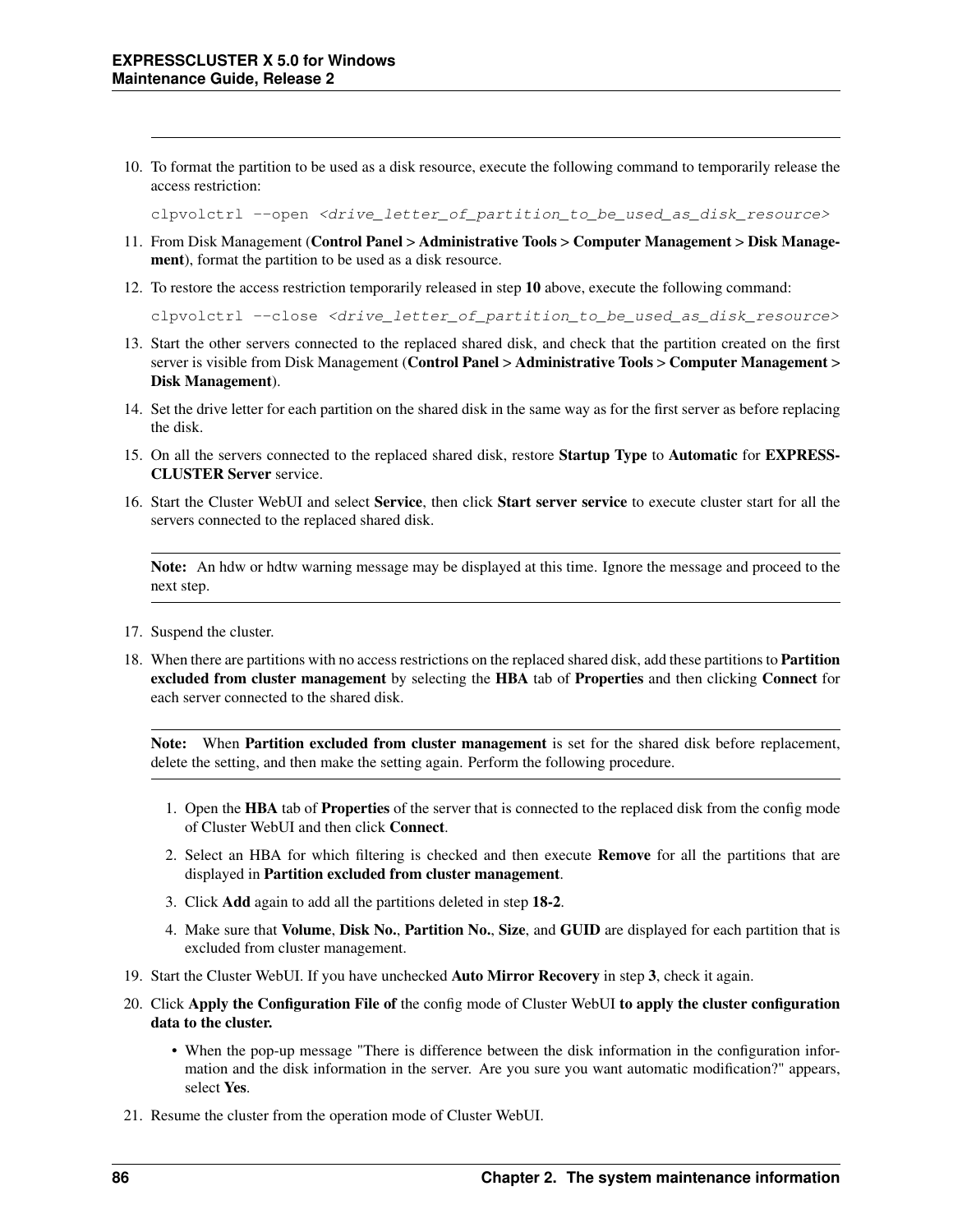10. To format the partition to be used as a disk resource, execute the following command to temporarily release the access restriction:

    clpvolctrl --open *<drive_letter_of_partition_to_be_used_as_disk_resource>*

11. From Disk Management (**Control Panel > Administrative Tools > Computer Management > Disk Management**), format the partition to be used as a disk resource.

12. To restore the access restriction temporarily released in step **10** above, execute the following command:

    clpvolctrl --close *<drive_letter_of_partition_to_be_used_as_disk_resource>*

13. Start the other servers connected to the replaced shared disk, and check that the partition created on the first server is visible from Disk Management (**Control Panel > Administrative Tools > Computer Management > Disk Management**).

14. Set the drive letter for each partition on the shared disk in the same way as for the first server as before replacing the disk.

15. On all the servers connected to the replaced shared disk, restore **Startup Type** to **Automatic** for **EXPRESSCLUSTER Server** service.

16. Start the Cluster WebUI and select **Service**, then click **Start server service** to execute cluster start for all the servers connected to the replaced shared disk.

    **Note:** An hdw or hdtw warning message may be displayed at this time. Ignore the message and proceed to the next step.

17. Suspend the cluster.

18. When there are partitions with no access restrictions on the replaced shared disk, add these partitions to **Partition excluded from cluster management** by selecting the **HBA** tab of **Properties** and then clicking **Connect** for each server connected to the shared disk.

    **Note:** When **Partition excluded from cluster management** is set for the shared disk before replacement, delete the setting, and then make the setting again. Perform the following procedure.

    1. Open the **HBA** tab of **Properties** of the server that is connected to the replaced disk from the config mode of Cluster WebUI and then click **Connect**.
    2. Select an HBA for which filtering is checked and then execute **Remove** for all the partitions that are displayed in **Partition excluded from cluster management**.
    3. Click **Add** again to add all the partitions deleted in step **18-2**.
    4. Make sure that **Volume**, **Disk No.**, **Partition No.**, **Size**, and **GUID** are displayed for each partition that is excluded from cluster management.

19. Start the Cluster WebUI. If you have unchecked **Auto Mirror Recovery** in step **3**, check it again.

20. Click **Apply the Configuration File of** the config mode of Cluster WebUI **to apply the cluster configuration data to the cluster.**

    - When the pop-up message "There is difference between the disk information in the configuration information and the disk information in the server. Are you sure you want automatic modification?" appears, select **Yes**.

21. Resume the cluster from the operation mode of Cluster WebUI.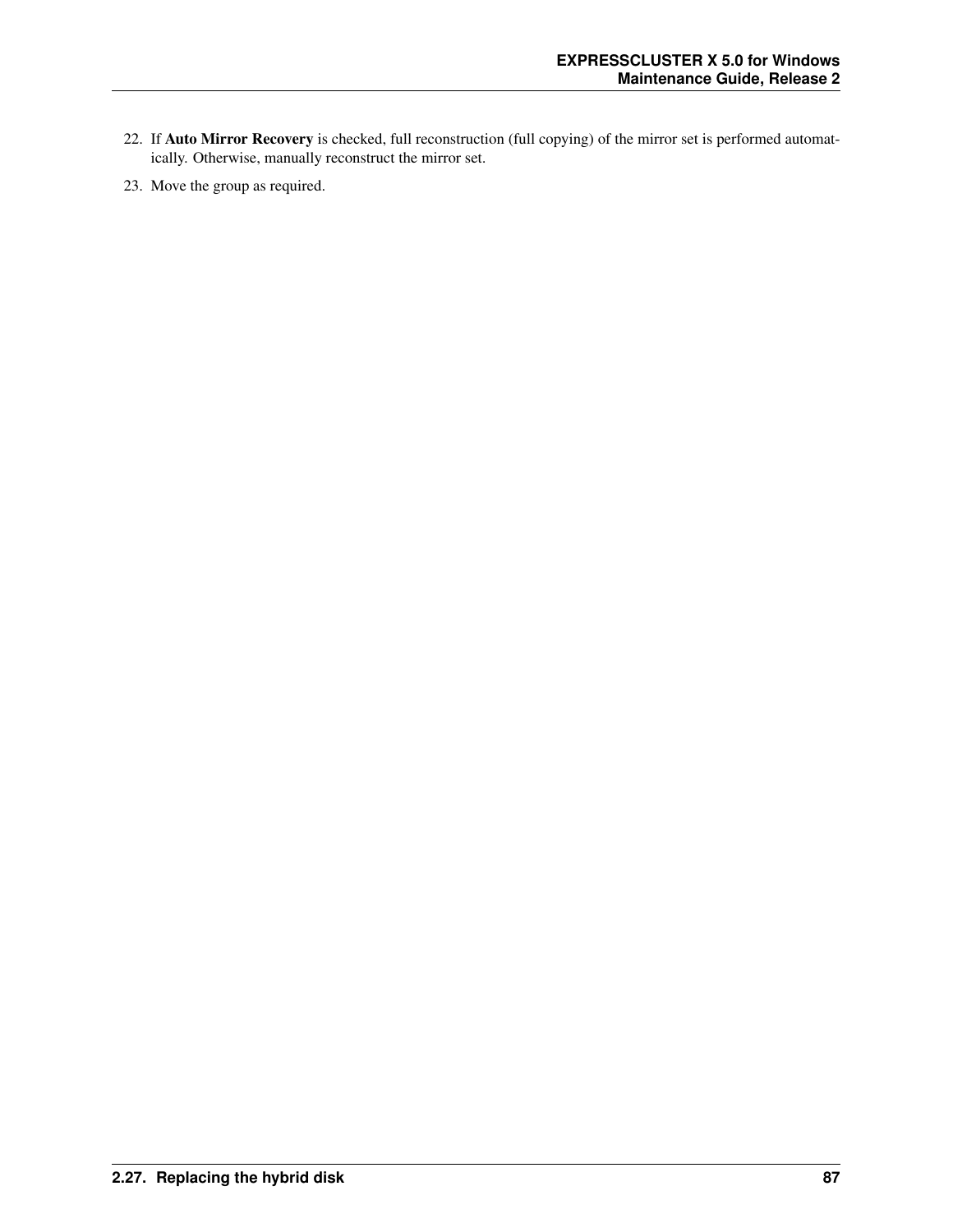22. If **Auto Mirror Recovery** is checked, full reconstruction (full copying) of the mirror set is performed automatically. Otherwise, manually reconstruct the mirror set.
23. Move the group as required.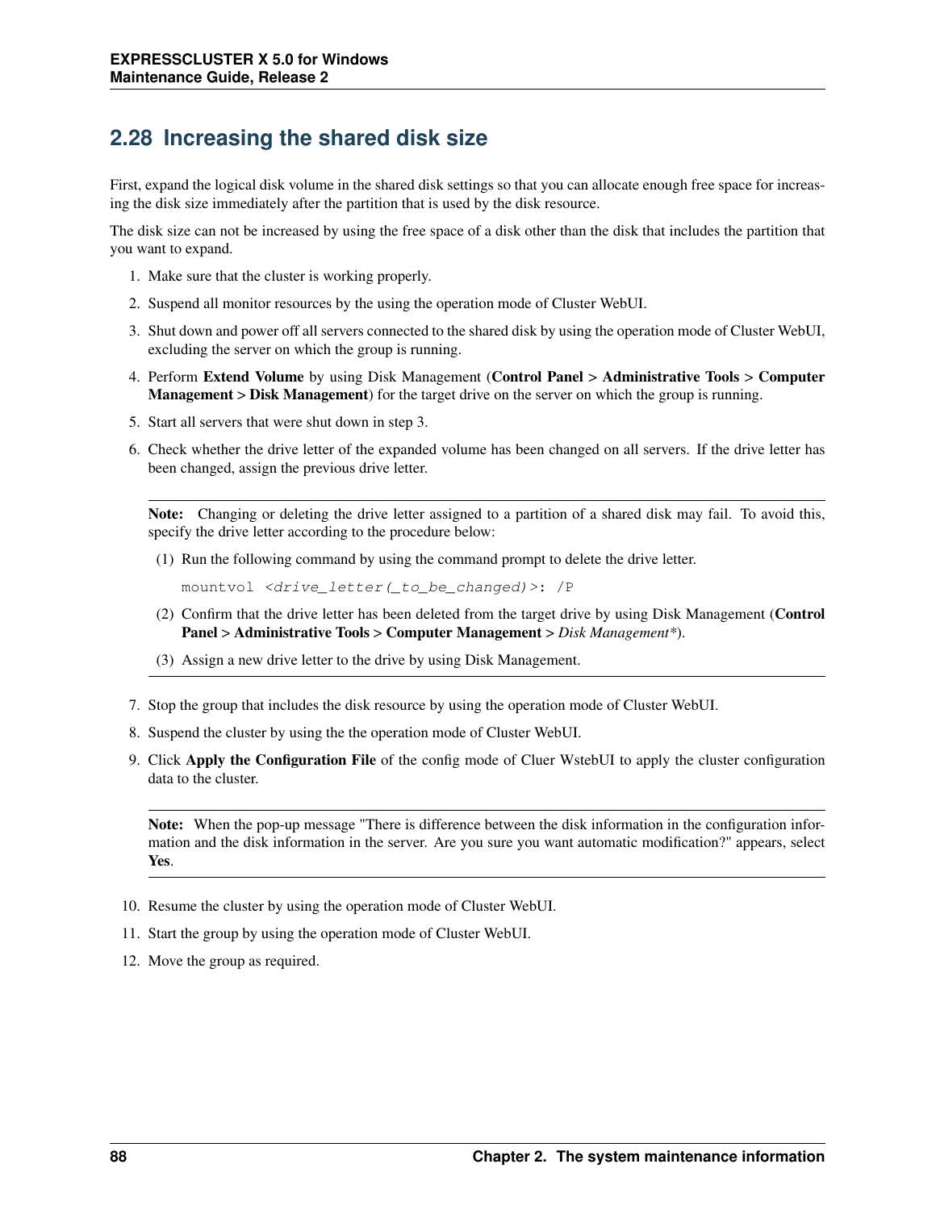## 2.28 Increasing the shared disk size

First, expand the logical disk volume in the shared disk settings so that you can allocate enough free space for increasing the disk size immediately after the partition that is used by the disk resource.

The disk size can not be increased by using the free space of a disk other than the disk that includes the partition that you want to expand.

1. Make sure that the cluster is working properly.
2. Suspend all monitor resources by the using the operation mode of Cluster WebUI.
3. Shut down and power off all servers connected to the shared disk by using the operation mode of Cluster WebUI, excluding the server on which the group is running.
4. Perform **Extend Volume** by using Disk Management (**Control Panel** > **Administrative Tools** > **Computer Management** > **Disk Management**) for the target drive on the server on which the group is running.
5. Start all servers that were shut down in step 3.
6. Check whether the drive letter of the expanded volume has been changed on all servers. If the drive letter has been changed, assign the previous drive letter.

   ---

   **Note:** Changing or deleting the drive letter assigned to a partition of a shared disk may fail. To avoid this, specify the drive letter according to the procedure below:

   (1) Run the following command by using the command prompt to delete the drive letter.

   ```
   mountvol <drive_letter(_to_be_changed)>: /P
   ```

   (2) Confirm that the drive letter has been deleted from the target drive by using Disk Management (**Control Panel** > **Administrative Tools** > **Computer Management** > *Disk Management**).

   (3) Assign a new drive letter to the drive by using Disk Management.

   ---

7. Stop the group that includes the disk resource by using the operation mode of Cluster WebUI.
8. Suspend the cluster by using the the operation mode of Cluster WebUI.
9. Click **Apply the Configuration File** of the config mode of Cluer WstebUI to apply the cluster configuration data to the cluster.

   ---

   **Note:** When the pop-up message "There is difference between the disk information in the configuration information and the disk information in the server. Are you sure you want automatic modification?" appears, select **Yes**.

   ---

10. Resume the cluster by using the operation mode of Cluster WebUI.
11. Start the group by using the operation mode of Cluster WebUI.
12. Move the group as required.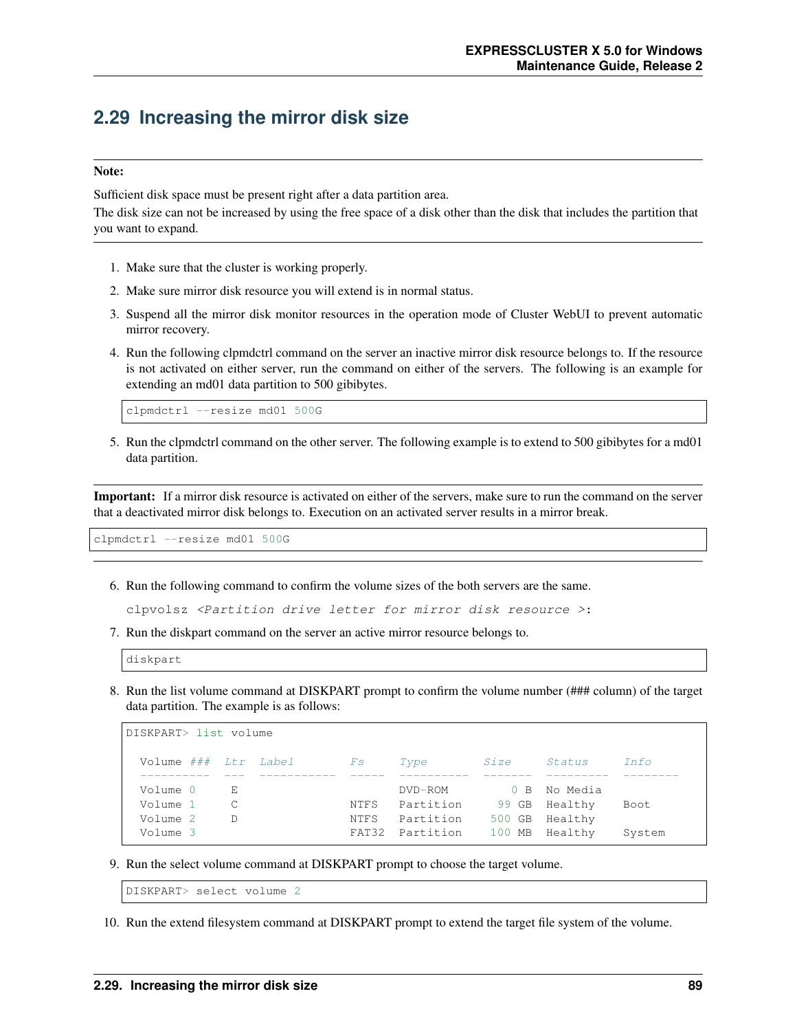## 2.29 Increasing the mirror disk size

---

**Note:**

Sufficient disk space must be present right after a data partition area.
The disk size can not be increased by using the free space of a disk other than the disk that includes the partition that you want to expand.

---

1. Make sure that the cluster is working properly.
2. Make sure mirror disk resource you will extend is in normal status.
3. Suspend all the mirror disk monitor resources in the operation mode of Cluster WebUI to prevent automatic mirror recovery.
4. Run the following clpmdctrl command on the server an inactive mirror disk resource belongs to. If the resource is not activated on either server, run the command on either of the servers. The following is an example for extending an md01 data partition to 500 gibibytes.

   ```
   clpmdctrl --resize md01 500G
   ```

5. Run the clpmdctrl command on the other server. The following example is to extend to 500 gibibytes for a md01 data partition.

---

**Important:** If a mirror disk resource is activated on either of the servers, make sure to run the command on the server that a deactivated mirror disk belongs to. Execution on an activated server results in a mirror break.

```
clpmdctrl --resize md01 500G
```

---

6. Run the following command to confirm the volume sizes of the both servers are the same.

   `clpvolsz <Partition drive letter for mirror disk resource >:`

7. Run the diskpart command on the server an active mirror resource belongs to.

   ```
   diskpart
   ```

8. Run the list volume command at DISKPART prompt to confirm the volume number (### column) of the target data partition. The example is as follows:

   ```
   DISKPART> list volume

     Volume ###  Ltr  Label        Fs     Type        Size     Status     Info
     ----------  ---  -----------  -----  ----------  -------  ---------  --------
     Volume 0     E                       DVD-ROM        0 B   No Media
     Volume 1     C                NTFS   Partition     99 GB  Healthy    Boot
     Volume 2     D                NTFS   Partition    500 GB  Healthy
     Volume 3                      FAT32  Partition    100 MB  Healthy    System
   ```

9. Run the select volume command at DISKPART prompt to choose the target volume.

   ```
   DISKPART> select volume 2
   ```

10. Run the extend filesystem command at DISKPART prompt to extend the target file system of the volume.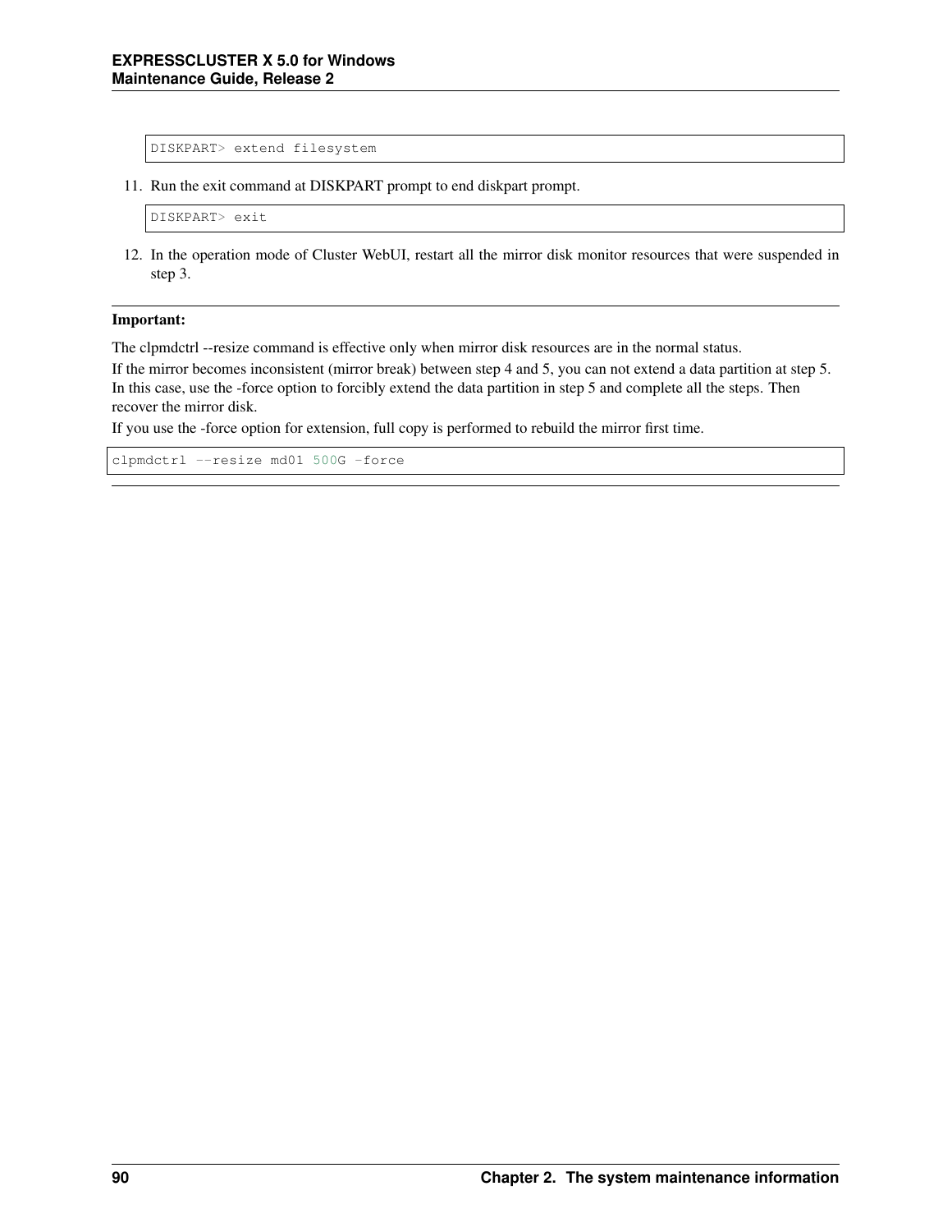```
DISKPART> extend filesystem
```

11. Run the exit command at DISKPART prompt to end diskpart prompt.

```
DISKPART> exit
```

12. In the operation mode of Cluster WebUI, restart all the mirror disk monitor resources that were suspended in step 3.

---

**Important:**

The clpmdctrl --resize command is effective only when mirror disk resources are in the normal status.

If the mirror becomes inconsistent (mirror break) between step 4 and 5, you can not extend a data partition at step 5. In this case, use the -force option to forcibly extend the data partition in step 5 and complete all the steps. Then recover the mirror disk.

If you use the -force option for extension, full copy is performed to rebuild the mirror first time.

```
clpmdctrl --resize md01 500G -force
```

---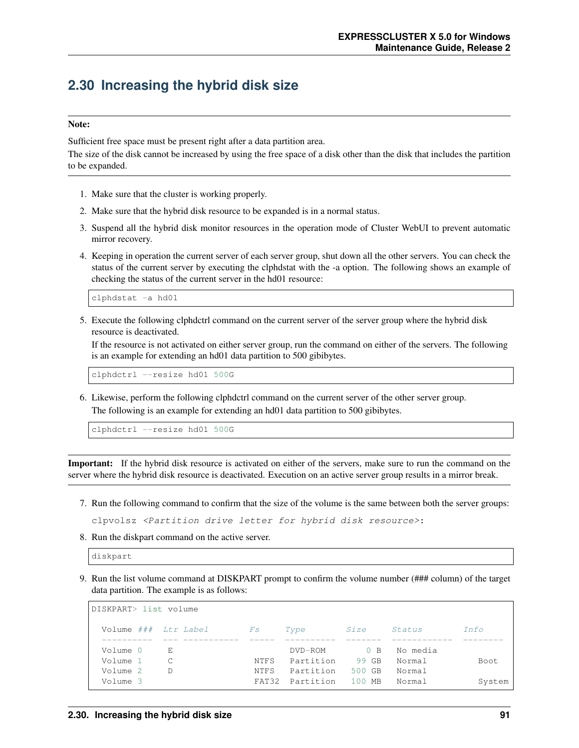## 2.30 Increasing the hybrid disk size

---

**Note:**

Sufficient free space must be present right after a data partition area.

The size of the disk cannot be increased by using the free space of a disk other than the disk that includes the partition to be expanded.

---

1. Make sure that the cluster is working properly.
2. Make sure that the hybrid disk resource to be expanded is in a normal status.
3. Suspend all the hybrid disk monitor resources in the operation mode of Cluster WebUI to prevent automatic mirror recovery.
4. Keeping in operation the current server of each server group, shut down all the other servers. You can check the status of the current server by executing the clphdstat with the -a option. The following shows an example of checking the status of the current server in the hd01 resource:

   ```
   clphdstat -a hd01
   ```

5. Execute the following clphdctrl command on the current server of the server group where the hybrid disk resource is deactivated.

   If the resource is not activated on either server group, run the command on either of the servers. The following is an example for extending an hd01 data partition to 500 gibibytes.

   ```
   clphdctrl --resize hd01 500G
   ```

6. Likewise, perform the following clphdctrl command on the current server of the other server group.

   The following is an example for extending an hd01 data partition to 500 gibibytes.

   ```
   clphdctrl --resize hd01 500G
   ```

---

**Important:** If the hybrid disk resource is activated on either of the servers, make sure to run the command on the server where the hybrid disk resource is deactivated. Execution on an active server group results in a mirror break.

---

7. Run the following command to confirm that the size of the volume is the same between both the server groups:

   clpvolsz *<Partition drive letter for hybrid disk resource>*:

8. Run the diskpart command on the active server.

   ```
   diskpart
   ```

9. Run the list volume command at DISKPART prompt to confirm the volume number (### column) of the target data partition. The example is as follows:

   ```
   DISKPART> list volume

     Volume ###  Ltr Label        Fs     Type        Size     Status       Info
     ----------  --- -----------  -----  ----------  -------  ------------ --------
     Volume 0     E                       DVD-ROM        0 B   No media
     Volume 1     C                NTFS   Partition     99 GB  Normal         Boot
     Volume 2     D                NTFS   Partition    500 GB  Normal
     Volume 3                      FAT32  Partition    100 MB  Normal         System
   ```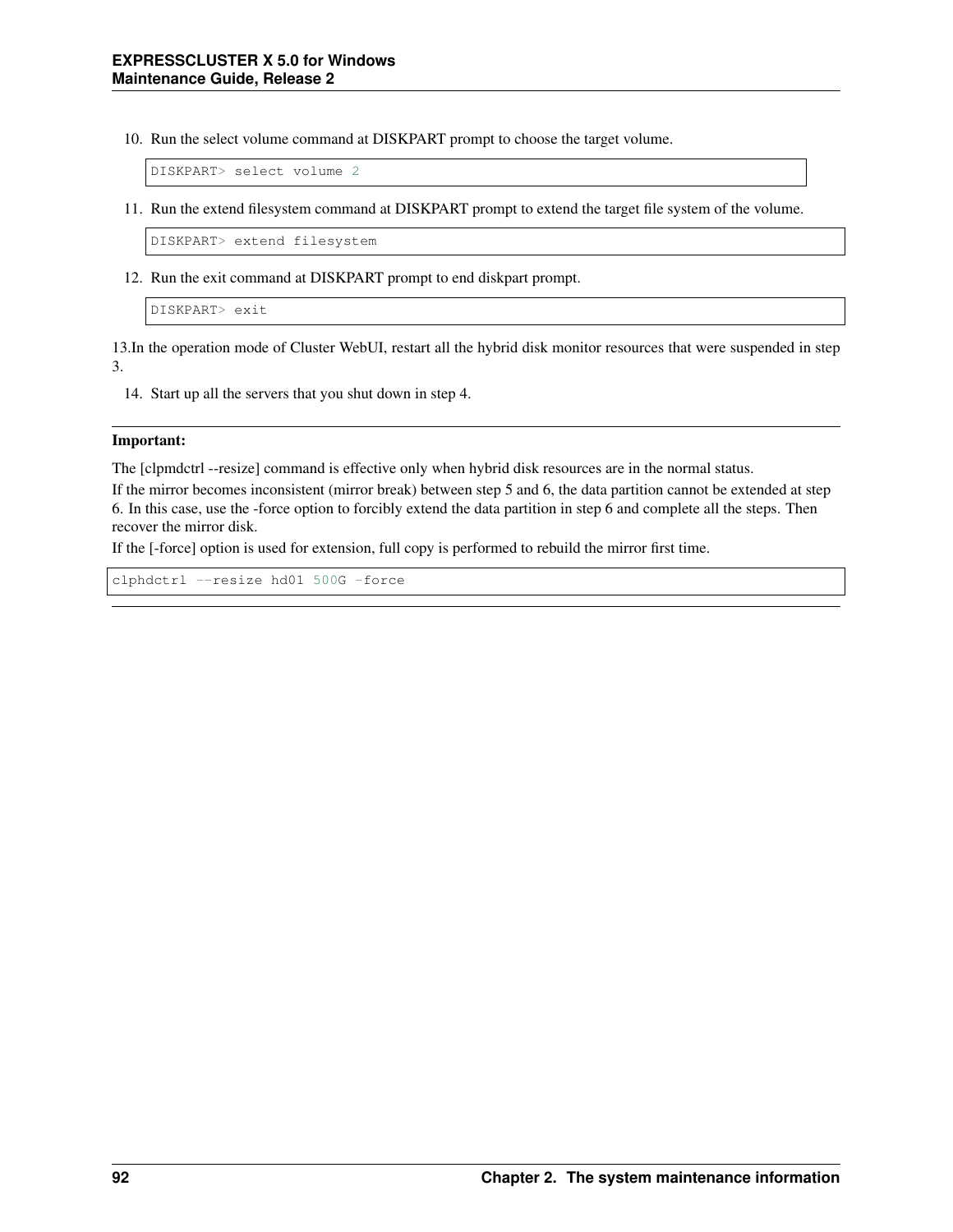10. Run the select volume command at DISKPART prompt to choose the target volume.

```
DISKPART> select volume 2
```

11. Run the extend filesystem command at DISKPART prompt to extend the target file system of the volume.

```
DISKPART> extend filesystem
```

12. Run the exit command at DISKPART prompt to end diskpart prompt.

```
DISKPART> exit
```

13.In the operation mode of Cluster WebUI, restart all the hybrid disk monitor resources that were suspended in step 3.

14. Start up all the servers that you shut down in step 4.

---

**Important:**

The [clpmdctrl --resize] command is effective only when hybrid disk resources are in the normal status.

If the mirror becomes inconsistent (mirror break) between step 5 and 6, the data partition cannot be extended at step 6. In this case, use the -force option to forcibly extend the data partition in step 6 and complete all the steps. Then recover the mirror disk.

If the [-force] option is used for extension, full copy is performed to rebuild the mirror first time.

```
clphdctrl --resize hd01 500G -force
```

---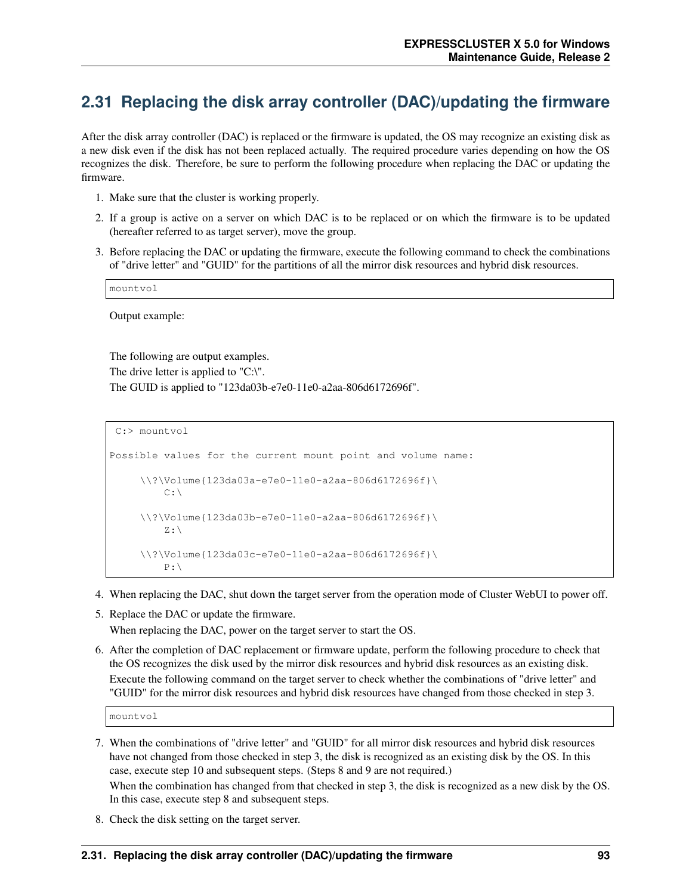## 2.31 Replacing the disk array controller (DAC)/updating the firmware

After the disk array controller (DAC) is replaced or the firmware is updated, the OS may recognize an existing disk as a new disk even if the disk has not been replaced actually. The required procedure varies depending on how the OS recognizes the disk. Therefore, be sure to perform the following procedure when replacing the DAC or updating the firmware.

1. Make sure that the cluster is working properly.
2. If a group is active on a server on which DAC is to be replaced or on which the firmware is to be updated (hereafter referred to as target server), move the group.
3. Before replacing the DAC or updating the firmware, execute the following command to check the combinations of "drive letter" and "GUID" for the partitions of all the mirror disk resources and hybrid disk resources.

   ```
   mountvol
   ```

   Output example:

   The following are output examples.
   The drive letter is applied to "C:\".
   The GUID is applied to "123da03b-e7e0-11e0-a2aa-806d6172696f".

   ```
    C:> mountvol

   Possible values for the current mount point and volume name:

        \\?\Volume{123da03a-e7e0-11e0-a2aa-806d6172696f}\
            C:\

        \\?\Volume{123da03b-e7e0-11e0-a2aa-806d6172696f}\
            Z:\

        \\?\Volume{123da03c-e7e0-11e0-a2aa-806d6172696f}\
            P:\
   ```

4. When replacing the DAC, shut down the target server from the operation mode of Cluster WebUI to power off.
5. Replace the DAC or update the firmware.
   When replacing the DAC, power on the target server to start the OS.
6. After the completion of DAC replacement or firmware update, perform the following procedure to check that the OS recognizes the disk used by the mirror disk resources and hybrid disk resources as an existing disk.
   Execute the following command on the target server to check whether the combinations of "drive letter" and "GUID" for the mirror disk resources and hybrid disk resources have changed from those checked in step 3.

   ```
   mountvol
   ```

7. When the combinations of "drive letter" and "GUID" for all mirror disk resources and hybrid disk resources have not changed from those checked in step 3, the disk is recognized as an existing disk by the OS. In this case, execute step 10 and subsequent steps. (Steps 8 and 9 are not required.)
   When the combination has changed from that checked in step 3, the disk is recognized as a new disk by the OS. In this case, execute step 8 and subsequent steps.
8. Check the disk setting on the target server.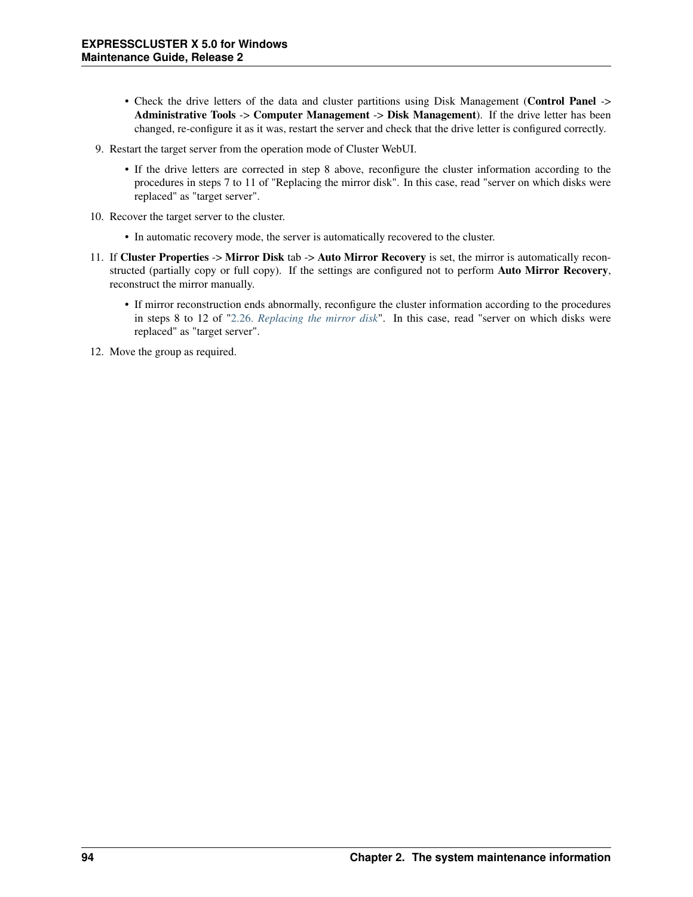- Check the drive letters of the data and cluster partitions using Disk Management (**Control Panel** -> **Administrative Tools** -> **Computer Management** -> **Disk Management**). If the drive letter has been changed, re-configure it as it was, restart the server and check that the drive letter is configured correctly.

9. Restart the target server from the operation mode of Cluster WebUI.

   - If the drive letters are corrected in step 8 above, reconfigure the cluster information according to the procedures in steps 7 to 11 of "Replacing the mirror disk". In this case, read "server on which disks were replaced" as "target server".

10. Recover the target server to the cluster.

    - In automatic recovery mode, the server is automatically recovered to the cluster.

11. If **Cluster Properties** -> **Mirror Disk** tab -> **Auto Mirror Recovery** is set, the mirror is automatically reconstructed (partially copy or full copy). If the settings are configured not to perform **Auto Mirror Recovery**, reconstruct the mirror manually.

    - If mirror reconstruction ends abnormally, reconfigure the cluster information according to the procedures in steps 8 to 12 of "*2.26. Replacing the mirror disk*". In this case, read "server on which disks were replaced" as "target server".

12. Move the group as required.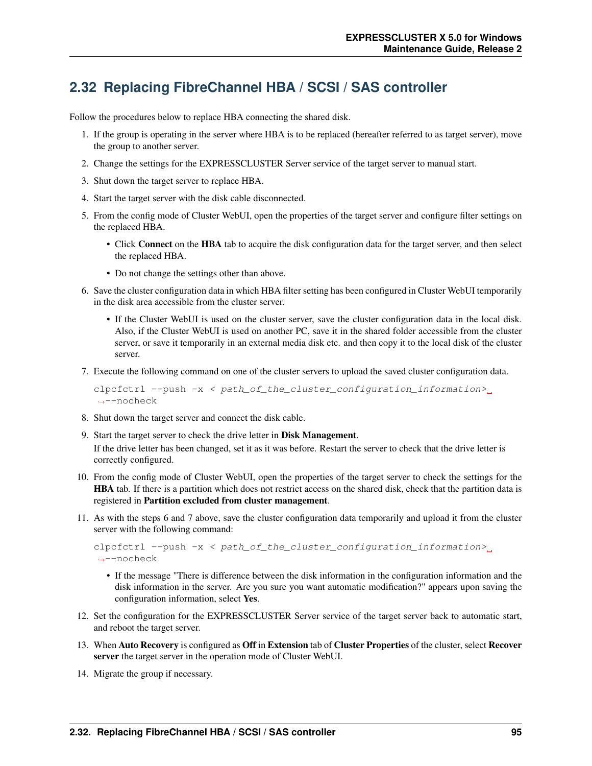## 2.32 Replacing FibreChannel HBA / SCSI / SAS controller

Follow the procedures below to replace HBA connecting the shared disk.

1. If the group is operating in the server where HBA is to be replaced (hereafter referred to as target server), move the group to another server.
2. Change the settings for the EXPRESSCLUSTER Server service of the target server to manual start.
3. Shut down the target server to replace HBA.
4. Start the target server with the disk cable disconnected.
5. From the config mode of Cluster WebUI, open the properties of the target server and configure filter settings on the replaced HBA.
   - Click **Connect** on the **HBA** tab to acquire the disk configuration data for the target server, and then select the replaced HBA.
   - Do not change the settings other than above.
6. Save the cluster configuration data in which HBA filter setting has been configured in Cluster WebUI temporarily in the disk area accessible from the cluster server.
   - If the Cluster WebUI is used on the cluster server, save the cluster configuration data in the local disk. Also, if the Cluster WebUI is used on another PC, save it in the shared folder accessible from the cluster server, or save it temporarily in an external media disk etc. and then copy it to the local disk of the cluster server.
7. Execute the following command on one of the cluster servers to upload the saved cluster configuration data.

   ```
   clpcfctrl --push -x < path_of_the_cluster_configuration_information> --nocheck
   ```

8. Shut down the target server and connect the disk cable.
9. Start the target server to check the drive letter in **Disk Management**.

   If the drive letter has been changed, set it as it was before. Restart the server to check that the drive letter is correctly configured.
10. From the config mode of Cluster WebUI, open the properties of the target server to check the settings for the **HBA** tab. If there is a partition which does not restrict access on the shared disk, check that the partition data is registered in **Partition excluded from cluster management**.
11. As with the steps 6 and 7 above, save the cluster configuration data temporarily and upload it from the cluster server with the following command:

    ```
    clpcfctrl --push -x < path_of_the_cluster_configuration_information> --nocheck
    ```

    - If the message "There is difference between the disk information in the configuration information and the disk information in the server. Are you sure you want automatic modification?" appears upon saving the configuration information, select **Yes**.
12. Set the configuration for the EXPRESSCLUSTER Server service of the target server back to automatic start, and reboot the target server.
13. When **Auto Recovery** is configured as **Off** in **Extension** tab of **Cluster Properties** of the cluster, select **Recover server** the target server in the operation mode of Cluster WebUI.
14. Migrate the group if necessary.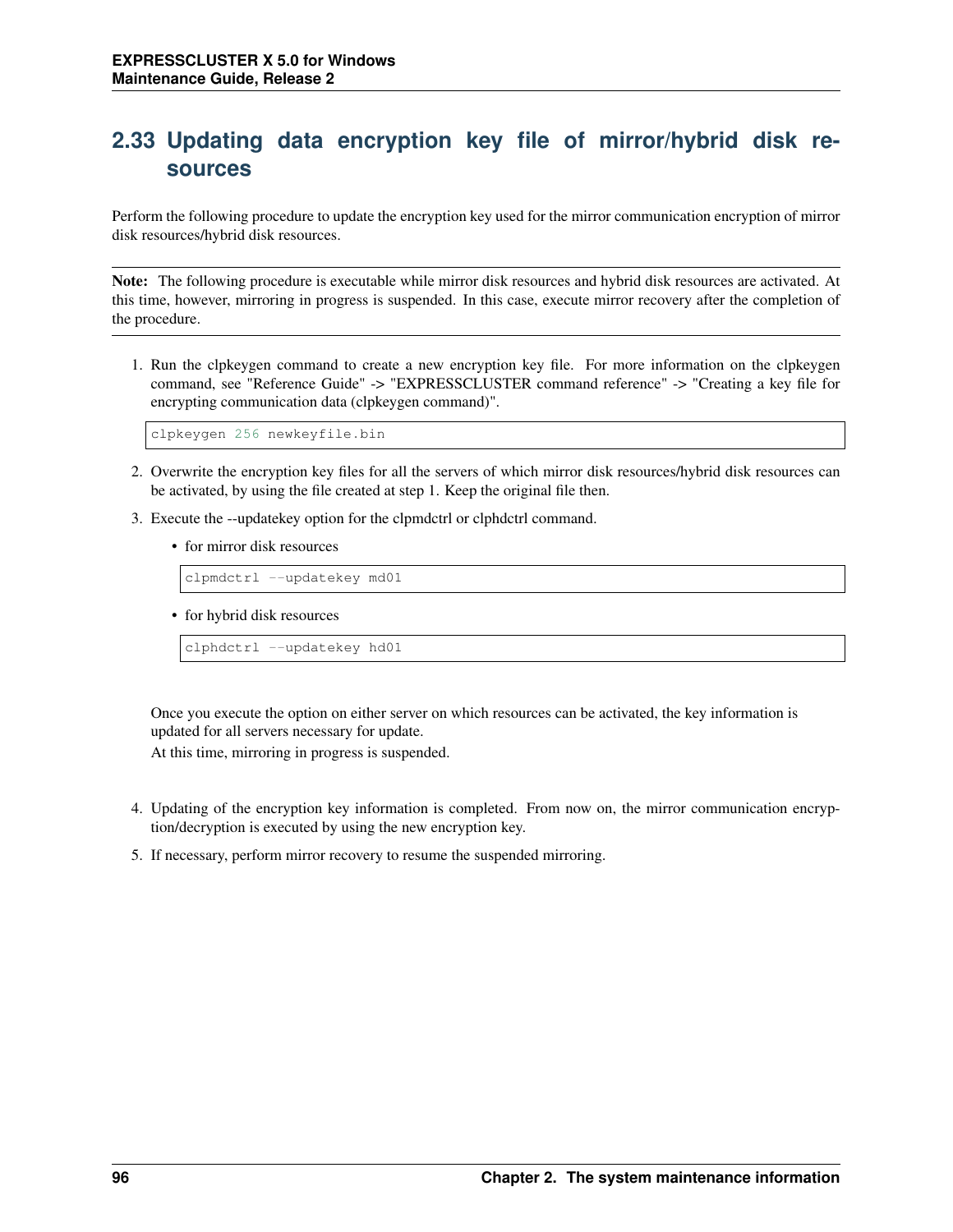## 2.33 Updating data encryption key file of mirror/hybrid disk resources

Perform the following procedure to update the encryption key used for the mirror communication encryption of mirror disk resources/hybrid disk resources.

---

**Note:** The following procedure is executable while mirror disk resources and hybrid disk resources are activated. At this time, however, mirroring in progress is suspended. In this case, execute mirror recovery after the completion of the procedure.

---

1. Run the clpkeygen command to create a new encryption key file. For more information on the clpkeygen command, see "Reference Guide" -> "EXPRESSCLUSTER command reference" -> "Creating a key file for encrypting communication data (clpkeygen command)".

   ```
   clpkeygen 256 newkeyfile.bin
   ```

2. Overwrite the encryption key files for all the servers of which mirror disk resources/hybrid disk resources can be activated, by using the file created at step 1. Keep the original file then.

3. Execute the --updatekey option for the clpmdctrl or clphdctrl command.

   - for mirror disk resources

     ```
     clpmdctrl --updatekey md01
     ```

   - for hybrid disk resources

     ```
     clphdctrl --updatekey hd01
     ```

   Once you execute the option on either server on which resources can be activated, the key information is updated for all servers necessary for update.
   At this time, mirroring in progress is suspended.

4. Updating of the encryption key information is completed. From now on, the mirror communication encryption/decryption is executed by using the new encryption key.

5. If necessary, perform mirror recovery to resume the suspended mirroring.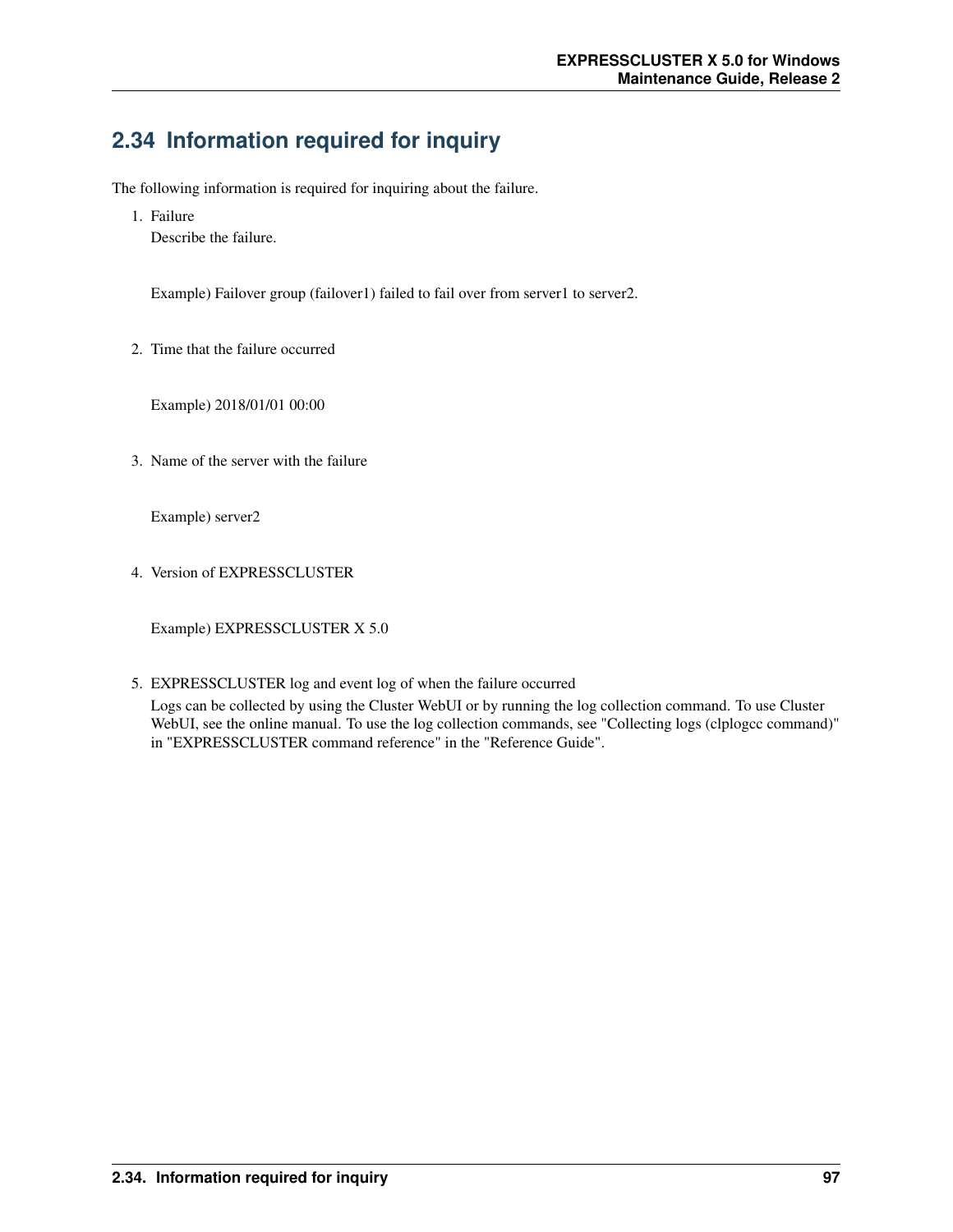## 2.34 Information required for inquiry

The following information is required for inquiring about the failure.

1. Failure
   Describe the failure.

   Example) Failover group (failover1) failed to fail over from server1 to server2.

2. Time that the failure occurred

   Example) 2018/01/01 00:00

3. Name of the server with the failure

   Example) server2

4. Version of EXPRESSCLUSTER

   Example) EXPRESSCLUSTER X 5.0

5. EXPRESSCLUSTER log and event log of when the failure occurred
   Logs can be collected by using the Cluster WebUI or by running the log collection command. To use Cluster WebUI, see the online manual. To use the log collection commands, see "Collecting logs (clplogcc command)" in "EXPRESSCLUSTER command reference" in the "Reference Guide".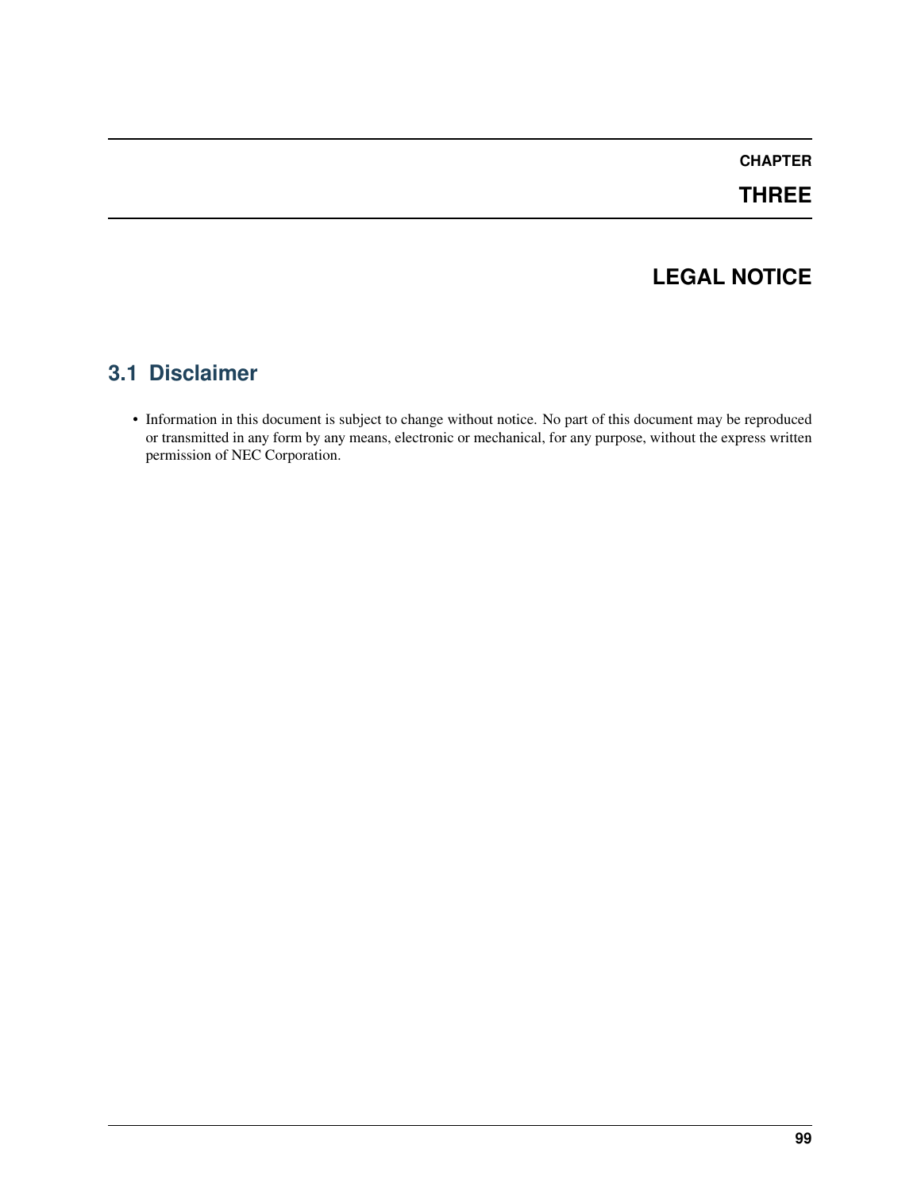# CHAPTER THREE

# LEGAL NOTICE

## 3.1 Disclaimer

- Information in this document is subject to change without notice. No part of this document may be reproduced or transmitted in any form by any means, electronic or mechanical, for any purpose, without the express written permission of NEC Corporation.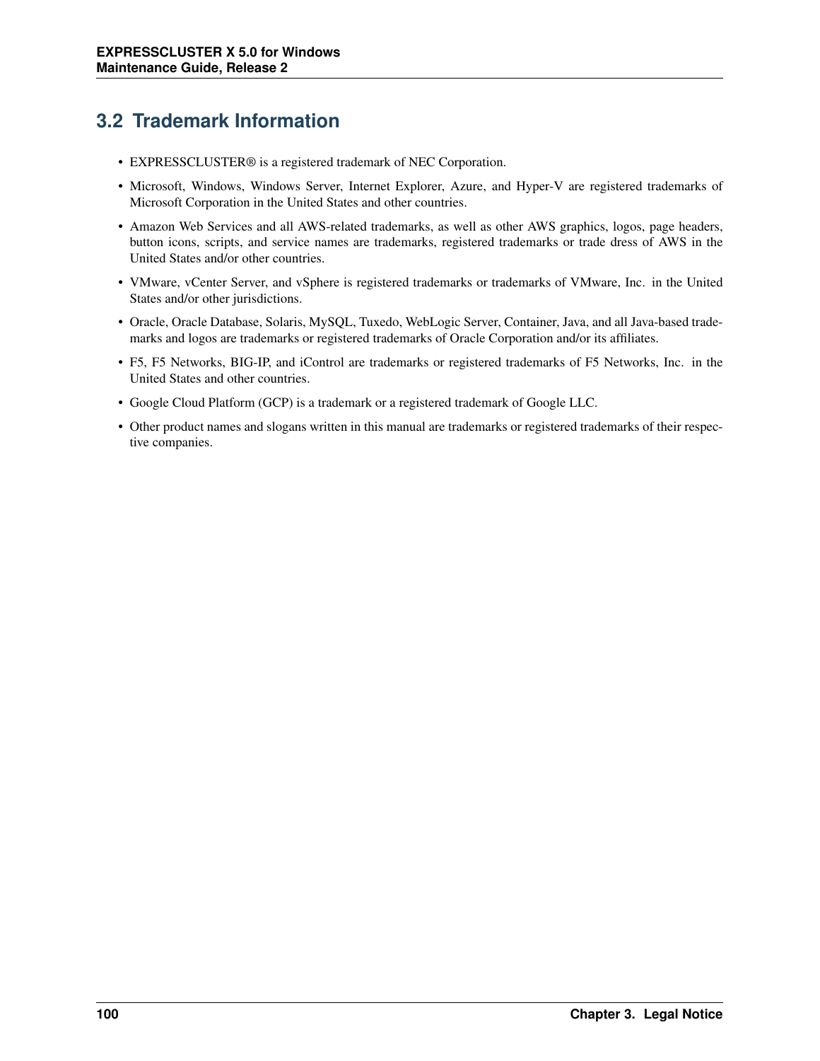## 3.2 Trademark Information

- EXPRESSCLUSTER® is a registered trademark of NEC Corporation.
- Microsoft, Windows, Windows Server, Internet Explorer, Azure, and Hyper-V are registered trademarks of Microsoft Corporation in the United States and other countries.
- Amazon Web Services and all AWS-related trademarks, as well as other AWS graphics, logos, page headers, button icons, scripts, and service names are trademarks, registered trademarks or trade dress of AWS in the United States and/or other countries.
- VMware, vCenter Server, and vSphere is registered trademarks or trademarks of VMware, Inc. in the United States and/or other jurisdictions.
- Oracle, Oracle Database, Solaris, MySQL, Tuxedo, WebLogic Server, Container, Java, and all Java-based trademarks and logos are trademarks or registered trademarks of Oracle Corporation and/or its affiliates.
- F5, F5 Networks, BIG-IP, and iControl are trademarks or registered trademarks of F5 Networks, Inc. in the United States and other countries.
- Google Cloud Platform (GCP) is a trademark or a registered trademark of Google LLC.
- Other product names and slogans written in this manual are trademarks or registered trademarks of their respective companies.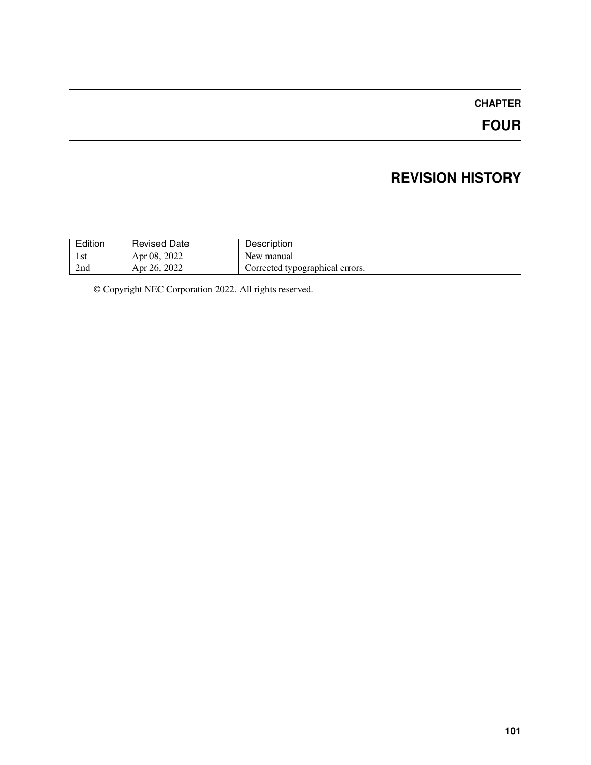# CHAPTER FOUR

# REVISION HISTORY

| Edition | Revised Date | Description |
|---|---|---|
| 1st | Apr 08, 2022 | New manual |
| 2nd | Apr 26, 2022 | Corrected typographical errors. |

© Copyright NEC Corporation 2022. All rights reserved.